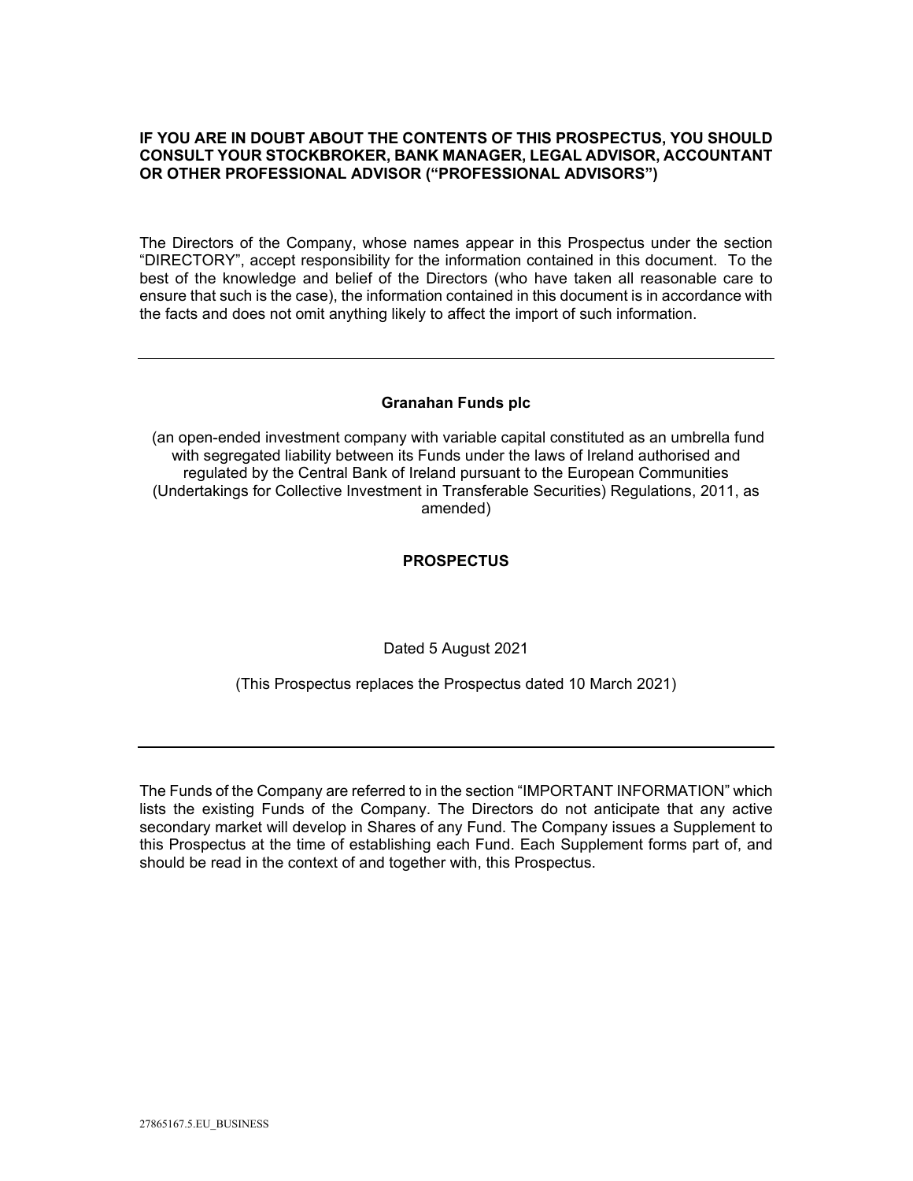**IF YOU ARE IN DOUBT ABOUT THE CONTENTS OF THIS PROSPECTUS, YOU SHOULD CONSULT YOUR STOCKBROKER, BANK MANAGER, LEGAL ADVISOR, ACCOUNTANT OR OTHER PROFESSIONAL ADVISOR ("PROFESSIONAL ADVISORS")**

The Directors of the Company, whose names appear in this Prospectus under the section "DIRECTORY", accept responsibility for the information contained in this document. To the best of the knowledge and belief of the Directors (who have taken all reasonable care to ensure that such is the case), the information contained in this document is in accordance with the facts and does not omit anything likely to affect the import of such information.

---

**Granahan Funds plc**

(an open-ended investment company with variable capital constituted as an umbrella fund with segregated liability between its Funds under the laws of Ireland authorised and regulated by the Central Bank of Ireland pursuant to the European Communities (Undertakings for Collective Investment in Transferable Securities) Regulations, 2011, as amended)

**PROSPECTUS**

Dated 5 August 2021

(This Prospectus replaces the Prospectus dated 10 March 2021)

---

The Funds of the Company are referred to in the section "IMPORTANT INFORMATION" which lists the existing Funds of the Company. The Directors do not anticipate that any active secondary market will develop in Shares of any Fund. The Company issues a Supplement to this Prospectus at the time of establishing each Fund. Each Supplement forms part of, and should be read in the context of and together with, this Prospectus.

27865167.5.EU_BUSINESS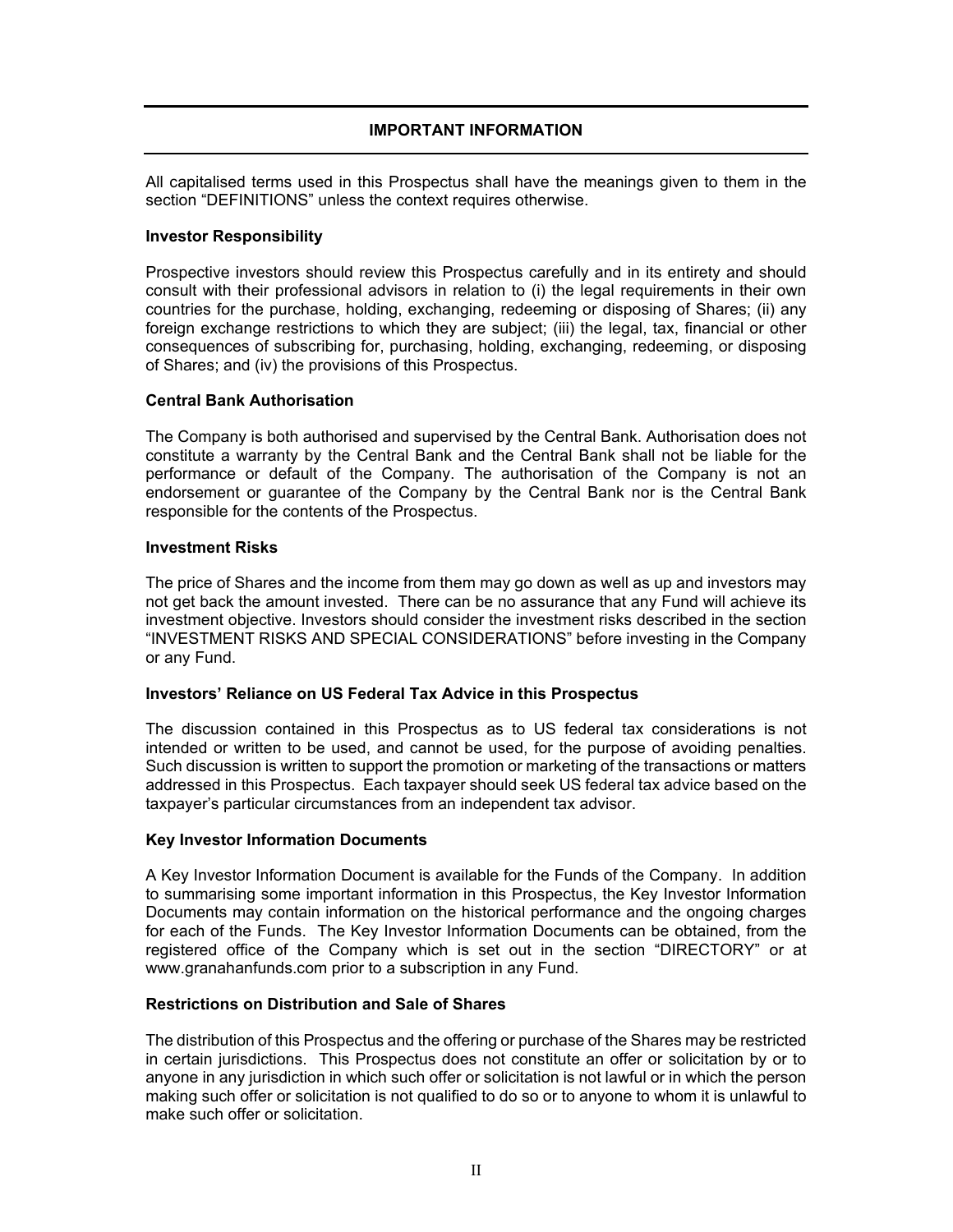## IMPORTANT INFORMATION

All capitalised terms used in this Prospectus shall have the meanings given to them in the section "DEFINITIONS" unless the context requires otherwise.

**Investor Responsibility**

Prospective investors should review this Prospectus carefully and in its entirety and should consult with their professional advisors in relation to (i) the legal requirements in their own countries for the purchase, holding, exchanging, redeeming or disposing of Shares; (ii) any foreign exchange restrictions to which they are subject; (iii) the legal, tax, financial or other consequences of subscribing for, purchasing, holding, exchanging, redeeming, or disposing of Shares; and (iv) the provisions of this Prospectus.

**Central Bank Authorisation**

The Company is both authorised and supervised by the Central Bank. Authorisation does not constitute a warranty by the Central Bank and the Central Bank shall not be liable for the performance or default of the Company. The authorisation of the Company is not an endorsement or guarantee of the Company by the Central Bank nor is the Central Bank responsible for the contents of the Prospectus.

**Investment Risks**

The price of Shares and the income from them may go down as well as up and investors may not get back the amount invested. There can be no assurance that any Fund will achieve its investment objective. Investors should consider the investment risks described in the section "INVESTMENT RISKS AND SPECIAL CONSIDERATIONS" before investing in the Company or any Fund.

**Investors' Reliance on US Federal Tax Advice in this Prospectus**

The discussion contained in this Prospectus as to US federal tax considerations is not intended or written to be used, and cannot be used, for the purpose of avoiding penalties. Such discussion is written to support the promotion or marketing of the transactions or matters addressed in this Prospectus. Each taxpayer should seek US federal tax advice based on the taxpayer's particular circumstances from an independent tax advisor.

**Key Investor Information Documents**

A Key Investor Information Document is available for the Funds of the Company. In addition to summarising some important information in this Prospectus, the Key Investor Information Documents may contain information on the historical performance and the ongoing charges for each of the Funds. The Key Investor Information Documents can be obtained, from the registered office of the Company which is set out in the section "DIRECTORY" or at www.granahanfunds.com prior to a subscription in any Fund.

**Restrictions on Distribution and Sale of Shares**

The distribution of this Prospectus and the offering or purchase of the Shares may be restricted in certain jurisdictions. This Prospectus does not constitute an offer or solicitation by or to anyone in any jurisdiction in which such offer or solicitation is not lawful or in which the person making such offer or solicitation is not qualified to do so or to anyone to whom it is unlawful to make such offer or solicitation.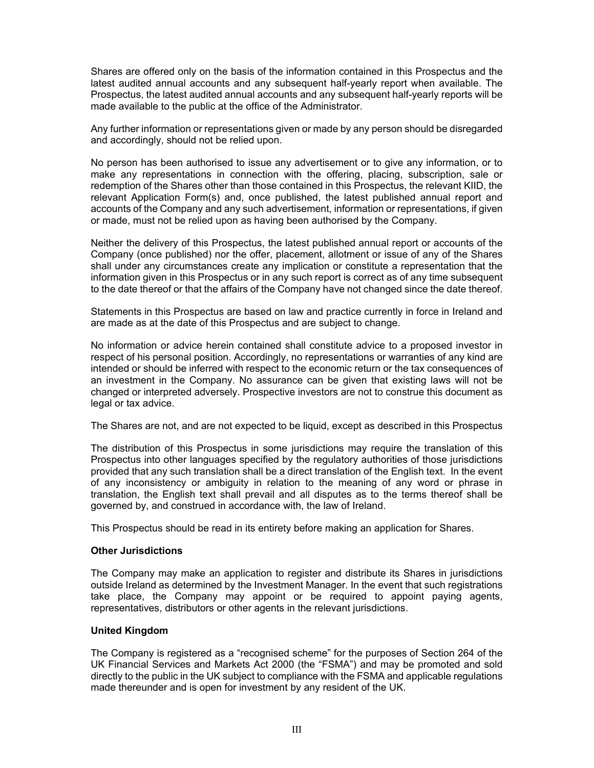Shares are offered only on the basis of the information contained in this Prospectus and the latest audited annual accounts and any subsequent half-yearly report when available. The Prospectus, the latest audited annual accounts and any subsequent half-yearly reports will be made available to the public at the office of the Administrator.

Any further information or representations given or made by any person should be disregarded and accordingly, should not be relied upon.

No person has been authorised to issue any advertisement or to give any information, or to make any representations in connection with the offering, placing, subscription, sale or redemption of the Shares other than those contained in this Prospectus, the relevant KIID, the relevant Application Form(s) and, once published, the latest published annual report and accounts of the Company and any such advertisement, information or representations, if given or made, must not be relied upon as having been authorised by the Company.

Neither the delivery of this Prospectus, the latest published annual report or accounts of the Company (once published) nor the offer, placement, allotment or issue of any of the Shares shall under any circumstances create any implication or constitute a representation that the information given in this Prospectus or in any such report is correct as of any time subsequent to the date thereof or that the affairs of the Company have not changed since the date thereof.

Statements in this Prospectus are based on law and practice currently in force in Ireland and are made as at the date of this Prospectus and are subject to change.

No information or advice herein contained shall constitute advice to a proposed investor in respect of his personal position. Accordingly, no representations or warranties of any kind are intended or should be inferred with respect to the economic return or the tax consequences of an investment in the Company. No assurance can be given that existing laws will not be changed or interpreted adversely. Prospective investors are not to construe this document as legal or tax advice.

The Shares are not, and are not expected to be liquid, except as described in this Prospectus

The distribution of this Prospectus in some jurisdictions may require the translation of this Prospectus into other languages specified by the regulatory authorities of those jurisdictions provided that any such translation shall be a direct translation of the English text. In the event of any inconsistency or ambiguity in relation to the meaning of any word or phrase in translation, the English text shall prevail and all disputes as to the terms thereof shall be governed by, and construed in accordance with, the law of Ireland.

This Prospectus should be read in its entirety before making an application for Shares.

**Other Jurisdictions**

The Company may make an application to register and distribute its Shares in jurisdictions outside Ireland as determined by the Investment Manager. In the event that such registrations take place, the Company may appoint or be required to appoint paying agents, representatives, distributors or other agents in the relevant jurisdictions.

**United Kingdom**

The Company is registered as a "recognised scheme" for the purposes of Section 264 of the UK Financial Services and Markets Act 2000 (the "FSMA") and may be promoted and sold directly to the public in the UK subject to compliance with the FSMA and applicable regulations made thereunder and is open for investment by any resident of the UK.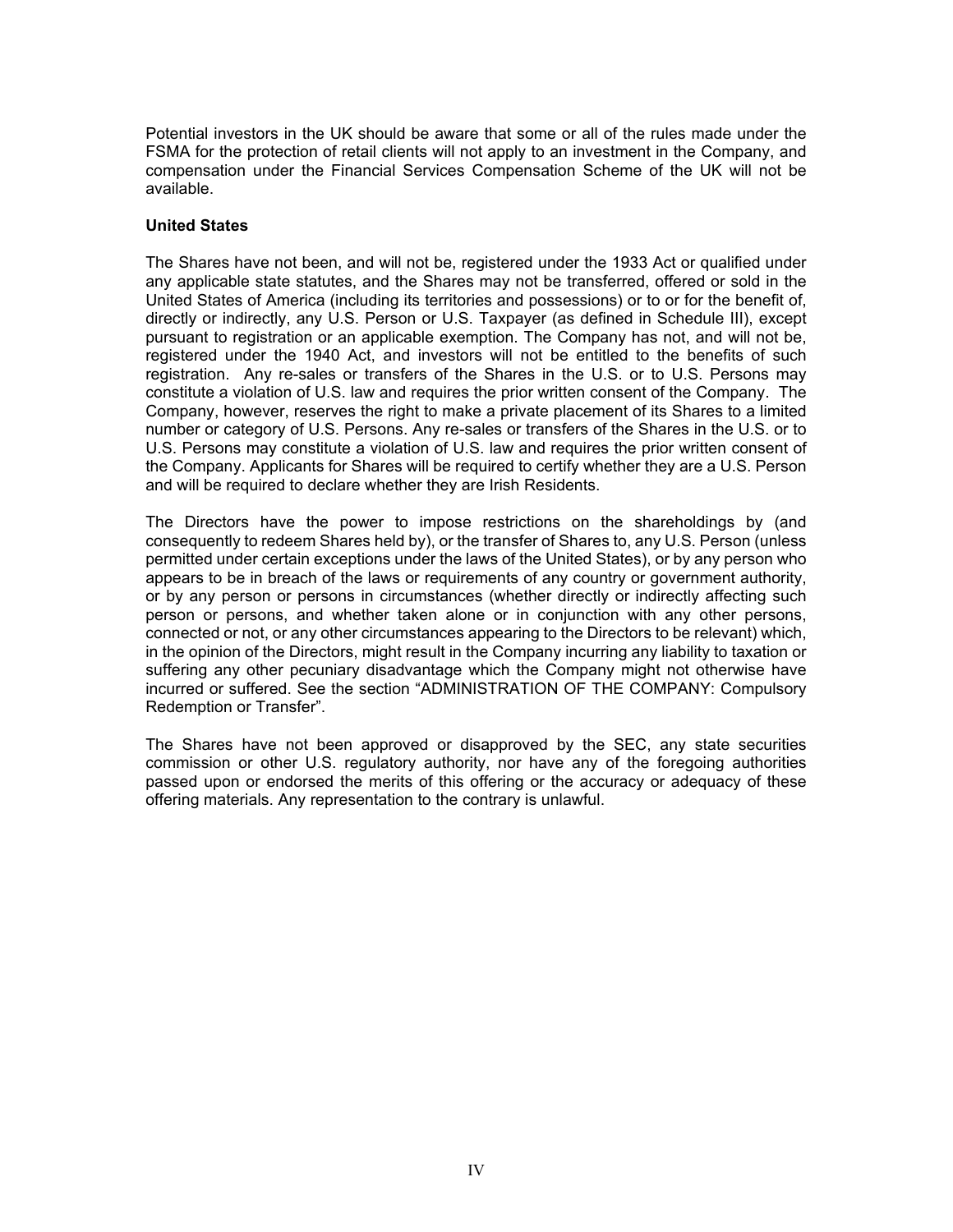Potential investors in the UK should be aware that some or all of the rules made under the FSMA for the protection of retail clients will not apply to an investment in the Company, and compensation under the Financial Services Compensation Scheme of the UK will not be available.

**United States**

The Shares have not been, and will not be, registered under the 1933 Act or qualified under any applicable state statutes, and the Shares may not be transferred, offered or sold in the United States of America (including its territories and possessions) or to or for the benefit of, directly or indirectly, any U.S. Person or U.S. Taxpayer (as defined in Schedule III), except pursuant to registration or an applicable exemption. The Company has not, and will not be, registered under the 1940 Act, and investors will not be entitled to the benefits of such registration. Any re-sales or transfers of the Shares in the U.S. or to U.S. Persons may constitute a violation of U.S. law and requires the prior written consent of the Company. The Company, however, reserves the right to make a private placement of its Shares to a limited number or category of U.S. Persons. Any re-sales or transfers of the Shares in the U.S. or to U.S. Persons may constitute a violation of U.S. law and requires the prior written consent of the Company. Applicants for Shares will be required to certify whether they are a U.S. Person and will be required to declare whether they are Irish Residents.

The Directors have the power to impose restrictions on the shareholdings by (and consequently to redeem Shares held by), or the transfer of Shares to, any U.S. Person (unless permitted under certain exceptions under the laws of the United States), or by any person who appears to be in breach of the laws or requirements of any country or government authority, or by any person or persons in circumstances (whether directly or indirectly affecting such person or persons, and whether taken alone or in conjunction with any other persons, connected or not, or any other circumstances appearing to the Directors to be relevant) which, in the opinion of the Directors, might result in the Company incurring any liability to taxation or suffering any other pecuniary disadvantage which the Company might not otherwise have incurred or suffered. See the section "ADMINISTRATION OF THE COMPANY: Compulsory Redemption or Transfer".

The Shares have not been approved or disapproved by the SEC, any state securities commission or other U.S. regulatory authority, nor have any of the foregoing authorities passed upon or endorsed the merits of this offering or the accuracy or adequacy of these offering materials. Any representation to the contrary is unlawful.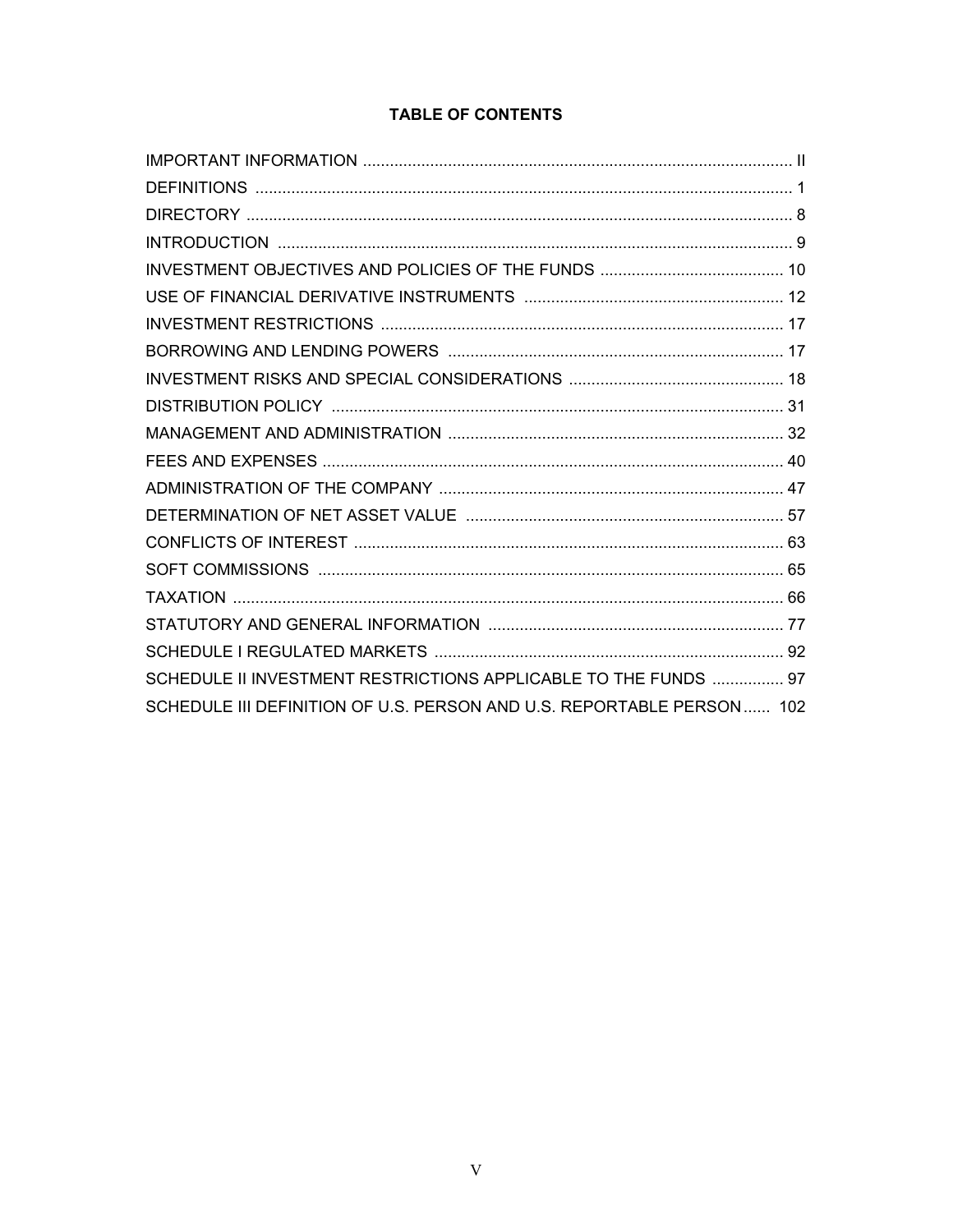## TABLE OF CONTENTS

| | |
|---|---|
| IMPORTANT INFORMATION | II |
| DEFINITIONS | 1 |
| DIRECTORY | 8 |
| INTRODUCTION | 9 |
| INVESTMENT OBJECTIVES AND POLICIES OF THE FUNDS | 10 |
| USE OF FINANCIAL DERIVATIVE INSTRUMENTS | 12 |
| INVESTMENT RESTRICTIONS | 17 |
| BORROWING AND LENDING POWERS | 17 |
| INVESTMENT RISKS AND SPECIAL CONSIDERATIONS | 18 |
| DISTRIBUTION POLICY | 31 |
| MANAGEMENT AND ADMINISTRATION | 32 |
| FEES AND EXPENSES | 40 |
| ADMINISTRATION OF THE COMPANY | 47 |
| DETERMINATION OF NET ASSET VALUE | 57 |
| CONFLICTS OF INTEREST | 63 |
| SOFT COMMISSIONS | 65 |
| TAXATION | 66 |
| STATUTORY AND GENERAL INFORMATION | 77 |
| SCHEDULE I REGULATED MARKETS | 92 |
| SCHEDULE II INVESTMENT RESTRICTIONS APPLICABLE TO THE FUNDS | 97 |
| SCHEDULE III DEFINITION OF U.S. PERSON AND U.S. REPORTABLE PERSON | 102 |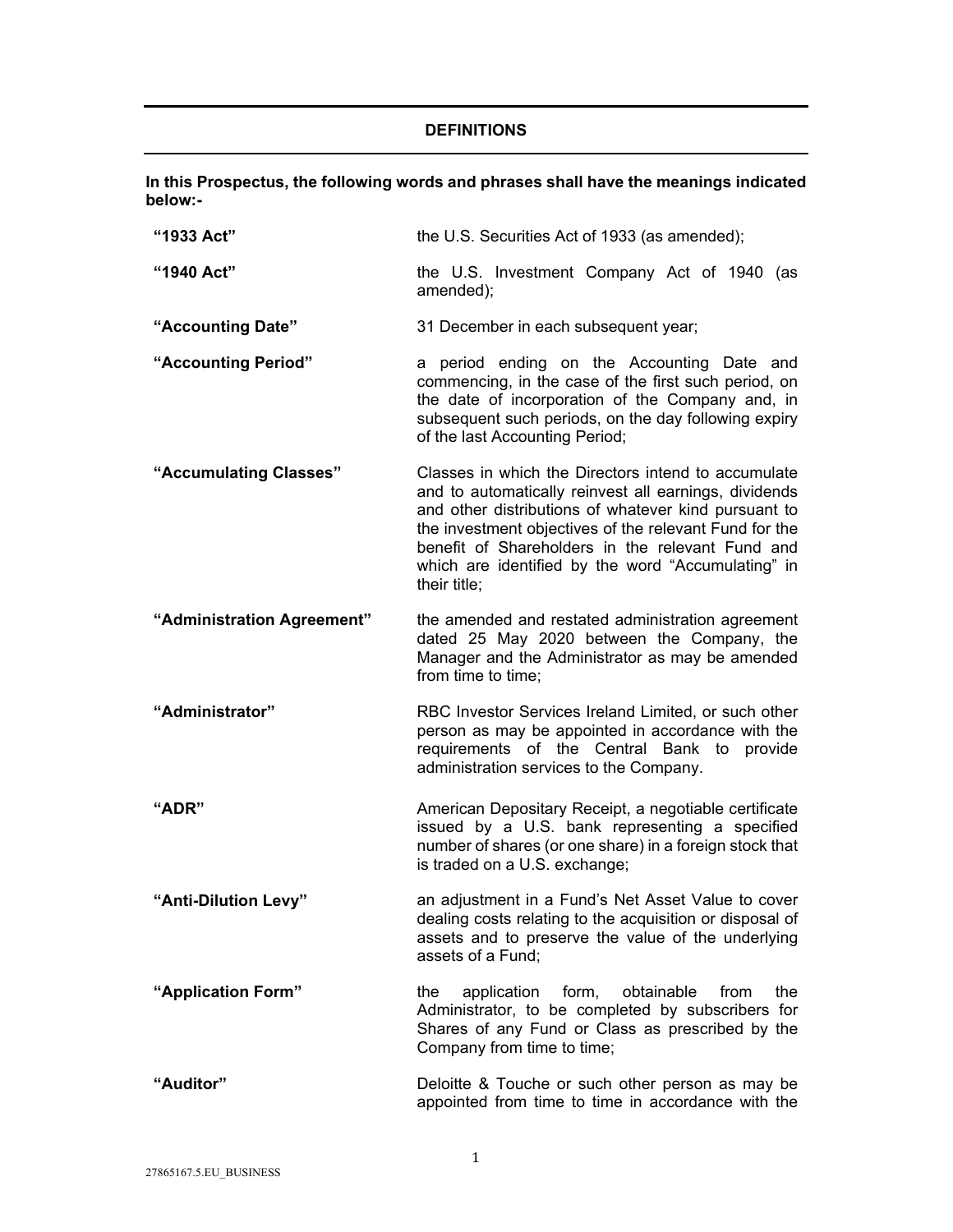## DEFINITIONS

**In this Prospectus, the following words and phrases shall have the meanings indicated below:-**

| | |
|---|---|
| **"1933 Act"** | the U.S. Securities Act of 1933 (as amended); |
| **"1940 Act"** | the U.S. Investment Company Act of 1940 (as amended); |
| **"Accounting Date"** | 31 December in each subsequent year; |
| **"Accounting Period"** | a period ending on the Accounting Date and commencing, in the case of the first such period, on the date of incorporation of the Company and, in subsequent such periods, on the day following expiry of the last Accounting Period; |
| **"Accumulating Classes"** | Classes in which the Directors intend to accumulate and to automatically reinvest all earnings, dividends and other distributions of whatever kind pursuant to the investment objectives of the relevant Fund for the benefit of Shareholders in the relevant Fund and which are identified by the word "Accumulating" in their title; |
| **"Administration Agreement"** | the amended and restated administration agreement dated 25 May 2020 between the Company, the Manager and the Administrator as may be amended from time to time; |
| **"Administrator"** | RBC Investor Services Ireland Limited, or such other person as may be appointed in accordance with the requirements of the Central Bank to provide administration services to the Company. |
| **"ADR"** | American Depositary Receipt, a negotiable certificate issued by a U.S. bank representing a specified number of shares (or one share) in a foreign stock that is traded on a U.S. exchange; |
| **"Anti-Dilution Levy"** | an adjustment in a Fund's Net Asset Value to cover dealing costs relating to the acquisition or disposal of assets and to preserve the value of the underlying assets of a Fund; |
| **"Application Form"** | the application form, obtainable from the Administrator, to be completed by subscribers for Shares of any Fund or Class as prescribed by the Company from time to time; |
| **"Auditor"** | Deloitte & Touche or such other person as may be appointed from time to time in accordance with the |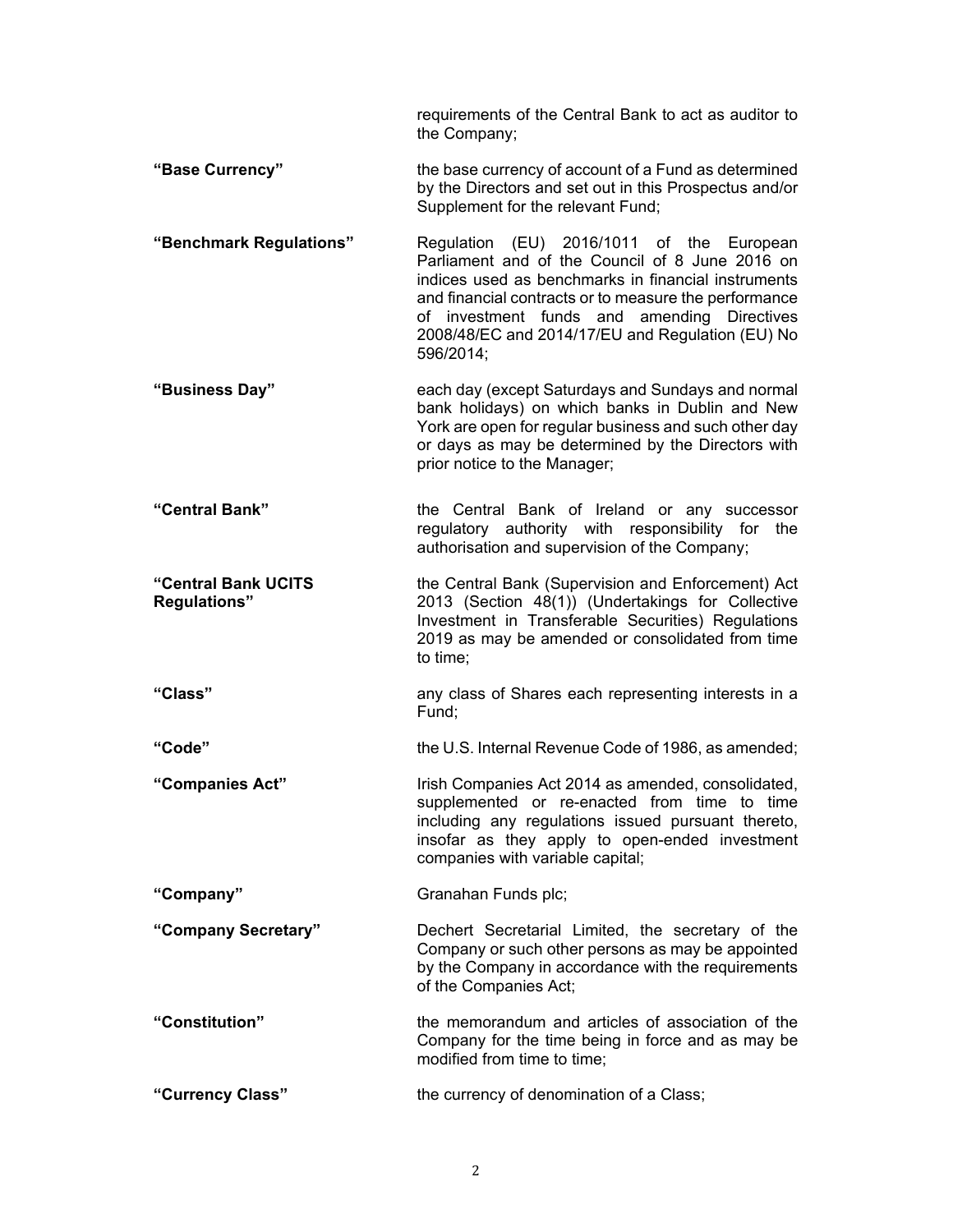requirements of the Central Bank to act as auditor to the Company;

**"Base Currency"** the base currency of account of a Fund as determined by the Directors and set out in this Prospectus and/or Supplement for the relevant Fund;

**"Benchmark Regulations"** Regulation (EU) 2016/1011 of the European Parliament and of the Council of 8 June 2016 on indices used as benchmarks in financial instruments and financial contracts or to measure the performance of investment funds and amending Directives 2008/48/EC and 2014/17/EU and Regulation (EU) No 596/2014;

**"Business Day"** each day (except Saturdays and Sundays and normal bank holidays) on which banks in Dublin and New York are open for regular business and such other day or days as may be determined by the Directors with prior notice to the Manager;

**"Central Bank"** the Central Bank of Ireland or any successor regulatory authority with responsibility for the authorisation and supervision of the Company;

**"Central Bank UCITS Regulations"** the Central Bank (Supervision and Enforcement) Act 2013 (Section 48(1)) (Undertakings for Collective Investment in Transferable Securities) Regulations 2019 as may be amended or consolidated from time to time;

**"Class"** any class of Shares each representing interests in a Fund;

**"Code"** the U.S. Internal Revenue Code of 1986, as amended;

**"Companies Act"** Irish Companies Act 2014 as amended, consolidated, supplemented or re-enacted from time to time including any regulations issued pursuant thereto, insofar as they apply to open-ended investment companies with variable capital;

**"Company"** Granahan Funds plc;

**"Company Secretary"** Dechert Secretarial Limited, the secretary of the Company or such other persons as may be appointed by the Company in accordance with the requirements of the Companies Act;

**"Constitution"** the memorandum and articles of association of the Company for the time being in force and as may be modified from time to time;

**"Currency Class"** the currency of denomination of a Class;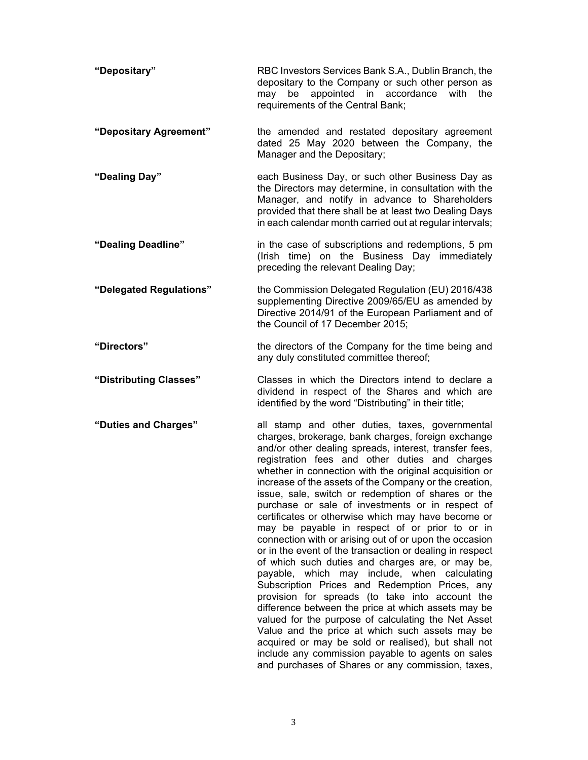**“Depositary”** RBC Investors Services Bank S.A., Dublin Branch, the depositary to the Company or such other person as may be appointed in accordance with the requirements of the Central Bank;

**“Depositary Agreement”** the amended and restated depositary agreement dated 25 May 2020 between the Company, the Manager and the Depositary;

**“Dealing Day”** each Business Day, or such other Business Day as the Directors may determine, in consultation with the Manager, and notify in advance to Shareholders provided that there shall be at least two Dealing Days in each calendar month carried out at regular intervals;

**“Dealing Deadline”** in the case of subscriptions and redemptions, 5 pm (Irish time) on the Business Day immediately preceding the relevant Dealing Day;

**“Delegated Regulations”** the Commission Delegated Regulation (EU) 2016/438 supplementing Directive 2009/65/EU as amended by Directive 2014/91 of the European Parliament and of the Council of 17 December 2015;

**“Directors”** the directors of the Company for the time being and any duly constituted committee thereof;

**“Distributing Classes”** Classes in which the Directors intend to declare a dividend in respect of the Shares and which are identified by the word “Distributing” in their title;

**“Duties and Charges”** all stamp and other duties, taxes, governmental charges, brokerage, bank charges, foreign exchange and/or other dealing spreads, interest, transfer fees, registration fees and other duties and charges whether in connection with the original acquisition or increase of the assets of the Company or the creation, issue, sale, switch or redemption of shares or the purchase or sale of investments or in respect of certificates or otherwise which may have become or may be payable in respect of or prior to or in connection with or arising out of or upon the occasion or in the event of the transaction or dealing in respect of which such duties and charges are, or may be, payable, which may include, when calculating Subscription Prices and Redemption Prices, any provision for spreads (to take into account the difference between the price at which assets may be valued for the purpose of calculating the Net Asset Value and the price at which such assets may be acquired or may be sold or realised), but shall not include any commission payable to agents on sales and purchases of Shares or any commission, taxes,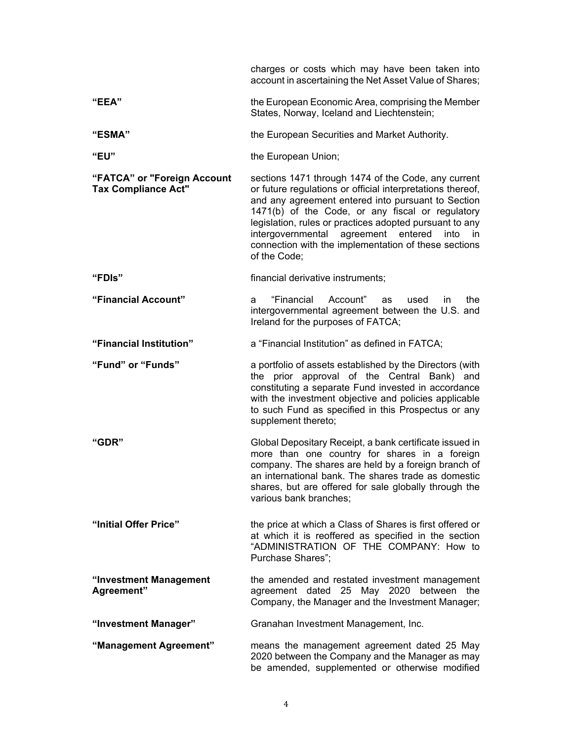charges or costs which may have been taken into account in ascertaining the Net Asset Value of Shares;

| | |
|---|---|
| **"EEA"** | the European Economic Area, comprising the Member States, Norway, Iceland and Liechtenstein; |
| **"ESMA"** | the European Securities and Market Authority. |
| **"EU"** | the European Union; |
| **"FATCA" or "Foreign Account Tax Compliance Act"** | sections 1471 through 1474 of the Code, any current or future regulations or official interpretations thereof, and any agreement entered into pursuant to Section 1471(b) of the Code, or any fiscal or regulatory legislation, rules or practices adopted pursuant to any intergovernmental agreement entered into in connection with the implementation of these sections of the Code; |
| **"FDIs"** | financial derivative instruments; |
| **"Financial Account"** | a "Financial Account" as used in the intergovernmental agreement between the U.S. and Ireland for the purposes of FATCA; |
| **"Financial Institution"** | a "Financial Institution" as defined in FATCA; |
| **"Fund" or "Funds"** | a portfolio of assets established by the Directors (with the prior approval of the Central Bank) and constituting a separate Fund invested in accordance with the investment objective and policies applicable to such Fund as specified in this Prospectus or any supplement thereto; |
| **"GDR"** | Global Depositary Receipt, a bank certificate issued in more than one country for shares in a foreign company. The shares are held by a foreign branch of an international bank. The shares trade as domestic shares, but are offered for sale globally through the various bank branches; |
| **"Initial Offer Price"** | the price at which a Class of Shares is first offered or at which it is reoffered as specified in the section "ADMINISTRATION OF THE COMPANY: How to Purchase Shares"; |
| **"Investment Management Agreement"** | the amended and restated investment management agreement dated 25 May 2020 between the Company, the Manager and the Investment Manager; |
| **"Investment Manager"** | Granahan Investment Management, Inc. |
| **"Management Agreement"** | means the management agreement dated 25 May 2020 between the Company and the Manager as may be amended, supplemented or otherwise modified |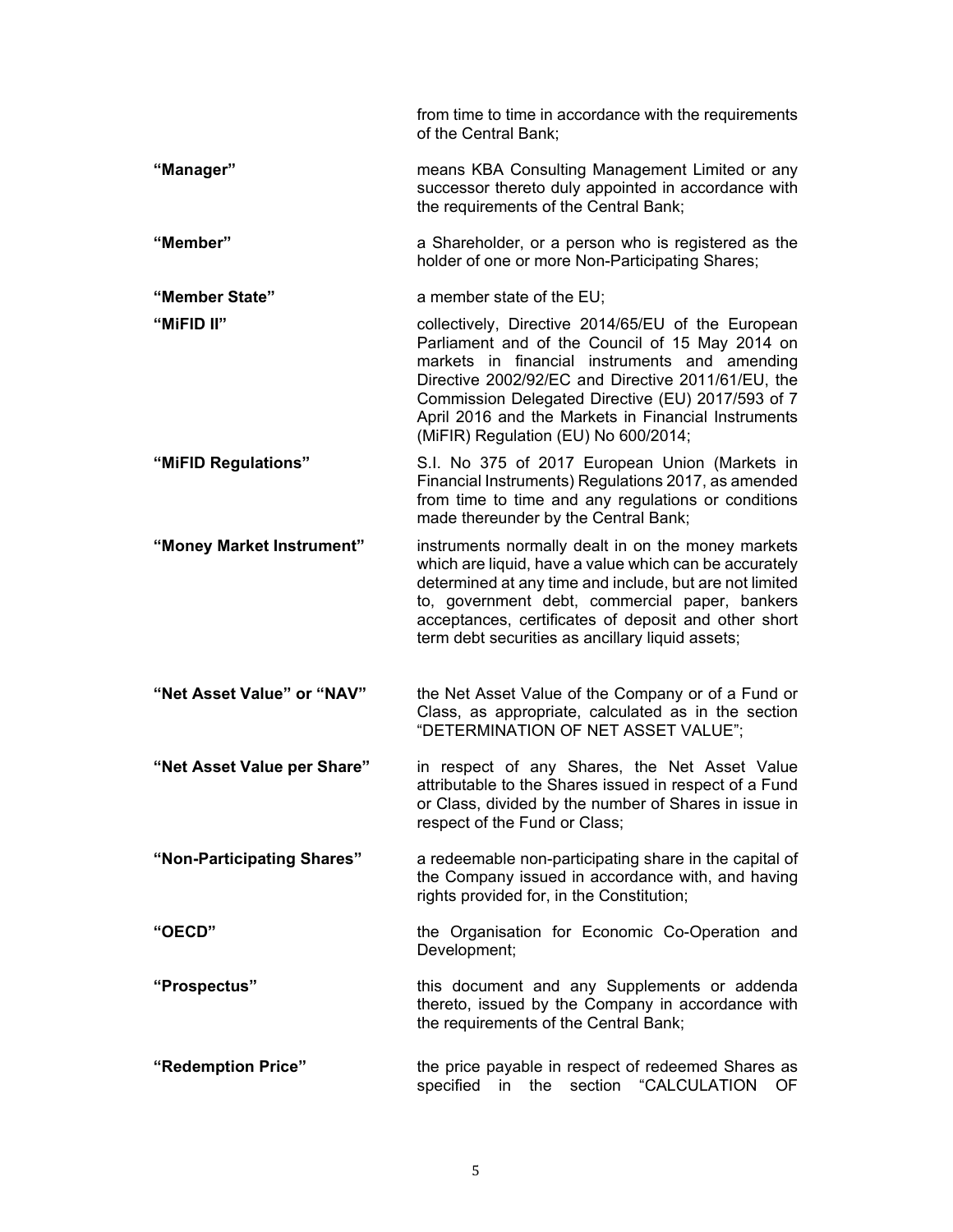from time to time in accordance with the requirements of the Central Bank;

**"Manager"** means KBA Consulting Management Limited or any successor thereto duly appointed in accordance with the requirements of the Central Bank;

**"Member"** a Shareholder, or a person who is registered as the holder of one or more Non-Participating Shares;

**"Member State"** a member state of the EU;

**"MiFID II"** collectively, Directive 2014/65/EU of the European Parliament and of the Council of 15 May 2014 on markets in financial instruments and amending Directive 2002/92/EC and Directive 2011/61/EU, the Commission Delegated Directive (EU) 2017/593 of 7 April 2016 and the Markets in Financial Instruments (MiFIR) Regulation (EU) No 600/2014;

**"MiFID Regulations"** S.I. No 375 of 2017 European Union (Markets in Financial Instruments) Regulations 2017, as amended from time to time and any regulations or conditions made thereunder by the Central Bank;

**"Money Market Instrument"** instruments normally dealt in on the money markets which are liquid, have a value which can be accurately determined at any time and include, but are not limited to, government debt, commercial paper, bankers acceptances, certificates of deposit and other short term debt securities as ancillary liquid assets;

**"Net Asset Value" or "NAV"** the Net Asset Value of the Company or of a Fund or Class, as appropriate, calculated as in the section "DETERMINATION OF NET ASSET VALUE";

**"Net Asset Value per Share"** in respect of any Shares, the Net Asset Value attributable to the Shares issued in respect of a Fund or Class, divided by the number of Shares in issue in respect of the Fund or Class;

**"Non-Participating Shares"** a redeemable non-participating share in the capital of the Company issued in accordance with, and having rights provided for, in the Constitution;

**"OECD"** the Organisation for Economic Co-Operation and Development;

**"Prospectus"** this document and any Supplements or addenda thereto, issued by the Company in accordance with the requirements of the Central Bank;

**"Redemption Price"** the price payable in respect of redeemed Shares as specified in the section "CALCULATION OF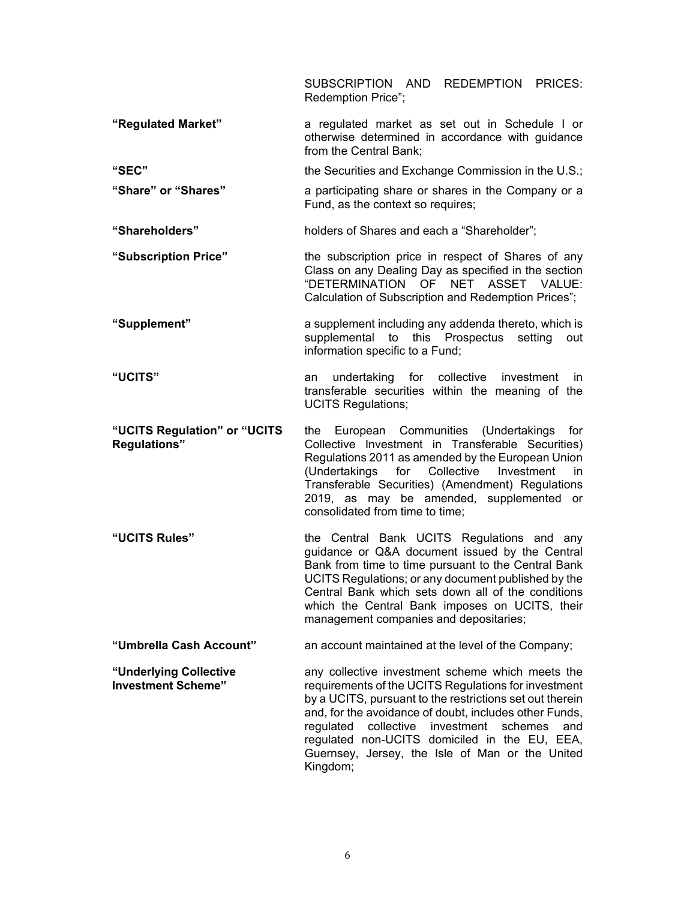SUBSCRIPTION AND REDEMPTION PRICES: Redemption Price";

| | |
|---|---|
| **"Regulated Market"** | a regulated market as set out in Schedule I or otherwise determined in accordance with guidance from the Central Bank; |
| **"SEC"** | the Securities and Exchange Commission in the U.S.; |
| **"Share" or "Shares"** | a participating share or shares in the Company or a Fund, as the context so requires; |
| **"Shareholders"** | holders of Shares and each a "Shareholder"; |
| **"Subscription Price"** | the subscription price in respect of Shares of any Class on any Dealing Day as specified in the section "DETERMINATION OF NET ASSET VALUE: Calculation of Subscription and Redemption Prices"; |
| **"Supplement"** | a supplement including any addenda thereto, which is supplemental to this Prospectus setting out information specific to a Fund; |
| **"UCITS"** | an undertaking for collective investment in transferable securities within the meaning of the UCITS Regulations; |
| **"UCITS Regulation" or "UCITS Regulations"** | the European Communities (Undertakings for Collective Investment in Transferable Securities) Regulations 2011 as amended by the European Union (Undertakings for Collective Investment in Transferable Securities) (Amendment) Regulations 2019, as may be amended, supplemented or consolidated from time to time; |
| **"UCITS Rules"** | the Central Bank UCITS Regulations and any guidance or Q&A document issued by the Central Bank from time to time pursuant to the Central Bank UCITS Regulations; or any document published by the Central Bank which sets down all of the conditions which the Central Bank imposes on UCITS, their management companies and depositaries; |
| **"Umbrella Cash Account"** | an account maintained at the level of the Company; |
| **"Underlying Collective Investment Scheme"** | any collective investment scheme which meets the requirements of the UCITS Regulations for investment by a UCITS, pursuant to the restrictions set out therein and, for the avoidance of doubt, includes other Funds, regulated collective investment schemes and regulated non-UCITS domiciled in the EU, EEA, Guernsey, Jersey, the Isle of Man or the United Kingdom; |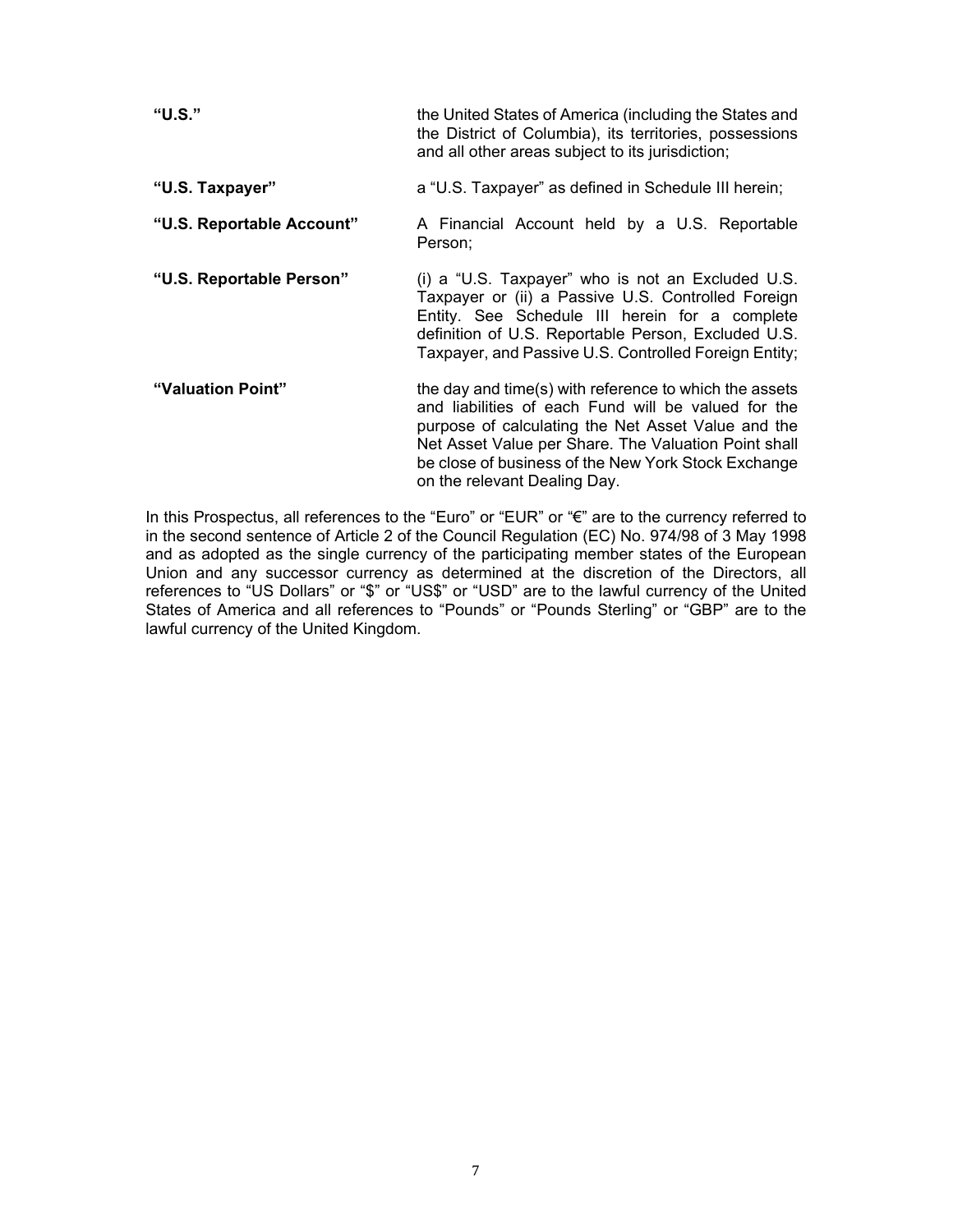| | |
|---|---|
| **"U.S."** | the United States of America (including the States and the District of Columbia), its territories, possessions and all other areas subject to its jurisdiction; |
| **"U.S. Taxpayer"** | a "U.S. Taxpayer" as defined in Schedule III herein; |
| **"U.S. Reportable Account"** | A Financial Account held by a U.S. Reportable Person; |
| **"U.S. Reportable Person"** | (i) a "U.S. Taxpayer" who is not an Excluded U.S. Taxpayer or (ii) a Passive U.S. Controlled Foreign Entity. See Schedule III herein for a complete definition of U.S. Reportable Person, Excluded U.S. Taxpayer, and Passive U.S. Controlled Foreign Entity; |
| **"Valuation Point"** | the day and time(s) with reference to which the assets and liabilities of each Fund will be valued for the purpose of calculating the Net Asset Value and the Net Asset Value per Share. The Valuation Point shall be close of business of the New York Stock Exchange on the relevant Dealing Day. |

In this Prospectus, all references to the "Euro" or "EUR" or "€" are to the currency referred to in the second sentence of Article 2 of the Council Regulation (EC) No. 974/98 of 3 May 1998 and as adopted as the single currency of the participating member states of the European Union and any successor currency as determined at the discretion of the Directors, all references to "US Dollars" or "$" or "US$" or "USD" are to the lawful currency of the United States of America and all references to "Pounds" or "Pounds Sterling" or "GBP" are to the lawful currency of the United Kingdom.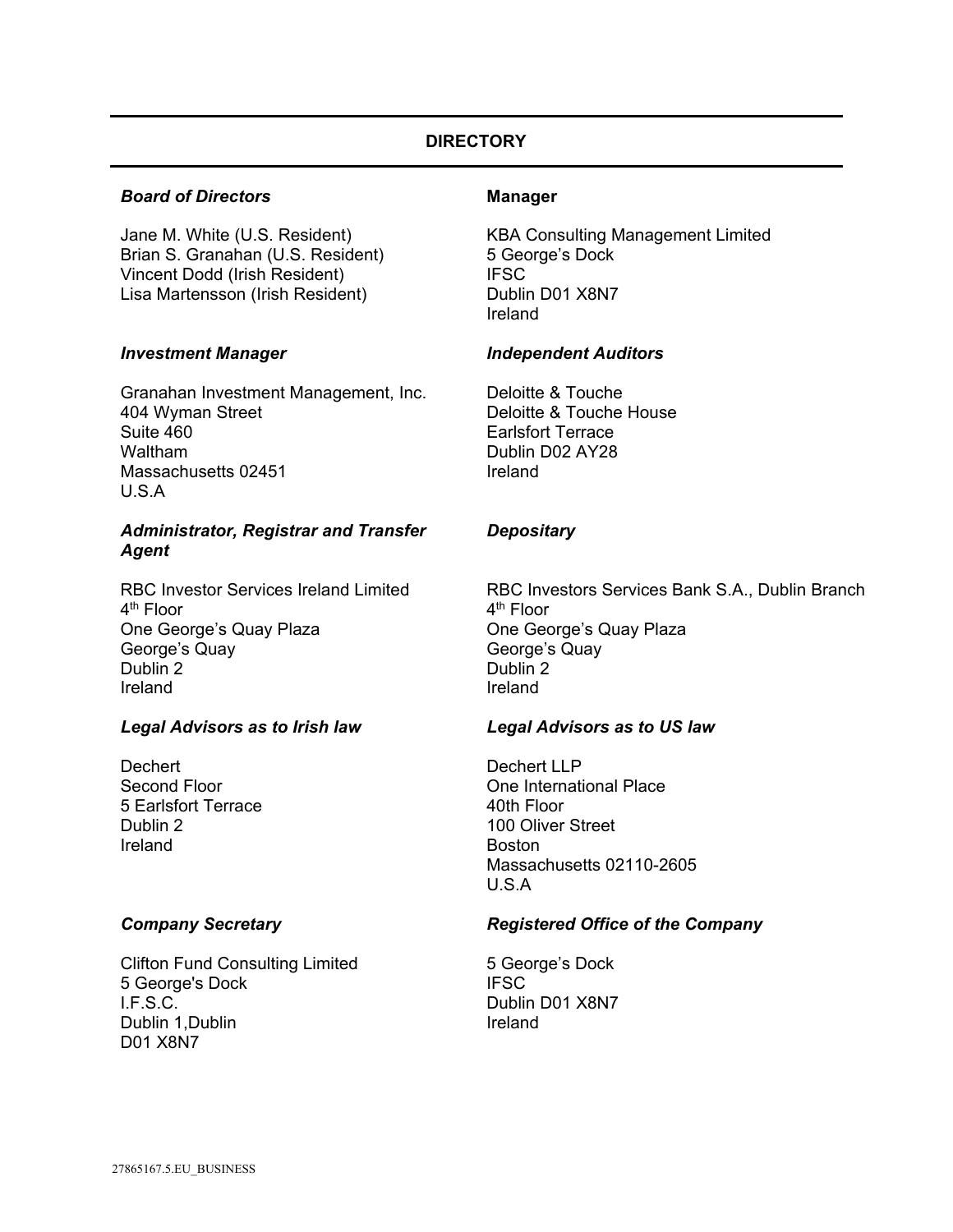## DIRECTORY

***Board of Directors***

Jane M. White (U.S. Resident)
Brian S. Granahan (U.S. Resident)
Vincent Dodd (Irish Resident)
Lisa Martensson (Irish Resident)

**Manager**

KBA Consulting Management Limited
5 George's Dock
IFSC
Dublin D01 X8N7
Ireland

***Investment Manager***

Granahan Investment Management, Inc.
404 Wyman Street
Suite 460
Waltham
Massachusetts 02451
U.S.A

***Independent Auditors***

Deloitte & Touche
Deloitte & Touche House
Earlsfort Terrace
Dublin D02 AY28
Ireland

***Administrator, Registrar and Transfer Agent***

RBC Investor Services Ireland Limited
4th Floor
One George's Quay Plaza
George's Quay
Dublin 2
Ireland

***Depositary***

RBC Investors Services Bank S.A., Dublin Branch
4th Floor
One George's Quay Plaza
George's Quay
Dublin 2
Ireland

***Legal Advisors as to Irish law***

Dechert
Second Floor
5 Earlsfort Terrace
Dublin 2
Ireland

***Legal Advisors as to US law***

Dechert LLP
One International Place
40th Floor
100 Oliver Street
Boston
Massachusetts 02110-2605
U.S.A

***Company Secretary***

Clifton Fund Consulting Limited
5 George's Dock
I.F.S.C.
Dublin 1,Dublin
D01 X8N7

***Registered Office of the Company***

5 George's Dock
IFSC
Dublin D01 X8N7
Ireland

27865167.5.EU_BUSINESS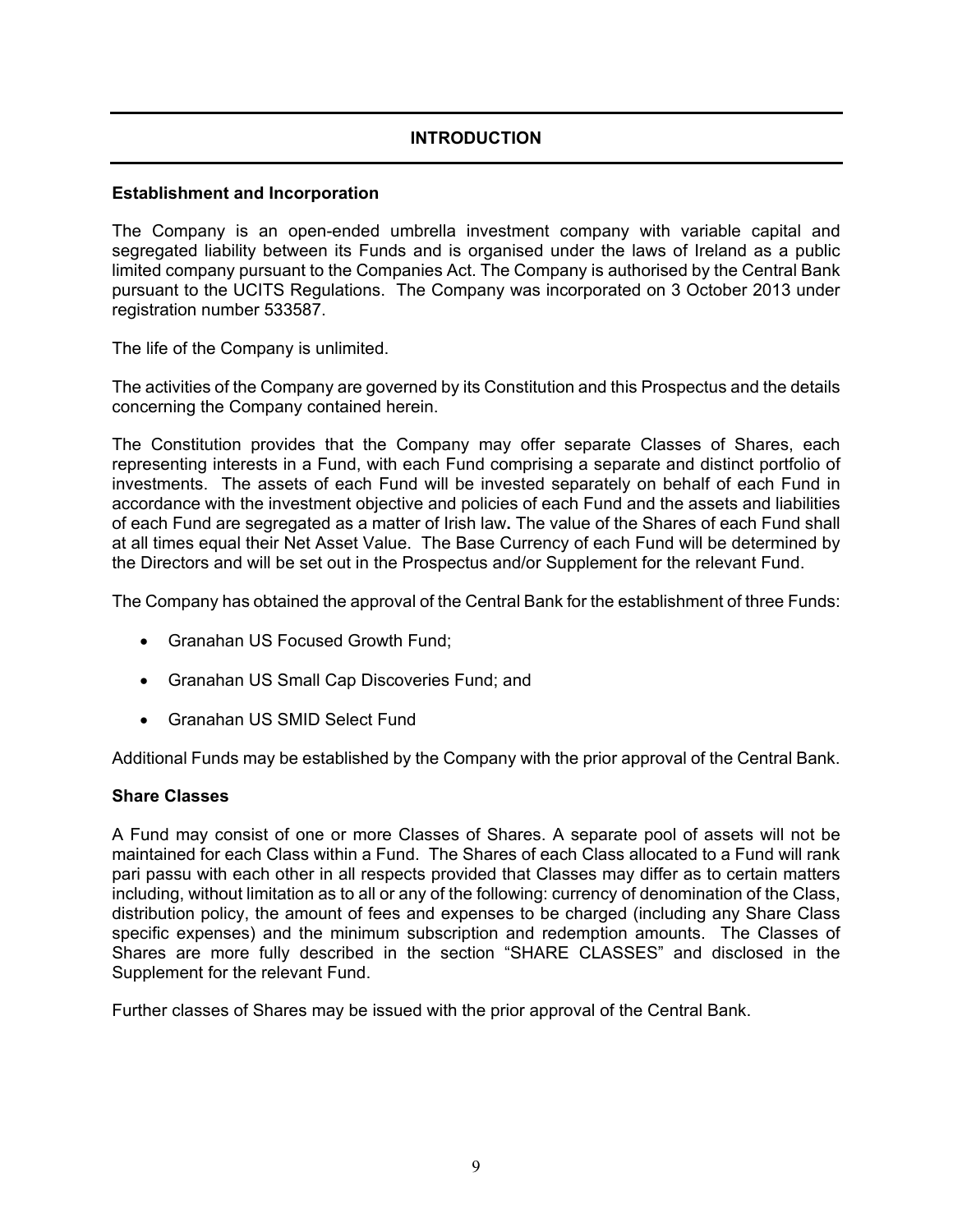# INTRODUCTION

**Establishment and Incorporation**

The Company is an open-ended umbrella investment company with variable capital and segregated liability between its Funds and is organised under the laws of Ireland as a public limited company pursuant to the Companies Act. The Company is authorised by the Central Bank pursuant to the UCITS Regulations. The Company was incorporated on 3 October 2013 under registration number 533587.

The life of the Company is unlimited.

The activities of the Company are governed by its Constitution and this Prospectus and the details concerning the Company contained herein.

The Constitution provides that the Company may offer separate Classes of Shares, each representing interests in a Fund, with each Fund comprising a separate and distinct portfolio of investments. The assets of each Fund will be invested separately on behalf of each Fund in accordance with the investment objective and policies of each Fund and the assets and liabilities of each Fund are segregated as a matter of Irish law**.** The value of the Shares of each Fund shall at all times equal their Net Asset Value. The Base Currency of each Fund will be determined by the Directors and will be set out in the Prospectus and/or Supplement for the relevant Fund.

The Company has obtained the approval of the Central Bank for the establishment of three Funds:

- Granahan US Focused Growth Fund;
- Granahan US Small Cap Discoveries Fund; and
- Granahan US SMID Select Fund

Additional Funds may be established by the Company with the prior approval of the Central Bank.

**Share Classes**

A Fund may consist of one or more Classes of Shares. A separate pool of assets will not be maintained for each Class within a Fund. The Shares of each Class allocated to a Fund will rank pari passu with each other in all respects provided that Classes may differ as to certain matters including, without limitation as to all or any of the following: currency of denomination of the Class, distribution policy, the amount of fees and expenses to be charged (including any Share Class specific expenses) and the minimum subscription and redemption amounts. The Classes of Shares are more fully described in the section "SHARE CLASSES" and disclosed in the Supplement for the relevant Fund.

Further classes of Shares may be issued with the prior approval of the Central Bank.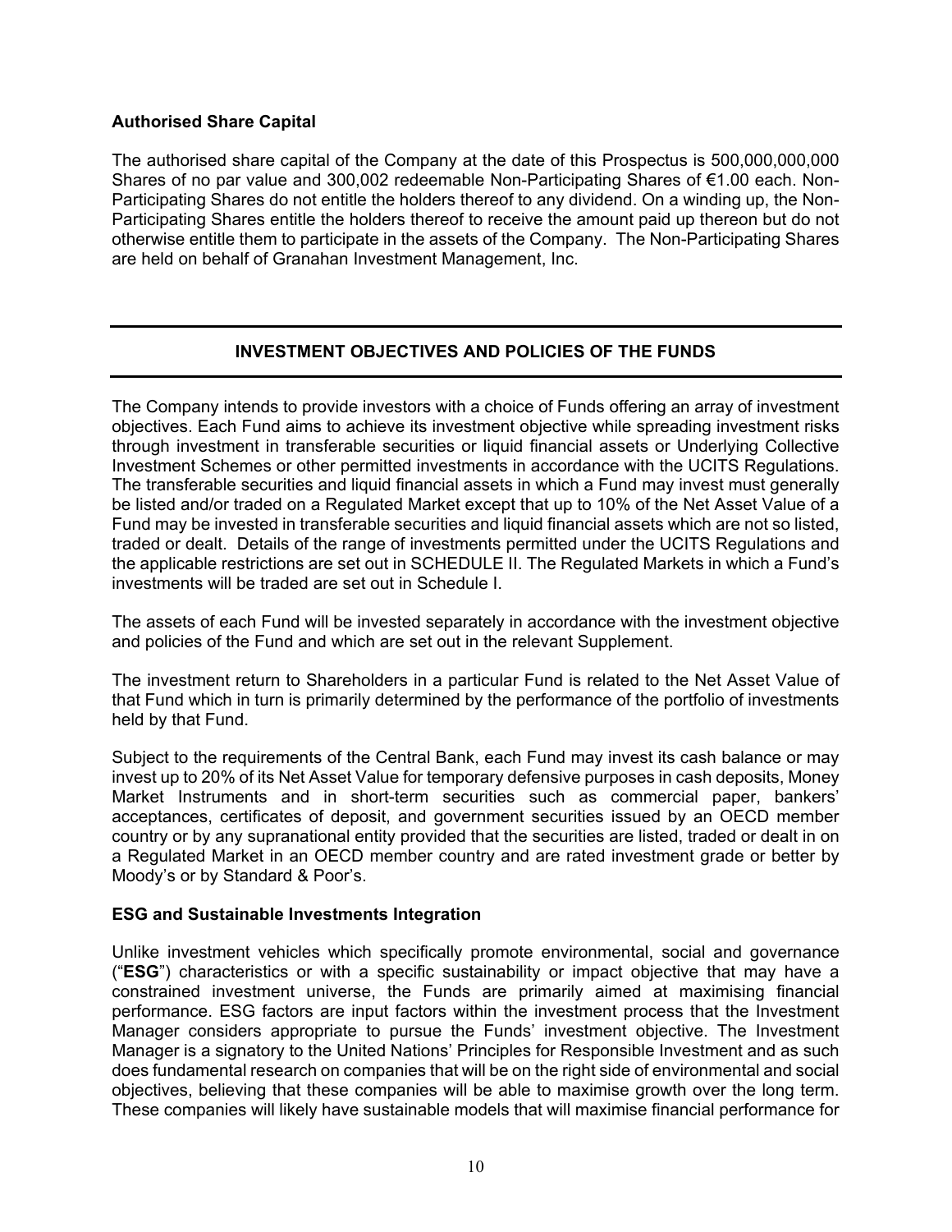**Authorised Share Capital**

The authorised share capital of the Company at the date of this Prospectus is 500,000,000,000 Shares of no par value and 300,002 redeemable Non-Participating Shares of €1.00 each. Non-Participating Shares do not entitle the holders thereof to any dividend. On a winding up, the Non-Participating Shares entitle the holders thereof to receive the amount paid up thereon but do not otherwise entitle them to participate in the assets of the Company. The Non-Participating Shares are held on behalf of Granahan Investment Management, Inc.

## INVESTMENT OBJECTIVES AND POLICIES OF THE FUNDS

The Company intends to provide investors with a choice of Funds offering an array of investment objectives. Each Fund aims to achieve its investment objective while spreading investment risks through investment in transferable securities or liquid financial assets or Underlying Collective Investment Schemes or other permitted investments in accordance with the UCITS Regulations. The transferable securities and liquid financial assets in which a Fund may invest must generally be listed and/or traded on a Regulated Market except that up to 10% of the Net Asset Value of a Fund may be invested in transferable securities and liquid financial assets which are not so listed, traded or dealt. Details of the range of investments permitted under the UCITS Regulations and the applicable restrictions are set out in SCHEDULE II. The Regulated Markets in which a Fund's investments will be traded are set out in Schedule I.

The assets of each Fund will be invested separately in accordance with the investment objective and policies of the Fund and which are set out in the relevant Supplement.

The investment return to Shareholders in a particular Fund is related to the Net Asset Value of that Fund which in turn is primarily determined by the performance of the portfolio of investments held by that Fund.

Subject to the requirements of the Central Bank, each Fund may invest its cash balance or may invest up to 20% of its Net Asset Value for temporary defensive purposes in cash deposits, Money Market Instruments and in short-term securities such as commercial paper, bankers' acceptances, certificates of deposit, and government securities issued by an OECD member country or by any supranational entity provided that the securities are listed, traded or dealt in on a Regulated Market in an OECD member country and are rated investment grade or better by Moody's or by Standard & Poor's.

**ESG and Sustainable Investments Integration**

Unlike investment vehicles which specifically promote environmental, social and governance ("**ESG**") characteristics or with a specific sustainability or impact objective that may have a constrained investment universe, the Funds are primarily aimed at maximising financial performance. ESG factors are input factors within the investment process that the Investment Manager considers appropriate to pursue the Funds' investment objective. The Investment Manager is a signatory to the United Nations' Principles for Responsible Investment and as such does fundamental research on companies that will be on the right side of environmental and social objectives, believing that these companies will be able to maximise growth over the long term. These companies will likely have sustainable models that will maximise financial performance for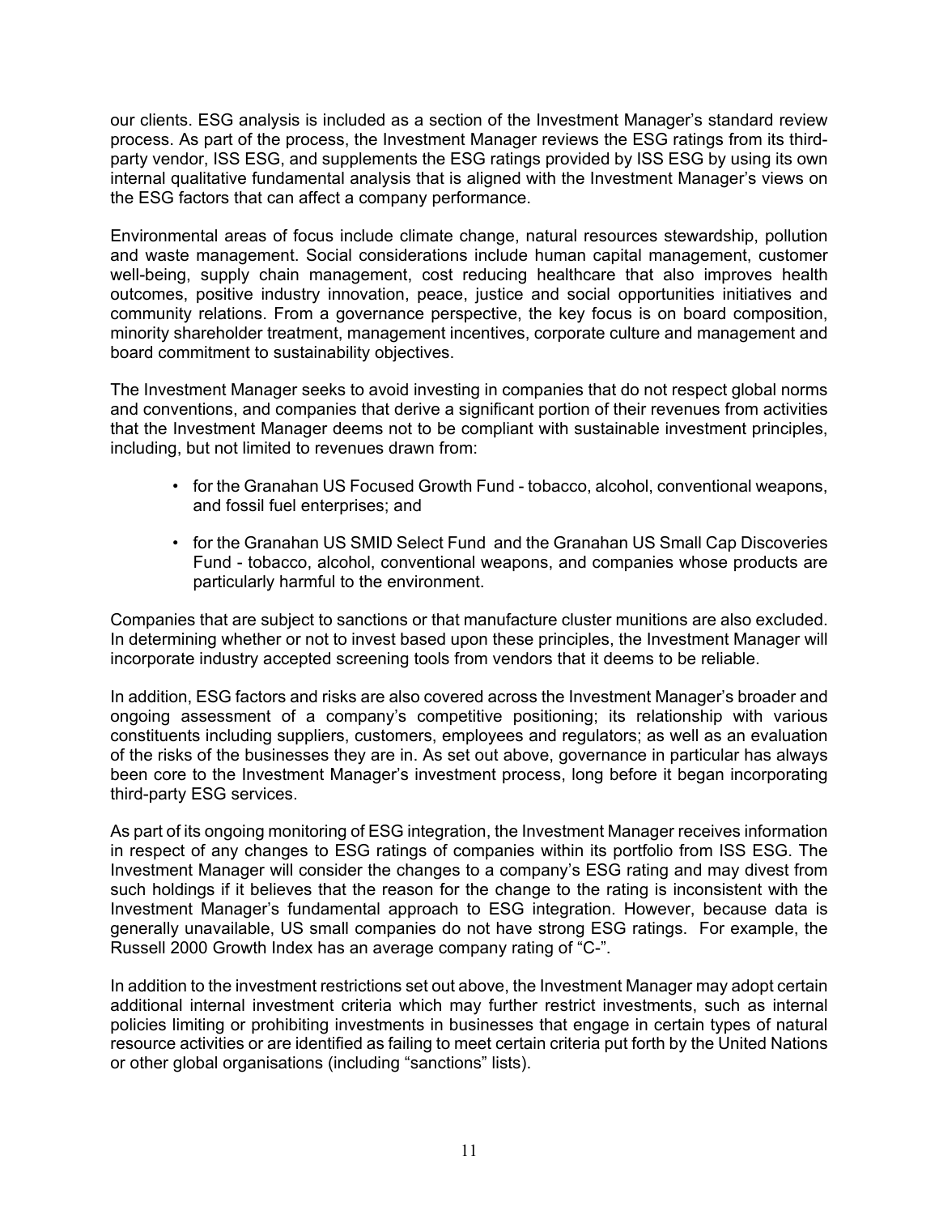our clients. ESG analysis is included as a section of the Investment Manager's standard review process. As part of the process, the Investment Manager reviews the ESG ratings from its third-party vendor, ISS ESG, and supplements the ESG ratings provided by ISS ESG by using its own internal qualitative fundamental analysis that is aligned with the Investment Manager's views on the ESG factors that can affect a company performance.

Environmental areas of focus include climate change, natural resources stewardship, pollution and waste management. Social considerations include human capital management, customer well-being, supply chain management, cost reducing healthcare that also improves health outcomes, positive industry innovation, peace, justice and social opportunities initiatives and community relations. From a governance perspective, the key focus is on board composition, minority shareholder treatment, management incentives, corporate culture and management and board commitment to sustainability objectives.

The Investment Manager seeks to avoid investing in companies that do not respect global norms and conventions, and companies that derive a significant portion of their revenues from activities that the Investment Manager deems not to be compliant with sustainable investment principles, including, but not limited to revenues drawn from:

- for the Granahan US Focused Growth Fund - tobacco, alcohol, conventional weapons, and fossil fuel enterprises; and
- for the Granahan US SMID Select Fund and the Granahan US Small Cap Discoveries Fund - tobacco, alcohol, conventional weapons, and companies whose products are particularly harmful to the environment.

Companies that are subject to sanctions or that manufacture cluster munitions are also excluded. In determining whether or not to invest based upon these principles, the Investment Manager will incorporate industry accepted screening tools from vendors that it deems to be reliable.

In addition, ESG factors and risks are also covered across the Investment Manager's broader and ongoing assessment of a company's competitive positioning; its relationship with various constituents including suppliers, customers, employees and regulators; as well as an evaluation of the risks of the businesses they are in. As set out above, governance in particular has always been core to the Investment Manager's investment process, long before it began incorporating third-party ESG services.

As part of its ongoing monitoring of ESG integration, the Investment Manager receives information in respect of any changes to ESG ratings of companies within its portfolio from ISS ESG. The Investment Manager will consider the changes to a company's ESG rating and may divest from such holdings if it believes that the reason for the change to the rating is inconsistent with the Investment Manager's fundamental approach to ESG integration. However, because data is generally unavailable, US small companies do not have strong ESG ratings. For example, the Russell 2000 Growth Index has an average company rating of "C-".

In addition to the investment restrictions set out above, the Investment Manager may adopt certain additional internal investment criteria which may further restrict investments, such as internal policies limiting or prohibiting investments in businesses that engage in certain types of natural resource activities or are identified as failing to meet certain criteria put forth by the United Nations or other global organisations (including "sanctions" lists).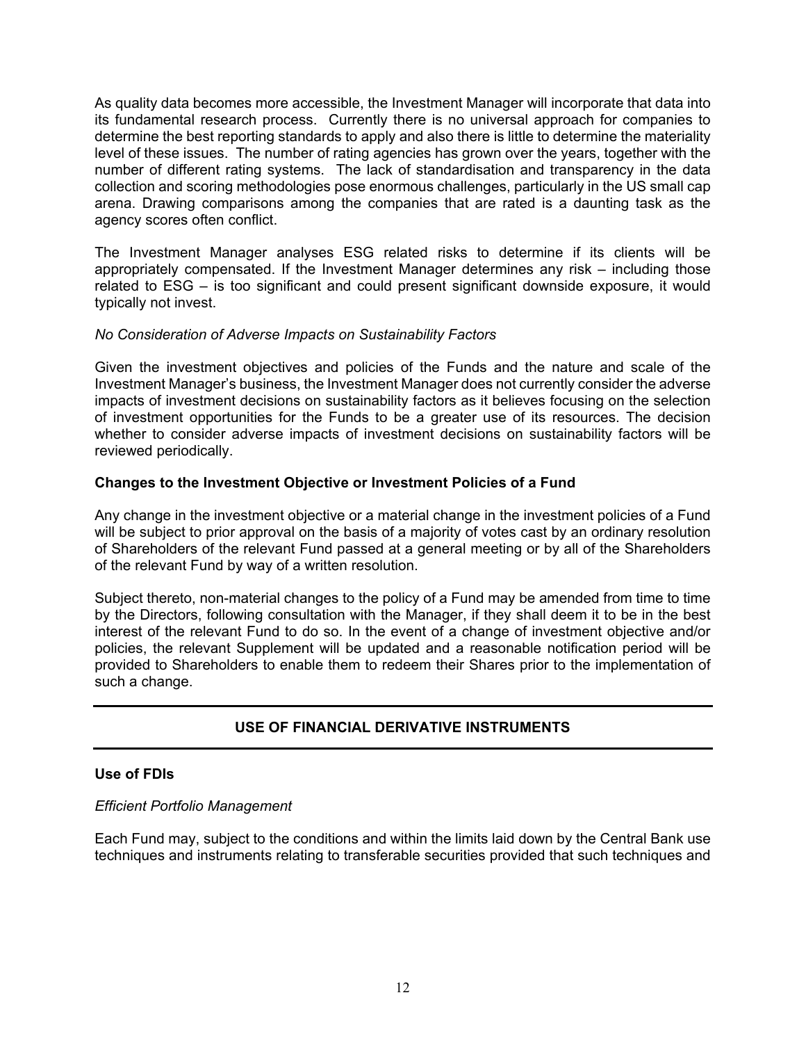As quality data becomes more accessible, the Investment Manager will incorporate that data into its fundamental research process. Currently there is no universal approach for companies to determine the best reporting standards to apply and also there is little to determine the materiality level of these issues. The number of rating agencies has grown over the years, together with the number of different rating systems. The lack of standardisation and transparency in the data collection and scoring methodologies pose enormous challenges, particularly in the US small cap arena. Drawing comparisons among the companies that are rated is a daunting task as the agency scores often conflict.

The Investment Manager analyses ESG related risks to determine if its clients will be appropriately compensated. If the Investment Manager determines any risk – including those related to ESG – is too significant and could present significant downside exposure, it would typically not invest.

*No Consideration of Adverse Impacts on Sustainability Factors*

Given the investment objectives and policies of the Funds and the nature and scale of the Investment Manager's business, the Investment Manager does not currently consider the adverse impacts of investment decisions on sustainability factors as it believes focusing on the selection of investment opportunities for the Funds to be a greater use of its resources. The decision whether to consider adverse impacts of investment decisions on sustainability factors will be reviewed periodically.

**Changes to the Investment Objective or Investment Policies of a Fund**

Any change in the investment objective or a material change in the investment policies of a Fund will be subject to prior approval on the basis of a majority of votes cast by an ordinary resolution of Shareholders of the relevant Fund passed at a general meeting or by all of the Shareholders of the relevant Fund by way of a written resolution.

Subject thereto, non-material changes to the policy of a Fund may be amended from time to time by the Directors, following consultation with the Manager, if they shall deem it to be in the best interest of the relevant Fund to do so. In the event of a change of investment objective and/or policies, the relevant Supplement will be updated and a reasonable notification period will be provided to Shareholders to enable them to redeem their Shares prior to the implementation of such a change.

## USE OF FINANCIAL DERIVATIVE INSTRUMENTS

**Use of FDIs**

*Efficient Portfolio Management*

Each Fund may, subject to the conditions and within the limits laid down by the Central Bank use techniques and instruments relating to transferable securities provided that such techniques and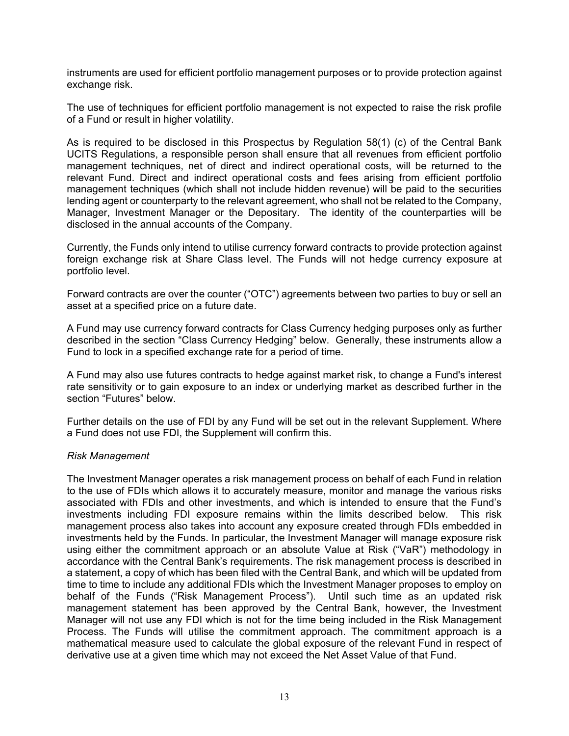instruments are used for efficient portfolio management purposes or to provide protection against exchange risk.

The use of techniques for efficient portfolio management is not expected to raise the risk profile of a Fund or result in higher volatility.

As is required to be disclosed in this Prospectus by Regulation 58(1) (c) of the Central Bank UCITS Regulations, a responsible person shall ensure that all revenues from efficient portfolio management techniques, net of direct and indirect operational costs, will be returned to the relevant Fund. Direct and indirect operational costs and fees arising from efficient portfolio management techniques (which shall not include hidden revenue) will be paid to the securities lending agent or counterparty to the relevant agreement, who shall not be related to the Company, Manager, Investment Manager or the Depositary. The identity of the counterparties will be disclosed in the annual accounts of the Company.

Currently, the Funds only intend to utilise currency forward contracts to provide protection against foreign exchange risk at Share Class level. The Funds will not hedge currency exposure at portfolio level.

Forward contracts are over the counter ("OTC") agreements between two parties to buy or sell an asset at a specified price on a future date.

A Fund may use currency forward contracts for Class Currency hedging purposes only as further described in the section "Class Currency Hedging" below. Generally, these instruments allow a Fund to lock in a specified exchange rate for a period of time.

A Fund may also use futures contracts to hedge against market risk, to change a Fund's interest rate sensitivity or to gain exposure to an index or underlying market as described further in the section "Futures" below.

Further details on the use of FDI by any Fund will be set out in the relevant Supplement. Where a Fund does not use FDI, the Supplement will confirm this.

*Risk Management*

The Investment Manager operates a risk management process on behalf of each Fund in relation to the use of FDIs which allows it to accurately measure, monitor and manage the various risks associated with FDIs and other investments, and which is intended to ensure that the Fund's investments including FDI exposure remains within the limits described below. This risk management process also takes into account any exposure created through FDIs embedded in investments held by the Funds. In particular, the Investment Manager will manage exposure risk using either the commitment approach or an absolute Value at Risk ("VaR") methodology in accordance with the Central Bank's requirements. The risk management process is described in a statement, a copy of which has been filed with the Central Bank, and which will be updated from time to time to include any additional FDIs which the Investment Manager proposes to employ on behalf of the Funds ("Risk Management Process"). Until such time as an updated risk management statement has been approved by the Central Bank, however, the Investment Manager will not use any FDI which is not for the time being included in the Risk Management Process. The Funds will utilise the commitment approach. The commitment approach is a mathematical measure used to calculate the global exposure of the relevant Fund in respect of derivative use at a given time which may not exceed the Net Asset Value of that Fund.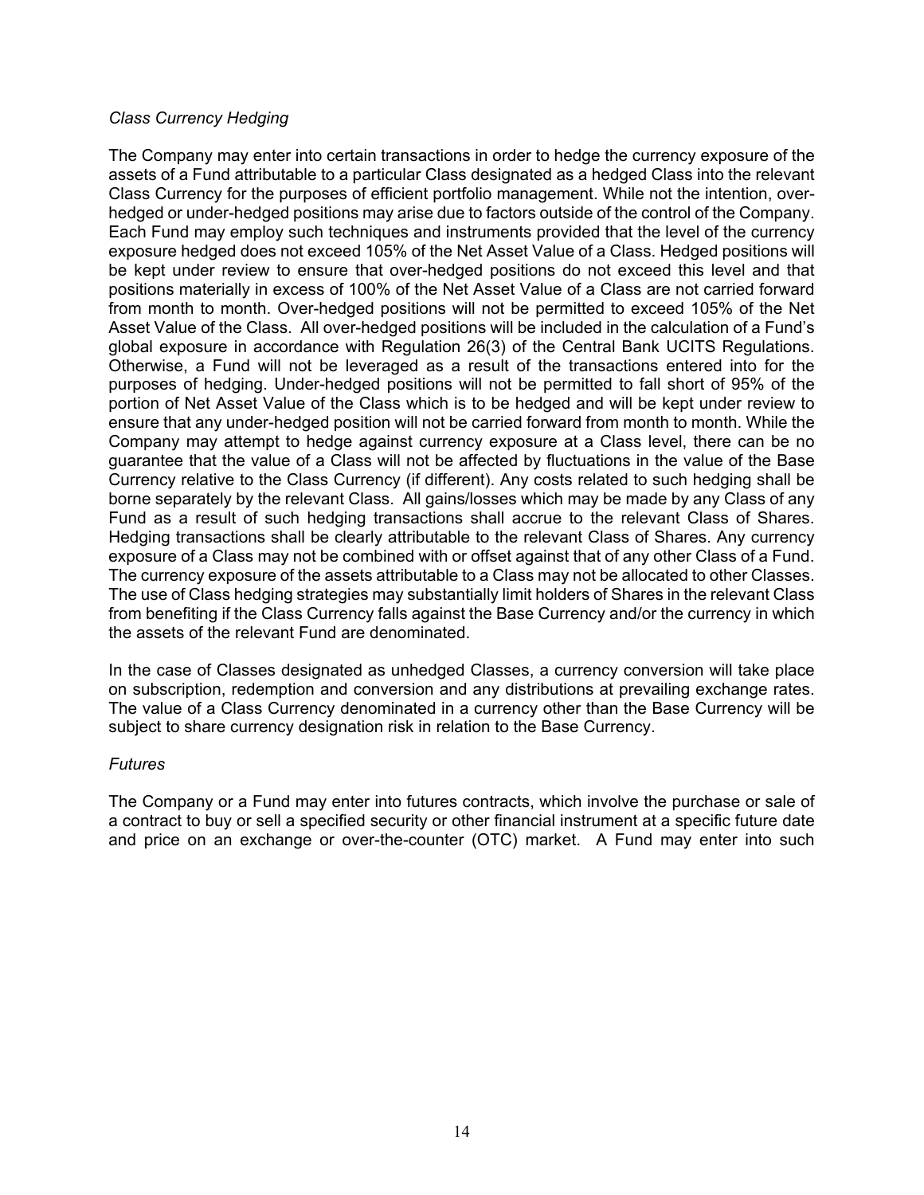*Class Currency Hedging*

The Company may enter into certain transactions in order to hedge the currency exposure of the assets of a Fund attributable to a particular Class designated as a hedged Class into the relevant Class Currency for the purposes of efficient portfolio management. While not the intention, over-hedged or under-hedged positions may arise due to factors outside of the control of the Company. Each Fund may employ such techniques and instruments provided that the level of the currency exposure hedged does not exceed 105% of the Net Asset Value of a Class. Hedged positions will be kept under review to ensure that over-hedged positions do not exceed this level and that positions materially in excess of 100% of the Net Asset Value of a Class are not carried forward from month to month. Over-hedged positions will not be permitted to exceed 105% of the Net Asset Value of the Class. All over-hedged positions will be included in the calculation of a Fund's global exposure in accordance with Regulation 26(3) of the Central Bank UCITS Regulations. Otherwise, a Fund will not be leveraged as a result of the transactions entered into for the purposes of hedging. Under-hedged positions will not be permitted to fall short of 95% of the portion of Net Asset Value of the Class which is to be hedged and will be kept under review to ensure that any under-hedged position will not be carried forward from month to month. While the Company may attempt to hedge against currency exposure at a Class level, there can be no guarantee that the value of a Class will not be affected by fluctuations in the value of the Base Currency relative to the Class Currency (if different). Any costs related to such hedging shall be borne separately by the relevant Class. All gains/losses which may be made by any Class of any Fund as a result of such hedging transactions shall accrue to the relevant Class of Shares. Hedging transactions shall be clearly attributable to the relevant Class of Shares. Any currency exposure of a Class may not be combined with or offset against that of any other Class of a Fund. The currency exposure of the assets attributable to a Class may not be allocated to other Classes. The use of Class hedging strategies may substantially limit holders of Shares in the relevant Class from benefiting if the Class Currency falls against the Base Currency and/or the currency in which the assets of the relevant Fund are denominated.

In the case of Classes designated as unhedged Classes, a currency conversion will take place on subscription, redemption and conversion and any distributions at prevailing exchange rates. The value of a Class Currency denominated in a currency other than the Base Currency will be subject to share currency designation risk in relation to the Base Currency.

*Futures*

The Company or a Fund may enter into futures contracts, which involve the purchase or sale of a contract to buy or sell a specified security or other financial instrument at a specific future date and price on an exchange or over-the-counter (OTC) market. A Fund may enter into such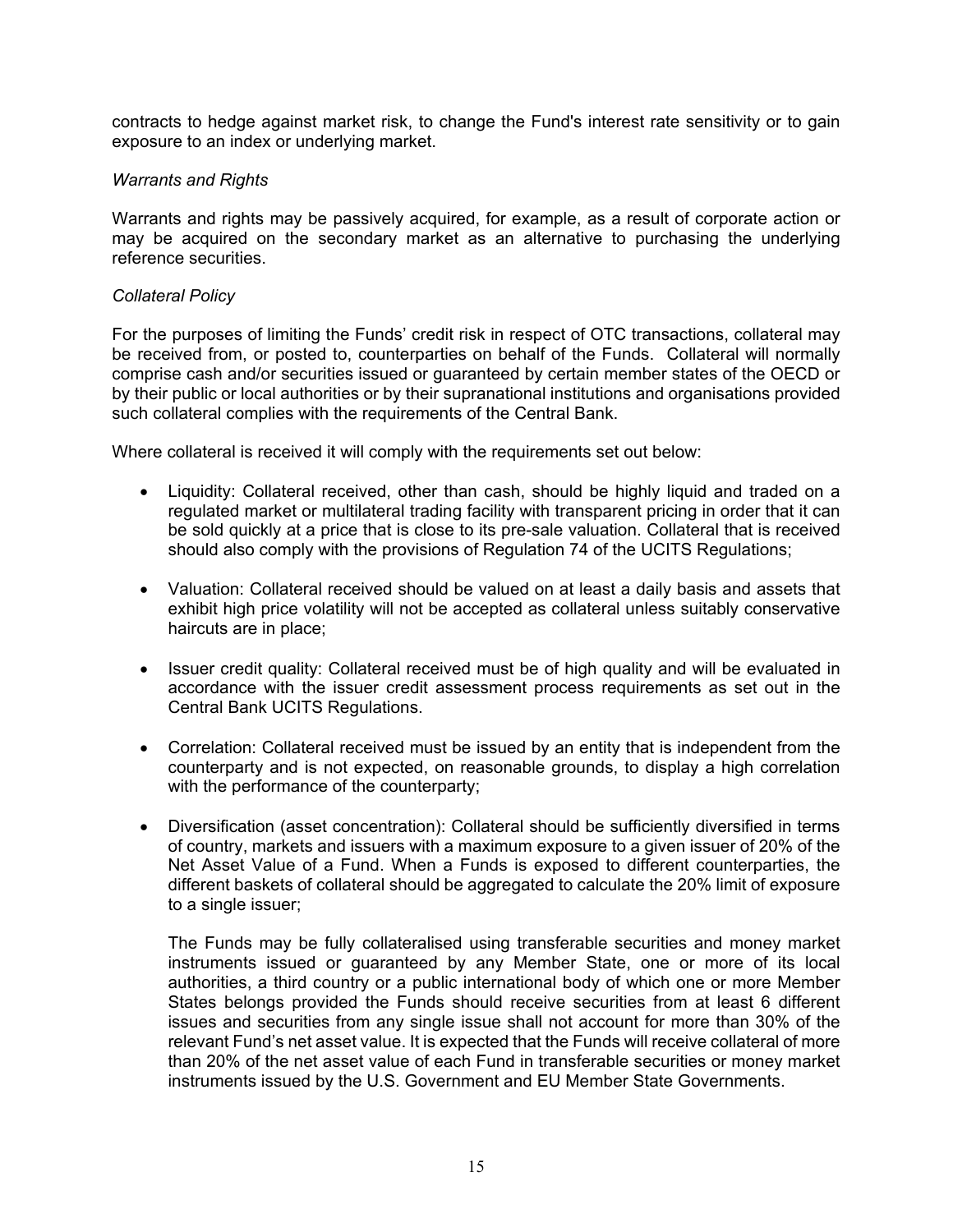contracts to hedge against market risk, to change the Fund's interest rate sensitivity or to gain exposure to an index or underlying market.

*Warrants and Rights*

Warrants and rights may be passively acquired, for example, as a result of corporate action or may be acquired on the secondary market as an alternative to purchasing the underlying reference securities.

*Collateral Policy*

For the purposes of limiting the Funds' credit risk in respect of OTC transactions, collateral may be received from, or posted to, counterparties on behalf of the Funds. Collateral will normally comprise cash and/or securities issued or guaranteed by certain member states of the OECD or by their public or local authorities or by their supranational institutions and organisations provided such collateral complies with the requirements of the Central Bank.

Where collateral is received it will comply with the requirements set out below:

- Liquidity: Collateral received, other than cash, should be highly liquid and traded on a regulated market or multilateral trading facility with transparent pricing in order that it can be sold quickly at a price that is close to its pre-sale valuation. Collateral that is received should also comply with the provisions of Regulation 74 of the UCITS Regulations;

- Valuation: Collateral received should be valued on at least a daily basis and assets that exhibit high price volatility will not be accepted as collateral unless suitably conservative haircuts are in place;

- Issuer credit quality: Collateral received must be of high quality and will be evaluated in accordance with the issuer credit assessment process requirements as set out in the Central Bank UCITS Regulations.

- Correlation: Collateral received must be issued by an entity that is independent from the counterparty and is not expected, on reasonable grounds, to display a high correlation with the performance of the counterparty;

- Diversification (asset concentration): Collateral should be sufficiently diversified in terms of country, markets and issuers with a maximum exposure to a given issuer of 20% of the Net Asset Value of a Fund. When a Funds is exposed to different counterparties, the different baskets of collateral should be aggregated to calculate the 20% limit of exposure to a single issuer;

  The Funds may be fully collateralised using transferable securities and money market instruments issued or guaranteed by any Member State, one or more of its local authorities, a third country or a public international body of which one or more Member States belongs provided the Funds should receive securities from at least 6 different issues and securities from any single issue shall not account for more than 30% of the relevant Fund's net asset value. It is expected that the Funds will receive collateral of more than 20% of the net asset value of each Fund in transferable securities or money market instruments issued by the U.S. Government and EU Member State Governments.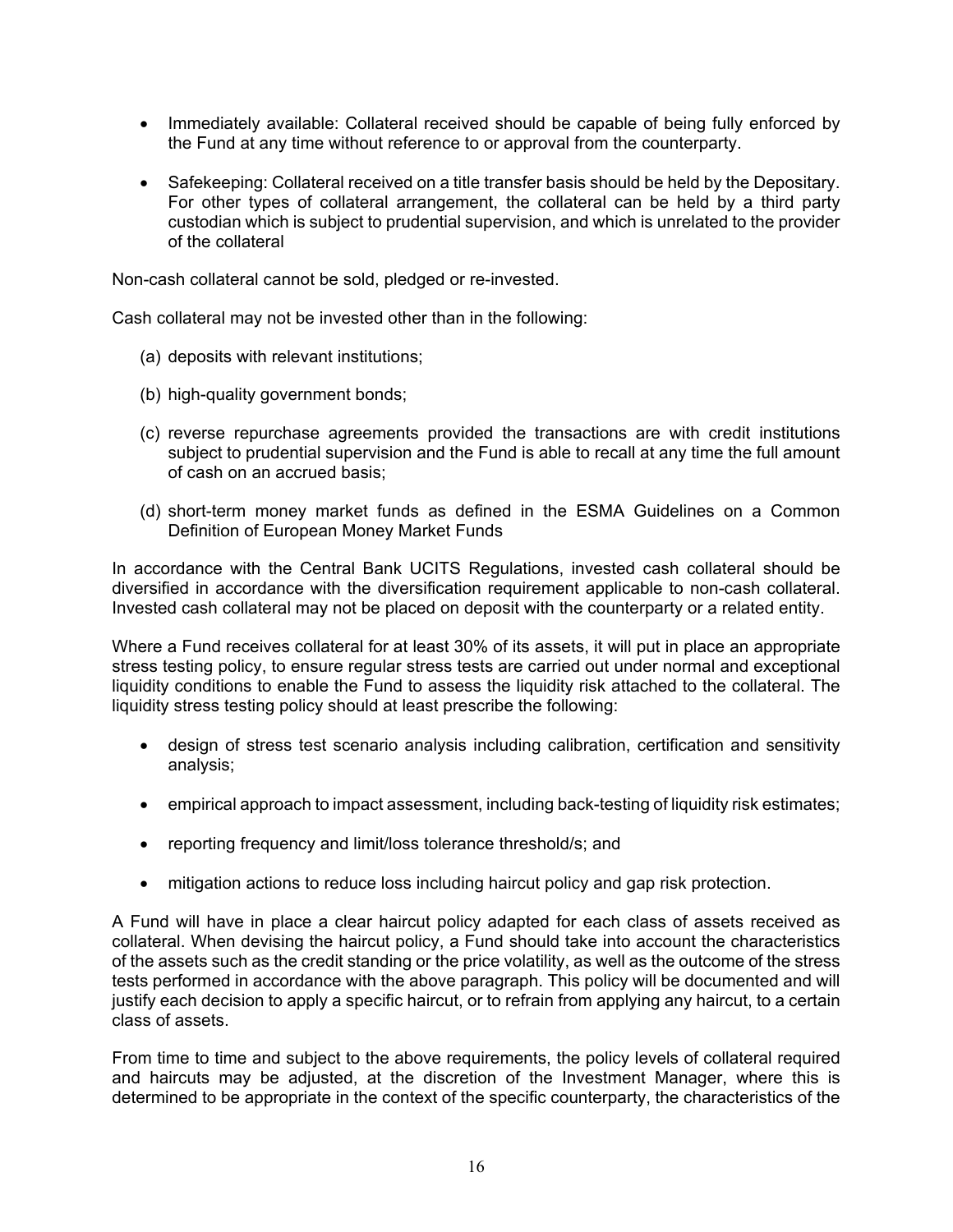- Immediately available: Collateral received should be capable of being fully enforced by the Fund at any time without reference to or approval from the counterparty.

- Safekeeping: Collateral received on a title transfer basis should be held by the Depositary. For other types of collateral arrangement, the collateral can be held by a third party custodian which is subject to prudential supervision, and which is unrelated to the provider of the collateral

Non-cash collateral cannot be sold, pledged or re-invested.

Cash collateral may not be invested other than in the following:

(a) deposits with relevant institutions;

(b) high-quality government bonds;

(c) reverse repurchase agreements provided the transactions are with credit institutions subject to prudential supervision and the Fund is able to recall at any time the full amount of cash on an accrued basis;

(d) short-term money market funds as defined in the ESMA Guidelines on a Common Definition of European Money Market Funds

In accordance with the Central Bank UCITS Regulations, invested cash collateral should be diversified in accordance with the diversification requirement applicable to non-cash collateral. Invested cash collateral may not be placed on deposit with the counterparty or a related entity.

Where a Fund receives collateral for at least 30% of its assets, it will put in place an appropriate stress testing policy, to ensure regular stress tests are carried out under normal and exceptional liquidity conditions to enable the Fund to assess the liquidity risk attached to the collateral. The liquidity stress testing policy should at least prescribe the following:

- design of stress test scenario analysis including calibration, certification and sensitivity analysis;

- empirical approach to impact assessment, including back-testing of liquidity risk estimates;

- reporting frequency and limit/loss tolerance threshold/s; and

- mitigation actions to reduce loss including haircut policy and gap risk protection.

A Fund will have in place a clear haircut policy adapted for each class of assets received as collateral. When devising the haircut policy, a Fund should take into account the characteristics of the assets such as the credit standing or the price volatility, as well as the outcome of the stress tests performed in accordance with the above paragraph. This policy will be documented and will justify each decision to apply a specific haircut, or to refrain from applying any haircut, to a certain class of assets.

From time to time and subject to the above requirements, the policy levels of collateral required and haircuts may be adjusted, at the discretion of the Investment Manager, where this is determined to be appropriate in the context of the specific counterparty, the characteristics of the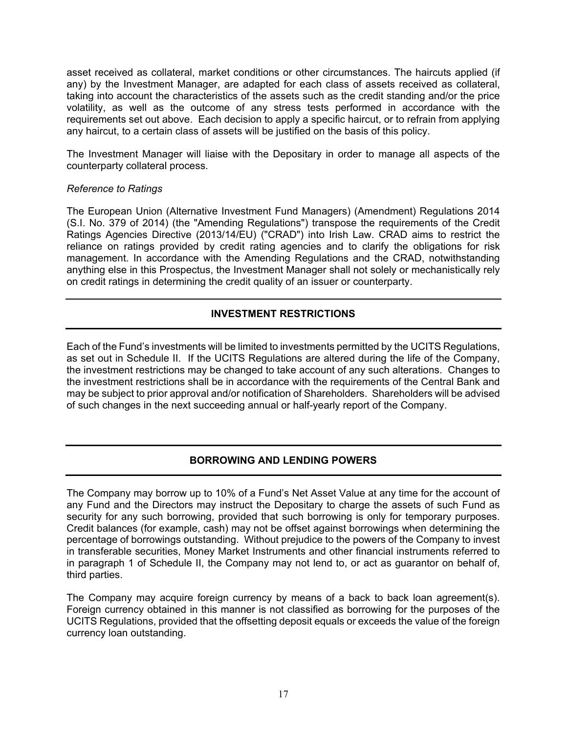asset received as collateral, market conditions or other circumstances. The haircuts applied (if any) by the Investment Manager, are adapted for each class of assets received as collateral, taking into account the characteristics of the assets such as the credit standing and/or the price volatility, as well as the outcome of any stress tests performed in accordance with the requirements set out above. Each decision to apply a specific haircut, or to refrain from applying any haircut, to a certain class of assets will be justified on the basis of this policy.

The Investment Manager will liaise with the Depositary in order to manage all aspects of the counterparty collateral process.

*Reference to Ratings*

The European Union (Alternative Investment Fund Managers) (Amendment) Regulations 2014 (S.I. No. 379 of 2014) (the "Amending Regulations") transpose the requirements of the Credit Ratings Agencies Directive (2013/14/EU) ("CRAD") into Irish Law. CRAD aims to restrict the reliance on ratings provided by credit rating agencies and to clarify the obligations for risk management. In accordance with the Amending Regulations and the CRAD, notwithstanding anything else in this Prospectus, the Investment Manager shall not solely or mechanistically rely on credit ratings in determining the credit quality of an issuer or counterparty.

## INVESTMENT RESTRICTIONS

Each of the Fund's investments will be limited to investments permitted by the UCITS Regulations, as set out in Schedule II. If the UCITS Regulations are altered during the life of the Company, the investment restrictions may be changed to take account of any such alterations. Changes to the investment restrictions shall be in accordance with the requirements of the Central Bank and may be subject to prior approval and/or notification of Shareholders. Shareholders will be advised of such changes in the next succeeding annual or half-yearly report of the Company.

## BORROWING AND LENDING POWERS

The Company may borrow up to 10% of a Fund's Net Asset Value at any time for the account of any Fund and the Directors may instruct the Depositary to charge the assets of such Fund as security for any such borrowing, provided that such borrowing is only for temporary purposes. Credit balances (for example, cash) may not be offset against borrowings when determining the percentage of borrowings outstanding. Without prejudice to the powers of the Company to invest in transferable securities, Money Market Instruments and other financial instruments referred to in paragraph 1 of Schedule II, the Company may not lend to, or act as guarantor on behalf of, third parties.

The Company may acquire foreign currency by means of a back to back loan agreement(s). Foreign currency obtained in this manner is not classified as borrowing for the purposes of the UCITS Regulations, provided that the offsetting deposit equals or exceeds the value of the foreign currency loan outstanding.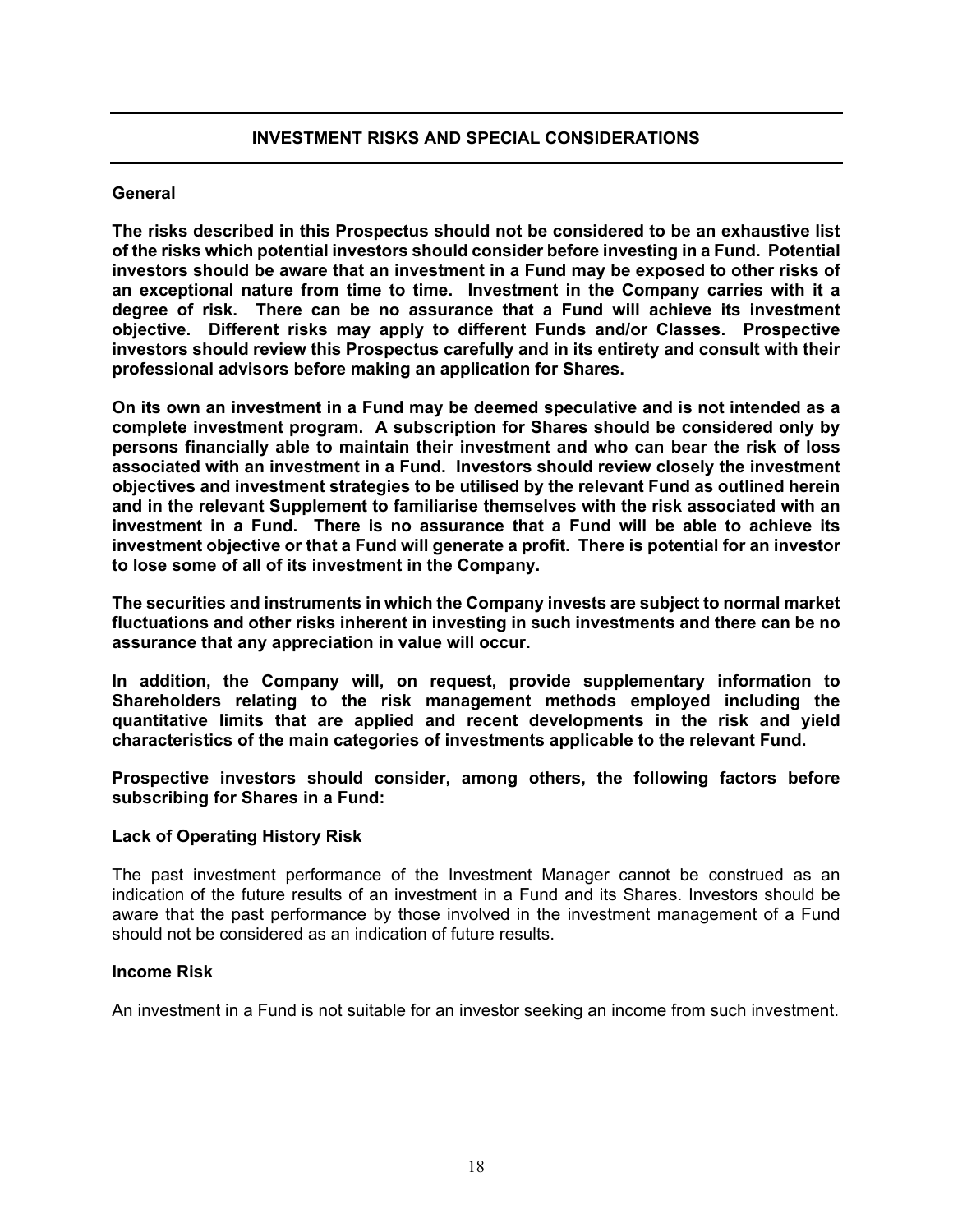## INVESTMENT RISKS AND SPECIAL CONSIDERATIONS

### General

**The risks described in this Prospectus should not be considered to be an exhaustive list of the risks which potential investors should consider before investing in a Fund. Potential investors should be aware that an investment in a Fund may be exposed to other risks of an exceptional nature from time to time. Investment in the Company carries with it a degree of risk. There can be no assurance that a Fund will achieve its investment objective. Different risks may apply to different Funds and/or Classes. Prospective investors should review this Prospectus carefully and in its entirety and consult with their professional advisors before making an application for Shares.**

**On its own an investment in a Fund may be deemed speculative and is not intended as a complete investment program. A subscription for Shares should be considered only by persons financially able to maintain their investment and who can bear the risk of loss associated with an investment in a Fund. Investors should review closely the investment objectives and investment strategies to be utilised by the relevant Fund as outlined herein and in the relevant Supplement to familiarise themselves with the risk associated with an investment in a Fund. There is no assurance that a Fund will be able to achieve its investment objective or that a Fund will generate a profit. There is potential for an investor to lose some of all of its investment in the Company.**

**The securities and instruments in which the Company invests are subject to normal market fluctuations and other risks inherent in investing in such investments and there can be no assurance that any appreciation in value will occur.**

**In addition, the Company will, on request, provide supplementary information to Shareholders relating to the risk management methods employed including the quantitative limits that are applied and recent developments in the risk and yield characteristics of the main categories of investments applicable to the relevant Fund.**

**Prospective investors should consider, among others, the following factors before subscribing for Shares in a Fund:**

### Lack of Operating History Risk

The past investment performance of the Investment Manager cannot be construed as an indication of the future results of an investment in a Fund and its Shares. Investors should be aware that the past performance by those involved in the investment management of a Fund should not be considered as an indication of future results.

### Income Risk

An investment in a Fund is not suitable for an investor seeking an income from such investment.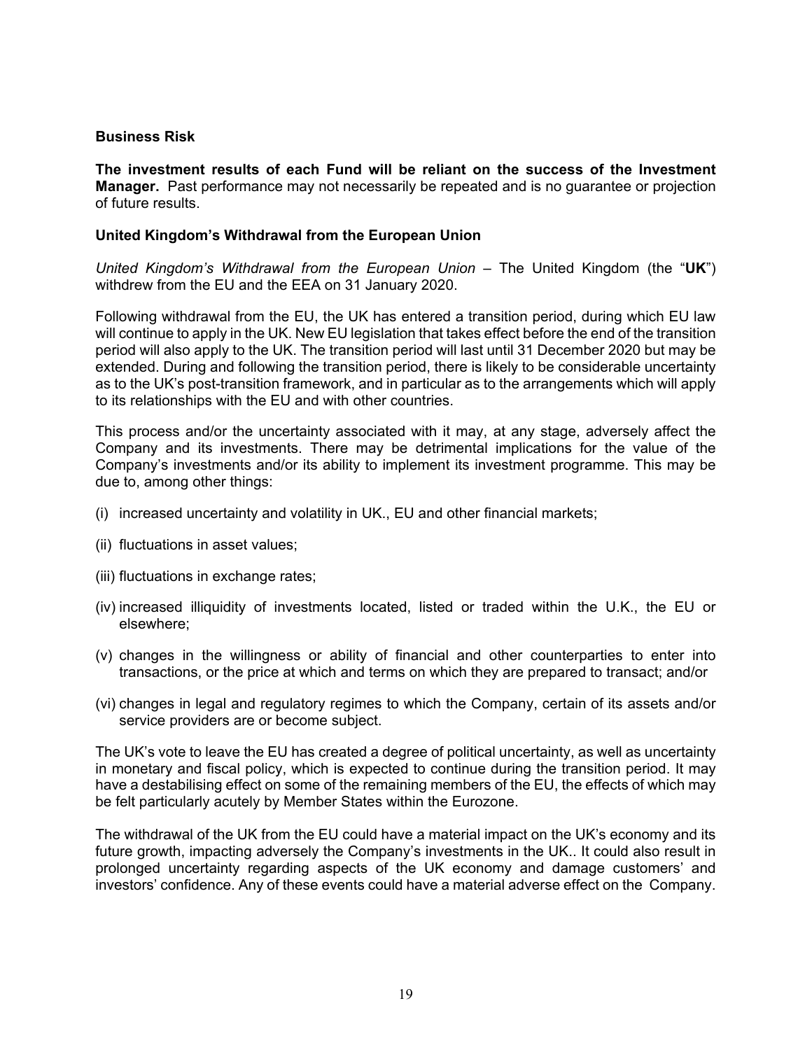**Business Risk**

**The investment results of each Fund will be reliant on the success of the Investment Manager.** Past performance may not necessarily be repeated and is no guarantee or projection of future results.

**United Kingdom's Withdrawal from the European Union**

*United Kingdom's Withdrawal from the European Union* – The United Kingdom (the "**UK**") withdrew from the EU and the EEA on 31 January 2020.

Following withdrawal from the EU, the UK has entered a transition period, during which EU law will continue to apply in the UK. New EU legislation that takes effect before the end of the transition period will also apply to the UK. The transition period will last until 31 December 2020 but may be extended. During and following the transition period, there is likely to be considerable uncertainty as to the UK's post-transition framework, and in particular as to the arrangements which will apply to its relationships with the EU and with other countries.

This process and/or the uncertainty associated with it may, at any stage, adversely affect the Company and its investments. There may be detrimental implications for the value of the Company's investments and/or its ability to implement its investment programme. This may be due to, among other things:

(i) increased uncertainty and volatility in UK., EU and other financial markets;

(ii) fluctuations in asset values;

(iii) fluctuations in exchange rates;

(iv) increased illiquidity of investments located, listed or traded within the U.K., the EU or elsewhere;

(v) changes in the willingness or ability of financial and other counterparties to enter into transactions, or the price at which and terms on which they are prepared to transact; and/or

(vi) changes in legal and regulatory regimes to which the Company, certain of its assets and/or service providers are or become subject.

The UK's vote to leave the EU has created a degree of political uncertainty, as well as uncertainty in monetary and fiscal policy, which is expected to continue during the transition period. It may have a destabilising effect on some of the remaining members of the EU, the effects of which may be felt particularly acutely by Member States within the Eurozone.

The withdrawal of the UK from the EU could have a material impact on the UK's economy and its future growth, impacting adversely the Company's investments in the UK.. It could also result in prolonged uncertainty regarding aspects of the UK economy and damage customers' and investors' confidence. Any of these events could have a material adverse effect on the Company.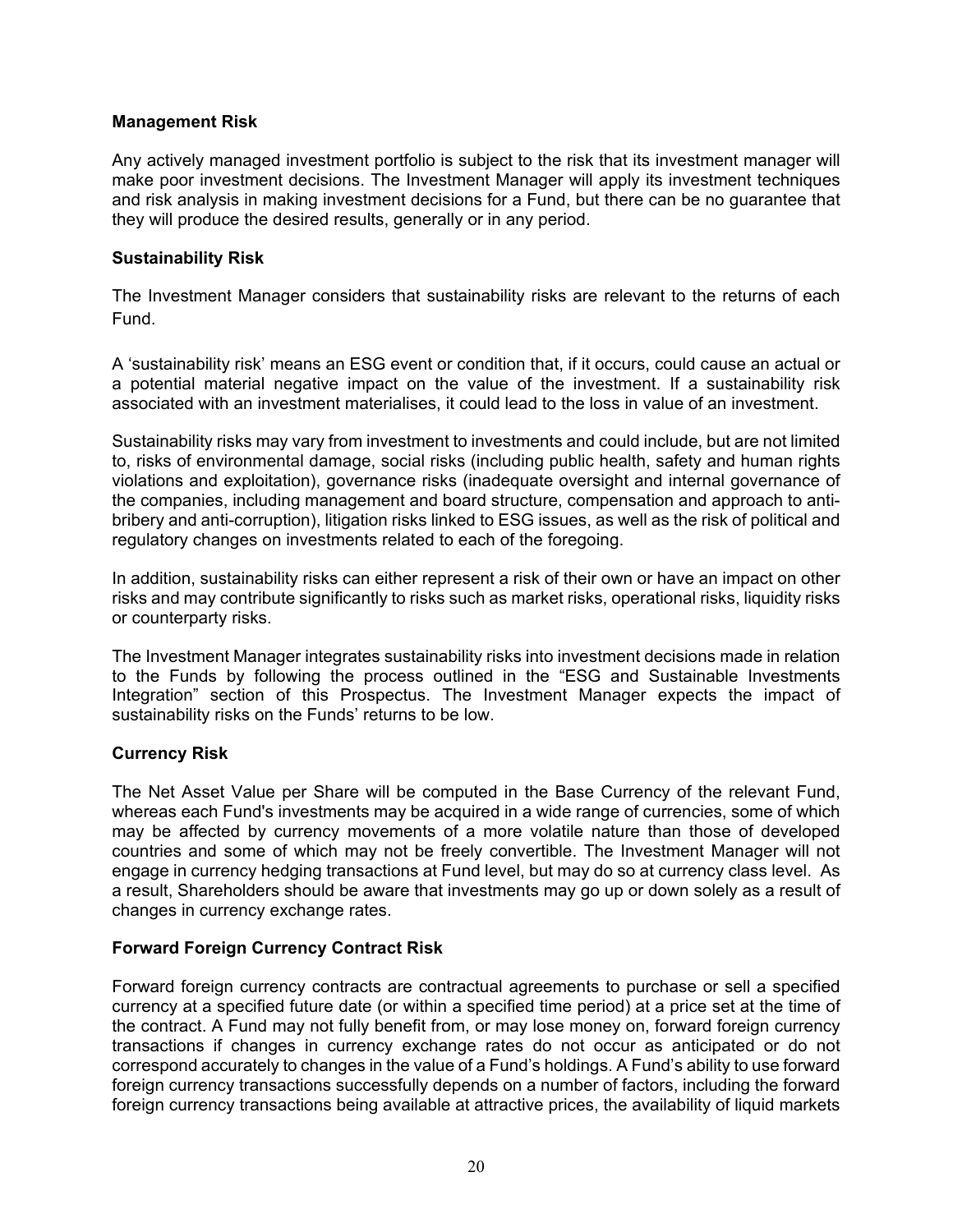**Management Risk**

Any actively managed investment portfolio is subject to the risk that its investment manager will make poor investment decisions. The Investment Manager will apply its investment techniques and risk analysis in making investment decisions for a Fund, but there can be no guarantee that they will produce the desired results, generally or in any period.

**Sustainability Risk**

The Investment Manager considers that sustainability risks are relevant to the returns of each Fund.

A 'sustainability risk' means an ESG event or condition that, if it occurs, could cause an actual or a potential material negative impact on the value of the investment. If a sustainability risk associated with an investment materialises, it could lead to the loss in value of an investment.

Sustainability risks may vary from investment to investments and could include, but are not limited to, risks of environmental damage, social risks (including public health, safety and human rights violations and exploitation), governance risks (inadequate oversight and internal governance of the companies, including management and board structure, compensation and approach to anti-bribery and anti-corruption), litigation risks linked to ESG issues, as well as the risk of political and regulatory changes on investments related to each of the foregoing.

In addition, sustainability risks can either represent a risk of their own or have an impact on other risks and may contribute significantly to risks such as market risks, operational risks, liquidity risks or counterparty risks.

The Investment Manager integrates sustainability risks into investment decisions made in relation to the Funds by following the process outlined in the "ESG and Sustainable Investments Integration" section of this Prospectus. The Investment Manager expects the impact of sustainability risks on the Funds' returns to be low.

**Currency Risk**

The Net Asset Value per Share will be computed in the Base Currency of the relevant Fund, whereas each Fund's investments may be acquired in a wide range of currencies, some of which may be affected by currency movements of a more volatile nature than those of developed countries and some of which may not be freely convertible. The Investment Manager will not engage in currency hedging transactions at Fund level, but may do so at currency class level. As a result, Shareholders should be aware that investments may go up or down solely as a result of changes in currency exchange rates.

**Forward Foreign Currency Contract Risk**

Forward foreign currency contracts are contractual agreements to purchase or sell a specified currency at a specified future date (or within a specified time period) at a price set at the time of the contract. A Fund may not fully benefit from, or may lose money on, forward foreign currency transactions if changes in currency exchange rates do not occur as anticipated or do not correspond accurately to changes in the value of a Fund's holdings. A Fund's ability to use forward foreign currency transactions successfully depends on a number of factors, including the forward foreign currency transactions being available at attractive prices, the availability of liquid markets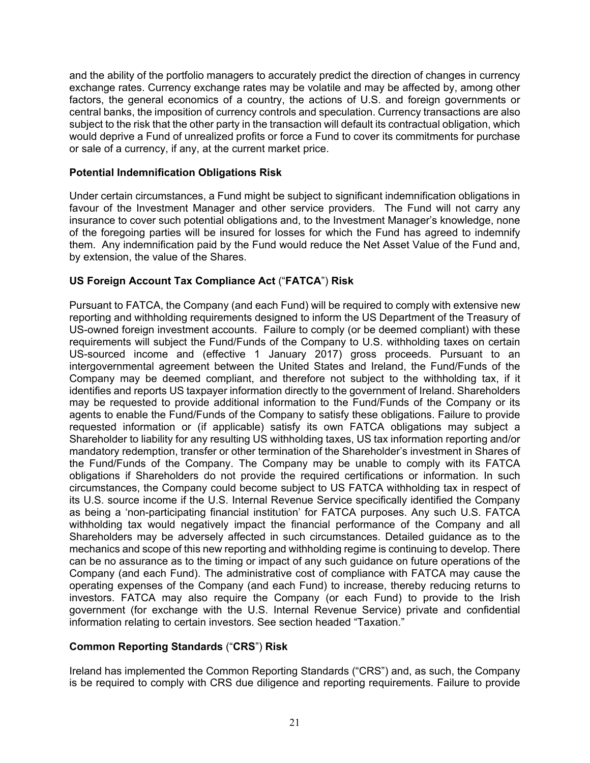and the ability of the portfolio managers to accurately predict the direction of changes in currency exchange rates. Currency exchange rates may be volatile and may be affected by, among other factors, the general economics of a country, the actions of U.S. and foreign governments or central banks, the imposition of currency controls and speculation. Currency transactions are also subject to the risk that the other party in the transaction will default its contractual obligation, which would deprive a Fund of unrealized profits or force a Fund to cover its commitments for purchase or sale of a currency, if any, at the current market price.

**Potential Indemnification Obligations Risk**

Under certain circumstances, a Fund might be subject to significant indemnification obligations in favour of the Investment Manager and other service providers. The Fund will not carry any insurance to cover such potential obligations and, to the Investment Manager's knowledge, none of the foregoing parties will be insured for losses for which the Fund has agreed to indemnify them. Any indemnification paid by the Fund would reduce the Net Asset Value of the Fund and, by extension, the value of the Shares.

**US Foreign Account Tax Compliance Act ("FATCA") Risk**

Pursuant to FATCA, the Company (and each Fund) will be required to comply with extensive new reporting and withholding requirements designed to inform the US Department of the Treasury of US-owned foreign investment accounts. Failure to comply (or be deemed compliant) with these requirements will subject the Fund/Funds of the Company to U.S. withholding taxes on certain US-sourced income and (effective 1 January 2017) gross proceeds. Pursuant to an intergovernmental agreement between the United States and Ireland, the Fund/Funds of the Company may be deemed compliant, and therefore not subject to the withholding tax, if it identifies and reports US taxpayer information directly to the government of Ireland. Shareholders may be requested to provide additional information to the Fund/Funds of the Company or its agents to enable the Fund/Funds of the Company to satisfy these obligations. Failure to provide requested information or (if applicable) satisfy its own FATCA obligations may subject a Shareholder to liability for any resulting US withholding taxes, US tax information reporting and/or mandatory redemption, transfer or other termination of the Shareholder's investment in Shares of the Fund/Funds of the Company. The Company may be unable to comply with its FATCA obligations if Shareholders do not provide the required certifications or information. In such circumstances, the Company could become subject to US FATCA withholding tax in respect of its U.S. source income if the U.S. Internal Revenue Service specifically identified the Company as being a 'non-participating financial institution' for FATCA purposes. Any such U.S. FATCA withholding tax would negatively impact the financial performance of the Company and all Shareholders may be adversely affected in such circumstances. Detailed guidance as to the mechanics and scope of this new reporting and withholding regime is continuing to develop. There can be no assurance as to the timing or impact of any such guidance on future operations of the Company (and each Fund). The administrative cost of compliance with FATCA may cause the operating expenses of the Company (and each Fund) to increase, thereby reducing returns to investors. FATCA may also require the Company (or each Fund) to provide to the Irish government (for exchange with the U.S. Internal Revenue Service) private and confidential information relating to certain investors. See section headed "Taxation."

**Common Reporting Standards ("CRS") Risk**

Ireland has implemented the Common Reporting Standards ("CRS") and, as such, the Company is be required to comply with CRS due diligence and reporting requirements. Failure to provide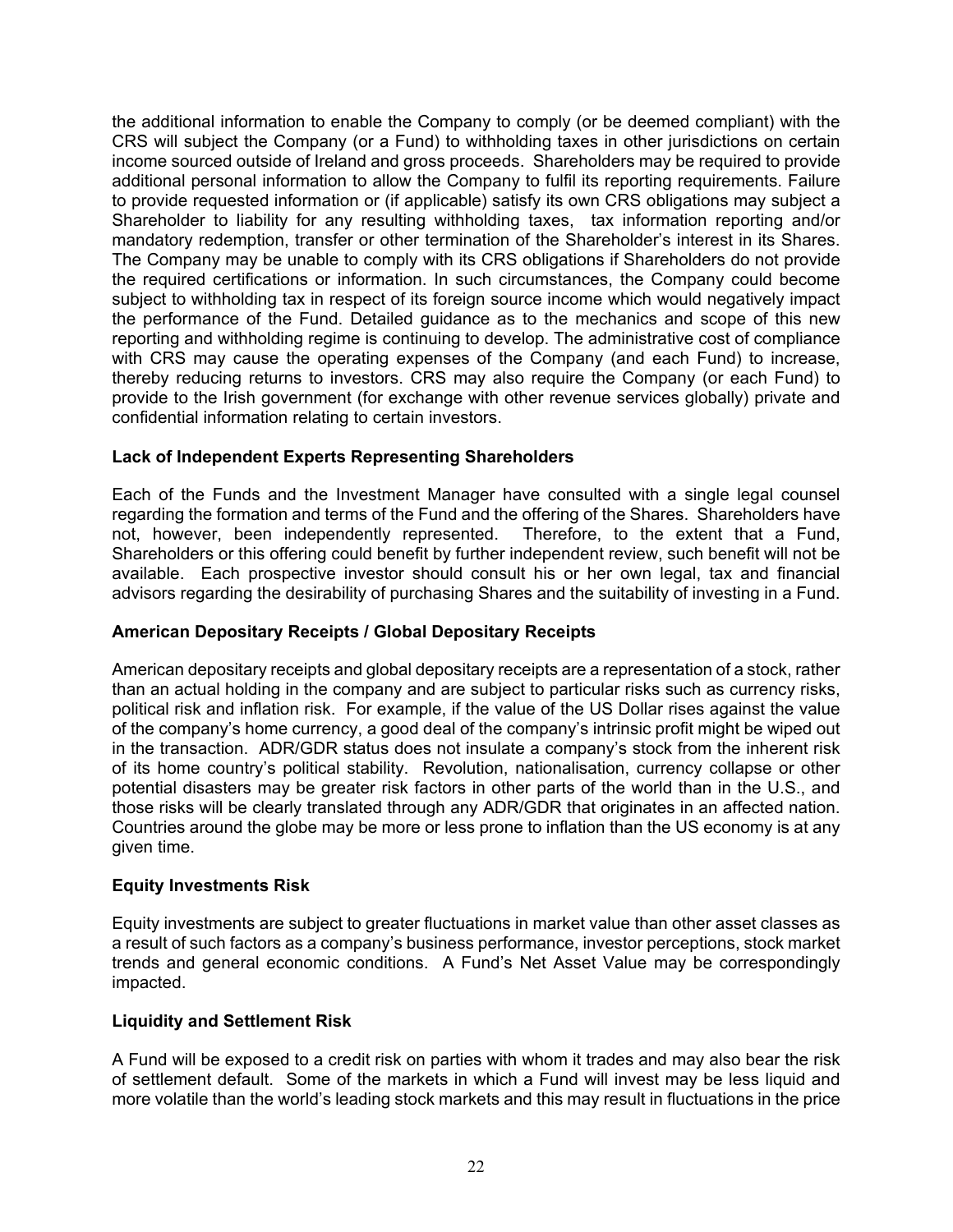the additional information to enable the Company to comply (or be deemed compliant) with the CRS will subject the Company (or a Fund) to withholding taxes in other jurisdictions on certain income sourced outside of Ireland and gross proceeds. Shareholders may be required to provide additional personal information to allow the Company to fulfil its reporting requirements. Failure to provide requested information or (if applicable) satisfy its own CRS obligations may subject a Shareholder to liability for any resulting withholding taxes, tax information reporting and/or mandatory redemption, transfer or other termination of the Shareholder's interest in its Shares. The Company may be unable to comply with its CRS obligations if Shareholders do not provide the required certifications or information. In such circumstances, the Company could become subject to withholding tax in respect of its foreign source income which would negatively impact the performance of the Fund. Detailed guidance as to the mechanics and scope of this new reporting and withholding regime is continuing to develop. The administrative cost of compliance with CRS may cause the operating expenses of the Company (and each Fund) to increase, thereby reducing returns to investors. CRS may also require the Company (or each Fund) to provide to the Irish government (for exchange with other revenue services globally) private and confidential information relating to certain investors.

**Lack of Independent Experts Representing Shareholders**

Each of the Funds and the Investment Manager have consulted with a single legal counsel regarding the formation and terms of the Fund and the offering of the Shares. Shareholders have not, however, been independently represented. Therefore, to the extent that a Fund, Shareholders or this offering could benefit by further independent review, such benefit will not be available. Each prospective investor should consult his or her own legal, tax and financial advisors regarding the desirability of purchasing Shares and the suitability of investing in a Fund.

**American Depositary Receipts / Global Depositary Receipts**

American depositary receipts and global depositary receipts are a representation of a stock, rather than an actual holding in the company and are subject to particular risks such as currency risks, political risk and inflation risk. For example, if the value of the US Dollar rises against the value of the company's home currency, a good deal of the company's intrinsic profit might be wiped out in the transaction. ADR/GDR status does not insulate a company's stock from the inherent risk of its home country's political stability. Revolution, nationalisation, currency collapse or other potential disasters may be greater risk factors in other parts of the world than in the U.S., and those risks will be clearly translated through any ADR/GDR that originates in an affected nation. Countries around the globe may be more or less prone to inflation than the US economy is at any given time.

**Equity Investments Risk**

Equity investments are subject to greater fluctuations in market value than other asset classes as a result of such factors as a company's business performance, investor perceptions, stock market trends and general economic conditions. A Fund's Net Asset Value may be correspondingly impacted.

**Liquidity and Settlement Risk**

A Fund will be exposed to a credit risk on parties with whom it trades and may also bear the risk of settlement default. Some of the markets in which a Fund will invest may be less liquid and more volatile than the world's leading stock markets and this may result in fluctuations in the price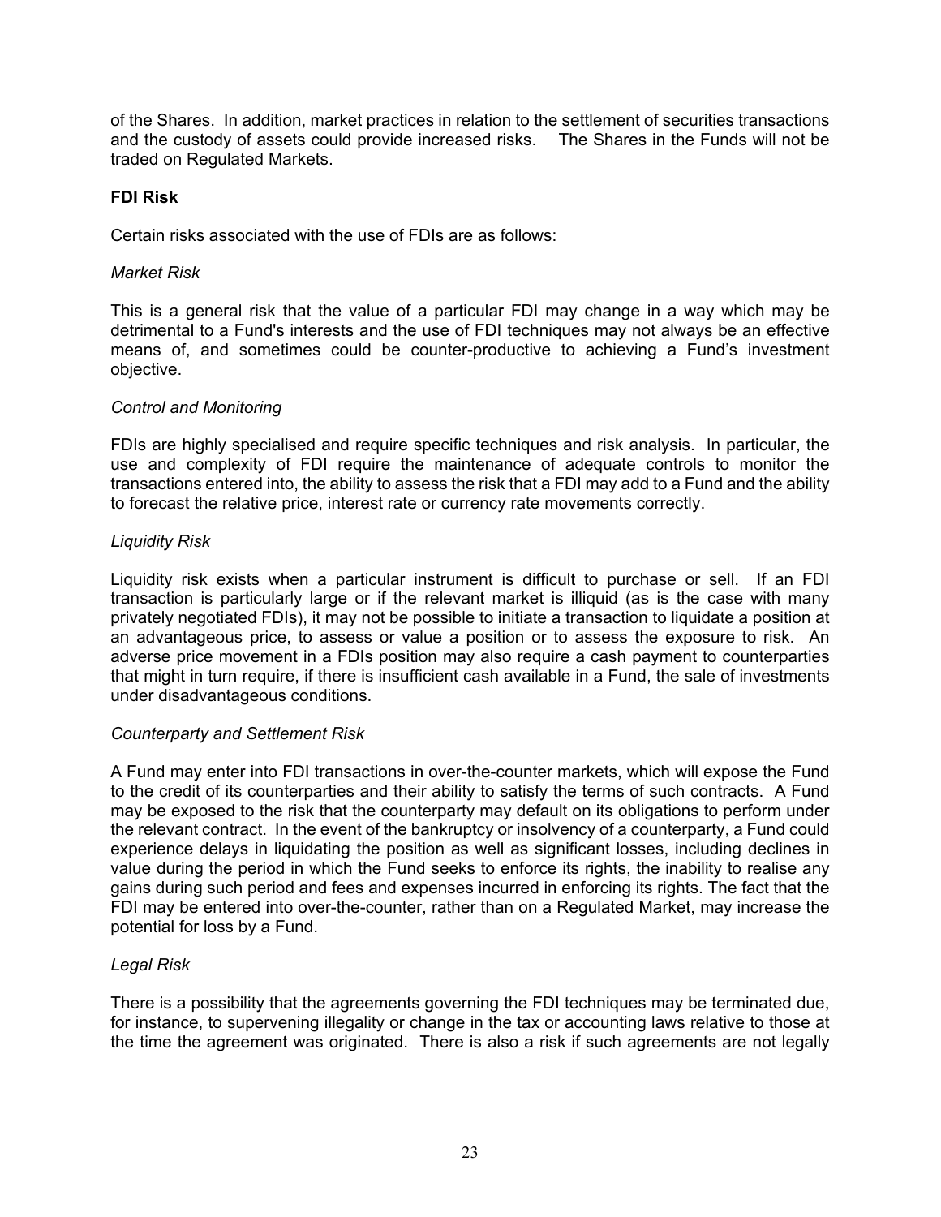of the Shares. In addition, market practices in relation to the settlement of securities transactions and the custody of assets could provide increased risks. The Shares in the Funds will not be traded on Regulated Markets.

**FDI Risk**

Certain risks associated with the use of FDIs are as follows:

*Market Risk*

This is a general risk that the value of a particular FDI may change in a way which may be detrimental to a Fund's interests and the use of FDI techniques may not always be an effective means of, and sometimes could be counter-productive to achieving a Fund's investment objective.

*Control and Monitoring*

FDIs are highly specialised and require specific techniques and risk analysis. In particular, the use and complexity of FDI require the maintenance of adequate controls to monitor the transactions entered into, the ability to assess the risk that a FDI may add to a Fund and the ability to forecast the relative price, interest rate or currency rate movements correctly.

*Liquidity Risk*

Liquidity risk exists when a particular instrument is difficult to purchase or sell. If an FDI transaction is particularly large or if the relevant market is illiquid (as is the case with many privately negotiated FDIs), it may not be possible to initiate a transaction to liquidate a position at an advantageous price, to assess or value a position or to assess the exposure to risk. An adverse price movement in a FDIs position may also require a cash payment to counterparties that might in turn require, if there is insufficient cash available in a Fund, the sale of investments under disadvantageous conditions.

*Counterparty and Settlement Risk*

A Fund may enter into FDI transactions in over-the-counter markets, which will expose the Fund to the credit of its counterparties and their ability to satisfy the terms of such contracts. A Fund may be exposed to the risk that the counterparty may default on its obligations to perform under the relevant contract. In the event of the bankruptcy or insolvency of a counterparty, a Fund could experience delays in liquidating the position as well as significant losses, including declines in value during the period in which the Fund seeks to enforce its rights, the inability to realise any gains during such period and fees and expenses incurred in enforcing its rights. The fact that the FDI may be entered into over-the-counter, rather than on a Regulated Market, may increase the potential for loss by a Fund.

*Legal Risk*

There is a possibility that the agreements governing the FDI techniques may be terminated due, for instance, to supervening illegality or change in the tax or accounting laws relative to those at the time the agreement was originated. There is also a risk if such agreements are not legally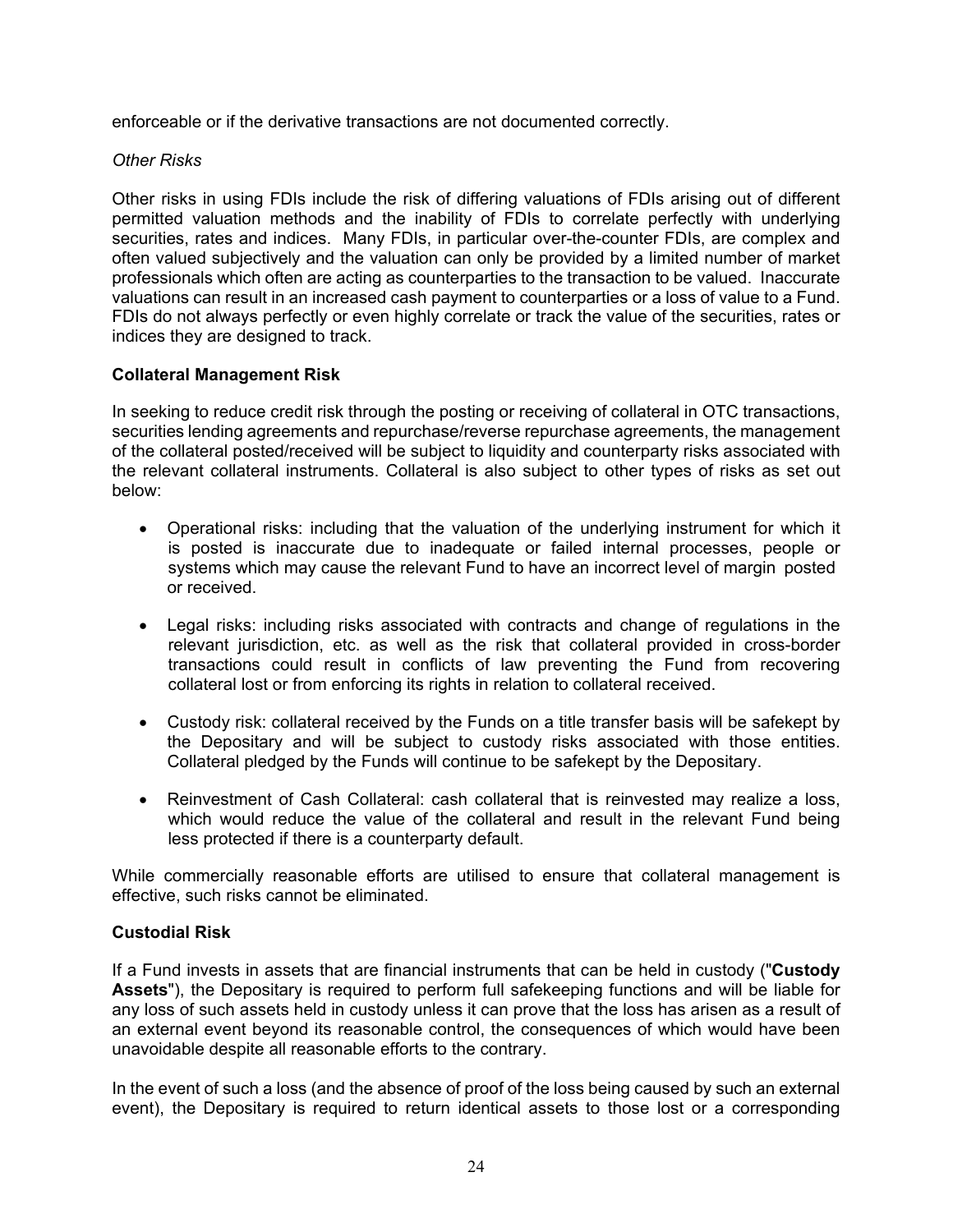enforceable or if the derivative transactions are not documented correctly.

*Other Risks*

Other risks in using FDIs include the risk of differing valuations of FDIs arising out of different permitted valuation methods and the inability of FDIs to correlate perfectly with underlying securities, rates and indices. Many FDIs, in particular over-the-counter FDIs, are complex and often valued subjectively and the valuation can only be provided by a limited number of market professionals which often are acting as counterparties to the transaction to be valued. Inaccurate valuations can result in an increased cash payment to counterparties or a loss of value to a Fund. FDIs do not always perfectly or even highly correlate or track the value of the securities, rates or indices they are designed to track.

**Collateral Management Risk**

In seeking to reduce credit risk through the posting or receiving of collateral in OTC transactions, securities lending agreements and repurchase/reverse repurchase agreements, the management of the collateral posted/received will be subject to liquidity and counterparty risks associated with the relevant collateral instruments. Collateral is also subject to other types of risks as set out below:

- Operational risks: including that the valuation of the underlying instrument for which it is posted is inaccurate due to inadequate or failed internal processes, people or systems which may cause the relevant Fund to have an incorrect level of margin posted or received.

- Legal risks: including risks associated with contracts and change of regulations in the relevant jurisdiction, etc. as well as the risk that collateral provided in cross-border transactions could result in conflicts of law preventing the Fund from recovering collateral lost or from enforcing its rights in relation to collateral received.

- Custody risk: collateral received by the Funds on a title transfer basis will be safekept by the Depositary and will be subject to custody risks associated with those entities. Collateral pledged by the Funds will continue to be safekept by the Depositary.

- Reinvestment of Cash Collateral: cash collateral that is reinvested may realize a loss, which would reduce the value of the collateral and result in the relevant Fund being less protected if there is a counterparty default.

While commercially reasonable efforts are utilised to ensure that collateral management is effective, such risks cannot be eliminated.

**Custodial Risk**

If a Fund invests in assets that are financial instruments that can be held in custody ("**Custody Assets**"), the Depositary is required to perform full safekeeping functions and will be liable for any loss of such assets held in custody unless it can prove that the loss has arisen as a result of an external event beyond its reasonable control, the consequences of which would have been unavoidable despite all reasonable efforts to the contrary.

In the event of such a loss (and the absence of proof of the loss being caused by such an external event), the Depositary is required to return identical assets to those lost or a corresponding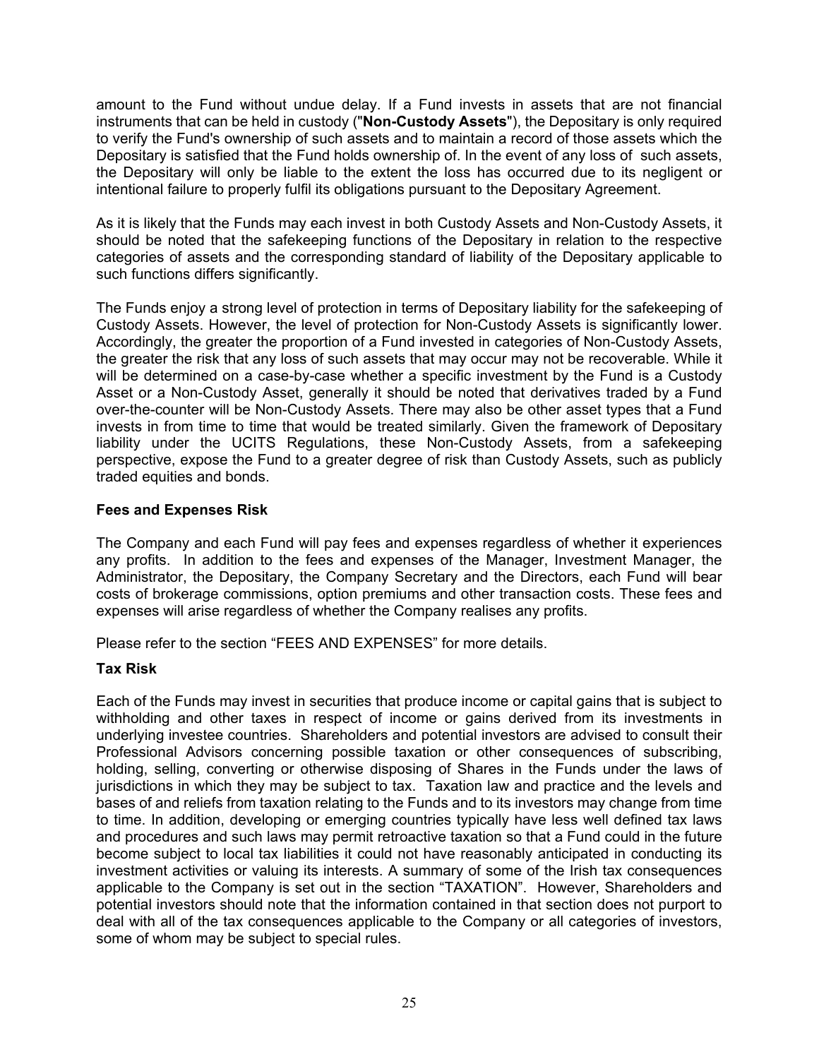amount to the Fund without undue delay. If a Fund invests in assets that are not financial instruments that can be held in custody ("**Non-Custody Assets**"), the Depositary is only required to verify the Fund's ownership of such assets and to maintain a record of those assets which the Depositary is satisfied that the Fund holds ownership of. In the event of any loss of such assets, the Depositary will only be liable to the extent the loss has occurred due to its negligent or intentional failure to properly fulfil its obligations pursuant to the Depositary Agreement.

As it is likely that the Funds may each invest in both Custody Assets and Non-Custody Assets, it should be noted that the safekeeping functions of the Depositary in relation to the respective categories of assets and the corresponding standard of liability of the Depositary applicable to such functions differs significantly.

The Funds enjoy a strong level of protection in terms of Depositary liability for the safekeeping of Custody Assets. However, the level of protection for Non-Custody Assets is significantly lower. Accordingly, the greater the proportion of a Fund invested in categories of Non-Custody Assets, the greater the risk that any loss of such assets that may occur may not be recoverable. While it will be determined on a case-by-case whether a specific investment by the Fund is a Custody Asset or a Non-Custody Asset, generally it should be noted that derivatives traded by a Fund over-the-counter will be Non-Custody Assets. There may also be other asset types that a Fund invests in from time to time that would be treated similarly. Given the framework of Depositary liability under the UCITS Regulations, these Non-Custody Assets, from a safekeeping perspective, expose the Fund to a greater degree of risk than Custody Assets, such as publicly traded equities and bonds.

**Fees and Expenses Risk**

The Company and each Fund will pay fees and expenses regardless of whether it experiences any profits. In addition to the fees and expenses of the Manager, Investment Manager, the Administrator, the Depositary, the Company Secretary and the Directors, each Fund will bear costs of brokerage commissions, option premiums and other transaction costs. These fees and expenses will arise regardless of whether the Company realises any profits.

Please refer to the section "FEES AND EXPENSES" for more details.

**Tax Risk**

Each of the Funds may invest in securities that produce income or capital gains that is subject to withholding and other taxes in respect of income or gains derived from its investments in underlying investee countries. Shareholders and potential investors are advised to consult their Professional Advisors concerning possible taxation or other consequences of subscribing, holding, selling, converting or otherwise disposing of Shares in the Funds under the laws of jurisdictions in which they may be subject to tax. Taxation law and practice and the levels and bases of and reliefs from taxation relating to the Funds and to its investors may change from time to time. In addition, developing or emerging countries typically have less well defined tax laws and procedures and such laws may permit retroactive taxation so that a Fund could in the future become subject to local tax liabilities it could not have reasonably anticipated in conducting its investment activities or valuing its interests. A summary of some of the Irish tax consequences applicable to the Company is set out in the section "TAXATION". However, Shareholders and potential investors should note that the information contained in that section does not purport to deal with all of the tax consequences applicable to the Company or all categories of investors, some of whom may be subject to special rules.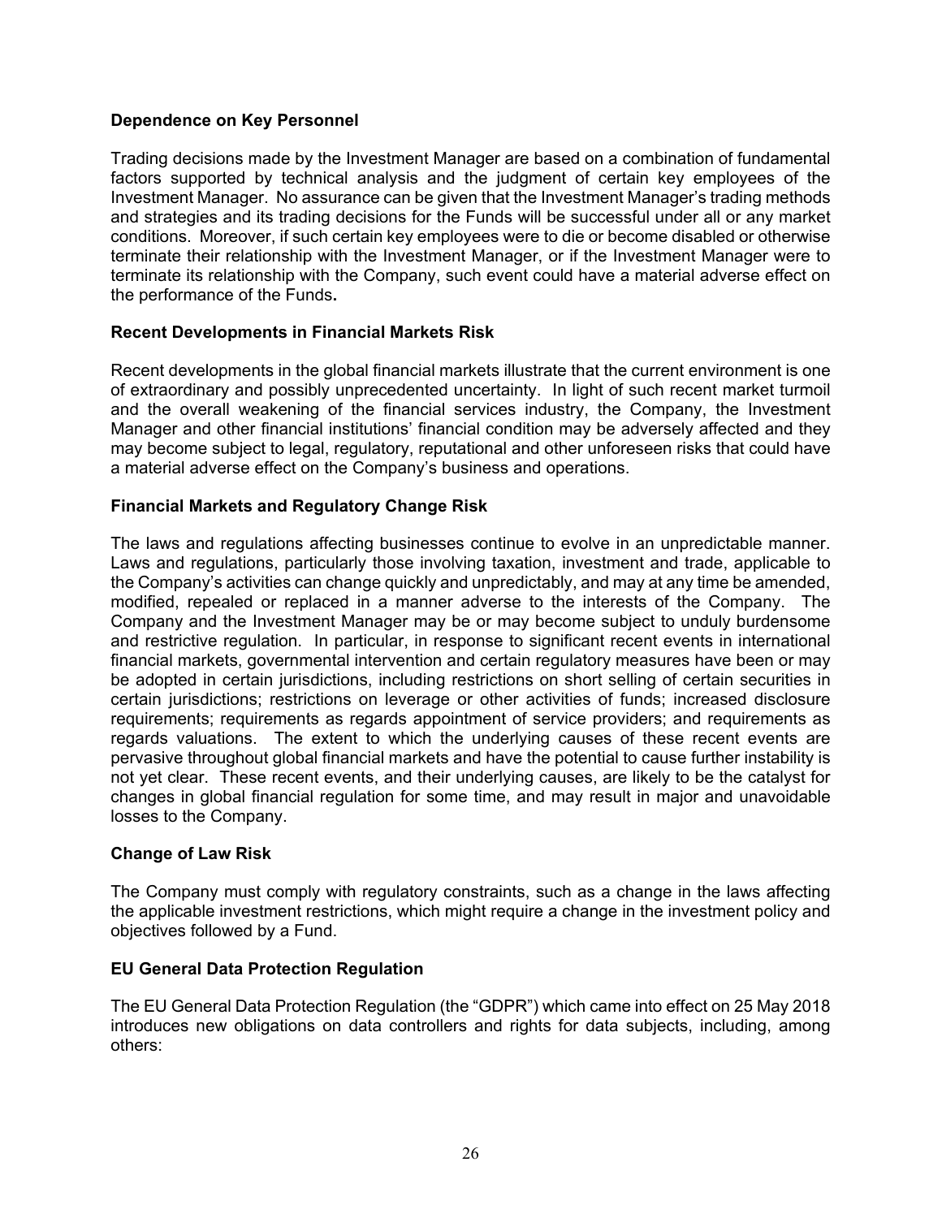**Dependence on Key Personnel**

Trading decisions made by the Investment Manager are based on a combination of fundamental factors supported by technical analysis and the judgment of certain key employees of the Investment Manager. No assurance can be given that the Investment Manager's trading methods and strategies and its trading decisions for the Funds will be successful under all or any market conditions. Moreover, if such certain key employees were to die or become disabled or otherwise terminate their relationship with the Investment Manager, or if the Investment Manager were to terminate its relationship with the Company, such event could have a material adverse effect on the performance of the Funds**.**

**Recent Developments in Financial Markets Risk**

Recent developments in the global financial markets illustrate that the current environment is one of extraordinary and possibly unprecedented uncertainty. In light of such recent market turmoil and the overall weakening of the financial services industry, the Company, the Investment Manager and other financial institutions' financial condition may be adversely affected and they may become subject to legal, regulatory, reputational and other unforeseen risks that could have a material adverse effect on the Company's business and operations.

**Financial Markets and Regulatory Change Risk**

The laws and regulations affecting businesses continue to evolve in an unpredictable manner. Laws and regulations, particularly those involving taxation, investment and trade, applicable to the Company's activities can change quickly and unpredictably, and may at any time be amended, modified, repealed or replaced in a manner adverse to the interests of the Company. The Company and the Investment Manager may be or may become subject to unduly burdensome and restrictive regulation. In particular, in response to significant recent events in international financial markets, governmental intervention and certain regulatory measures have been or may be adopted in certain jurisdictions, including restrictions on short selling of certain securities in certain jurisdictions; restrictions on leverage or other activities of funds; increased disclosure requirements; requirements as regards appointment of service providers; and requirements as regards valuations. The extent to which the underlying causes of these recent events are pervasive throughout global financial markets and have the potential to cause further instability is not yet clear. These recent events, and their underlying causes, are likely to be the catalyst for changes in global financial regulation for some time, and may result in major and unavoidable losses to the Company.

**Change of Law Risk**

The Company must comply with regulatory constraints, such as a change in the laws affecting the applicable investment restrictions, which might require a change in the investment policy and objectives followed by a Fund.

**EU General Data Protection Regulation**

The EU General Data Protection Regulation (the "GDPR") which came into effect on 25 May 2018 introduces new obligations on data controllers and rights for data subjects, including, among others: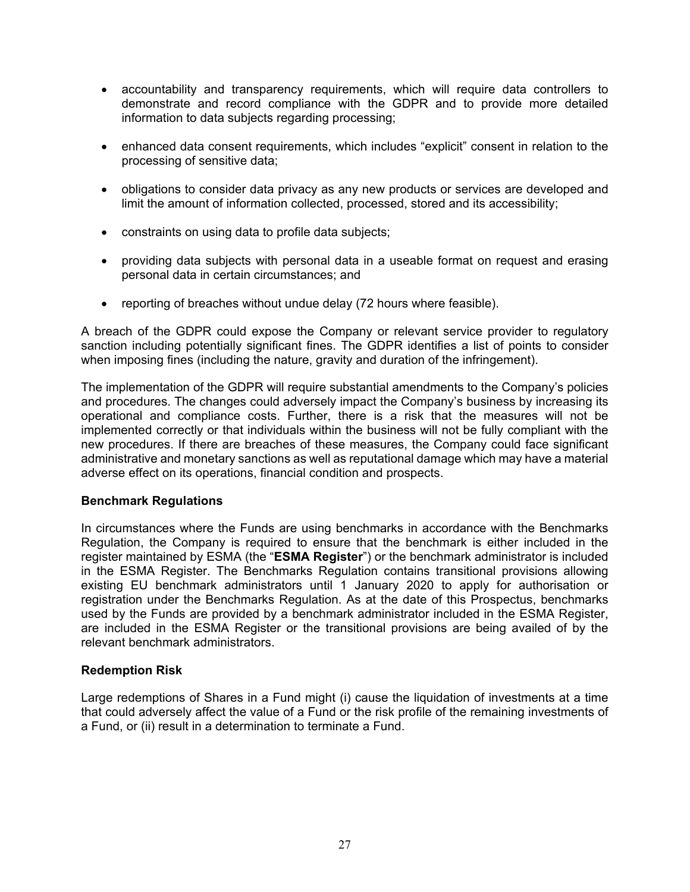- accountability and transparency requirements, which will require data controllers to demonstrate and record compliance with the GDPR and to provide more detailed information to data subjects regarding processing;
- enhanced data consent requirements, which includes "explicit" consent in relation to the processing of sensitive data;
- obligations to consider data privacy as any new products or services are developed and limit the amount of information collected, processed, stored and its accessibility;
- constraints on using data to profile data subjects;
- providing data subjects with personal data in a useable format on request and erasing personal data in certain circumstances; and
- reporting of breaches without undue delay (72 hours where feasible).

A breach of the GDPR could expose the Company or relevant service provider to regulatory sanction including potentially significant fines. The GDPR identifies a list of points to consider when imposing fines (including the nature, gravity and duration of the infringement).

The implementation of the GDPR will require substantial amendments to the Company's policies and procedures. The changes could adversely impact the Company's business by increasing its operational and compliance costs. Further, there is a risk that the measures will not be implemented correctly or that individuals within the business will not be fully compliant with the new procedures. If there are breaches of these measures, the Company could face significant administrative and monetary sanctions as well as reputational damage which may have a material adverse effect on its operations, financial condition and prospects.

**Benchmark Regulations**

In circumstances where the Funds are using benchmarks in accordance with the Benchmarks Regulation, the Company is required to ensure that the benchmark is either included in the register maintained by ESMA (the "**ESMA Register**") or the benchmark administrator is included in the ESMA Register. The Benchmarks Regulation contains transitional provisions allowing existing EU benchmark administrators until 1 January 2020 to apply for authorisation or registration under the Benchmarks Regulation. As at the date of this Prospectus, benchmarks used by the Funds are provided by a benchmark administrator included in the ESMA Register, are included in the ESMA Register or the transitional provisions are being availed of by the relevant benchmark administrators.

**Redemption Risk**

Large redemptions of Shares in a Fund might (i) cause the liquidation of investments at a time that could adversely affect the value of a Fund or the risk profile of the remaining investments of a Fund, or (ii) result in a determination to terminate a Fund.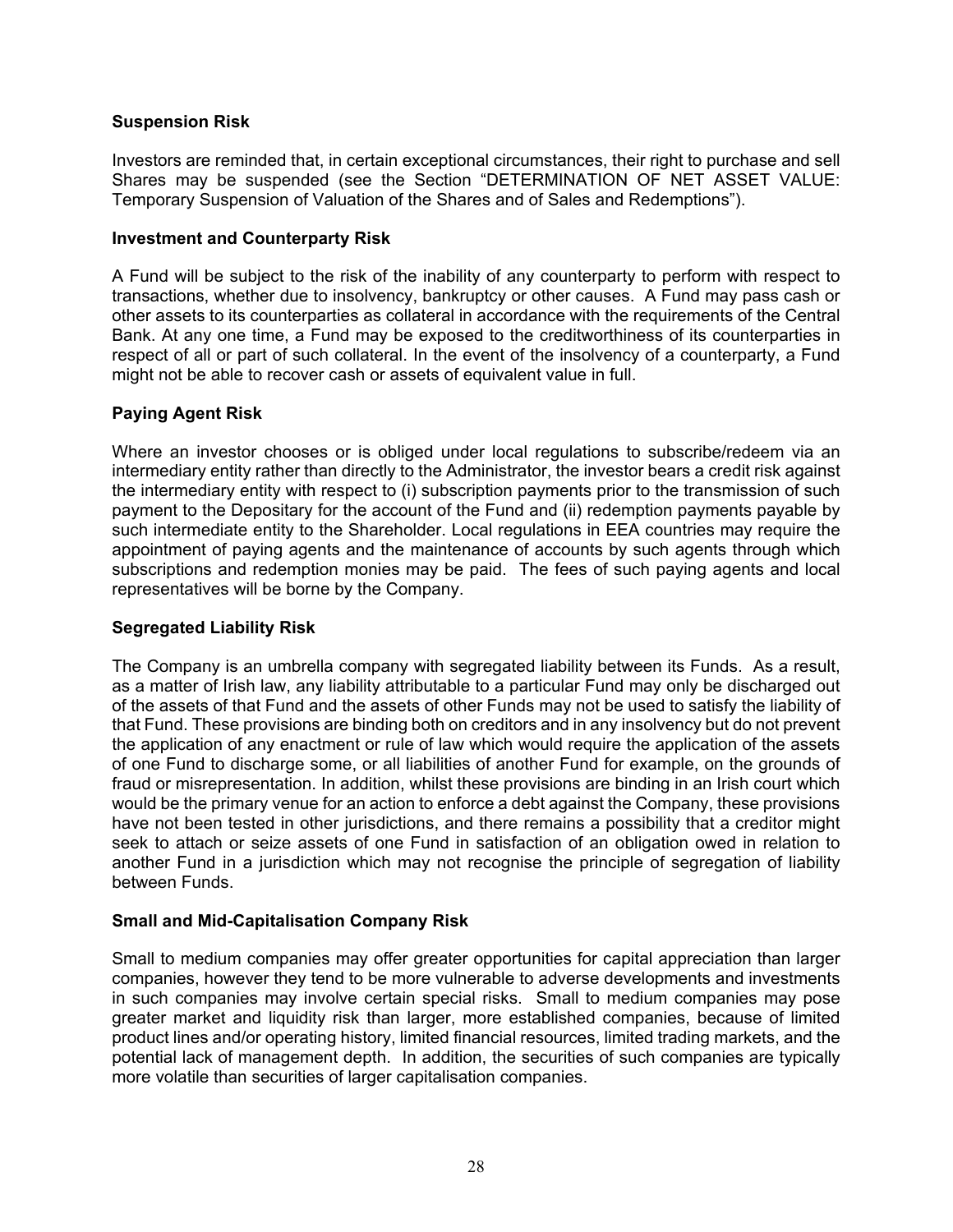**Suspension Risk**

Investors are reminded that, in certain exceptional circumstances, their right to purchase and sell Shares may be suspended (see the Section "DETERMINATION OF NET ASSET VALUE: Temporary Suspension of Valuation of the Shares and of Sales and Redemptions").

**Investment and Counterparty Risk**

A Fund will be subject to the risk of the inability of any counterparty to perform with respect to transactions, whether due to insolvency, bankruptcy or other causes. A Fund may pass cash or other assets to its counterparties as collateral in accordance with the requirements of the Central Bank. At any one time, a Fund may be exposed to the creditworthiness of its counterparties in respect of all or part of such collateral. In the event of the insolvency of a counterparty, a Fund might not be able to recover cash or assets of equivalent value in full.

**Paying Agent Risk**

Where an investor chooses or is obliged under local regulations to subscribe/redeem via an intermediary entity rather than directly to the Administrator, the investor bears a credit risk against the intermediary entity with respect to (i) subscription payments prior to the transmission of such payment to the Depositary for the account of the Fund and (ii) redemption payments payable by such intermediate entity to the Shareholder. Local regulations in EEA countries may require the appointment of paying agents and the maintenance of accounts by such agents through which subscriptions and redemption monies may be paid. The fees of such paying agents and local representatives will be borne by the Company.

**Segregated Liability Risk**

The Company is an umbrella company with segregated liability between its Funds. As a result, as a matter of Irish law, any liability attributable to a particular Fund may only be discharged out of the assets of that Fund and the assets of other Funds may not be used to satisfy the liability of that Fund. These provisions are binding both on creditors and in any insolvency but do not prevent the application of any enactment or rule of law which would require the application of the assets of one Fund to discharge some, or all liabilities of another Fund for example, on the grounds of fraud or misrepresentation. In addition, whilst these provisions are binding in an Irish court which would be the primary venue for an action to enforce a debt against the Company, these provisions have not been tested in other jurisdictions, and there remains a possibility that a creditor might seek to attach or seize assets of one Fund in satisfaction of an obligation owed in relation to another Fund in a jurisdiction which may not recognise the principle of segregation of liability between Funds.

**Small and Mid-Capitalisation Company Risk**

Small to medium companies may offer greater opportunities for capital appreciation than larger companies, however they tend to be more vulnerable to adverse developments and investments in such companies may involve certain special risks. Small to medium companies may pose greater market and liquidity risk than larger, more established companies, because of limited product lines and/or operating history, limited financial resources, limited trading markets, and the potential lack of management depth. In addition, the securities of such companies are typically more volatile than securities of larger capitalisation companies.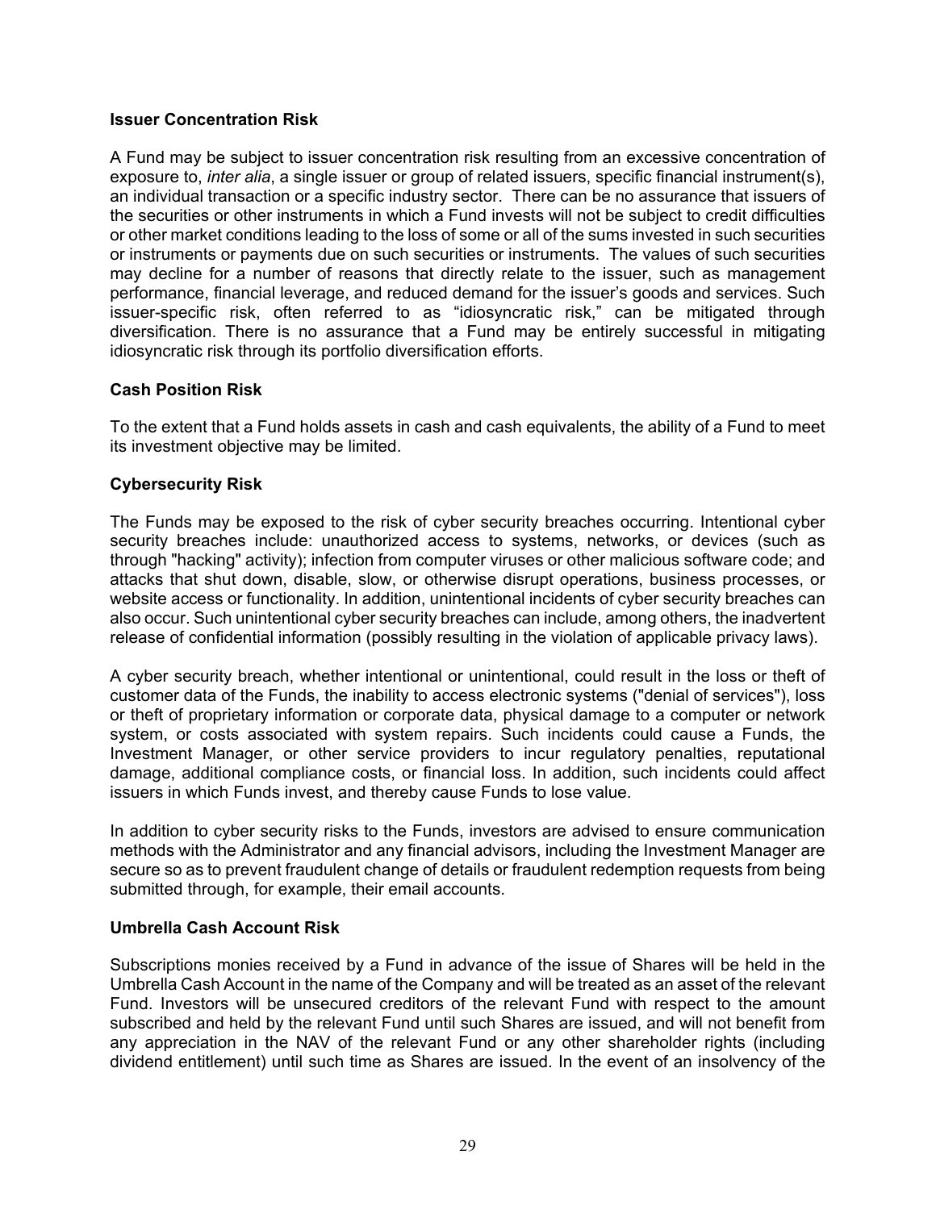**Issuer Concentration Risk**

A Fund may be subject to issuer concentration risk resulting from an excessive concentration of exposure to, *inter alia*, a single issuer or group of related issuers, specific financial instrument(s), an individual transaction or a specific industry sector. There can be no assurance that issuers of the securities or other instruments in which a Fund invests will not be subject to credit difficulties or other market conditions leading to the loss of some or all of the sums invested in such securities or instruments or payments due on such securities or instruments. The values of such securities may decline for a number of reasons that directly relate to the issuer, such as management performance, financial leverage, and reduced demand for the issuer's goods and services. Such issuer-specific risk, often referred to as "idiosyncratic risk," can be mitigated through diversification. There is no assurance that a Fund may be entirely successful in mitigating idiosyncratic risk through its portfolio diversification efforts.

**Cash Position Risk**

To the extent that a Fund holds assets in cash and cash equivalents, the ability of a Fund to meet its investment objective may be limited.

**Cybersecurity Risk**

The Funds may be exposed to the risk of cyber security breaches occurring. Intentional cyber security breaches include: unauthorized access to systems, networks, or devices (such as through "hacking" activity); infection from computer viruses or other malicious software code; and attacks that shut down, disable, slow, or otherwise disrupt operations, business processes, or website access or functionality. In addition, unintentional incidents of cyber security breaches can also occur. Such unintentional cyber security breaches can include, among others, the inadvertent release of confidential information (possibly resulting in the violation of applicable privacy laws).

A cyber security breach, whether intentional or unintentional, could result in the loss or theft of customer data of the Funds, the inability to access electronic systems ("denial of services"), loss or theft of proprietary information or corporate data, physical damage to a computer or network system, or costs associated with system repairs. Such incidents could cause a Funds, the Investment Manager, or other service providers to incur regulatory penalties, reputational damage, additional compliance costs, or financial loss. In addition, such incidents could affect issuers in which Funds invest, and thereby cause Funds to lose value.

In addition to cyber security risks to the Funds, investors are advised to ensure communication methods with the Administrator and any financial advisors, including the Investment Manager are secure so as to prevent fraudulent change of details or fraudulent redemption requests from being submitted through, for example, their email accounts.

**Umbrella Cash Account Risk**

Subscriptions monies received by a Fund in advance of the issue of Shares will be held in the Umbrella Cash Account in the name of the Company and will be treated as an asset of the relevant Fund. Investors will be unsecured creditors of the relevant Fund with respect to the amount subscribed and held by the relevant Fund until such Shares are issued, and will not benefit from any appreciation in the NAV of the relevant Fund or any other shareholder rights (including dividend entitlement) until such time as Shares are issued. In the event of an insolvency of the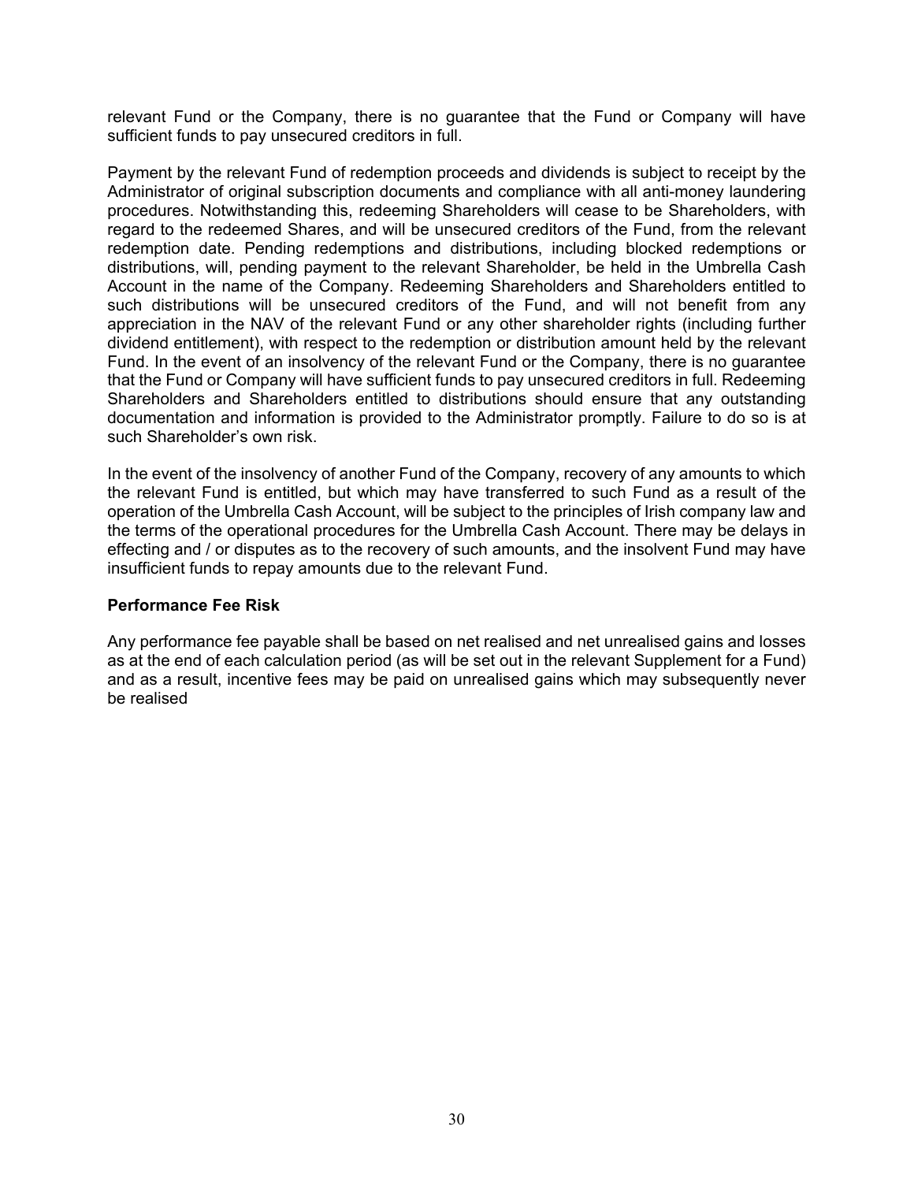relevant Fund or the Company, there is no guarantee that the Fund or Company will have sufficient funds to pay unsecured creditors in full.

Payment by the relevant Fund of redemption proceeds and dividends is subject to receipt by the Administrator of original subscription documents and compliance with all anti-money laundering procedures. Notwithstanding this, redeeming Shareholders will cease to be Shareholders, with regard to the redeemed Shares, and will be unsecured creditors of the Fund, from the relevant redemption date. Pending redemptions and distributions, including blocked redemptions or distributions, will, pending payment to the relevant Shareholder, be held in the Umbrella Cash Account in the name of the Company. Redeeming Shareholders and Shareholders entitled to such distributions will be unsecured creditors of the Fund, and will not benefit from any appreciation in the NAV of the relevant Fund or any other shareholder rights (including further dividend entitlement), with respect to the redemption or distribution amount held by the relevant Fund. In the event of an insolvency of the relevant Fund or the Company, there is no guarantee that the Fund or Company will have sufficient funds to pay unsecured creditors in full. Redeeming Shareholders and Shareholders entitled to distributions should ensure that any outstanding documentation and information is provided to the Administrator promptly. Failure to do so is at such Shareholder's own risk.

In the event of the insolvency of another Fund of the Company, recovery of any amounts to which the relevant Fund is entitled, but which may have transferred to such Fund as a result of the operation of the Umbrella Cash Account, will be subject to the principles of Irish company law and the terms of the operational procedures for the Umbrella Cash Account. There may be delays in effecting and / or disputes as to the recovery of such amounts, and the insolvent Fund may have insufficient funds to repay amounts due to the relevant Fund.

**Performance Fee Risk**

Any performance fee payable shall be based on net realised and net unrealised gains and losses as at the end of each calculation period (as will be set out in the relevant Supplement for a Fund) and as a result, incentive fees may be paid on unrealised gains which may subsequently never be realised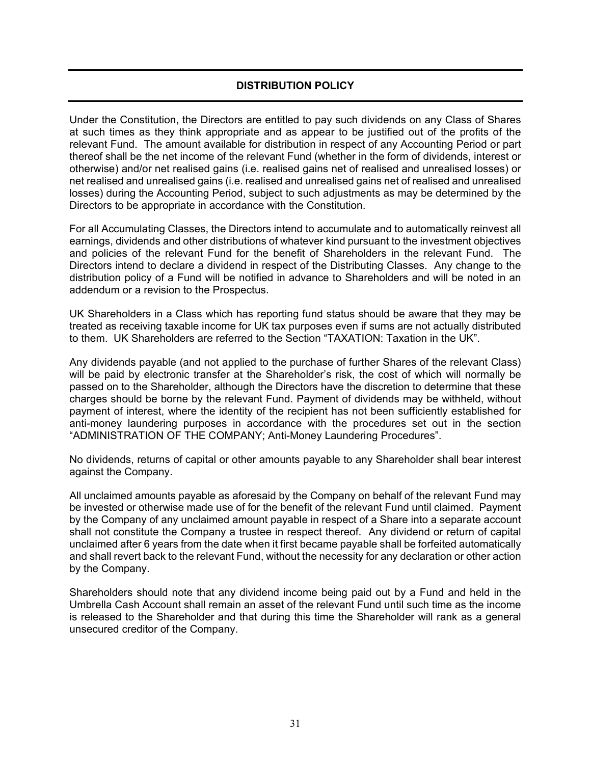## DISTRIBUTION POLICY

Under the Constitution, the Directors are entitled to pay such dividends on any Class of Shares at such times as they think appropriate and as appear to be justified out of the profits of the relevant Fund. The amount available for distribution in respect of any Accounting Period or part thereof shall be the net income of the relevant Fund (whether in the form of dividends, interest or otherwise) and/or net realised gains (i.e. realised gains net of realised and unrealised losses) or net realised and unrealised gains (i.e. realised and unrealised gains net of realised and unrealised losses) during the Accounting Period, subject to such adjustments as may be determined by the Directors to be appropriate in accordance with the Constitution.

For all Accumulating Classes, the Directors intend to accumulate and to automatically reinvest all earnings, dividends and other distributions of whatever kind pursuant to the investment objectives and policies of the relevant Fund for the benefit of Shareholders in the relevant Fund. The Directors intend to declare a dividend in respect of the Distributing Classes. Any change to the distribution policy of a Fund will be notified in advance to Shareholders and will be noted in an addendum or a revision to the Prospectus.

UK Shareholders in a Class which has reporting fund status should be aware that they may be treated as receiving taxable income for UK tax purposes even if sums are not actually distributed to them. UK Shareholders are referred to the Section "TAXATION: Taxation in the UK".

Any dividends payable (and not applied to the purchase of further Shares of the relevant Class) will be paid by electronic transfer at the Shareholder's risk, the cost of which will normally be passed on to the Shareholder, although the Directors have the discretion to determine that these charges should be borne by the relevant Fund. Payment of dividends may be withheld, without payment of interest, where the identity of the recipient has not been sufficiently established for anti-money laundering purposes in accordance with the procedures set out in the section "ADMINISTRATION OF THE COMPANY; Anti-Money Laundering Procedures".

No dividends, returns of capital or other amounts payable to any Shareholder shall bear interest against the Company.

All unclaimed amounts payable as aforesaid by the Company on behalf of the relevant Fund may be invested or otherwise made use of for the benefit of the relevant Fund until claimed. Payment by the Company of any unclaimed amount payable in respect of a Share into a separate account shall not constitute the Company a trustee in respect thereof. Any dividend or return of capital unclaimed after 6 years from the date when it first became payable shall be forfeited automatically and shall revert back to the relevant Fund, without the necessity for any declaration or other action by the Company.

Shareholders should note that any dividend income being paid out by a Fund and held in the Umbrella Cash Account shall remain an asset of the relevant Fund until such time as the income is released to the Shareholder and that during this time the Shareholder will rank as a general unsecured creditor of the Company.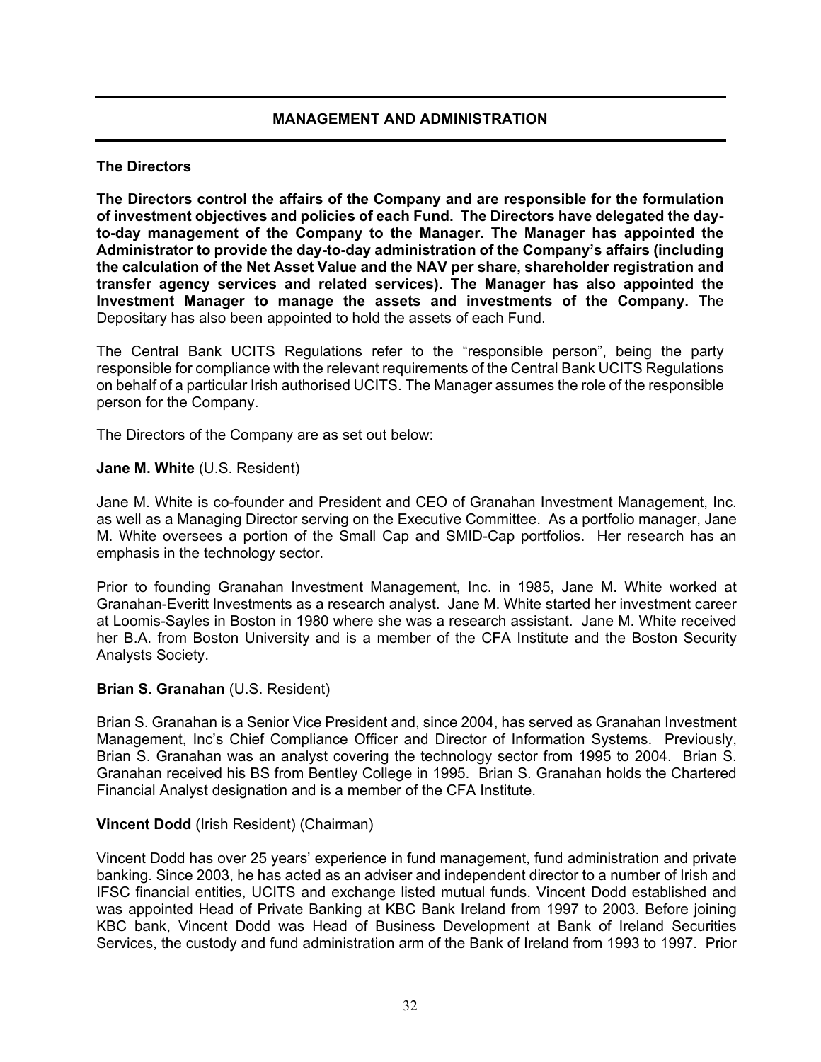## MANAGEMENT AND ADMINISTRATION

### The Directors

**The Directors control the affairs of the Company and are responsible for the formulation of investment objectives and policies of each Fund. The Directors have delegated the day-to-day management of the Company to the Manager. The Manager has appointed the Administrator to provide the day-to-day administration of the Company's affairs (including the calculation of the Net Asset Value and the NAV per share, shareholder registration and transfer agency services and related services). The Manager has also appointed the Investment Manager to manage the assets and investments of the Company.** The Depositary has also been appointed to hold the assets of each Fund.

The Central Bank UCITS Regulations refer to the "responsible person", being the party responsible for compliance with the relevant requirements of the Central Bank UCITS Regulations on behalf of a particular Irish authorised UCITS. The Manager assumes the role of the responsible person for the Company.

The Directors of the Company are as set out below:

**Jane M. White** (U.S. Resident)

Jane M. White is co-founder and President and CEO of Granahan Investment Management, Inc. as well as a Managing Director serving on the Executive Committee. As a portfolio manager, Jane M. White oversees a portion of the Small Cap and SMID-Cap portfolios. Her research has an emphasis in the technology sector.

Prior to founding Granahan Investment Management, Inc. in 1985, Jane M. White worked at Granahan-Everitt Investments as a research analyst. Jane M. White started her investment career at Loomis-Sayles in Boston in 1980 where she was a research assistant. Jane M. White received her B.A. from Boston University and is a member of the CFA Institute and the Boston Security Analysts Society.

**Brian S. Granahan** (U.S. Resident)

Brian S. Granahan is a Senior Vice President and, since 2004, has served as Granahan Investment Management, Inc's Chief Compliance Officer and Director of Information Systems. Previously, Brian S. Granahan was an analyst covering the technology sector from 1995 to 2004. Brian S. Granahan received his BS from Bentley College in 1995. Brian S. Granahan holds the Chartered Financial Analyst designation and is a member of the CFA Institute.

**Vincent Dodd** (Irish Resident) (Chairman)

Vincent Dodd has over 25 years' experience in fund management, fund administration and private banking. Since 2003, he has acted as an adviser and independent director to a number of Irish and IFSC financial entities, UCITS and exchange listed mutual funds. Vincent Dodd established and was appointed Head of Private Banking at KBC Bank Ireland from 1997 to 2003. Before joining KBC bank, Vincent Dodd was Head of Business Development at Bank of Ireland Securities Services, the custody and fund administration arm of the Bank of Ireland from 1993 to 1997. Prior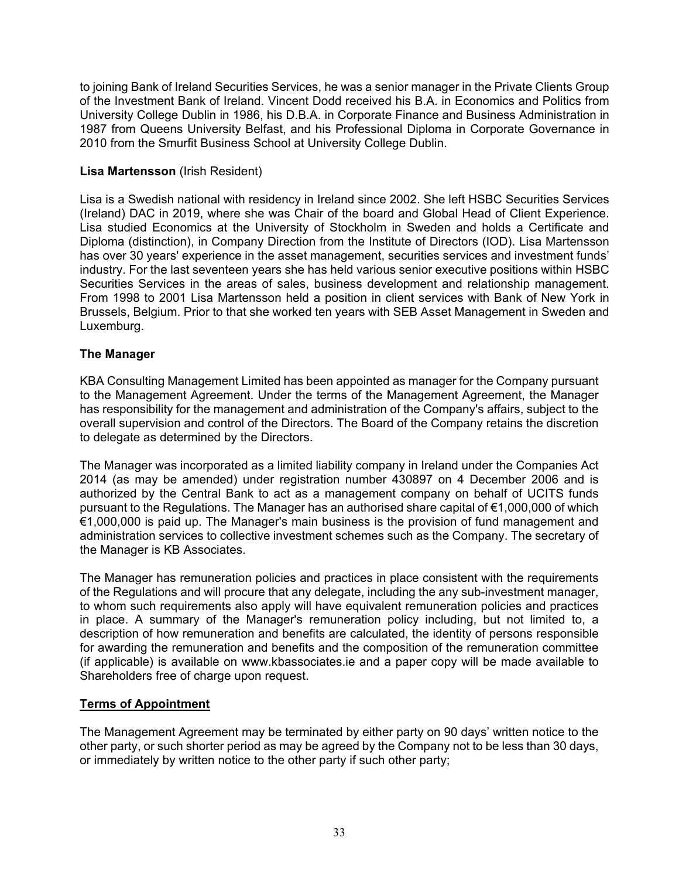to joining Bank of Ireland Securities Services, he was a senior manager in the Private Clients Group of the Investment Bank of Ireland. Vincent Dodd received his B.A. in Economics and Politics from University College Dublin in 1986, his D.B.A. in Corporate Finance and Business Administration in 1987 from Queens University Belfast, and his Professional Diploma in Corporate Governance in 2010 from the Smurfit Business School at University College Dublin.

**Lisa Martensson** (Irish Resident)

Lisa is a Swedish national with residency in Ireland since 2002. She left HSBC Securities Services (Ireland) DAC in 2019, where she was Chair of the board and Global Head of Client Experience. Lisa studied Economics at the University of Stockholm in Sweden and holds a Certificate and Diploma (distinction), in Company Direction from the Institute of Directors (IOD). Lisa Martensson has over 30 years' experience in the asset management, securities services and investment funds' industry. For the last seventeen years she has held various senior executive positions within HSBC Securities Services in the areas of sales, business development and relationship management. From 1998 to 2001 Lisa Martensson held a position in client services with Bank of New York in Brussels, Belgium. Prior to that she worked ten years with SEB Asset Management in Sweden and Luxemburg.

**The Manager**

KBA Consulting Management Limited has been appointed as manager for the Company pursuant to the Management Agreement. Under the terms of the Management Agreement, the Manager has responsibility for the management and administration of the Company's affairs, subject to the overall supervision and control of the Directors. The Board of the Company retains the discretion to delegate as determined by the Directors.

The Manager was incorporated as a limited liability company in Ireland under the Companies Act 2014 (as may be amended) under registration number 430897 on 4 December 2006 and is authorized by the Central Bank to act as a management company on behalf of UCITS funds pursuant to the Regulations. The Manager has an authorised share capital of €1,000,000 of which €1,000,000 is paid up. The Manager's main business is the provision of fund management and administration services to collective investment schemes such as the Company. The secretary of the Manager is KB Associates.

The Manager has remuneration policies and practices in place consistent with the requirements of the Regulations and will procure that any delegate, including the any sub-investment manager, to whom such requirements also apply will have equivalent remuneration policies and practices in place. A summary of the Manager's remuneration policy including, but not limited to, a description of how remuneration and benefits are calculated, the identity of persons responsible for awarding the remuneration and benefits and the composition of the remuneration committee (if applicable) is available on www.kbassociates.ie and a paper copy will be made available to Shareholders free of charge upon request.

**Terms of Appointment**

The Management Agreement may be terminated by either party on 90 days' written notice to the other party, or such shorter period as may be agreed by the Company not to be less than 30 days, or immediately by written notice to the other party if such other party;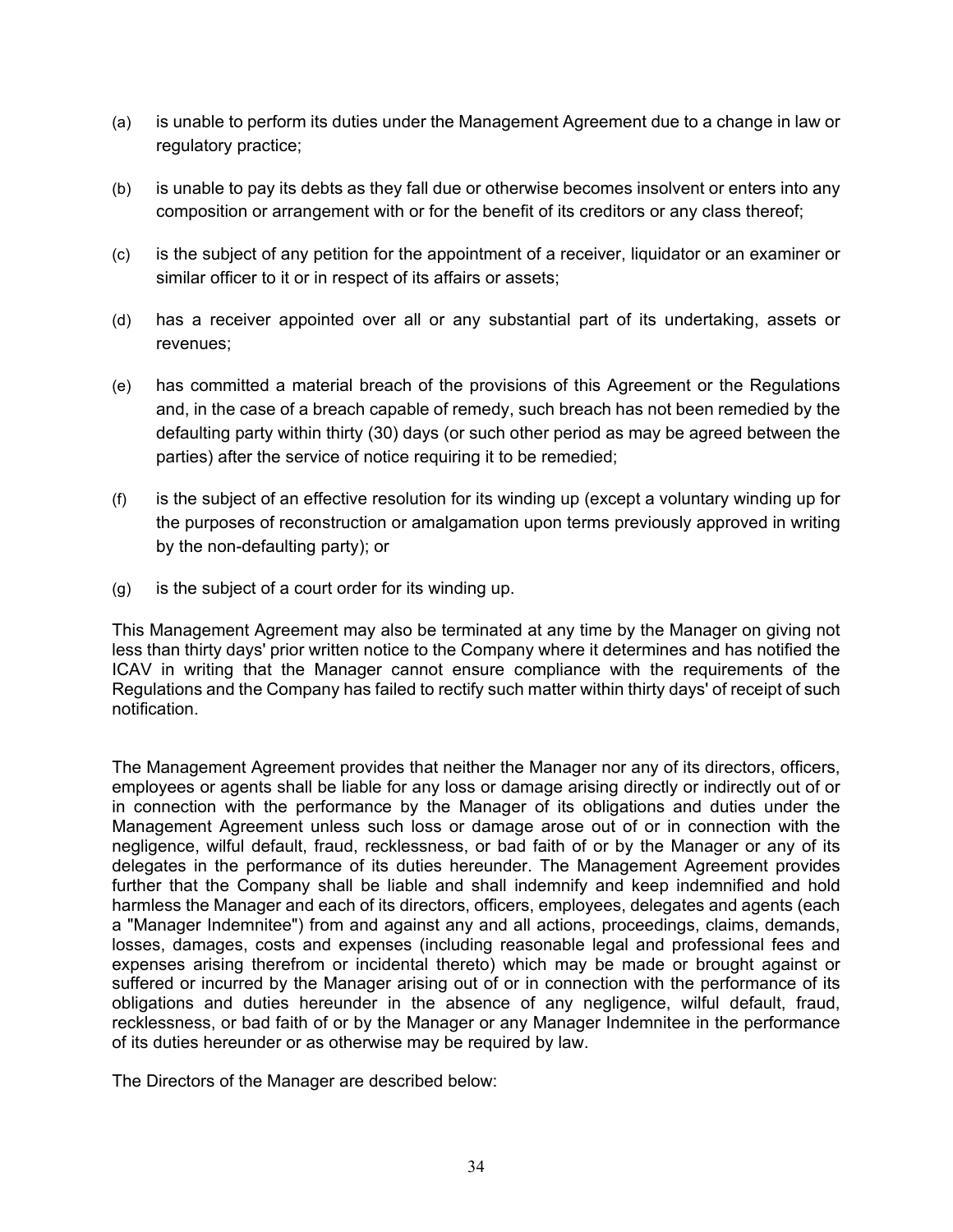(a) is unable to perform its duties under the Management Agreement due to a change in law or regulatory practice;

(b) is unable to pay its debts as they fall due or otherwise becomes insolvent or enters into any composition or arrangement with or for the benefit of its creditors or any class thereof;

(c) is the subject of any petition for the appointment of a receiver, liquidator or an examiner or similar officer to it or in respect of its affairs or assets;

(d) has a receiver appointed over all or any substantial part of its undertaking, assets or revenues;

(e) has committed a material breach of the provisions of this Agreement or the Regulations and, in the case of a breach capable of remedy, such breach has not been remedied by the defaulting party within thirty (30) days (or such other period as may be agreed between the parties) after the service of notice requiring it to be remedied;

(f) is the subject of an effective resolution for its winding up (except a voluntary winding up for the purposes of reconstruction or amalgamation upon terms previously approved in writing by the non-defaulting party); or

(g) is the subject of a court order for its winding up.

This Management Agreement may also be terminated at any time by the Manager on giving not less than thirty days' prior written notice to the Company where it determines and has notified the ICAV in writing that the Manager cannot ensure compliance with the requirements of the Regulations and the Company has failed to rectify such matter within thirty days' of receipt of such notification.

The Management Agreement provides that neither the Manager nor any of its directors, officers, employees or agents shall be liable for any loss or damage arising directly or indirectly out of or in connection with the performance by the Manager of its obligations and duties under the Management Agreement unless such loss or damage arose out of or in connection with the negligence, wilful default, fraud, recklessness, or bad faith of or by the Manager or any of its delegates in the performance of its duties hereunder. The Management Agreement provides further that the Company shall be liable and shall indemnify and keep indemnified and hold harmless the Manager and each of its directors, officers, employees, delegates and agents (each a "Manager Indemnitee") from and against any and all actions, proceedings, claims, demands, losses, damages, costs and expenses (including reasonable legal and professional fees and expenses arising therefrom or incidental thereto) which may be made or brought against or suffered or incurred by the Manager arising out of or in connection with the performance of its obligations and duties hereunder in the absence of any negligence, wilful default, fraud, recklessness, or bad faith of or by the Manager or any Manager Indemnitee in the performance of its duties hereunder or as otherwise may be required by law.

The Directors of the Manager are described below: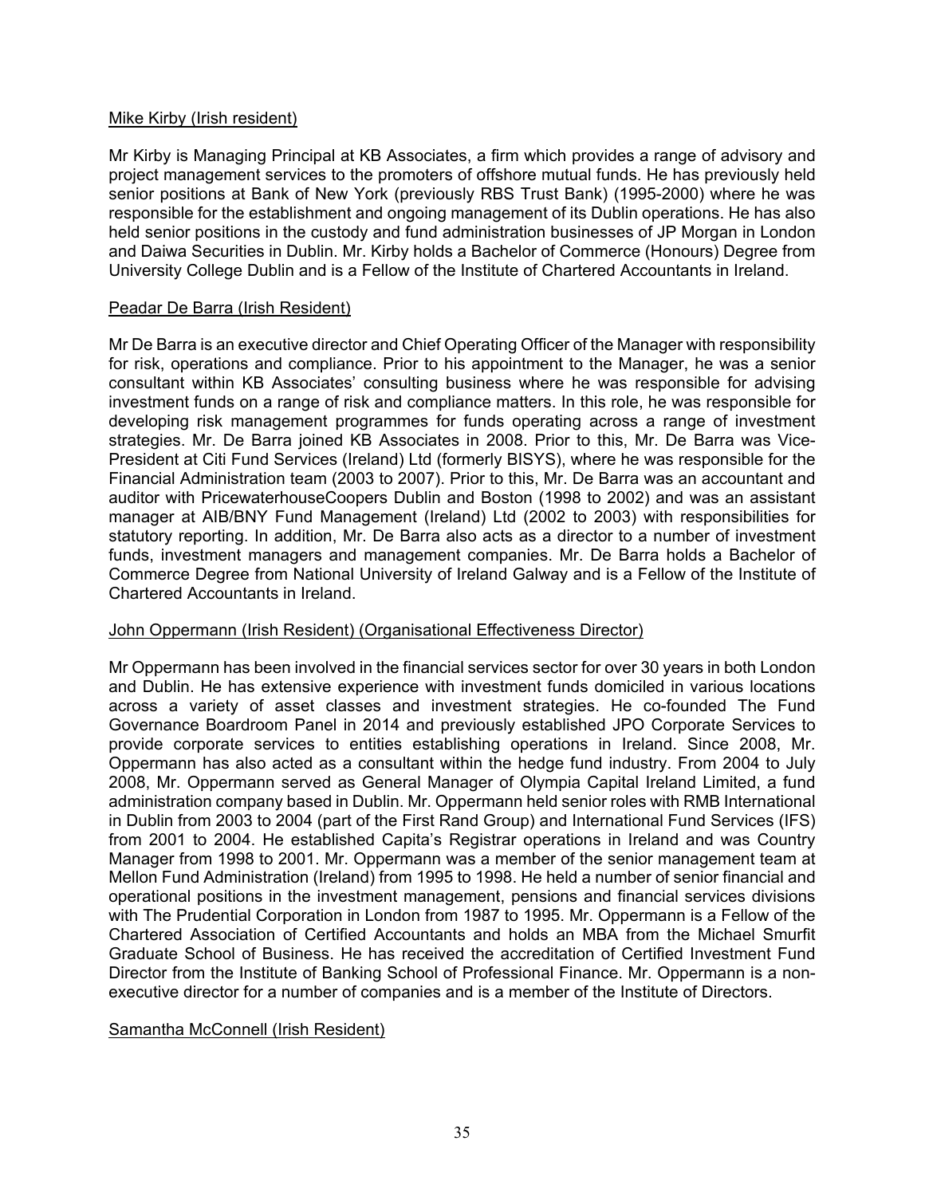Mike Kirby (Irish resident)

Mr Kirby is Managing Principal at KB Associates, a firm which provides a range of advisory and project management services to the promoters of offshore mutual funds. He has previously held senior positions at Bank of New York (previously RBS Trust Bank) (1995-2000) where he was responsible for the establishment and ongoing management of its Dublin operations. He has also held senior positions in the custody and fund administration businesses of JP Morgan in London and Daiwa Securities in Dublin. Mr. Kirby holds a Bachelor of Commerce (Honours) Degree from University College Dublin and is a Fellow of the Institute of Chartered Accountants in Ireland.

Peadar De Barra (Irish Resident)

Mr De Barra is an executive director and Chief Operating Officer of the Manager with responsibility for risk, operations and compliance. Prior to his appointment to the Manager, he was a senior consultant within KB Associates' consulting business where he was responsible for advising investment funds on a range of risk and compliance matters. In this role, he was responsible for developing risk management programmes for funds operating across a range of investment strategies. Mr. De Barra joined KB Associates in 2008. Prior to this, Mr. De Barra was Vice-President at Citi Fund Services (Ireland) Ltd (formerly BISYS), where he was responsible for the Financial Administration team (2003 to 2007). Prior to this, Mr. De Barra was an accountant and auditor with PricewaterhouseCoopers Dublin and Boston (1998 to 2002) and was an assistant manager at AIB/BNY Fund Management (Ireland) Ltd (2002 to 2003) with responsibilities for statutory reporting. In addition, Mr. De Barra also acts as a director to a number of investment funds, investment managers and management companies. Mr. De Barra holds a Bachelor of Commerce Degree from National University of Ireland Galway and is a Fellow of the Institute of Chartered Accountants in Ireland.

John Oppermann (Irish Resident) (Organisational Effectiveness Director)

Mr Oppermann has been involved in the financial services sector for over 30 years in both London and Dublin. He has extensive experience with investment funds domiciled in various locations across a variety of asset classes and investment strategies. He co-founded The Fund Governance Boardroom Panel in 2014 and previously established JPO Corporate Services to provide corporate services to entities establishing operations in Ireland. Since 2008, Mr. Oppermann has also acted as a consultant within the hedge fund industry. From 2004 to July 2008, Mr. Oppermann served as General Manager of Olympia Capital Ireland Limited, a fund administration company based in Dublin. Mr. Oppermann held senior roles with RMB International in Dublin from 2003 to 2004 (part of the First Rand Group) and International Fund Services (IFS) from 2001 to 2004. He established Capita's Registrar operations in Ireland and was Country Manager from 1998 to 2001. Mr. Oppermann was a member of the senior management team at Mellon Fund Administration (Ireland) from 1995 to 1998. He held a number of senior financial and operational positions in the investment management, pensions and financial services divisions with The Prudential Corporation in London from 1987 to 1995. Mr. Oppermann is a Fellow of the Chartered Association of Certified Accountants and holds an MBA from the Michael Smurfit Graduate School of Business. He has received the accreditation of Certified Investment Fund Director from the Institute of Banking School of Professional Finance. Mr. Oppermann is a non-executive director for a number of companies and is a member of the Institute of Directors.

Samantha McConnell (Irish Resident)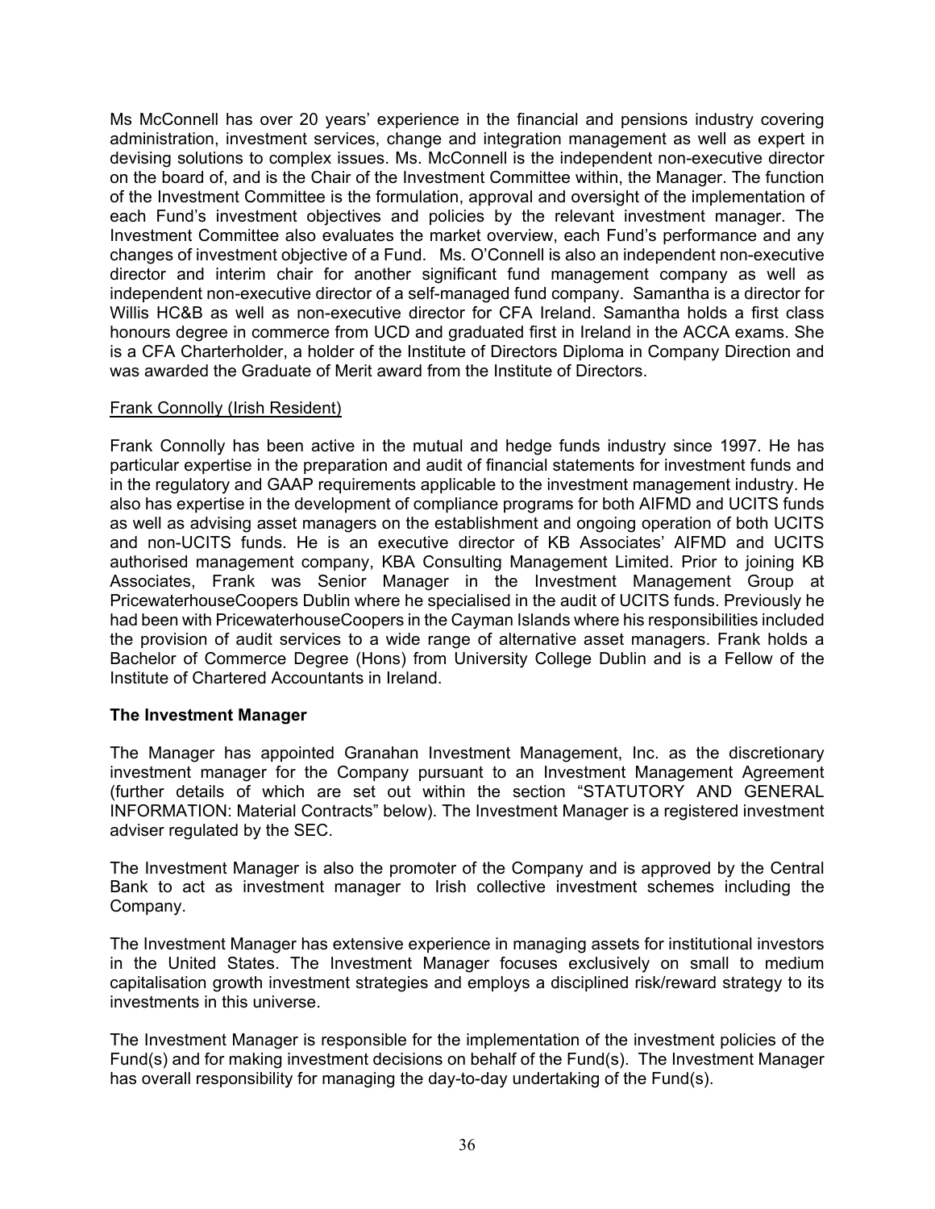Ms McConnell has over 20 years' experience in the financial and pensions industry covering administration, investment services, change and integration management as well as expert in devising solutions to complex issues. Ms. McConnell is the independent non-executive director on the board of, and is the Chair of the Investment Committee within, the Manager. The function of the Investment Committee is the formulation, approval and oversight of the implementation of each Fund's investment objectives and policies by the relevant investment manager. The Investment Committee also evaluates the market overview, each Fund's performance and any changes of investment objective of a Fund. Ms. O'Connell is also an independent non-executive director and interim chair for another significant fund management company as well as independent non-executive director of a self-managed fund company. Samantha is a director for Willis HC&B as well as non-executive director for CFA Ireland. Samantha holds a first class honours degree in commerce from UCD and graduated first in Ireland in the ACCA exams. She is a CFA Charterholder, a holder of the Institute of Directors Diploma in Company Direction and was awarded the Graduate of Merit award from the Institute of Directors.

Frank Connolly (Irish Resident)

Frank Connolly has been active in the mutual and hedge funds industry since 1997. He has particular expertise in the preparation and audit of financial statements for investment funds and in the regulatory and GAAP requirements applicable to the investment management industry. He also has expertise in the development of compliance programs for both AIFMD and UCITS funds as well as advising asset managers on the establishment and ongoing operation of both UCITS and non-UCITS funds. He is an executive director of KB Associates' AIFMD and UCITS authorised management company, KBA Consulting Management Limited. Prior to joining KB Associates, Frank was Senior Manager in the Investment Management Group at PricewaterhouseCoopers Dublin where he specialised in the audit of UCITS funds. Previously he had been with PricewaterhouseCoopers in the Cayman Islands where his responsibilities included the provision of audit services to a wide range of alternative asset managers. Frank holds a Bachelor of Commerce Degree (Hons) from University College Dublin and is a Fellow of the Institute of Chartered Accountants in Ireland.

**The Investment Manager**

The Manager has appointed Granahan Investment Management, Inc. as the discretionary investment manager for the Company pursuant to an Investment Management Agreement (further details of which are set out within the section "STATUTORY AND GENERAL INFORMATION: Material Contracts" below). The Investment Manager is a registered investment adviser regulated by the SEC.

The Investment Manager is also the promoter of the Company and is approved by the Central Bank to act as investment manager to Irish collective investment schemes including the Company.

The Investment Manager has extensive experience in managing assets for institutional investors in the United States. The Investment Manager focuses exclusively on small to medium capitalisation growth investment strategies and employs a disciplined risk/reward strategy to its investments in this universe.

The Investment Manager is responsible for the implementation of the investment policies of the Fund(s) and for making investment decisions on behalf of the Fund(s). The Investment Manager has overall responsibility for managing the day-to-day undertaking of the Fund(s).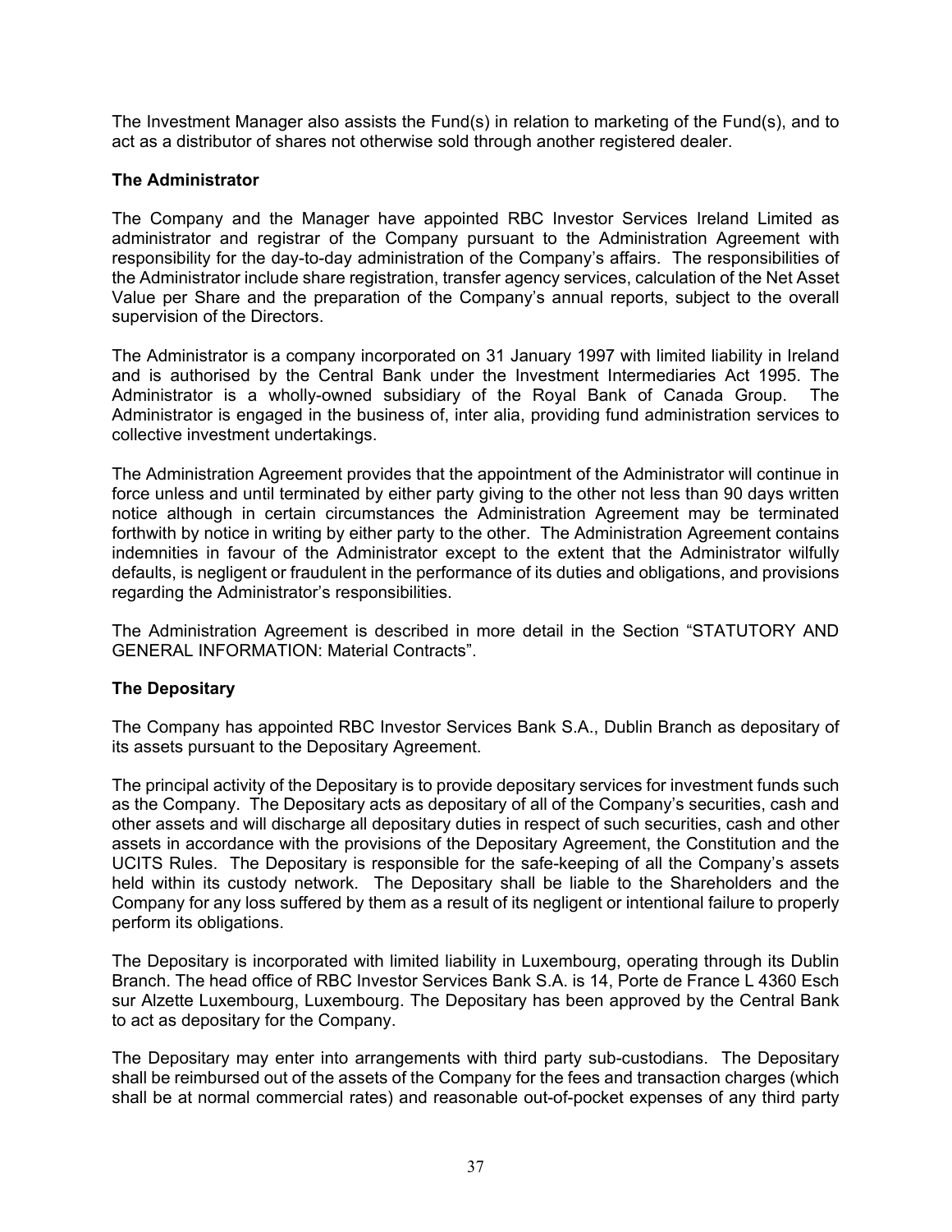The Investment Manager also assists the Fund(s) in relation to marketing of the Fund(s), and to act as a distributor of shares not otherwise sold through another registered dealer.

**The Administrator**

The Company and the Manager have appointed RBC Investor Services Ireland Limited as administrator and registrar of the Company pursuant to the Administration Agreement with responsibility for the day-to-day administration of the Company's affairs. The responsibilities of the Administrator include share registration, transfer agency services, calculation of the Net Asset Value per Share and the preparation of the Company's annual reports, subject to the overall supervision of the Directors.

The Administrator is a company incorporated on 31 January 1997 with limited liability in Ireland and is authorised by the Central Bank under the Investment Intermediaries Act 1995. The Administrator is a wholly-owned subsidiary of the Royal Bank of Canada Group. The Administrator is engaged in the business of, inter alia, providing fund administration services to collective investment undertakings.

The Administration Agreement provides that the appointment of the Administrator will continue in force unless and until terminated by either party giving to the other not less than 90 days written notice although in certain circumstances the Administration Agreement may be terminated forthwith by notice in writing by either party to the other. The Administration Agreement contains indemnities in favour of the Administrator except to the extent that the Administrator wilfully defaults, is negligent or fraudulent in the performance of its duties and obligations, and provisions regarding the Administrator's responsibilities.

The Administration Agreement is described in more detail in the Section "STATUTORY AND GENERAL INFORMATION: Material Contracts".

**The Depositary**

The Company has appointed RBC Investor Services Bank S.A., Dublin Branch as depositary of its assets pursuant to the Depositary Agreement.

The principal activity of the Depositary is to provide depositary services for investment funds such as the Company. The Depositary acts as depositary of all of the Company's securities, cash and other assets and will discharge all depositary duties in respect of such securities, cash and other assets in accordance with the provisions of the Depositary Agreement, the Constitution and the UCITS Rules. The Depositary is responsible for the safe-keeping of all the Company's assets held within its custody network. The Depositary shall be liable to the Shareholders and the Company for any loss suffered by them as a result of its negligent or intentional failure to properly perform its obligations.

The Depositary is incorporated with limited liability in Luxembourg, operating through its Dublin Branch. The head office of RBC Investor Services Bank S.A. is 14, Porte de France L 4360 Esch sur Alzette Luxembourg, Luxembourg. The Depositary has been approved by the Central Bank to act as depositary for the Company.

The Depositary may enter into arrangements with third party sub-custodians. The Depositary shall be reimbursed out of the assets of the Company for the fees and transaction charges (which shall be at normal commercial rates) and reasonable out-of-pocket expenses of any third party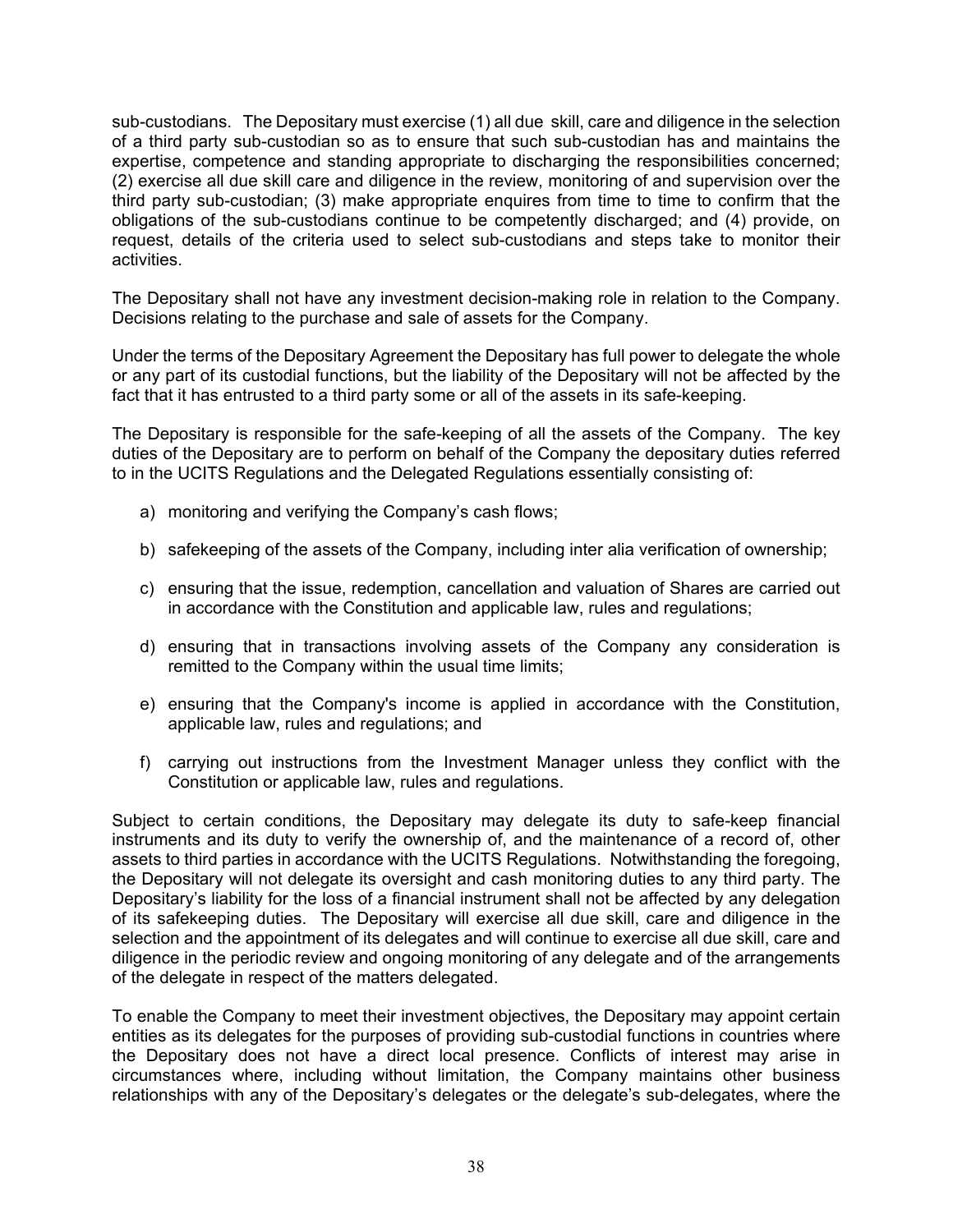sub-custodians. The Depositary must exercise (1) all due skill, care and diligence in the selection of a third party sub-custodian so as to ensure that such sub-custodian has and maintains the expertise, competence and standing appropriate to discharging the responsibilities concerned; (2) exercise all due skill care and diligence in the review, monitoring of and supervision over the third party sub-custodian; (3) make appropriate enquires from time to time to confirm that the obligations of the sub-custodians continue to be competently discharged; and (4) provide, on request, details of the criteria used to select sub-custodians and steps take to monitor their activities.

The Depositary shall not have any investment decision-making role in relation to the Company. Decisions relating to the purchase and sale of assets for the Company.

Under the terms of the Depositary Agreement the Depositary has full power to delegate the whole or any part of its custodial functions, but the liability of the Depositary will not be affected by the fact that it has entrusted to a third party some or all of the assets in its safe-keeping.

The Depositary is responsible for the safe-keeping of all the assets of the Company. The key duties of the Depositary are to perform on behalf of the Company the depositary duties referred to in the UCITS Regulations and the Delegated Regulations essentially consisting of:

a) monitoring and verifying the Company's cash flows;

b) safekeeping of the assets of the Company, including inter alia verification of ownership;

c) ensuring that the issue, redemption, cancellation and valuation of Shares are carried out in accordance with the Constitution and applicable law, rules and regulations;

d) ensuring that in transactions involving assets of the Company any consideration is remitted to the Company within the usual time limits;

e) ensuring that the Company's income is applied in accordance with the Constitution, applicable law, rules and regulations; and

f) carrying out instructions from the Investment Manager unless they conflict with the Constitution or applicable law, rules and regulations.

Subject to certain conditions, the Depositary may delegate its duty to safe-keep financial instruments and its duty to verify the ownership of, and the maintenance of a record of, other assets to third parties in accordance with the UCITS Regulations. Notwithstanding the foregoing, the Depositary will not delegate its oversight and cash monitoring duties to any third party. The Depositary's liability for the loss of a financial instrument shall not be affected by any delegation of its safekeeping duties. The Depositary will exercise all due skill, care and diligence in the selection and the appointment of its delegates and will continue to exercise all due skill, care and diligence in the periodic review and ongoing monitoring of any delegate and of the arrangements of the delegate in respect of the matters delegated.

To enable the Company to meet their investment objectives, the Depositary may appoint certain entities as its delegates for the purposes of providing sub-custodial functions in countries where the Depositary does not have a direct local presence. Conflicts of interest may arise in circumstances where, including without limitation, the Company maintains other business relationships with any of the Depositary's delegates or the delegate's sub-delegates, where the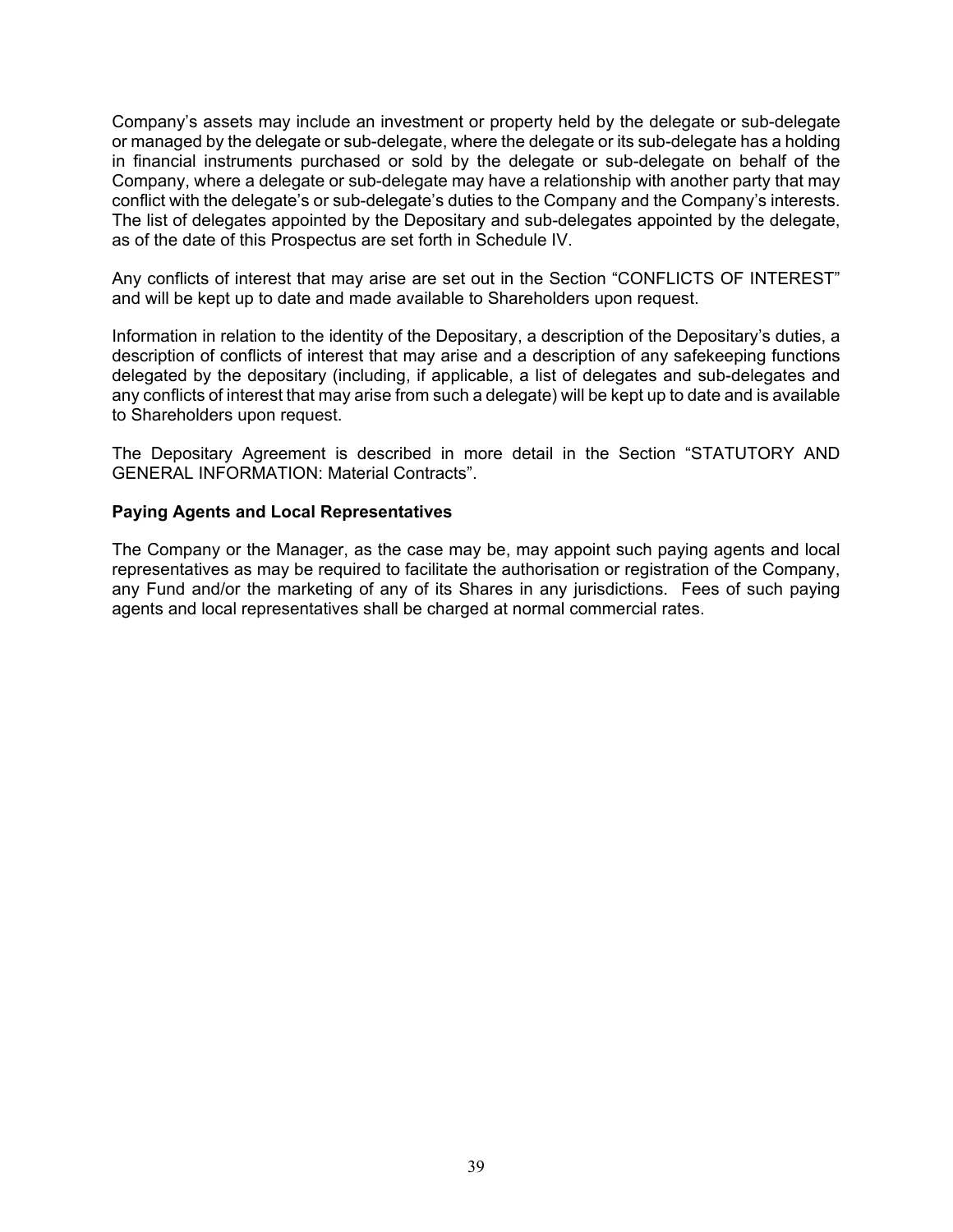Company's assets may include an investment or property held by the delegate or sub-delegate or managed by the delegate or sub-delegate, where the delegate or its sub-delegate has a holding in financial instruments purchased or sold by the delegate or sub-delegate on behalf of the Company, where a delegate or sub-delegate may have a relationship with another party that may conflict with the delegate's or sub-delegate's duties to the Company and the Company's interests. The list of delegates appointed by the Depositary and sub-delegates appointed by the delegate, as of the date of this Prospectus are set forth in Schedule IV.

Any conflicts of interest that may arise are set out in the Section "CONFLICTS OF INTEREST" and will be kept up to date and made available to Shareholders upon request.

Information in relation to the identity of the Depositary, a description of the Depositary's duties, a description of conflicts of interest that may arise and a description of any safekeeping functions delegated by the depositary (including, if applicable, a list of delegates and sub-delegates and any conflicts of interest that may arise from such a delegate) will be kept up to date and is available to Shareholders upon request.

The Depositary Agreement is described in more detail in the Section "STATUTORY AND GENERAL INFORMATION: Material Contracts".

**Paying Agents and Local Representatives**

The Company or the Manager, as the case may be, may appoint such paying agents and local representatives as may be required to facilitate the authorisation or registration of the Company, any Fund and/or the marketing of any of its Shares in any jurisdictions. Fees of such paying agents and local representatives shall be charged at normal commercial rates.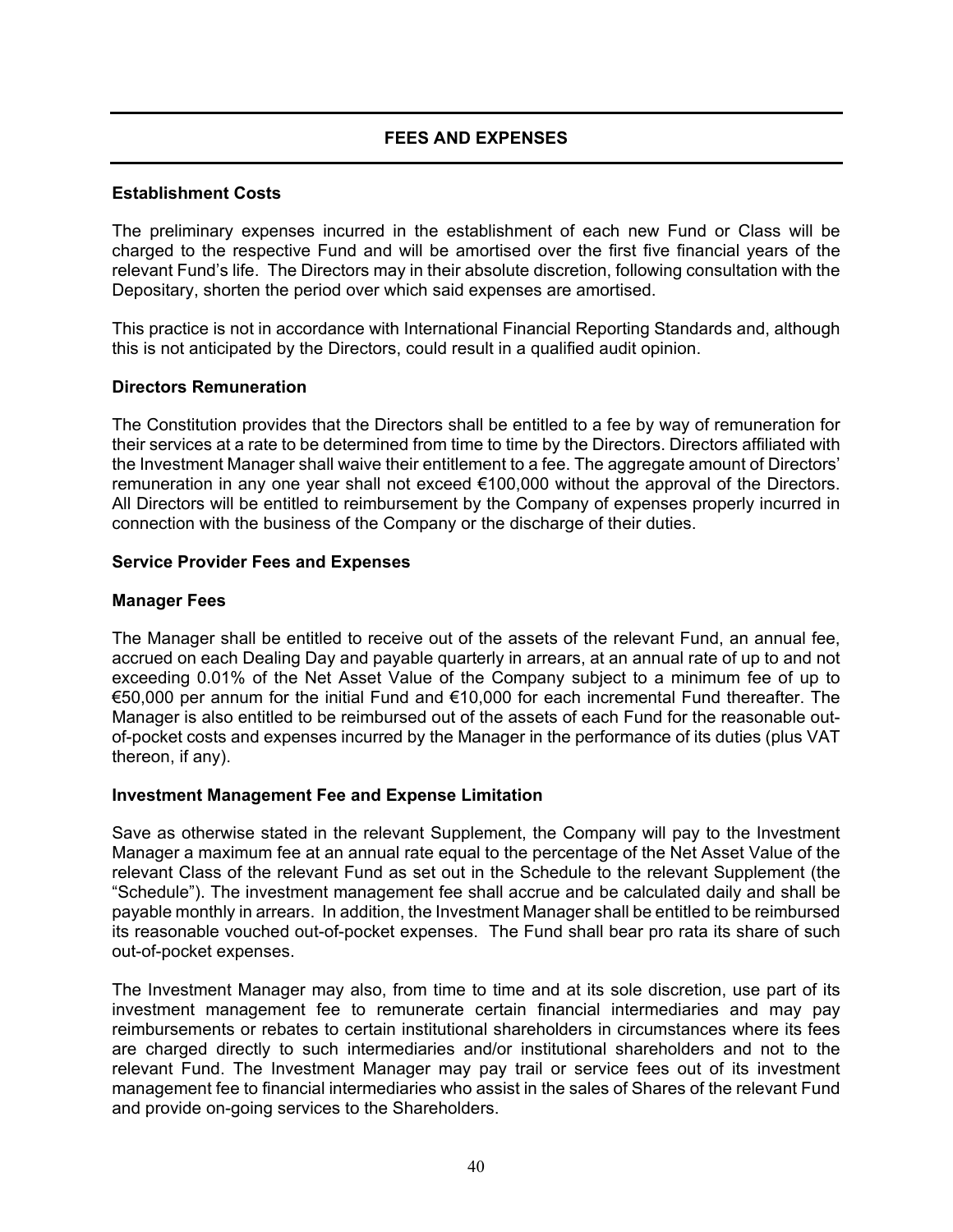## FEES AND EXPENSES

### Establishment Costs

The preliminary expenses incurred in the establishment of each new Fund or Class will be charged to the respective Fund and will be amortised over the first five financial years of the relevant Fund's life. The Directors may in their absolute discretion, following consultation with the Depositary, shorten the period over which said expenses are amortised.

This practice is not in accordance with International Financial Reporting Standards and, although this is not anticipated by the Directors, could result in a qualified audit opinion.

### Directors Remuneration

The Constitution provides that the Directors shall be entitled to a fee by way of remuneration for their services at a rate to be determined from time to time by the Directors. Directors affiliated with the Investment Manager shall waive their entitlement to a fee. The aggregate amount of Directors' remuneration in any one year shall not exceed €100,000 without the approval of the Directors. All Directors will be entitled to reimbursement by the Company of expenses properly incurred in connection with the business of the Company or the discharge of their duties.

### Service Provider Fees and Expenses

### Manager Fees

The Manager shall be entitled to receive out of the assets of the relevant Fund, an annual fee, accrued on each Dealing Day and payable quarterly in arrears, at an annual rate of up to and not exceeding 0.01% of the Net Asset Value of the Company subject to a minimum fee of up to €50,000 per annum for the initial Fund and €10,000 for each incremental Fund thereafter. The Manager is also entitled to be reimbursed out of the assets of each Fund for the reasonable out-of-pocket costs and expenses incurred by the Manager in the performance of its duties (plus VAT thereon, if any).

### Investment Management Fee and Expense Limitation

Save as otherwise stated in the relevant Supplement, the Company will pay to the Investment Manager a maximum fee at an annual rate equal to the percentage of the Net Asset Value of the relevant Class of the relevant Fund as set out in the Schedule to the relevant Supplement (the "Schedule"). The investment management fee shall accrue and be calculated daily and shall be payable monthly in arrears. In addition, the Investment Manager shall be entitled to be reimbursed its reasonable vouched out-of-pocket expenses. The Fund shall bear pro rata its share of such out-of-pocket expenses.

The Investment Manager may also, from time to time and at its sole discretion, use part of its investment management fee to remunerate certain financial intermediaries and may pay reimbursements or rebates to certain institutional shareholders in circumstances where its fees are charged directly to such intermediaries and/or institutional shareholders and not to the relevant Fund. The Investment Manager may pay trail or service fees out of its investment management fee to financial intermediaries who assist in the sales of Shares of the relevant Fund and provide on-going services to the Shareholders.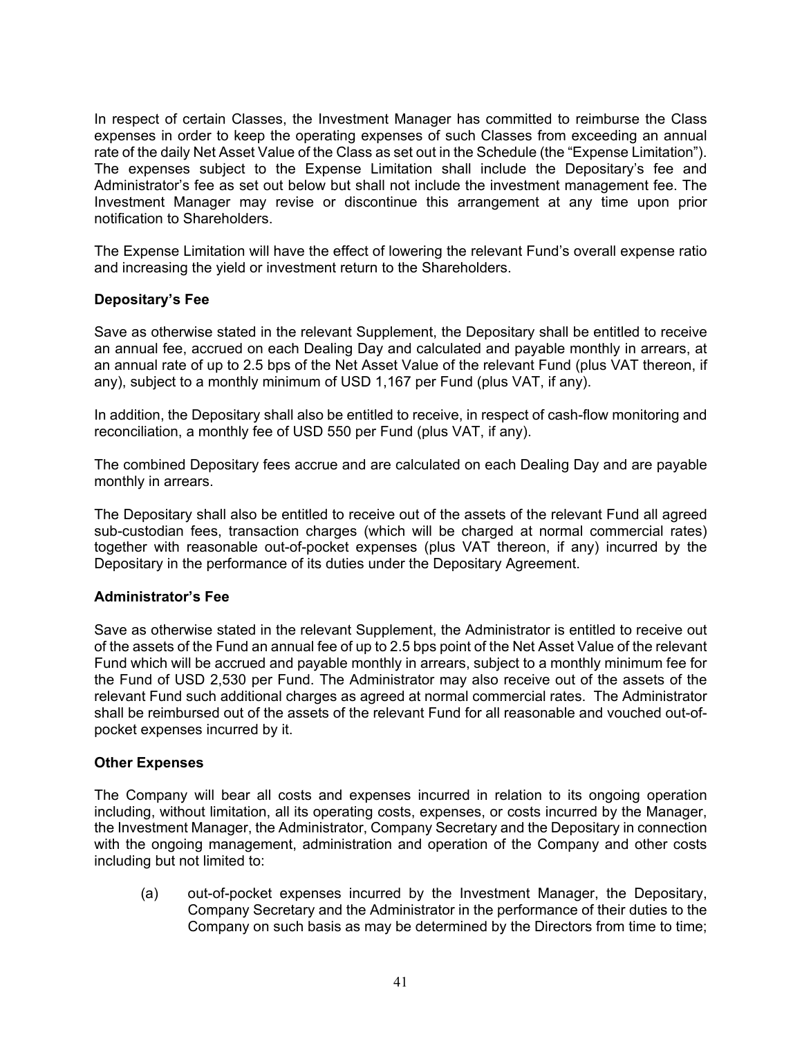In respect of certain Classes, the Investment Manager has committed to reimburse the Class expenses in order to keep the operating expenses of such Classes from exceeding an annual rate of the daily Net Asset Value of the Class as set out in the Schedule (the "Expense Limitation"). The expenses subject to the Expense Limitation shall include the Depositary's fee and Administrator's fee as set out below but shall not include the investment management fee. The Investment Manager may revise or discontinue this arrangement at any time upon prior notification to Shareholders.

The Expense Limitation will have the effect of lowering the relevant Fund's overall expense ratio and increasing the yield or investment return to the Shareholders.

**Depositary's Fee**

Save as otherwise stated in the relevant Supplement, the Depositary shall be entitled to receive an annual fee, accrued on each Dealing Day and calculated and payable monthly in arrears, at an annual rate of up to 2.5 bps of the Net Asset Value of the relevant Fund (plus VAT thereon, if any), subject to a monthly minimum of USD 1,167 per Fund (plus VAT, if any).

In addition, the Depositary shall also be entitled to receive, in respect of cash-flow monitoring and reconciliation, a monthly fee of USD 550 per Fund (plus VAT, if any).

The combined Depositary fees accrue and are calculated on each Dealing Day and are payable monthly in arrears.

The Depositary shall also be entitled to receive out of the assets of the relevant Fund all agreed sub-custodian fees, transaction charges (which will be charged at normal commercial rates) together with reasonable out-of-pocket expenses (plus VAT thereon, if any) incurred by the Depositary in the performance of its duties under the Depositary Agreement.

**Administrator's Fee**

Save as otherwise stated in the relevant Supplement, the Administrator is entitled to receive out of the assets of the Fund an annual fee of up to 2.5 bps point of the Net Asset Value of the relevant Fund which will be accrued and payable monthly in arrears, subject to a monthly minimum fee for the Fund of USD 2,530 per Fund. The Administrator may also receive out of the assets of the relevant Fund such additional charges as agreed at normal commercial rates. The Administrator shall be reimbursed out of the assets of the relevant Fund for all reasonable and vouched out-of-pocket expenses incurred by it.

**Other Expenses**

The Company will bear all costs and expenses incurred in relation to its ongoing operation including, without limitation, all its operating costs, expenses, or costs incurred by the Manager, the Investment Manager, the Administrator, Company Secretary and the Depositary in connection with the ongoing management, administration and operation of the Company and other costs including but not limited to:

(a) out-of-pocket expenses incurred by the Investment Manager, the Depositary, Company Secretary and the Administrator in the performance of their duties to the Company on such basis as may be determined by the Directors from time to time;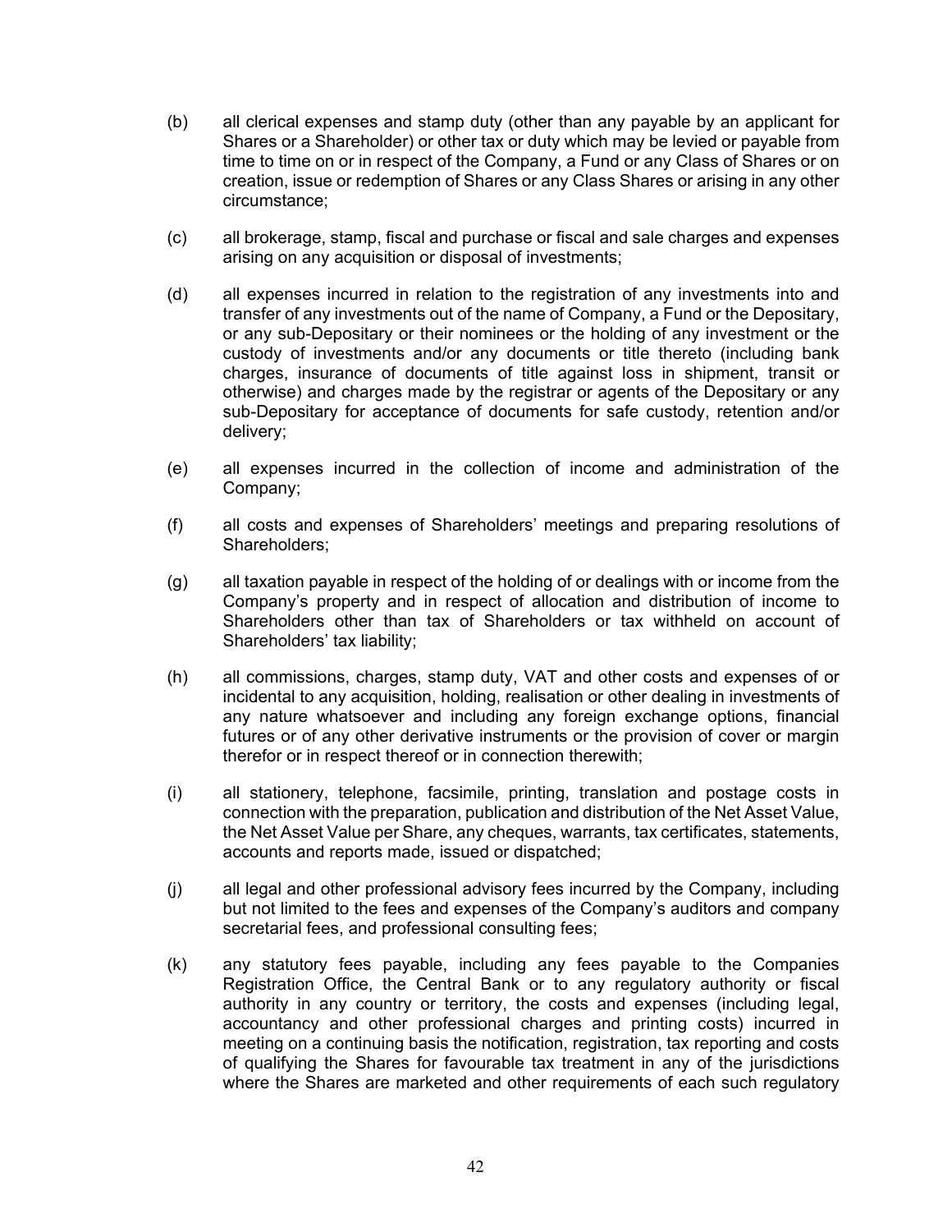(b) all clerical expenses and stamp duty (other than any payable by an applicant for Shares or a Shareholder) or other tax or duty which may be levied or payable from time to time on or in respect of the Company, a Fund or any Class of Shares or on creation, issue or redemption of Shares or any Class Shares or arising in any other circumstance;

(c) all brokerage, stamp, fiscal and purchase or fiscal and sale charges and expenses arising on any acquisition or disposal of investments;

(d) all expenses incurred in relation to the registration of any investments into and transfer of any investments out of the name of Company, a Fund or the Depositary, or any sub-Depositary or their nominees or the holding of any investment or the custody of investments and/or any documents or title thereto (including bank charges, insurance of documents of title against loss in shipment, transit or otherwise) and charges made by the registrar or agents of the Depositary or any sub-Depositary for acceptance of documents for safe custody, retention and/or delivery;

(e) all expenses incurred in the collection of income and administration of the Company;

(f) all costs and expenses of Shareholders' meetings and preparing resolutions of Shareholders;

(g) all taxation payable in respect of the holding of or dealings with or income from the Company's property and in respect of allocation and distribution of income to Shareholders other than tax of Shareholders or tax withheld on account of Shareholders' tax liability;

(h) all commissions, charges, stamp duty, VAT and other costs and expenses of or incidental to any acquisition, holding, realisation or other dealing in investments of any nature whatsoever and including any foreign exchange options, financial futures or of any other derivative instruments or the provision of cover or margin therefor or in respect thereof or in connection therewith;

(i) all stationery, telephone, facsimile, printing, translation and postage costs in connection with the preparation, publication and distribution of the Net Asset Value, the Net Asset Value per Share, any cheques, warrants, tax certificates, statements, accounts and reports made, issued or dispatched;

(j) all legal and other professional advisory fees incurred by the Company, including but not limited to the fees and expenses of the Company's auditors and company secretarial fees, and professional consulting fees;

(k) any statutory fees payable, including any fees payable to the Companies Registration Office, the Central Bank or to any regulatory authority or fiscal authority in any country or territory, the costs and expenses (including legal, accountancy and other professional charges and printing costs) incurred in meeting on a continuing basis the notification, registration, tax reporting and costs of qualifying the Shares for favourable tax treatment in any of the jurisdictions where the Shares are marketed and other requirements of each such regulatory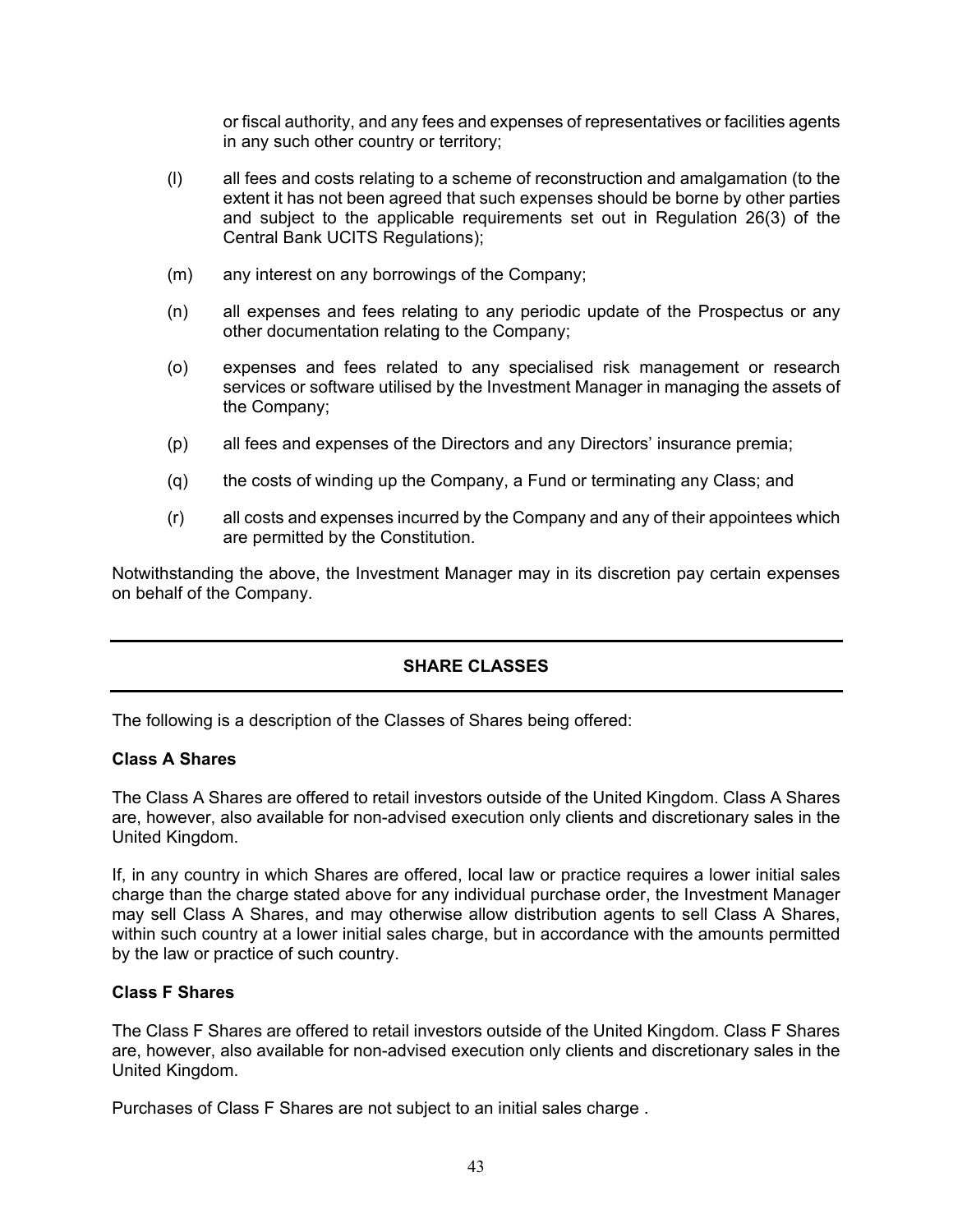or fiscal authority, and any fees and expenses of representatives or facilities agents in any such other country or territory;

(l) all fees and costs relating to a scheme of reconstruction and amalgamation (to the extent it has not been agreed that such expenses should be borne by other parties and subject to the applicable requirements set out in Regulation 26(3) of the Central Bank UCITS Regulations);

(m) any interest on any borrowings of the Company;

(n) all expenses and fees relating to any periodic update of the Prospectus or any other documentation relating to the Company;

(o) expenses and fees related to any specialised risk management or research services or software utilised by the Investment Manager in managing the assets of the Company;

(p) all fees and expenses of the Directors and any Directors' insurance premia;

(q) the costs of winding up the Company, a Fund or terminating any Class; and

(r) all costs and expenses incurred by the Company and any of their appointees which are permitted by the Constitution.

Notwithstanding the above, the Investment Manager may in its discretion pay certain expenses on behalf of the Company.

## SHARE CLASSES

The following is a description of the Classes of Shares being offered:

**Class A Shares**

The Class A Shares are offered to retail investors outside of the United Kingdom. Class A Shares are, however, also available for non-advised execution only clients and discretionary sales in the United Kingdom.

If, in any country in which Shares are offered, local law or practice requires a lower initial sales charge than the charge stated above for any individual purchase order, the Investment Manager may sell Class A Shares, and may otherwise allow distribution agents to sell Class A Shares, within such country at a lower initial sales charge, but in accordance with the amounts permitted by the law or practice of such country.

**Class F Shares**

The Class F Shares are offered to retail investors outside of the United Kingdom. Class F Shares are, however, also available for non-advised execution only clients and discretionary sales in the United Kingdom.

Purchases of Class F Shares are not subject to an initial sales charge .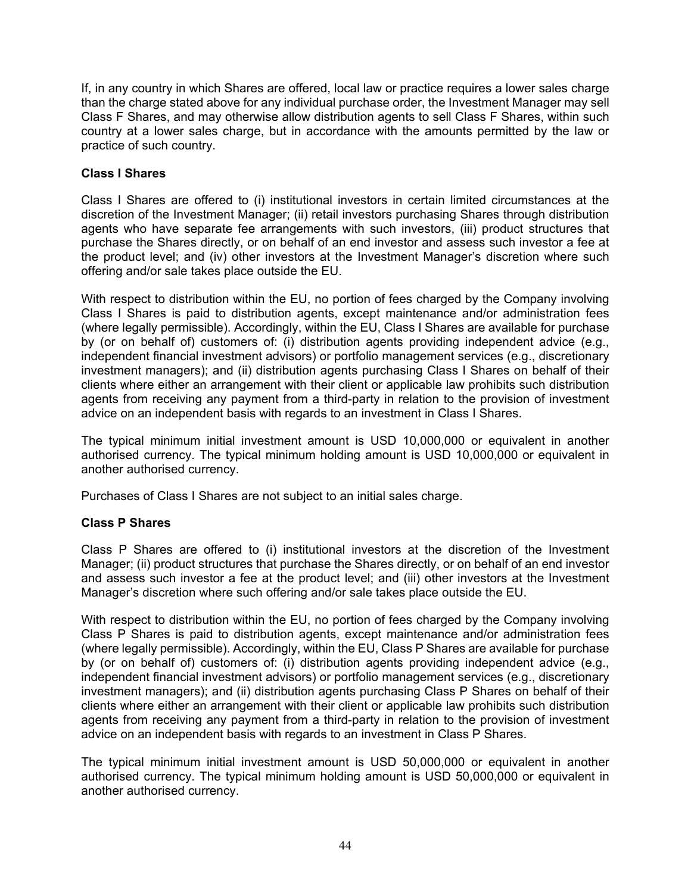If, in any country in which Shares are offered, local law or practice requires a lower sales charge than the charge stated above for any individual purchase order, the Investment Manager may sell Class F Shares, and may otherwise allow distribution agents to sell Class F Shares, within such country at a lower sales charge, but in accordance with the amounts permitted by the law or practice of such country.

**Class I Shares**

Class I Shares are offered to (i) institutional investors in certain limited circumstances at the discretion of the Investment Manager; (ii) retail investors purchasing Shares through distribution agents who have separate fee arrangements with such investors, (iii) product structures that purchase the Shares directly, or on behalf of an end investor and assess such investor a fee at the product level; and (iv) other investors at the Investment Manager's discretion where such offering and/or sale takes place outside the EU.

With respect to distribution within the EU, no portion of fees charged by the Company involving Class I Shares is paid to distribution agents, except maintenance and/or administration fees (where legally permissible). Accordingly, within the EU, Class I Shares are available for purchase by (or on behalf of) customers of: (i) distribution agents providing independent advice (e.g., independent financial investment advisors) or portfolio management services (e.g., discretionary investment managers); and (ii) distribution agents purchasing Class I Shares on behalf of their clients where either an arrangement with their client or applicable law prohibits such distribution agents from receiving any payment from a third-party in relation to the provision of investment advice on an independent basis with regards to an investment in Class I Shares.

The typical minimum initial investment amount is USD 10,000,000 or equivalent in another authorised currency. The typical minimum holding amount is USD 10,000,000 or equivalent in another authorised currency.

Purchases of Class I Shares are not subject to an initial sales charge.

**Class P Shares**

Class P Shares are offered to (i) institutional investors at the discretion of the Investment Manager; (ii) product structures that purchase the Shares directly, or on behalf of an end investor and assess such investor a fee at the product level; and (iii) other investors at the Investment Manager's discretion where such offering and/or sale takes place outside the EU.

With respect to distribution within the EU, no portion of fees charged by the Company involving Class P Shares is paid to distribution agents, except maintenance and/or administration fees (where legally permissible). Accordingly, within the EU, Class P Shares are available for purchase by (or on behalf of) customers of: (i) distribution agents providing independent advice (e.g., independent financial investment advisors) or portfolio management services (e.g., discretionary investment managers); and (ii) distribution agents purchasing Class P Shares on behalf of their clients where either an arrangement with their client or applicable law prohibits such distribution agents from receiving any payment from a third-party in relation to the provision of investment advice on an independent basis with regards to an investment in Class P Shares.

The typical minimum initial investment amount is USD 50,000,000 or equivalent in another authorised currency. The typical minimum holding amount is USD 50,000,000 or equivalent in another authorised currency.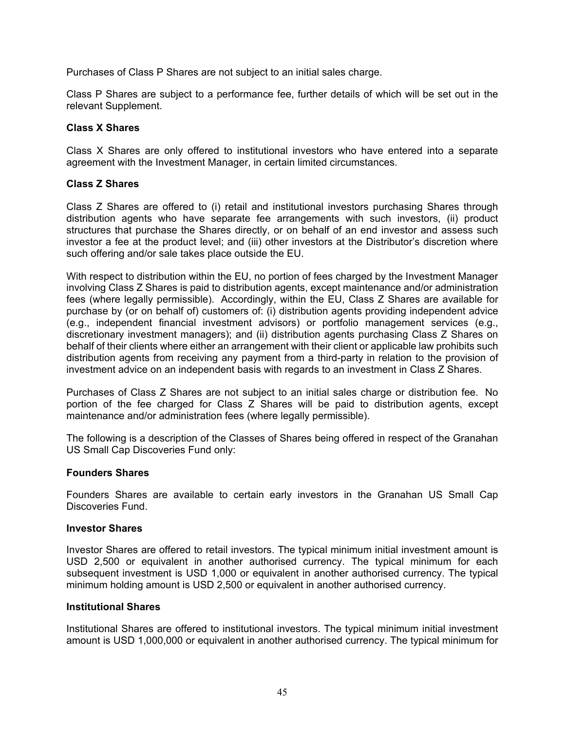Purchases of Class P Shares are not subject to an initial sales charge.

Class P Shares are subject to a performance fee, further details of which will be set out in the relevant Supplement.

**Class X Shares**

Class X Shares are only offered to institutional investors who have entered into a separate agreement with the Investment Manager, in certain limited circumstances.

**Class Z Shares**

Class Z Shares are offered to (i) retail and institutional investors purchasing Shares through distribution agents who have separate fee arrangements with such investors, (ii) product structures that purchase the Shares directly, or on behalf of an end investor and assess such investor a fee at the product level; and (iii) other investors at the Distributor's discretion where such offering and/or sale takes place outside the EU.

With respect to distribution within the EU, no portion of fees charged by the Investment Manager involving Class Z Shares is paid to distribution agents, except maintenance and/or administration fees (where legally permissible). Accordingly, within the EU, Class Z Shares are available for purchase by (or on behalf of) customers of: (i) distribution agents providing independent advice (e.g., independent financial investment advisors) or portfolio management services (e.g., discretionary investment managers); and (ii) distribution agents purchasing Class Z Shares on behalf of their clients where either an arrangement with their client or applicable law prohibits such distribution agents from receiving any payment from a third-party in relation to the provision of investment advice on an independent basis with regards to an investment in Class Z Shares.

Purchases of Class Z Shares are not subject to an initial sales charge or distribution fee. No portion of the fee charged for Class Z Shares will be paid to distribution agents, except maintenance and/or administration fees (where legally permissible).

The following is a description of the Classes of Shares being offered in respect of the Granahan US Small Cap Discoveries Fund only:

**Founders Shares**

Founders Shares are available to certain early investors in the Granahan US Small Cap Discoveries Fund.

**Investor Shares**

Investor Shares are offered to retail investors. The typical minimum initial investment amount is USD 2,500 or equivalent in another authorised currency. The typical minimum for each subsequent investment is USD 1,000 or equivalent in another authorised currency. The typical minimum holding amount is USD 2,500 or equivalent in another authorised currency.

**Institutional Shares**

Institutional Shares are offered to institutional investors. The typical minimum initial investment amount is USD 1,000,000 or equivalent in another authorised currency. The typical minimum for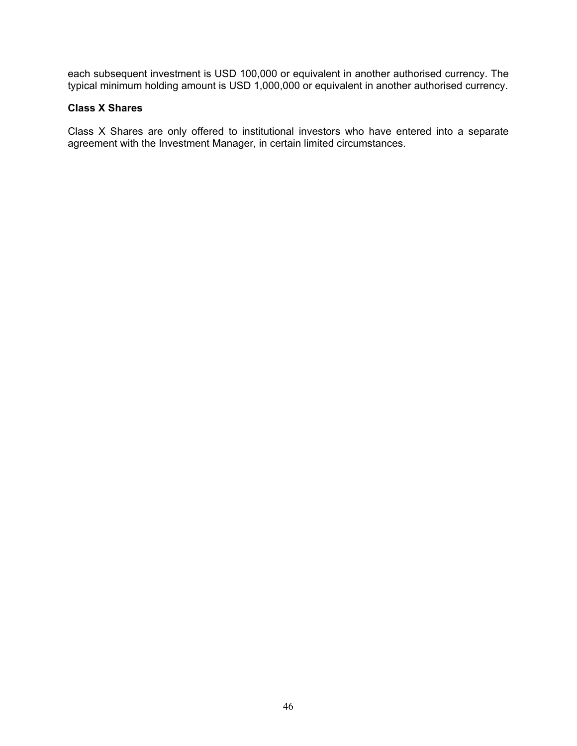each subsequent investment is USD 100,000 or equivalent in another authorised currency. The typical minimum holding amount is USD 1,000,000 or equivalent in another authorised currency.

**Class X Shares**

Class X Shares are only offered to institutional investors who have entered into a separate agreement with the Investment Manager, in certain limited circumstances.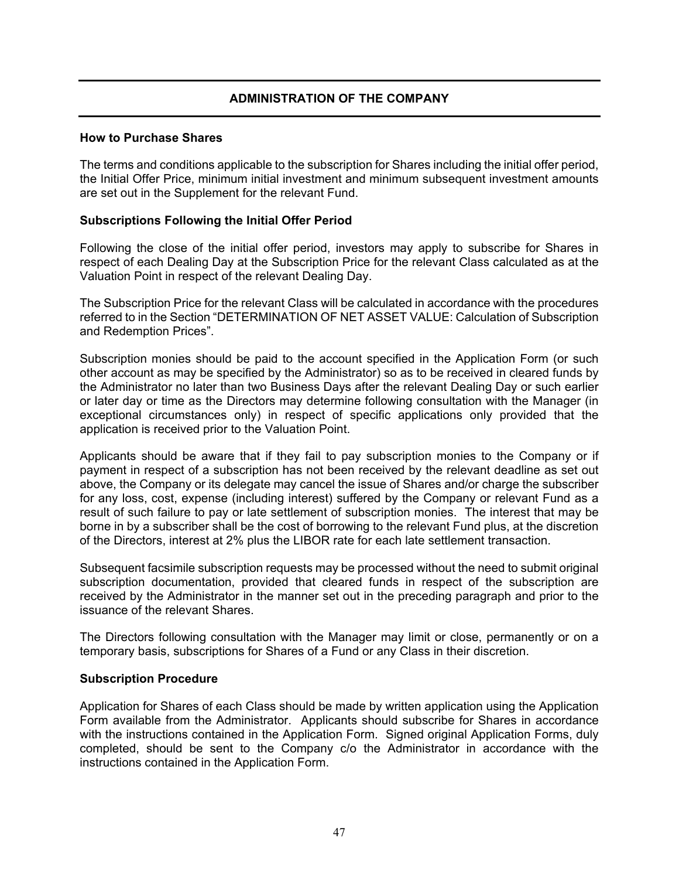## ADMINISTRATION OF THE COMPANY

### How to Purchase Shares

The terms and conditions applicable to the subscription for Shares including the initial offer period, the Initial Offer Price, minimum initial investment and minimum subsequent investment amounts are set out in the Supplement for the relevant Fund.

### Subscriptions Following the Initial Offer Period

Following the close of the initial offer period, investors may apply to subscribe for Shares in respect of each Dealing Day at the Subscription Price for the relevant Class calculated as at the Valuation Point in respect of the relevant Dealing Day.

The Subscription Price for the relevant Class will be calculated in accordance with the procedures referred to in the Section "DETERMINATION OF NET ASSET VALUE: Calculation of Subscription and Redemption Prices".

Subscription monies should be paid to the account specified in the Application Form (or such other account as may be specified by the Administrator) so as to be received in cleared funds by the Administrator no later than two Business Days after the relevant Dealing Day or such earlier or later day or time as the Directors may determine following consultation with the Manager (in exceptional circumstances only) in respect of specific applications only provided that the application is received prior to the Valuation Point.

Applicants should be aware that if they fail to pay subscription monies to the Company or if payment in respect of a subscription has not been received by the relevant deadline as set out above, the Company or its delegate may cancel the issue of Shares and/or charge the subscriber for any loss, cost, expense (including interest) suffered by the Company or relevant Fund as a result of such failure to pay or late settlement of subscription monies. The interest that may be borne in by a subscriber shall be the cost of borrowing to the relevant Fund plus, at the discretion of the Directors, interest at 2% plus the LIBOR rate for each late settlement transaction.

Subsequent facsimile subscription requests may be processed without the need to submit original subscription documentation, provided that cleared funds in respect of the subscription are received by the Administrator in the manner set out in the preceding paragraph and prior to the issuance of the relevant Shares.

The Directors following consultation with the Manager may limit or close, permanently or on a temporary basis, subscriptions for Shares of a Fund or any Class in their discretion.

### Subscription Procedure

Application for Shares of each Class should be made by written application using the Application Form available from the Administrator. Applicants should subscribe for Shares in accordance with the instructions contained in the Application Form. Signed original Application Forms, duly completed, should be sent to the Company c/o the Administrator in accordance with the instructions contained in the Application Form.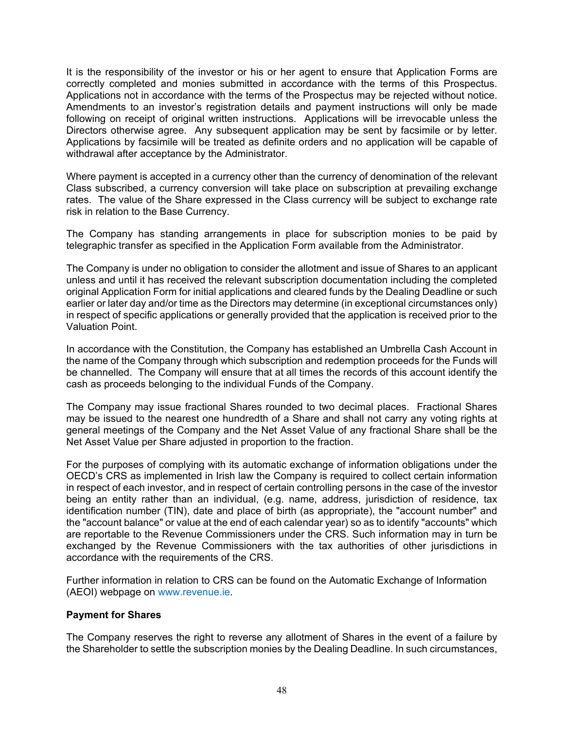It is the responsibility of the investor or his or her agent to ensure that Application Forms are correctly completed and monies submitted in accordance with the terms of this Prospectus. Applications not in accordance with the terms of the Prospectus may be rejected without notice. Amendments to an investor's registration details and payment instructions will only be made following on receipt of original written instructions. Applications will be irrevocable unless the Directors otherwise agree. Any subsequent application may be sent by facsimile or by letter. Applications by facsimile will be treated as definite orders and no application will be capable of withdrawal after acceptance by the Administrator.

Where payment is accepted in a currency other than the currency of denomination of the relevant Class subscribed, a currency conversion will take place on subscription at prevailing exchange rates. The value of the Share expressed in the Class currency will be subject to exchange rate risk in relation to the Base Currency.

The Company has standing arrangements in place for subscription monies to be paid by telegraphic transfer as specified in the Application Form available from the Administrator.

The Company is under no obligation to consider the allotment and issue of Shares to an applicant unless and until it has received the relevant subscription documentation including the completed original Application Form for initial applications and cleared funds by the Dealing Deadline or such earlier or later day and/or time as the Directors may determine (in exceptional circumstances only) in respect of specific applications or generally provided that the application is received prior to the Valuation Point.

In accordance with the Constitution, the Company has established an Umbrella Cash Account in the name of the Company through which subscription and redemption proceeds for the Funds will be channelled. The Company will ensure that at all times the records of this account identify the cash as proceeds belonging to the individual Funds of the Company.

The Company may issue fractional Shares rounded to two decimal places. Fractional Shares may be issued to the nearest one hundredth of a Share and shall not carry any voting rights at general meetings of the Company and the Net Asset Value of any fractional Share shall be the Net Asset Value per Share adjusted in proportion to the fraction.

For the purposes of complying with its automatic exchange of information obligations under the OECD's CRS as implemented in Irish law the Company is required to collect certain information in respect of each investor, and in respect of certain controlling persons in the case of the investor being an entity rather than an individual, (e.g. name, address, jurisdiction of residence, tax identification number (TIN), date and place of birth (as appropriate), the "account number" and the "account balance" or value at the end of each calendar year) so as to identify "accounts" which are reportable to the Revenue Commissioners under the CRS. Such information may in turn be exchanged by the Revenue Commissioners with the tax authorities of other jurisdictions in accordance with the requirements of the CRS.

Further information in relation to CRS can be found on the Automatic Exchange of Information (AEOI) webpage on www.revenue.ie.

**Payment for Shares**

The Company reserves the right to reverse any allotment of Shares in the event of a failure by the Shareholder to settle the subscription monies by the Dealing Deadline. In such circumstances,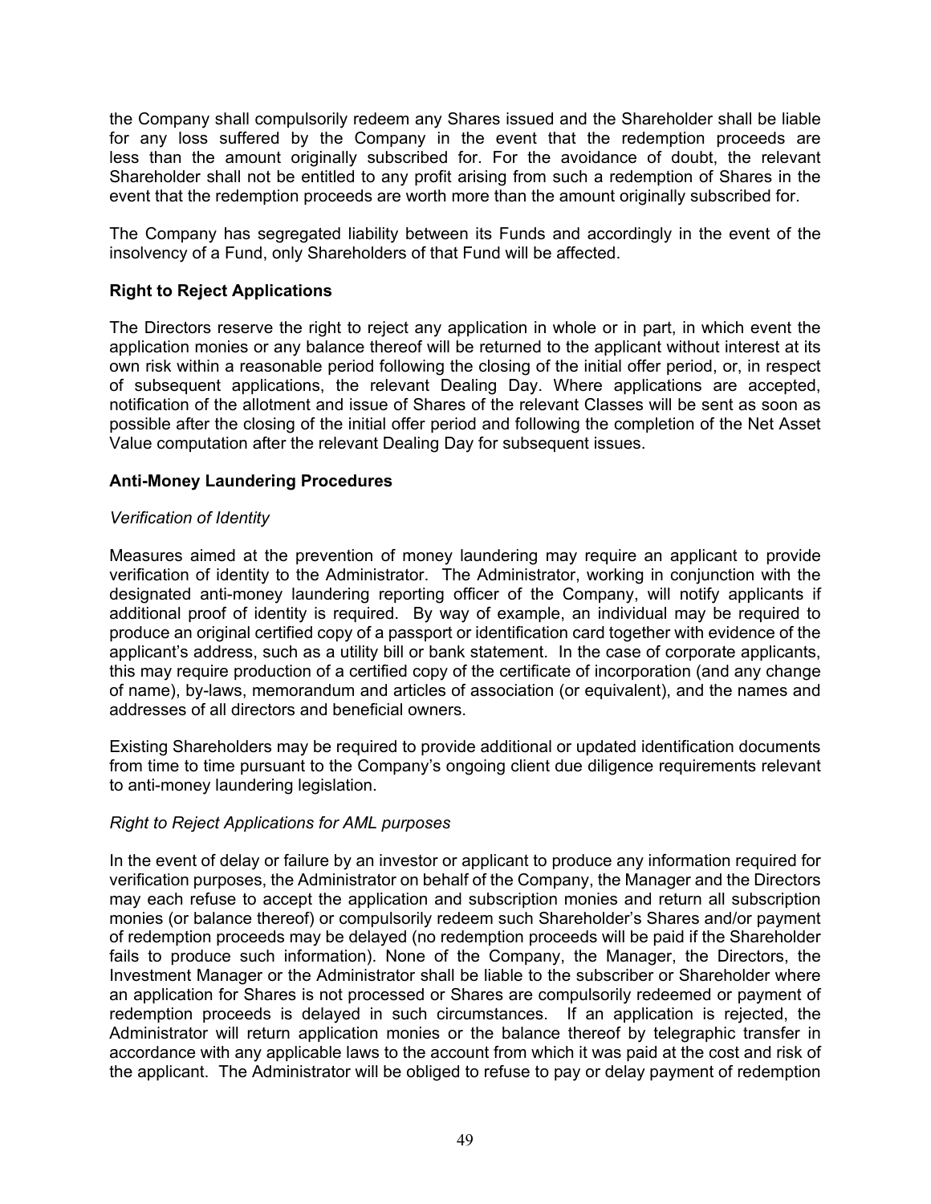the Company shall compulsorily redeem any Shares issued and the Shareholder shall be liable for any loss suffered by the Company in the event that the redemption proceeds are less than the amount originally subscribed for. For the avoidance of doubt, the relevant Shareholder shall not be entitled to any profit arising from such a redemption of Shares in the event that the redemption proceeds are worth more than the amount originally subscribed for.

The Company has segregated liability between its Funds and accordingly in the event of the insolvency of a Fund, only Shareholders of that Fund will be affected.

**Right to Reject Applications**

The Directors reserve the right to reject any application in whole or in part, in which event the application monies or any balance thereof will be returned to the applicant without interest at its own risk within a reasonable period following the closing of the initial offer period, or, in respect of subsequent applications, the relevant Dealing Day. Where applications are accepted, notification of the allotment and issue of Shares of the relevant Classes will be sent as soon as possible after the closing of the initial offer period and following the completion of the Net Asset Value computation after the relevant Dealing Day for subsequent issues.

**Anti-Money Laundering Procedures**

*Verification of Identity*

Measures aimed at the prevention of money laundering may require an applicant to provide verification of identity to the Administrator. The Administrator, working in conjunction with the designated anti-money laundering reporting officer of the Company, will notify applicants if additional proof of identity is required. By way of example, an individual may be required to produce an original certified copy of a passport or identification card together with evidence of the applicant's address, such as a utility bill or bank statement. In the case of corporate applicants, this may require production of a certified copy of the certificate of incorporation (and any change of name), by-laws, memorandum and articles of association (or equivalent), and the names and addresses of all directors and beneficial owners.

Existing Shareholders may be required to provide additional or updated identification documents from time to time pursuant to the Company's ongoing client due diligence requirements relevant to anti-money laundering legislation.

*Right to Reject Applications for AML purposes*

In the event of delay or failure by an investor or applicant to produce any information required for verification purposes, the Administrator on behalf of the Company, the Manager and the Directors may each refuse to accept the application and subscription monies and return all subscription monies (or balance thereof) or compulsorily redeem such Shareholder's Shares and/or payment of redemption proceeds may be delayed (no redemption proceeds will be paid if the Shareholder fails to produce such information). None of the Company, the Manager, the Directors, the Investment Manager or the Administrator shall be liable to the subscriber or Shareholder where an application for Shares is not processed or Shares are compulsorily redeemed or payment of redemption proceeds is delayed in such circumstances. If an application is rejected, the Administrator will return application monies or the balance thereof by telegraphic transfer in accordance with any applicable laws to the account from which it was paid at the cost and risk of the applicant. The Administrator will be obliged to refuse to pay or delay payment of redemption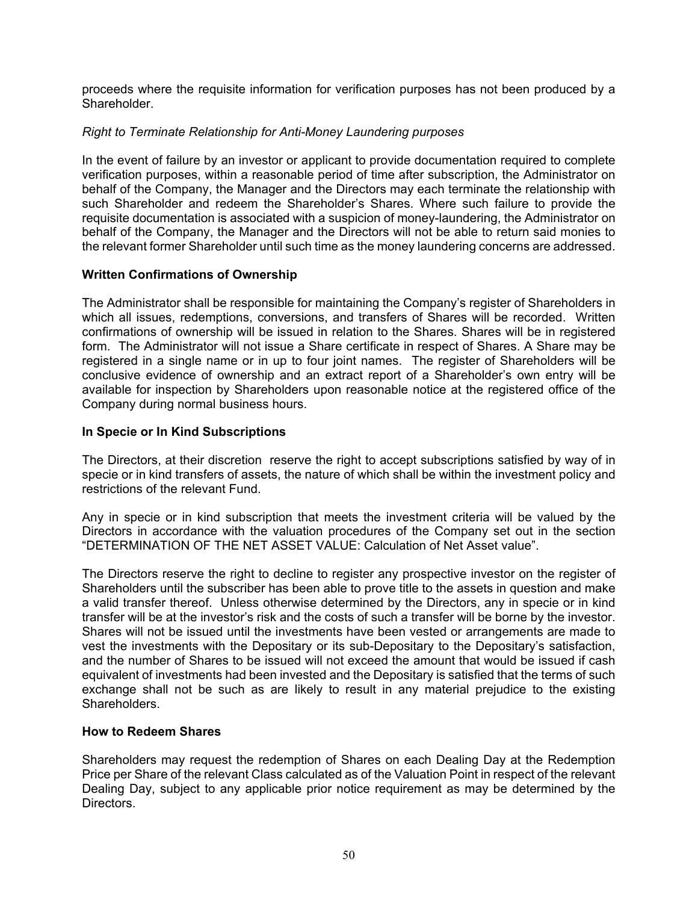proceeds where the requisite information for verification purposes has not been produced by a Shareholder.

*Right to Terminate Relationship for Anti-Money Laundering purposes*

In the event of failure by an investor or applicant to provide documentation required to complete verification purposes, within a reasonable period of time after subscription, the Administrator on behalf of the Company, the Manager and the Directors may each terminate the relationship with such Shareholder and redeem the Shareholder's Shares. Where such failure to provide the requisite documentation is associated with a suspicion of money-laundering, the Administrator on behalf of the Company, the Manager and the Directors will not be able to return said monies to the relevant former Shareholder until such time as the money laundering concerns are addressed.

**Written Confirmations of Ownership**

The Administrator shall be responsible for maintaining the Company's register of Shareholders in which all issues, redemptions, conversions, and transfers of Shares will be recorded. Written confirmations of ownership will be issued in relation to the Shares. Shares will be in registered form. The Administrator will not issue a Share certificate in respect of Shares. A Share may be registered in a single name or in up to four joint names. The register of Shareholders will be conclusive evidence of ownership and an extract report of a Shareholder's own entry will be available for inspection by Shareholders upon reasonable notice at the registered office of the Company during normal business hours.

**In Specie or In Kind Subscriptions**

The Directors, at their discretion reserve the right to accept subscriptions satisfied by way of in specie or in kind transfers of assets, the nature of which shall be within the investment policy and restrictions of the relevant Fund.

Any in specie or in kind subscription that meets the investment criteria will be valued by the Directors in accordance with the valuation procedures of the Company set out in the section "DETERMINATION OF THE NET ASSET VALUE: Calculation of Net Asset value".

The Directors reserve the right to decline to register any prospective investor on the register of Shareholders until the subscriber has been able to prove title to the assets in question and make a valid transfer thereof. Unless otherwise determined by the Directors, any in specie or in kind transfer will be at the investor's risk and the costs of such a transfer will be borne by the investor. Shares will not be issued until the investments have been vested or arrangements are made to vest the investments with the Depositary or its sub-Depositary to the Depositary's satisfaction, and the number of Shares to be issued will not exceed the amount that would be issued if cash equivalent of investments had been invested and the Depositary is satisfied that the terms of such exchange shall not be such as are likely to result in any material prejudice to the existing Shareholders.

**How to Redeem Shares**

Shareholders may request the redemption of Shares on each Dealing Day at the Redemption Price per Share of the relevant Class calculated as of the Valuation Point in respect of the relevant Dealing Day, subject to any applicable prior notice requirement as may be determined by the Directors.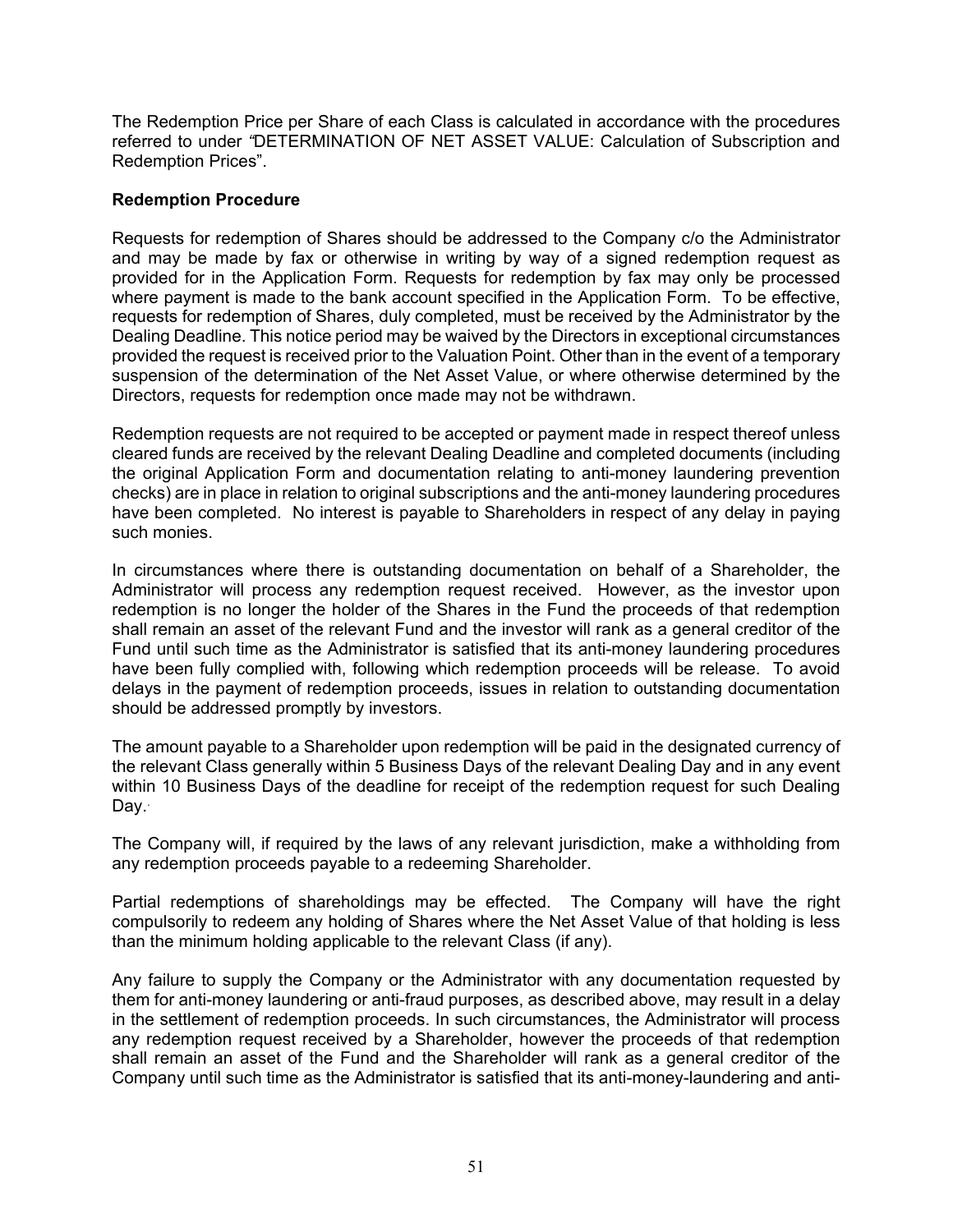The Redemption Price per Share of each Class is calculated in accordance with the procedures referred to under "DETERMINATION OF NET ASSET VALUE: Calculation of Subscription and Redemption Prices".

**Redemption Procedure**

Requests for redemption of Shares should be addressed to the Company c/o the Administrator and may be made by fax or otherwise in writing by way of a signed redemption request as provided for in the Application Form. Requests for redemption by fax may only be processed where payment is made to the bank account specified in the Application Form. To be effective, requests for redemption of Shares, duly completed, must be received by the Administrator by the Dealing Deadline. This notice period may be waived by the Directors in exceptional circumstances provided the request is received prior to the Valuation Point. Other than in the event of a temporary suspension of the determination of the Net Asset Value, or where otherwise determined by the Directors, requests for redemption once made may not be withdrawn.

Redemption requests are not required to be accepted or payment made in respect thereof unless cleared funds are received by the relevant Dealing Deadline and completed documents (including the original Application Form and documentation relating to anti-money laundering prevention checks) are in place in relation to original subscriptions and the anti-money laundering procedures have been completed. No interest is payable to Shareholders in respect of any delay in paying such monies.

In circumstances where there is outstanding documentation on behalf of a Shareholder, the Administrator will process any redemption request received. However, as the investor upon redemption is no longer the holder of the Shares in the Fund the proceeds of that redemption shall remain an asset of the relevant Fund and the investor will rank as a general creditor of the Fund until such time as the Administrator is satisfied that its anti-money laundering procedures have been fully complied with, following which redemption proceeds will be release. To avoid delays in the payment of redemption proceeds, issues in relation to outstanding documentation should be addressed promptly by investors.

The amount payable to a Shareholder upon redemption will be paid in the designated currency of the relevant Class generally within 5 Business Days of the relevant Dealing Day and in any event within 10 Business Days of the deadline for receipt of the redemption request for such Dealing Day.

The Company will, if required by the laws of any relevant jurisdiction, make a withholding from any redemption proceeds payable to a redeeming Shareholder.

Partial redemptions of shareholdings may be effected. The Company will have the right compulsorily to redeem any holding of Shares where the Net Asset Value of that holding is less than the minimum holding applicable to the relevant Class (if any).

Any failure to supply the Company or the Administrator with any documentation requested by them for anti-money laundering or anti-fraud purposes, as described above, may result in a delay in the settlement of redemption proceeds. In such circumstances, the Administrator will process any redemption request received by a Shareholder, however the proceeds of that redemption shall remain an asset of the Fund and the Shareholder will rank as a general creditor of the Company until such time as the Administrator is satisfied that its anti-money-laundering and anti-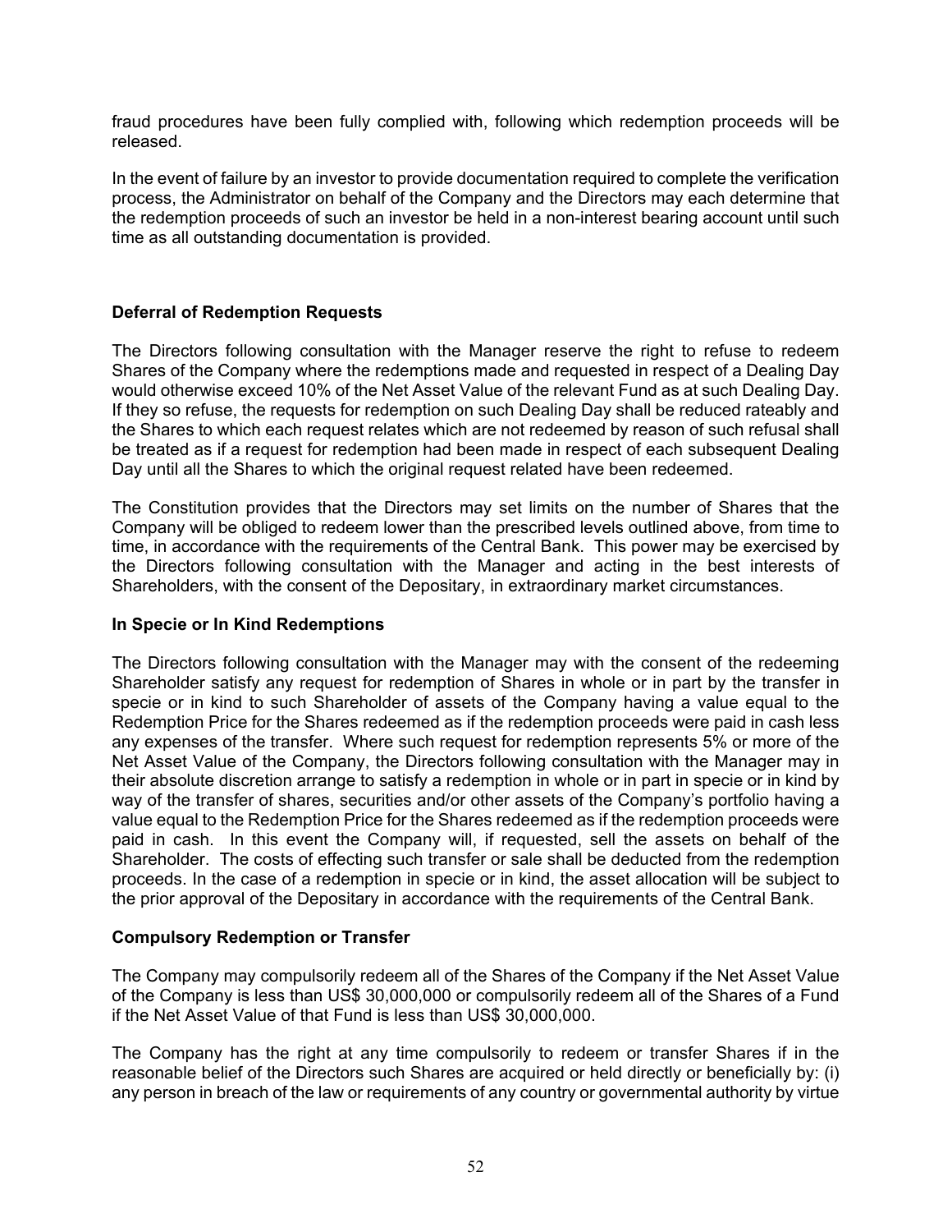fraud procedures have been fully complied with, following which redemption proceeds will be released.

In the event of failure by an investor to provide documentation required to complete the verification process, the Administrator on behalf of the Company and the Directors may each determine that the redemption proceeds of such an investor be held in a non-interest bearing account until such time as all outstanding documentation is provided.

**Deferral of Redemption Requests**

The Directors following consultation with the Manager reserve the right to refuse to redeem Shares of the Company where the redemptions made and requested in respect of a Dealing Day would otherwise exceed 10% of the Net Asset Value of the relevant Fund as at such Dealing Day. If they so refuse, the requests for redemption on such Dealing Day shall be reduced rateably and the Shares to which each request relates which are not redeemed by reason of such refusal shall be treated as if a request for redemption had been made in respect of each subsequent Dealing Day until all the Shares to which the original request related have been redeemed.

The Constitution provides that the Directors may set limits on the number of Shares that the Company will be obliged to redeem lower than the prescribed levels outlined above, from time to time, in accordance with the requirements of the Central Bank. This power may be exercised by the Directors following consultation with the Manager and acting in the best interests of Shareholders, with the consent of the Depositary, in extraordinary market circumstances.

**In Specie or In Kind Redemptions**

The Directors following consultation with the Manager may with the consent of the redeeming Shareholder satisfy any request for redemption of Shares in whole or in part by the transfer in specie or in kind to such Shareholder of assets of the Company having a value equal to the Redemption Price for the Shares redeemed as if the redemption proceeds were paid in cash less any expenses of the transfer. Where such request for redemption represents 5% or more of the Net Asset Value of the Company, the Directors following consultation with the Manager may in their absolute discretion arrange to satisfy a redemption in whole or in part in specie or in kind by way of the transfer of shares, securities and/or other assets of the Company's portfolio having a value equal to the Redemption Price for the Shares redeemed as if the redemption proceeds were paid in cash. In this event the Company will, if requested, sell the assets on behalf of the Shareholder. The costs of effecting such transfer or sale shall be deducted from the redemption proceeds. In the case of a redemption in specie or in kind, the asset allocation will be subject to the prior approval of the Depositary in accordance with the requirements of the Central Bank.

**Compulsory Redemption or Transfer**

The Company may compulsorily redeem all of the Shares of the Company if the Net Asset Value of the Company is less than US$ 30,000,000 or compulsorily redeem all of the Shares of a Fund if the Net Asset Value of that Fund is less than US$ 30,000,000.

The Company has the right at any time compulsorily to redeem or transfer Shares if in the reasonable belief of the Directors such Shares are acquired or held directly or beneficially by: (i) any person in breach of the law or requirements of any country or governmental authority by virtue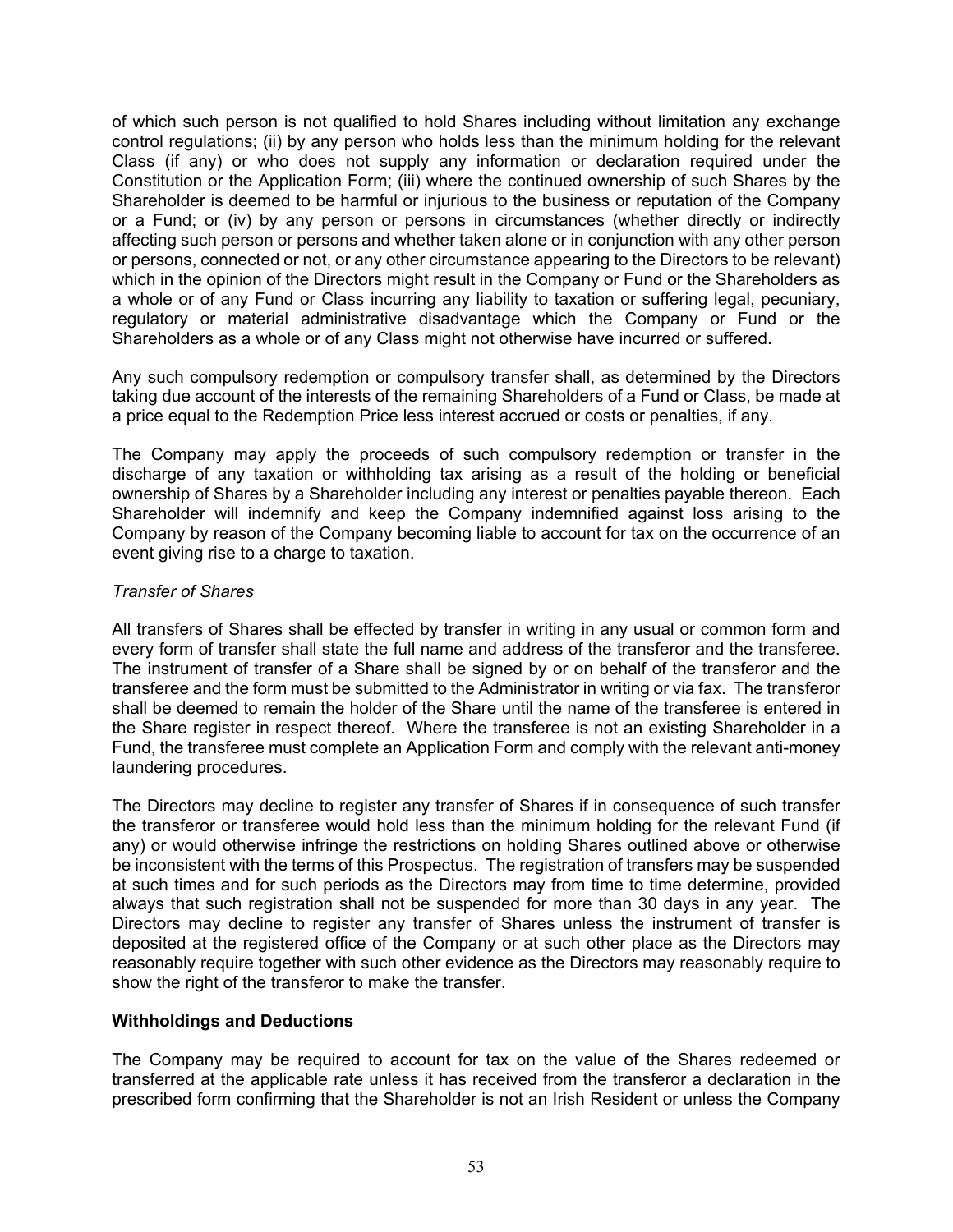of which such person is not qualified to hold Shares including without limitation any exchange control regulations; (ii) by any person who holds less than the minimum holding for the relevant Class (if any) or who does not supply any information or declaration required under the Constitution or the Application Form; (iii) where the continued ownership of such Shares by the Shareholder is deemed to be harmful or injurious to the business or reputation of the Company or a Fund; or (iv) by any person or persons in circumstances (whether directly or indirectly affecting such person or persons and whether taken alone or in conjunction with any other person or persons, connected or not, or any other circumstance appearing to the Directors to be relevant) which in the opinion of the Directors might result in the Company or Fund or the Shareholders as a whole or of any Fund or Class incurring any liability to taxation or suffering legal, pecuniary, regulatory or material administrative disadvantage which the Company or Fund or the Shareholders as a whole or of any Class might not otherwise have incurred or suffered.

Any such compulsory redemption or compulsory transfer shall, as determined by the Directors taking due account of the interests of the remaining Shareholders of a Fund or Class, be made at a price equal to the Redemption Price less interest accrued or costs or penalties, if any.

The Company may apply the proceeds of such compulsory redemption or transfer in the discharge of any taxation or withholding tax arising as a result of the holding or beneficial ownership of Shares by a Shareholder including any interest or penalties payable thereon. Each Shareholder will indemnify and keep the Company indemnified against loss arising to the Company by reason of the Company becoming liable to account for tax on the occurrence of an event giving rise to a charge to taxation.

*Transfer of Shares*

All transfers of Shares shall be effected by transfer in writing in any usual or common form and every form of transfer shall state the full name and address of the transferor and the transferee. The instrument of transfer of a Share shall be signed by or on behalf of the transferor and the transferee and the form must be submitted to the Administrator in writing or via fax. The transferor shall be deemed to remain the holder of the Share until the name of the transferee is entered in the Share register in respect thereof. Where the transferee is not an existing Shareholder in a Fund, the transferee must complete an Application Form and comply with the relevant anti-money laundering procedures.

The Directors may decline to register any transfer of Shares if in consequence of such transfer the transferor or transferee would hold less than the minimum holding for the relevant Fund (if any) or would otherwise infringe the restrictions on holding Shares outlined above or otherwise be inconsistent with the terms of this Prospectus. The registration of transfers may be suspended at such times and for such periods as the Directors may from time to time determine, provided always that such registration shall not be suspended for more than 30 days in any year. The Directors may decline to register any transfer of Shares unless the instrument of transfer is deposited at the registered office of the Company or at such other place as the Directors may reasonably require together with such other evidence as the Directors may reasonably require to show the right of the transferor to make the transfer.

**Withholdings and Deductions**

The Company may be required to account for tax on the value of the Shares redeemed or transferred at the applicable rate unless it has received from the transferor a declaration in the prescribed form confirming that the Shareholder is not an Irish Resident or unless the Company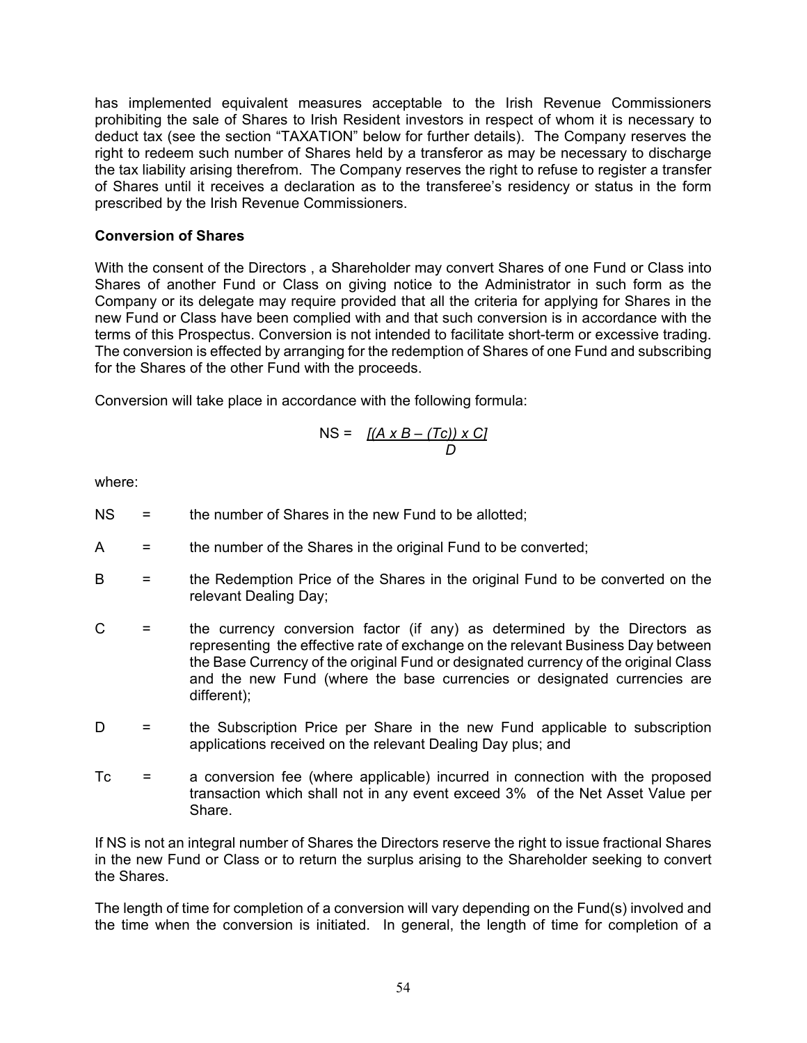has implemented equivalent measures acceptable to the Irish Revenue Commissioners prohibiting the sale of Shares to Irish Resident investors in respect of whom it is necessary to deduct tax (see the section "TAXATION" below for further details). The Company reserves the right to redeem such number of Shares held by a transferor as may be necessary to discharge the tax liability arising therefrom. The Company reserves the right to refuse to register a transfer of Shares until it receives a declaration as to the transferee's residency or status in the form prescribed by the Irish Revenue Commissioners.

**Conversion of Shares**

With the consent of the Directors , a Shareholder may convert Shares of one Fund or Class into Shares of another Fund or Class on giving notice to the Administrator in such form as the Company or its delegate may require provided that all the criteria for applying for Shares in the new Fund or Class have been complied with and that such conversion is in accordance with the terms of this Prospectus. Conversion is not intended to facilitate short-term or excessive trading. The conversion is effected by arranging for the redemption of Shares of one Fund and subscribing for the Shares of the other Fund with the proceeds.

Conversion will take place in accordance with the following formula:

$$NS = \frac{[(A \times B - (Tc)) \times C]}{D}$$

where:

NS = the number of Shares in the new Fund to be allotted;

A = the number of the Shares in the original Fund to be converted;

B = the Redemption Price of the Shares in the original Fund to be converted on the relevant Dealing Day;

C = the currency conversion factor (if any) as determined by the Directors as representing the effective rate of exchange on the relevant Business Day between the Base Currency of the original Fund or designated currency of the original Class and the new Fund (where the base currencies or designated currencies are different);

D = the Subscription Price per Share in the new Fund applicable to subscription applications received on the relevant Dealing Day plus; and

Tc = a conversion fee (where applicable) incurred in connection with the proposed transaction which shall not in any event exceed 3% of the Net Asset Value per Share.

If NS is not an integral number of Shares the Directors reserve the right to issue fractional Shares in the new Fund or Class or to return the surplus arising to the Shareholder seeking to convert the Shares.

The length of time for completion of a conversion will vary depending on the Fund(s) involved and the time when the conversion is initiated. In general, the length of time for completion of a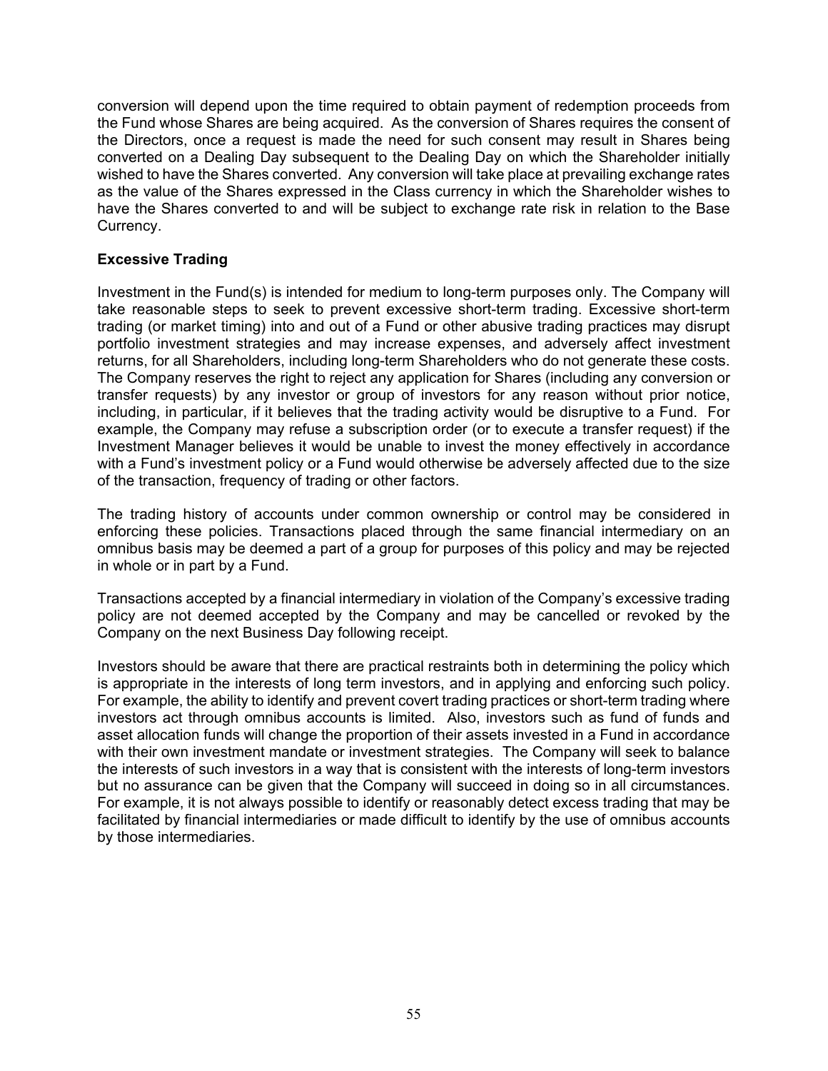conversion will depend upon the time required to obtain payment of redemption proceeds from the Fund whose Shares are being acquired. As the conversion of Shares requires the consent of the Directors, once a request is made the need for such consent may result in Shares being converted on a Dealing Day subsequent to the Dealing Day on which the Shareholder initially wished to have the Shares converted. Any conversion will take place at prevailing exchange rates as the value of the Shares expressed in the Class currency in which the Shareholder wishes to have the Shares converted to and will be subject to exchange rate risk in relation to the Base Currency.

**Excessive Trading**

Investment in the Fund(s) is intended for medium to long-term purposes only. The Company will take reasonable steps to seek to prevent excessive short-term trading. Excessive short-term trading (or market timing) into and out of a Fund or other abusive trading practices may disrupt portfolio investment strategies and may increase expenses, and adversely affect investment returns, for all Shareholders, including long-term Shareholders who do not generate these costs. The Company reserves the right to reject any application for Shares (including any conversion or transfer requests) by any investor or group of investors for any reason without prior notice, including, in particular, if it believes that the trading activity would be disruptive to a Fund. For example, the Company may refuse a subscription order (or to execute a transfer request) if the Investment Manager believes it would be unable to invest the money effectively in accordance with a Fund's investment policy or a Fund would otherwise be adversely affected due to the size of the transaction, frequency of trading or other factors.

The trading history of accounts under common ownership or control may be considered in enforcing these policies. Transactions placed through the same financial intermediary on an omnibus basis may be deemed a part of a group for purposes of this policy and may be rejected in whole or in part by a Fund.

Transactions accepted by a financial intermediary in violation of the Company's excessive trading policy are not deemed accepted by the Company and may be cancelled or revoked by the Company on the next Business Day following receipt.

Investors should be aware that there are practical restraints both in determining the policy which is appropriate in the interests of long term investors, and in applying and enforcing such policy. For example, the ability to identify and prevent covert trading practices or short-term trading where investors act through omnibus accounts is limited. Also, investors such as fund of funds and asset allocation funds will change the proportion of their assets invested in a Fund in accordance with their own investment mandate or investment strategies. The Company will seek to balance the interests of such investors in a way that is consistent with the interests of long-term investors but no assurance can be given that the Company will succeed in doing so in all circumstances. For example, it is not always possible to identify or reasonably detect excess trading that may be facilitated by financial intermediaries or made difficult to identify by the use of omnibus accounts by those intermediaries.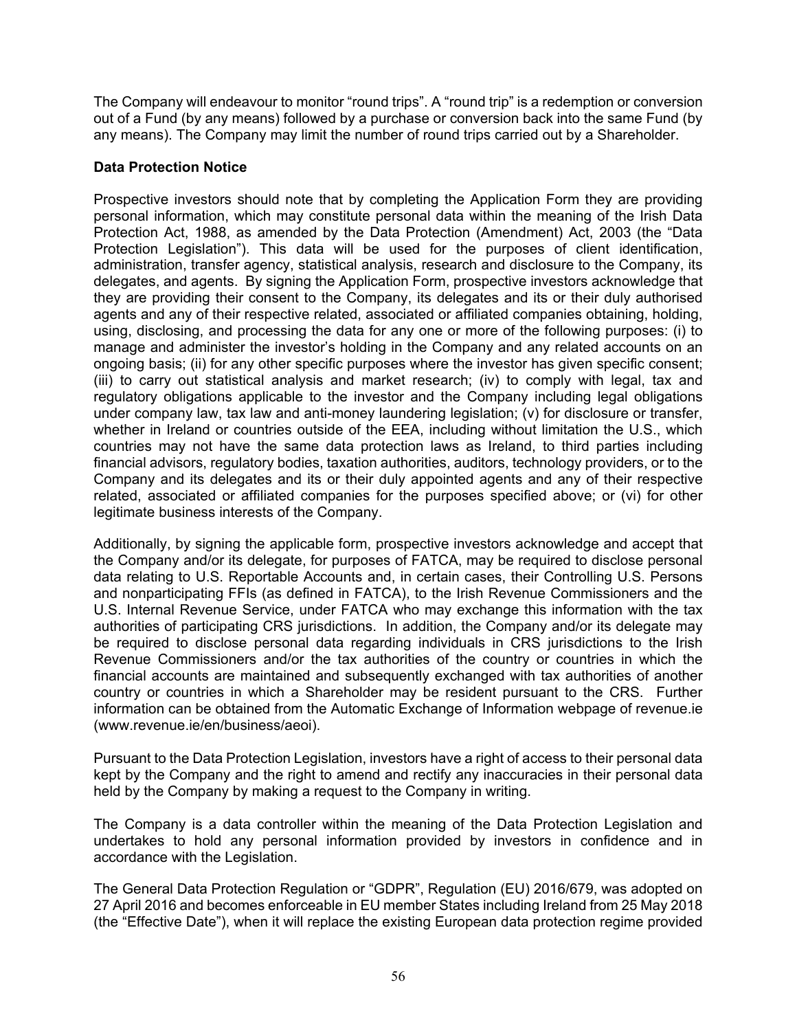The Company will endeavour to monitor "round trips". A "round trip" is a redemption or conversion out of a Fund (by any means) followed by a purchase or conversion back into the same Fund (by any means). The Company may limit the number of round trips carried out by a Shareholder.

**Data Protection Notice**

Prospective investors should note that by completing the Application Form they are providing personal information, which may constitute personal data within the meaning of the Irish Data Protection Act, 1988, as amended by the Data Protection (Amendment) Act, 2003 (the "Data Protection Legislation"). This data will be used for the purposes of client identification, administration, transfer agency, statistical analysis, research and disclosure to the Company, its delegates, and agents. By signing the Application Form, prospective investors acknowledge that they are providing their consent to the Company, its delegates and its or their duly authorised agents and any of their respective related, associated or affiliated companies obtaining, holding, using, disclosing, and processing the data for any one or more of the following purposes: (i) to manage and administer the investor's holding in the Company and any related accounts on an ongoing basis; (ii) for any other specific purposes where the investor has given specific consent; (iii) to carry out statistical analysis and market research; (iv) to comply with legal, tax and regulatory obligations applicable to the investor and the Company including legal obligations under company law, tax law and anti-money laundering legislation; (v) for disclosure or transfer, whether in Ireland or countries outside of the EEA, including without limitation the U.S., which countries may not have the same data protection laws as Ireland, to third parties including financial advisors, regulatory bodies, taxation authorities, auditors, technology providers, or to the Company and its delegates and its or their duly appointed agents and any of their respective related, associated or affiliated companies for the purposes specified above; or (vi) for other legitimate business interests of the Company.

Additionally, by signing the applicable form, prospective investors acknowledge and accept that the Company and/or its delegate, for purposes of FATCA, may be required to disclose personal data relating to U.S. Reportable Accounts and, in certain cases, their Controlling U.S. Persons and nonparticipating FFIs (as defined in FATCA), to the Irish Revenue Commissioners and the U.S. Internal Revenue Service, under FATCA who may exchange this information with the tax authorities of participating CRS jurisdictions. In addition, the Company and/or its delegate may be required to disclose personal data regarding individuals in CRS jurisdictions to the Irish Revenue Commissioners and/or the tax authorities of the country or countries in which the financial accounts are maintained and subsequently exchanged with tax authorities of another country or countries in which a Shareholder may be resident pursuant to the CRS. Further information can be obtained from the Automatic Exchange of Information webpage of revenue.ie (www.revenue.ie/en/business/aeoi).

Pursuant to the Data Protection Legislation, investors have a right of access to their personal data kept by the Company and the right to amend and rectify any inaccuracies in their personal data held by the Company by making a request to the Company in writing.

The Company is a data controller within the meaning of the Data Protection Legislation and undertakes to hold any personal information provided by investors in confidence and in accordance with the Legislation.

The General Data Protection Regulation or "GDPR", Regulation (EU) 2016/679, was adopted on 27 April 2016 and becomes enforceable in EU member States including Ireland from 25 May 2018 (the "Effective Date"), when it will replace the existing European data protection regime provided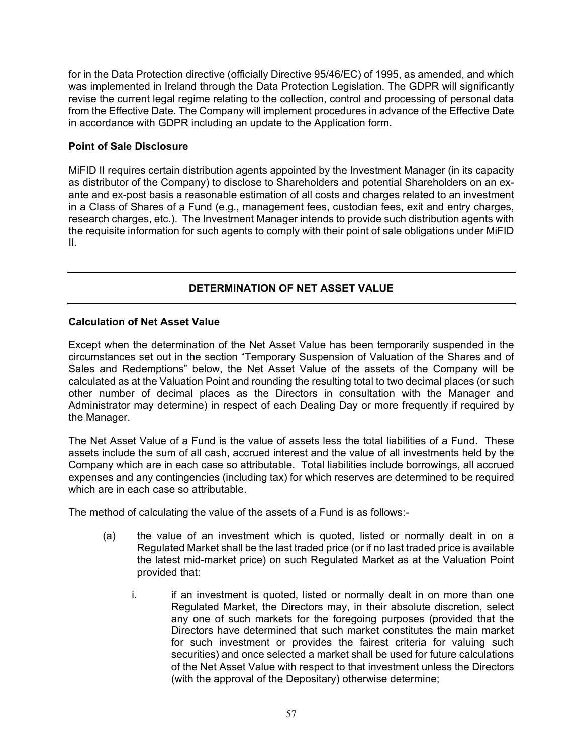for in the Data Protection directive (officially Directive 95/46/EC) of 1995, as amended, and which was implemented in Ireland through the Data Protection Legislation. The GDPR will significantly revise the current legal regime relating to the collection, control and processing of personal data from the Effective Date. The Company will implement procedures in advance of the Effective Date in accordance with GDPR including an update to the Application form.

**Point of Sale Disclosure**

MiFID II requires certain distribution agents appointed by the Investment Manager (in its capacity as distributor of the Company) to disclose to Shareholders and potential Shareholders on an ex-ante and ex-post basis a reasonable estimation of all costs and charges related to an investment in a Class of Shares of a Fund (e.g., management fees, custodian fees, exit and entry charges, research charges, etc.). The Investment Manager intends to provide such distribution agents with the requisite information for such agents to comply with their point of sale obligations under MiFID II.

## DETERMINATION OF NET ASSET VALUE

**Calculation of Net Asset Value**

Except when the determination of the Net Asset Value has been temporarily suspended in the circumstances set out in the section "Temporary Suspension of Valuation of the Shares and of Sales and Redemptions" below, the Net Asset Value of the assets of the Company will be calculated as at the Valuation Point and rounding the resulting total to two decimal places (or such other number of decimal places as the Directors in consultation with the Manager and Administrator may determine) in respect of each Dealing Day or more frequently if required by the Manager.

The Net Asset Value of a Fund is the value of assets less the total liabilities of a Fund. These assets include the sum of all cash, accrued interest and the value of all investments held by the Company which are in each case so attributable. Total liabilities include borrowings, all accrued expenses and any contingencies (including tax) for which reserves are determined to be required which are in each case so attributable.

The method of calculating the value of the assets of a Fund is as follows:-

(a) the value of an investment which is quoted, listed or normally dealt in on a Regulated Market shall be the last traded price (or if no last traded price is available the latest mid-market price) on such Regulated Market as at the Valuation Point provided that:

  i. if an investment is quoted, listed or normally dealt in on more than one Regulated Market, the Directors may, in their absolute discretion, select any one of such markets for the foregoing purposes (provided that the Directors have determined that such market constitutes the main market for such investment or provides the fairest criteria for valuing such securities) and once selected a market shall be used for future calculations of the Net Asset Value with respect to that investment unless the Directors (with the approval of the Depositary) otherwise determine;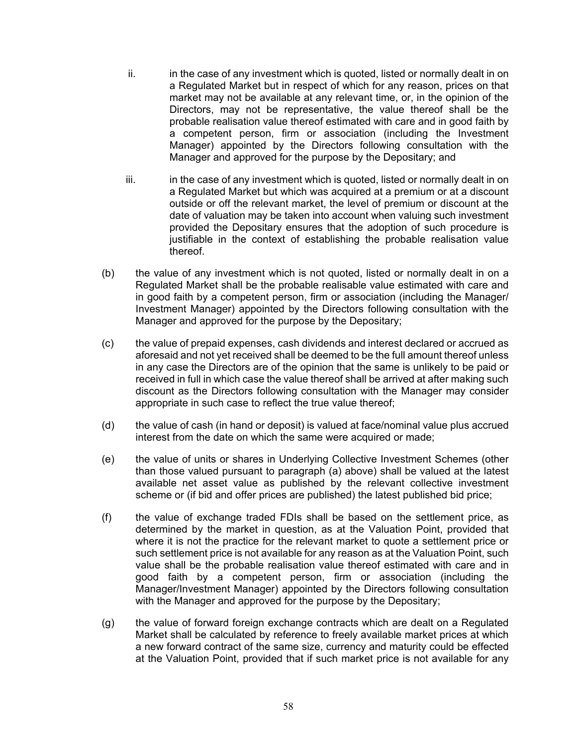ii. in the case of any investment which is quoted, listed or normally dealt in on a Regulated Market but in respect of which for any reason, prices on that market may not be available at any relevant time, or, in the opinion of the Directors, may not be representative, the value thereof shall be the probable realisation value thereof estimated with care and in good faith by a competent person, firm or association (including the Investment Manager) appointed by the Directors following consultation with the Manager and approved for the purpose by the Depositary; and

iii. in the case of any investment which is quoted, listed or normally dealt in on a Regulated Market but which was acquired at a premium or at a discount outside or off the relevant market, the level of premium or discount at the date of valuation may be taken into account when valuing such investment provided the Depositary ensures that the adoption of such procedure is justifiable in the context of establishing the probable realisation value thereof.

(b) the value of any investment which is not quoted, listed or normally dealt in on a Regulated Market shall be the probable realisable value estimated with care and in good faith by a competent person, firm or association (including the Manager/ Investment Manager) appointed by the Directors following consultation with the Manager and approved for the purpose by the Depositary;

(c) the value of prepaid expenses, cash dividends and interest declared or accrued as aforesaid and not yet received shall be deemed to be the full amount thereof unless in any case the Directors are of the opinion that the same is unlikely to be paid or received in full in which case the value thereof shall be arrived at after making such discount as the Directors following consultation with the Manager may consider appropriate in such case to reflect the true value thereof;

(d) the value of cash (in hand or deposit) is valued at face/nominal value plus accrued interest from the date on which the same were acquired or made;

(e) the value of units or shares in Underlying Collective Investment Schemes (other than those valued pursuant to paragraph (a) above) shall be valued at the latest available net asset value as published by the relevant collective investment scheme or (if bid and offer prices are published) the latest published bid price;

(f) the value of exchange traded FDIs shall be based on the settlement price, as determined by the market in question, as at the Valuation Point, provided that where it is not the practice for the relevant market to quote a settlement price or such settlement price is not available for any reason as at the Valuation Point, such value shall be the probable realisation value thereof estimated with care and in good faith by a competent person, firm or association (including the Manager/Investment Manager) appointed by the Directors following consultation with the Manager and approved for the purpose by the Depositary;

(g) the value of forward foreign exchange contracts which are dealt on a Regulated Market shall be calculated by reference to freely available market prices at which a new forward contract of the same size, currency and maturity could be effected at the Valuation Point, provided that if such market price is not available for any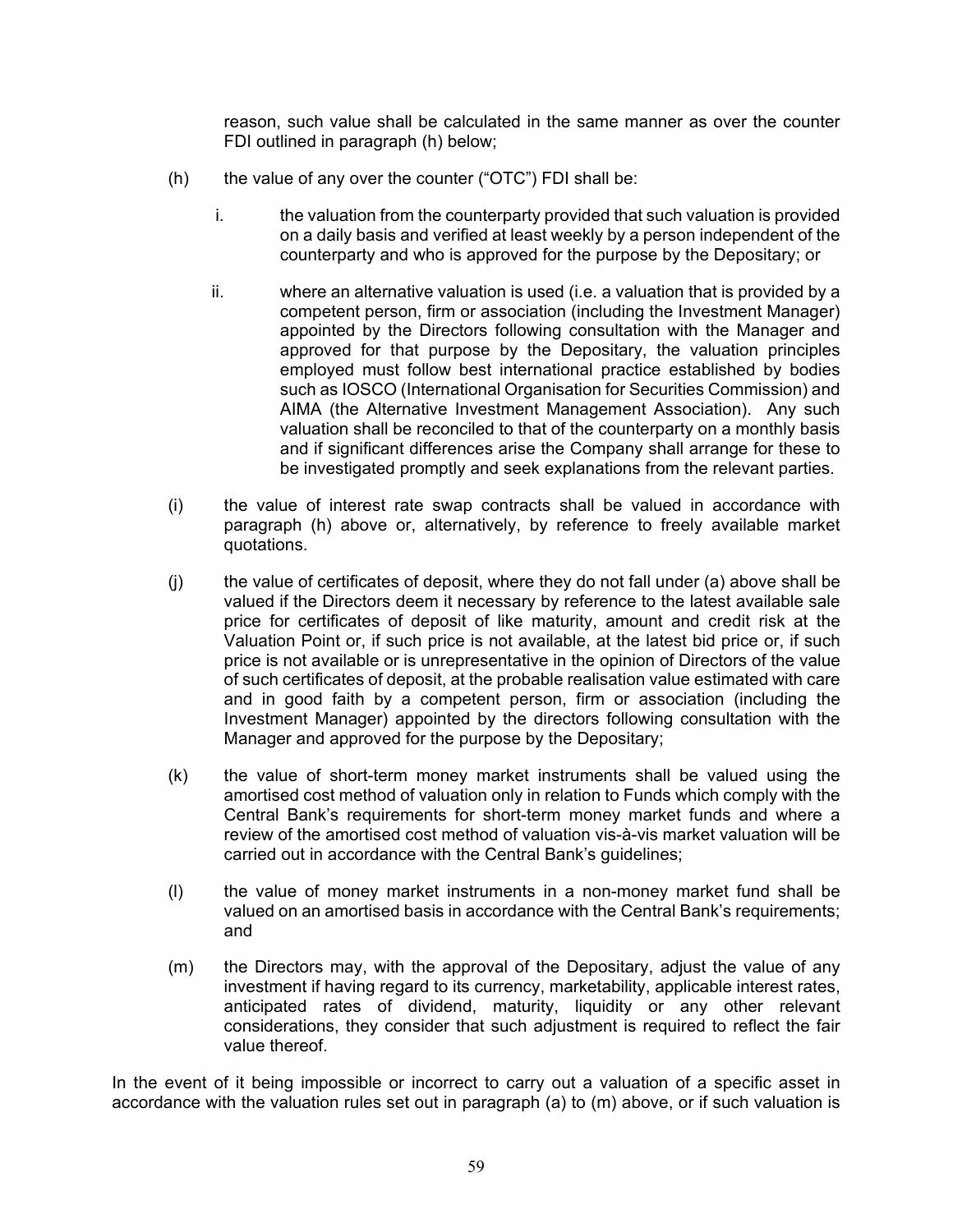reason, such value shall be calculated in the same manner as over the counter FDI outlined in paragraph (h) below;

(h) the value of any over the counter ("OTC") FDI shall be:

i. the valuation from the counterparty provided that such valuation is provided on a daily basis and verified at least weekly by a person independent of the counterparty and who is approved for the purpose by the Depositary; or

ii. where an alternative valuation is used (i.e. a valuation that is provided by a competent person, firm or association (including the Investment Manager) appointed by the Directors following consultation with the Manager and approved for that purpose by the Depositary, the valuation principles employed must follow best international practice established by bodies such as IOSCO (International Organisation for Securities Commission) and AIMA (the Alternative Investment Management Association). Any such valuation shall be reconciled to that of the counterparty on a monthly basis and if significant differences arise the Company shall arrange for these to be investigated promptly and seek explanations from the relevant parties.

(i) the value of interest rate swap contracts shall be valued in accordance with paragraph (h) above or, alternatively, by reference to freely available market quotations.

(j) the value of certificates of deposit, where they do not fall under (a) above shall be valued if the Directors deem it necessary by reference to the latest available sale price for certificates of deposit of like maturity, amount and credit risk at the Valuation Point or, if such price is not available, at the latest bid price or, if such price is not available or is unrepresentative in the opinion of Directors of the value of such certificates of deposit, at the probable realisation value estimated with care and in good faith by a competent person, firm or association (including the Investment Manager) appointed by the directors following consultation with the Manager and approved for the purpose by the Depositary;

(k) the value of short-term money market instruments shall be valued using the amortised cost method of valuation only in relation to Funds which comply with the Central Bank's requirements for short-term money market funds and where a review of the amortised cost method of valuation vis-à-vis market valuation will be carried out in accordance with the Central Bank's guidelines;

(l) the value of money market instruments in a non-money market fund shall be valued on an amortised basis in accordance with the Central Bank's requirements; and

(m) the Directors may, with the approval of the Depositary, adjust the value of any investment if having regard to its currency, marketability, applicable interest rates, anticipated rates of dividend, maturity, liquidity or any other relevant considerations, they consider that such adjustment is required to reflect the fair value thereof.

In the event of it being impossible or incorrect to carry out a valuation of a specific asset in accordance with the valuation rules set out in paragraph (a) to (m) above, or if such valuation is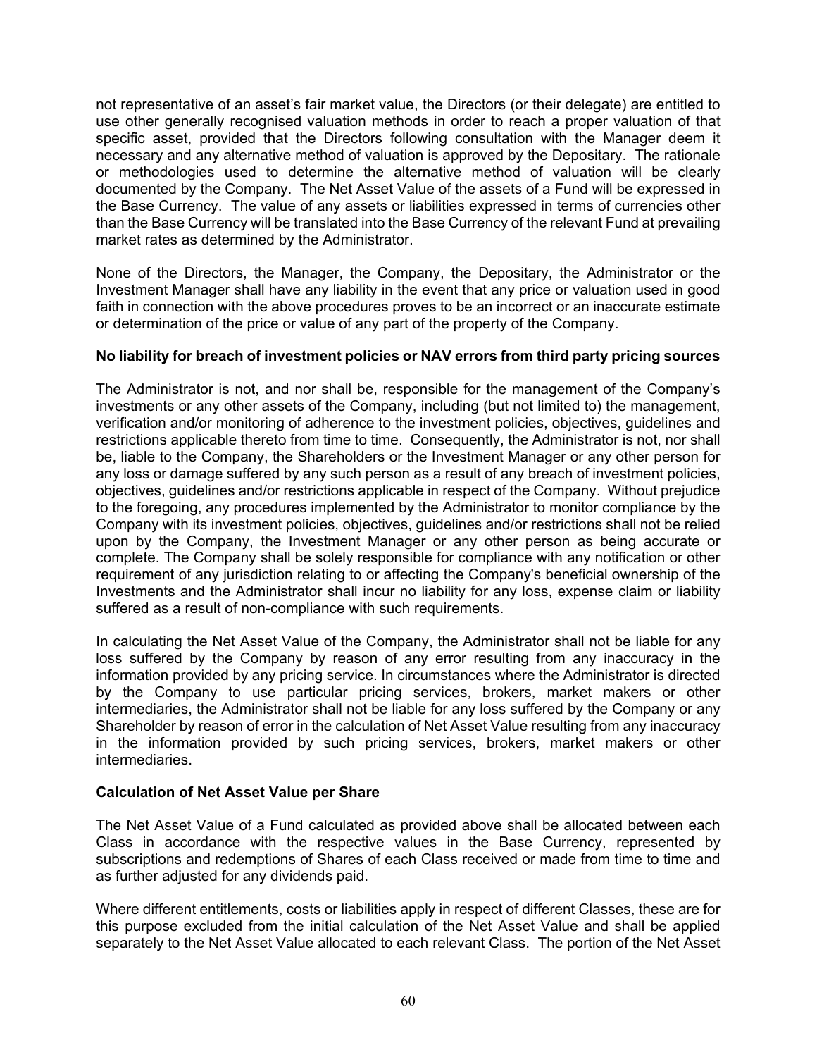not representative of an asset's fair market value, the Directors (or their delegate) are entitled to use other generally recognised valuation methods in order to reach a proper valuation of that specific asset, provided that the Directors following consultation with the Manager deem it necessary and any alternative method of valuation is approved by the Depositary. The rationale or methodologies used to determine the alternative method of valuation will be clearly documented by the Company. The Net Asset Value of the assets of a Fund will be expressed in the Base Currency. The value of any assets or liabilities expressed in terms of currencies other than the Base Currency will be translated into the Base Currency of the relevant Fund at prevailing market rates as determined by the Administrator.

None of the Directors, the Manager, the Company, the Depositary, the Administrator or the Investment Manager shall have any liability in the event that any price or valuation used in good faith in connection with the above procedures proves to be an incorrect or an inaccurate estimate or determination of the price or value of any part of the property of the Company.

**No liability for breach of investment policies or NAV errors from third party pricing sources**

The Administrator is not, and nor shall be, responsible for the management of the Company's investments or any other assets of the Company, including (but not limited to) the management, verification and/or monitoring of adherence to the investment policies, objectives, guidelines and restrictions applicable thereto from time to time. Consequently, the Administrator is not, nor shall be, liable to the Company, the Shareholders or the Investment Manager or any other person for any loss or damage suffered by any such person as a result of any breach of investment policies, objectives, guidelines and/or restrictions applicable in respect of the Company. Without prejudice to the foregoing, any procedures implemented by the Administrator to monitor compliance by the Company with its investment policies, objectives, guidelines and/or restrictions shall not be relied upon by the Company, the Investment Manager or any other person as being accurate or complete. The Company shall be solely responsible for compliance with any notification or other requirement of any jurisdiction relating to or affecting the Company's beneficial ownership of the Investments and the Administrator shall incur no liability for any loss, expense claim or liability suffered as a result of non-compliance with such requirements.

In calculating the Net Asset Value of the Company, the Administrator shall not be liable for any loss suffered by the Company by reason of any error resulting from any inaccuracy in the information provided by any pricing service. In circumstances where the Administrator is directed by the Company to use particular pricing services, brokers, market makers or other intermediaries, the Administrator shall not be liable for any loss suffered by the Company or any Shareholder by reason of error in the calculation of Net Asset Value resulting from any inaccuracy in the information provided by such pricing services, brokers, market makers or other intermediaries.

**Calculation of Net Asset Value per Share**

The Net Asset Value of a Fund calculated as provided above shall be allocated between each Class in accordance with the respective values in the Base Currency, represented by subscriptions and redemptions of Shares of each Class received or made from time to time and as further adjusted for any dividends paid.

Where different entitlements, costs or liabilities apply in respect of different Classes, these are for this purpose excluded from the initial calculation of the Net Asset Value and shall be applied separately to the Net Asset Value allocated to each relevant Class. The portion of the Net Asset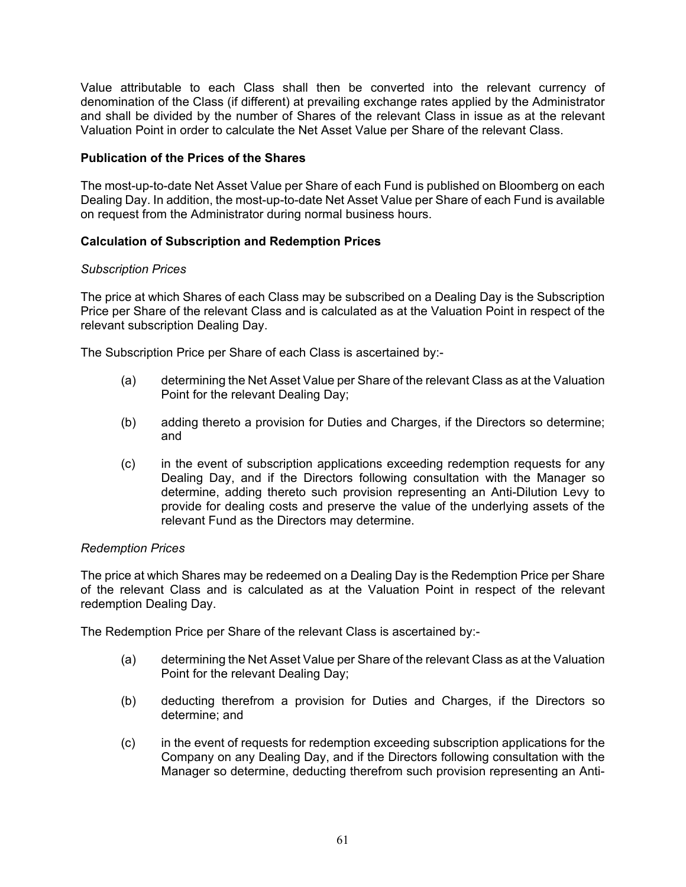Value attributable to each Class shall then be converted into the relevant currency of denomination of the Class (if different) at prevailing exchange rates applied by the Administrator and shall be divided by the number of Shares of the relevant Class in issue as at the relevant Valuation Point in order to calculate the Net Asset Value per Share of the relevant Class.

**Publication of the Prices of the Shares**

The most-up-to-date Net Asset Value per Share of each Fund is published on Bloomberg on each Dealing Day. In addition, the most-up-to-date Net Asset Value per Share of each Fund is available on request from the Administrator during normal business hours.

**Calculation of Subscription and Redemption Prices**

*Subscription Prices*

The price at which Shares of each Class may be subscribed on a Dealing Day is the Subscription Price per Share of the relevant Class and is calculated as at the Valuation Point in respect of the relevant subscription Dealing Day.

The Subscription Price per Share of each Class is ascertained by:-

(a) determining the Net Asset Value per Share of the relevant Class as at the Valuation Point for the relevant Dealing Day;

(b) adding thereto a provision for Duties and Charges, if the Directors so determine; and

(c) in the event of subscription applications exceeding redemption requests for any Dealing Day, and if the Directors following consultation with the Manager so determine, adding thereto such provision representing an Anti-Dilution Levy to provide for dealing costs and preserve the value of the underlying assets of the relevant Fund as the Directors may determine.

*Redemption Prices*

The price at which Shares may be redeemed on a Dealing Day is the Redemption Price per Share of the relevant Class and is calculated as at the Valuation Point in respect of the relevant redemption Dealing Day.

The Redemption Price per Share of the relevant Class is ascertained by:-

(a) determining the Net Asset Value per Share of the relevant Class as at the Valuation Point for the relevant Dealing Day;

(b) deducting therefrom a provision for Duties and Charges, if the Directors so determine; and

(c) in the event of requests for redemption exceeding subscription applications for the Company on any Dealing Day, and if the Directors following consultation with the Manager so determine, deducting therefrom such provision representing an Anti-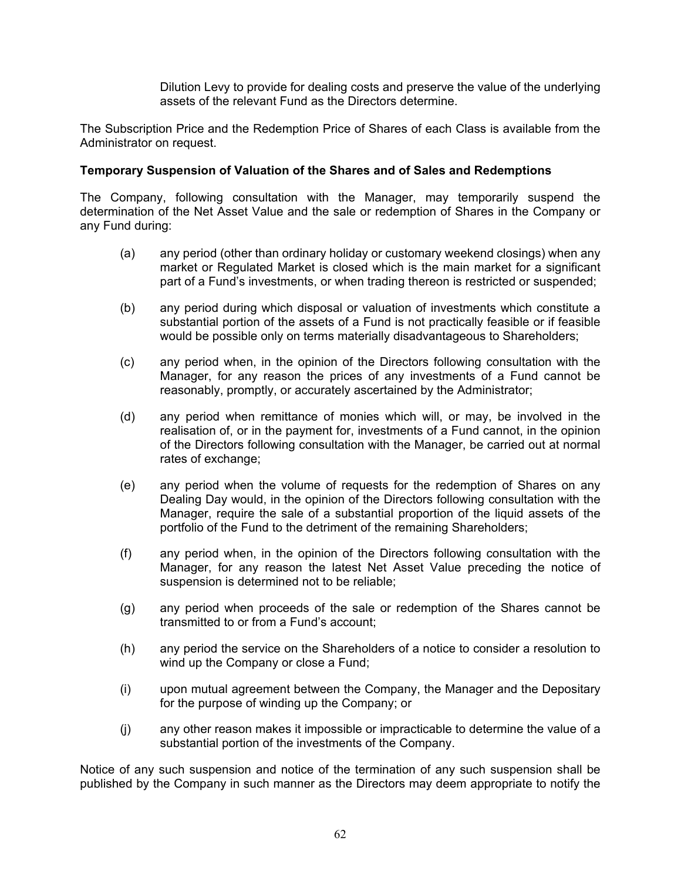Dilution Levy to provide for dealing costs and preserve the value of the underlying assets of the relevant Fund as the Directors determine.

The Subscription Price and the Redemption Price of Shares of each Class is available from the Administrator on request.

**Temporary Suspension of Valuation of the Shares and of Sales and Redemptions**

The Company, following consultation with the Manager, may temporarily suspend the determination of the Net Asset Value and the sale or redemption of Shares in the Company or any Fund during:

(a) any period (other than ordinary holiday or customary weekend closings) when any market or Regulated Market is closed which is the main market for a significant part of a Fund's investments, or when trading thereon is restricted or suspended;

(b) any period during which disposal or valuation of investments which constitute a substantial portion of the assets of a Fund is not practically feasible or if feasible would be possible only on terms materially disadvantageous to Shareholders;

(c) any period when, in the opinion of the Directors following consultation with the Manager, for any reason the prices of any investments of a Fund cannot be reasonably, promptly, or accurately ascertained by the Administrator;

(d) any period when remittance of monies which will, or may, be involved in the realisation of, or in the payment for, investments of a Fund cannot, in the opinion of the Directors following consultation with the Manager, be carried out at normal rates of exchange;

(e) any period when the volume of requests for the redemption of Shares on any Dealing Day would, in the opinion of the Directors following consultation with the Manager, require the sale of a substantial proportion of the liquid assets of the portfolio of the Fund to the detriment of the remaining Shareholders;

(f) any period when, in the opinion of the Directors following consultation with the Manager, for any reason the latest Net Asset Value preceding the notice of suspension is determined not to be reliable;

(g) any period when proceeds of the sale or redemption of the Shares cannot be transmitted to or from a Fund's account;

(h) any period the service on the Shareholders of a notice to consider a resolution to wind up the Company or close a Fund;

(i) upon mutual agreement between the Company, the Manager and the Depositary for the purpose of winding up the Company; or

(j) any other reason makes it impossible or impracticable to determine the value of a substantial portion of the investments of the Company.

Notice of any such suspension and notice of the termination of any such suspension shall be published by the Company in such manner as the Directors may deem appropriate to notify the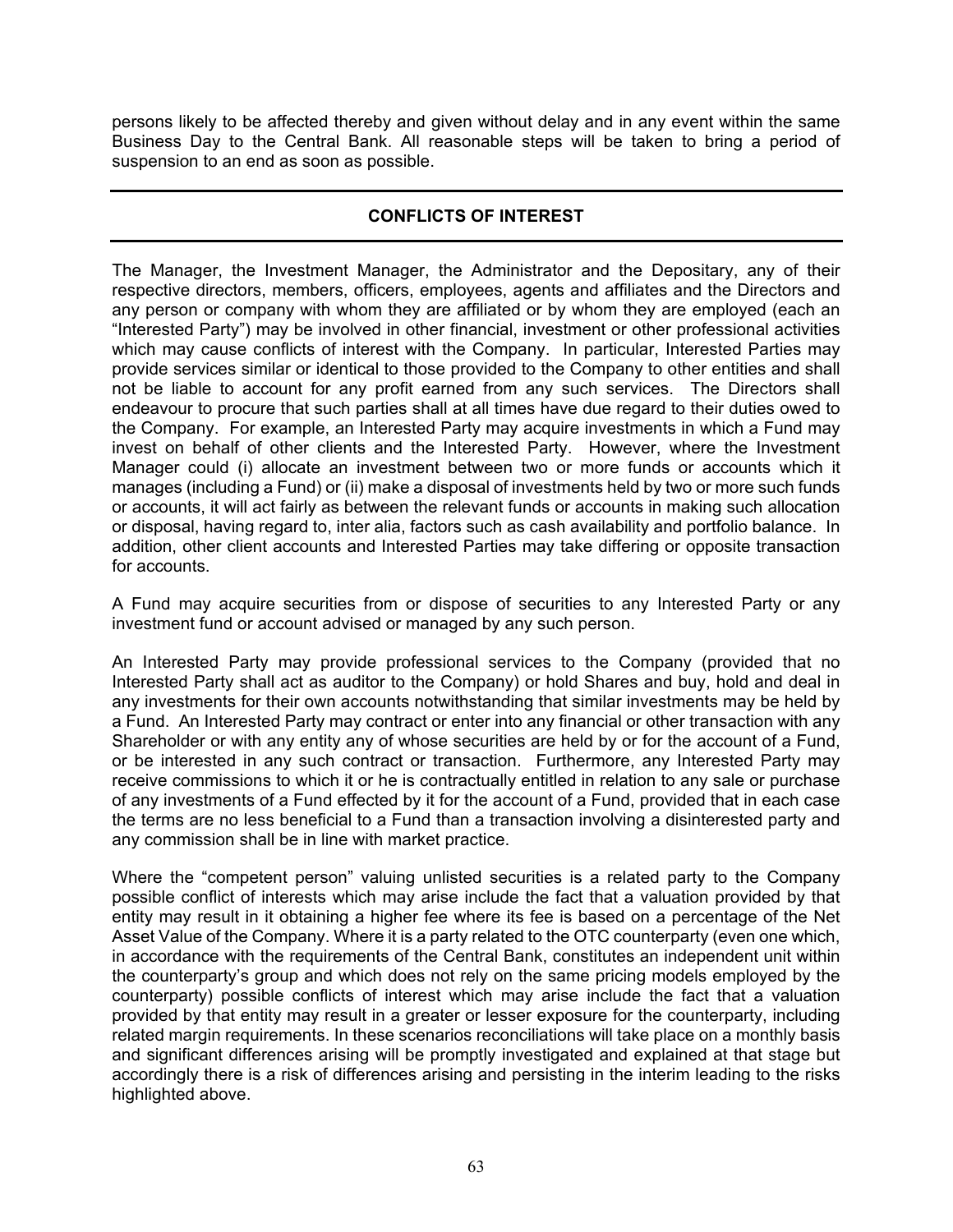persons likely to be affected thereby and given without delay and in any event within the same Business Day to the Central Bank. All reasonable steps will be taken to bring a period of suspension to an end as soon as possible.

## CONFLICTS OF INTEREST

The Manager, the Investment Manager, the Administrator and the Depositary, any of their respective directors, members, officers, employees, agents and affiliates and the Directors and any person or company with whom they are affiliated or by whom they are employed (each an "Interested Party") may be involved in other financial, investment or other professional activities which may cause conflicts of interest with the Company. In particular, Interested Parties may provide services similar or identical to those provided to the Company to other entities and shall not be liable to account for any profit earned from any such services. The Directors shall endeavour to procure that such parties shall at all times have due regard to their duties owed to the Company. For example, an Interested Party may acquire investments in which a Fund may invest on behalf of other clients and the Interested Party. However, where the Investment Manager could (i) allocate an investment between two or more funds or accounts which it manages (including a Fund) or (ii) make a disposal of investments held by two or more such funds or accounts, it will act fairly as between the relevant funds or accounts in making such allocation or disposal, having regard to, inter alia, factors such as cash availability and portfolio balance. In addition, other client accounts and Interested Parties may take differing or opposite transaction for accounts.

A Fund may acquire securities from or dispose of securities to any Interested Party or any investment fund or account advised or managed by any such person.

An Interested Party may provide professional services to the Company (provided that no Interested Party shall act as auditor to the Company) or hold Shares and buy, hold and deal in any investments for their own accounts notwithstanding that similar investments may be held by a Fund. An Interested Party may contract or enter into any financial or other transaction with any Shareholder or with any entity any of whose securities are held by or for the account of a Fund, or be interested in any such contract or transaction. Furthermore, any Interested Party may receive commissions to which it or he is contractually entitled in relation to any sale or purchase of any investments of a Fund effected by it for the account of a Fund, provided that in each case the terms are no less beneficial to a Fund than a transaction involving a disinterested party and any commission shall be in line with market practice.

Where the "competent person" valuing unlisted securities is a related party to the Company possible conflict of interests which may arise include the fact that a valuation provided by that entity may result in it obtaining a higher fee where its fee is based on a percentage of the Net Asset Value of the Company. Where it is a party related to the OTC counterparty (even one which, in accordance with the requirements of the Central Bank, constitutes an independent unit within the counterparty's group and which does not rely on the same pricing models employed by the counterparty) possible conflicts of interest which may arise include the fact that a valuation provided by that entity may result in a greater or lesser exposure for the counterparty, including related margin requirements. In these scenarios reconciliations will take place on a monthly basis and significant differences arising will be promptly investigated and explained at that stage but accordingly there is a risk of differences arising and persisting in the interim leading to the risks highlighted above.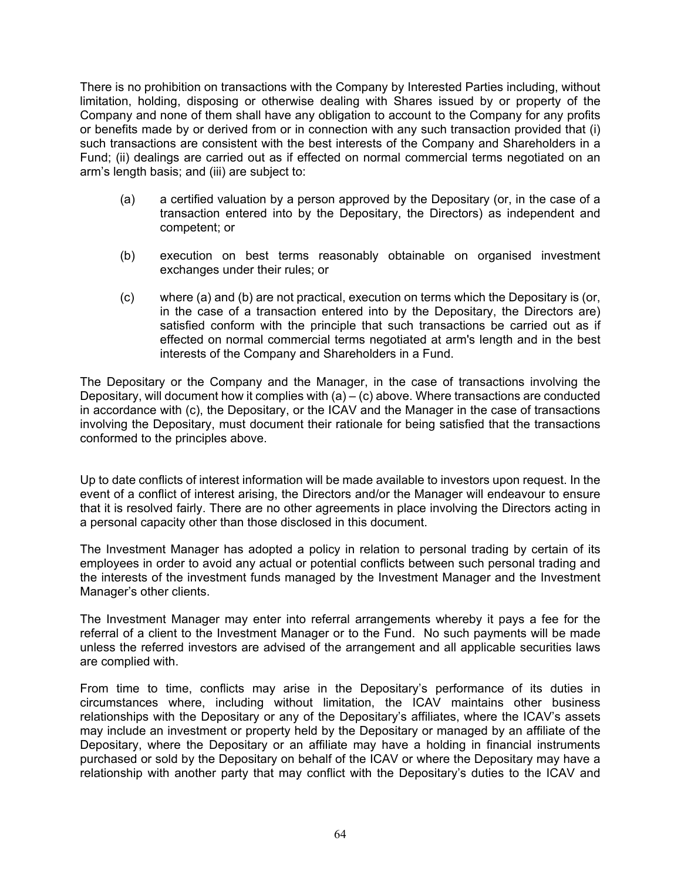There is no prohibition on transactions with the Company by Interested Parties including, without limitation, holding, disposing or otherwise dealing with Shares issued by or property of the Company and none of them shall have any obligation to account to the Company for any profits or benefits made by or derived from or in connection with any such transaction provided that (i) such transactions are consistent with the best interests of the Company and Shareholders in a Fund; (ii) dealings are carried out as if effected on normal commercial terms negotiated on an arm's length basis; and (iii) are subject to:

(a) a certified valuation by a person approved by the Depositary (or, in the case of a transaction entered into by the Depositary, the Directors) as independent and competent; or

(b) execution on best terms reasonably obtainable on organised investment exchanges under their rules; or

(c) where (a) and (b) are not practical, execution on terms which the Depositary is (or, in the case of a transaction entered into by the Depositary, the Directors are) satisfied conform with the principle that such transactions be carried out as if effected on normal commercial terms negotiated at arm's length and in the best interests of the Company and Shareholders in a Fund.

The Depositary or the Company and the Manager, in the case of transactions involving the Depositary, will document how it complies with (a) – (c) above. Where transactions are conducted in accordance with (c), the Depositary, or the ICAV and the Manager in the case of transactions involving the Depositary, must document their rationale for being satisfied that the transactions conformed to the principles above.

Up to date conflicts of interest information will be made available to investors upon request. In the event of a conflict of interest arising, the Directors and/or the Manager will endeavour to ensure that it is resolved fairly. There are no other agreements in place involving the Directors acting in a personal capacity other than those disclosed in this document.

The Investment Manager has adopted a policy in relation to personal trading by certain of its employees in order to avoid any actual or potential conflicts between such personal trading and the interests of the investment funds managed by the Investment Manager and the Investment Manager's other clients.

The Investment Manager may enter into referral arrangements whereby it pays a fee for the referral of a client to the Investment Manager or to the Fund. No such payments will be made unless the referred investors are advised of the arrangement and all applicable securities laws are complied with.

From time to time, conflicts may arise in the Depositary's performance of its duties in circumstances where, including without limitation, the ICAV maintains other business relationships with the Depositary or any of the Depositary's affiliates, where the ICAV's assets may include an investment or property held by the Depositary or managed by an affiliate of the Depositary, where the Depositary or an affiliate may have a holding in financial instruments purchased or sold by the Depositary on behalf of the ICAV or where the Depositary may have a relationship with another party that may conflict with the Depositary's duties to the ICAV and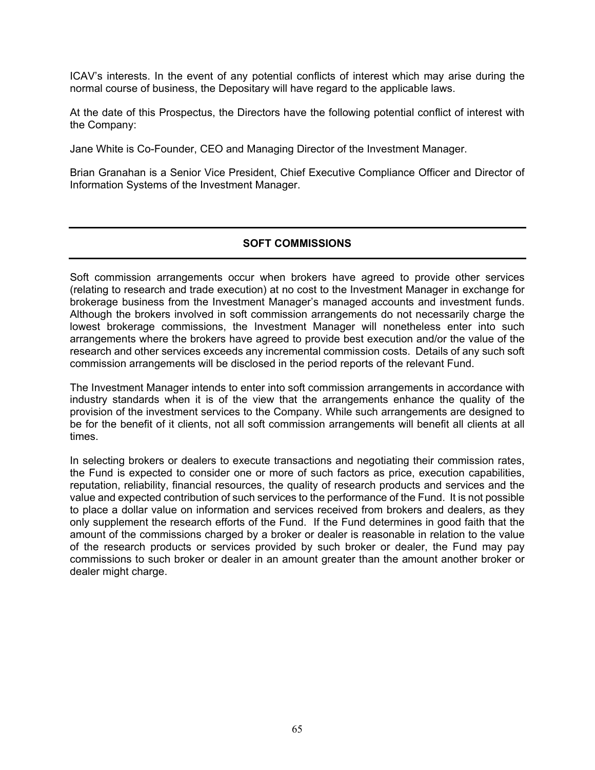ICAV's interests. In the event of any potential conflicts of interest which may arise during the normal course of business, the Depositary will have regard to the applicable laws.

At the date of this Prospectus, the Directors have the following potential conflict of interest with the Company:

Jane White is Co-Founder, CEO and Managing Director of the Investment Manager.

Brian Granahan is a Senior Vice President, Chief Executive Compliance Officer and Director of Information Systems of the Investment Manager.

## SOFT COMMISSIONS

Soft commission arrangements occur when brokers have agreed to provide other services (relating to research and trade execution) at no cost to the Investment Manager in exchange for brokerage business from the Investment Manager's managed accounts and investment funds. Although the brokers involved in soft commission arrangements do not necessarily charge the lowest brokerage commissions, the Investment Manager will nonetheless enter into such arrangements where the brokers have agreed to provide best execution and/or the value of the research and other services exceeds any incremental commission costs. Details of any such soft commission arrangements will be disclosed in the period reports of the relevant Fund.

The Investment Manager intends to enter into soft commission arrangements in accordance with industry standards when it is of the view that the arrangements enhance the quality of the provision of the investment services to the Company. While such arrangements are designed to be for the benefit of it clients, not all soft commission arrangements will benefit all clients at all times.

In selecting brokers or dealers to execute transactions and negotiating their commission rates, the Fund is expected to consider one or more of such factors as price, execution capabilities, reputation, reliability, financial resources, the quality of research products and services and the value and expected contribution of such services to the performance of the Fund. It is not possible to place a dollar value on information and services received from brokers and dealers, as they only supplement the research efforts of the Fund. If the Fund determines in good faith that the amount of the commissions charged by a broker or dealer is reasonable in relation to the value of the research products or services provided by such broker or dealer, the Fund may pay commissions to such broker or dealer in an amount greater than the amount another broker or dealer might charge.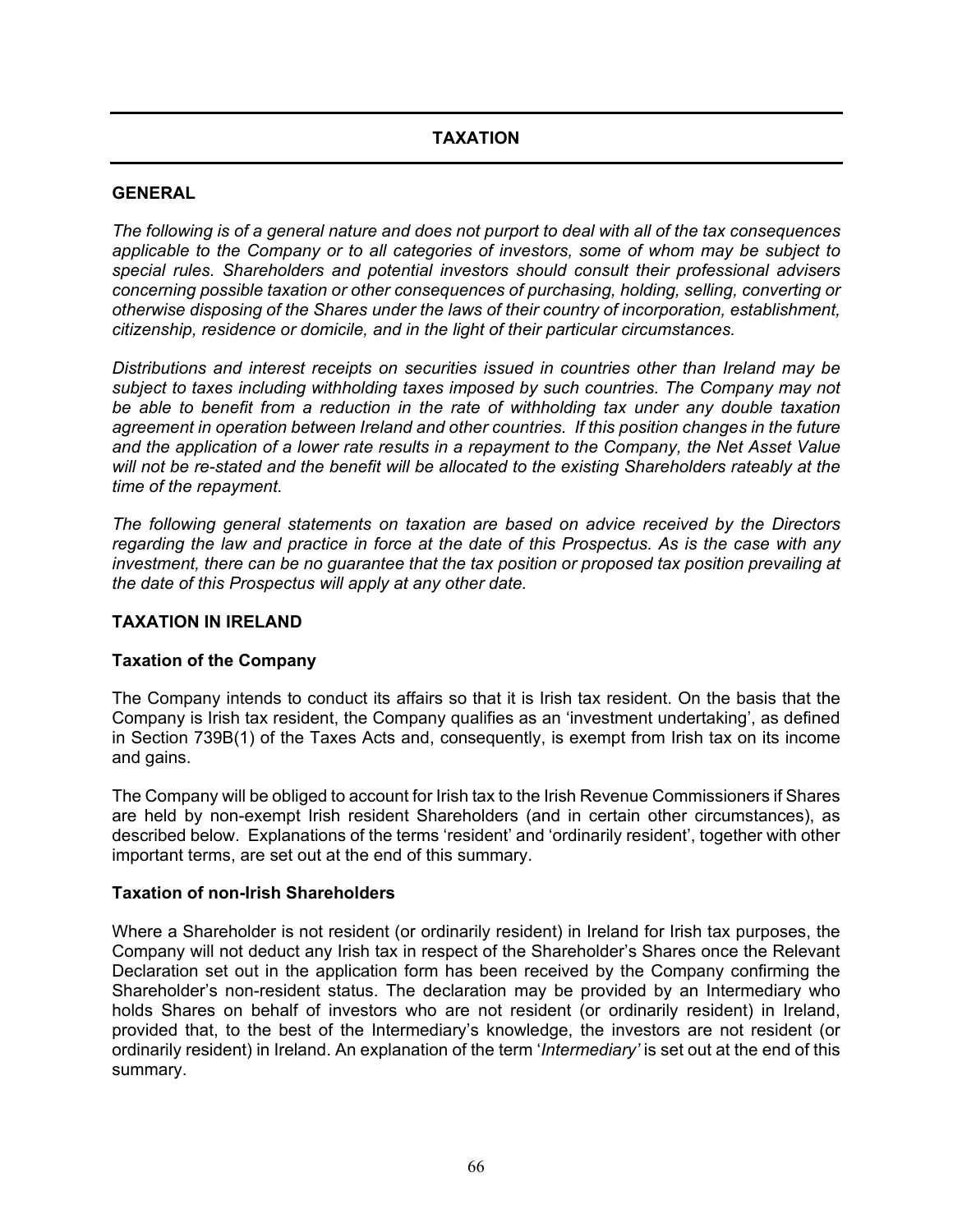# TAXATION

## GENERAL

*The following is of a general nature and does not purport to deal with all of the tax consequences applicable to the Company or to all categories of investors, some of whom may be subject to special rules. Shareholders and potential investors should consult their professional advisers concerning possible taxation or other consequences of purchasing, holding, selling, converting or otherwise disposing of the Shares under the laws of their country of incorporation, establishment, citizenship, residence or domicile, and in the light of their particular circumstances.*

*Distributions and interest receipts on securities issued in countries other than Ireland may be subject to taxes including withholding taxes imposed by such countries. The Company may not be able to benefit from a reduction in the rate of withholding tax under any double taxation agreement in operation between Ireland and other countries. If this position changes in the future and the application of a lower rate results in a repayment to the Company, the Net Asset Value will not be re-stated and the benefit will be allocated to the existing Shareholders rateably at the time of the repayment.*

*The following general statements on taxation are based on advice received by the Directors regarding the law and practice in force at the date of this Prospectus. As is the case with any investment, there can be no guarantee that the tax position or proposed tax position prevailing at the date of this Prospectus will apply at any other date.*

## TAXATION IN IRELAND

### Taxation of the Company

The Company intends to conduct its affairs so that it is Irish tax resident. On the basis that the Company is Irish tax resident, the Company qualifies as an 'investment undertaking', as defined in Section 739B(1) of the Taxes Acts and, consequently, is exempt from Irish tax on its income and gains.

The Company will be obliged to account for Irish tax to the Irish Revenue Commissioners if Shares are held by non-exempt Irish resident Shareholders (and in certain other circumstances), as described below. Explanations of the terms 'resident' and 'ordinarily resident', together with other important terms, are set out at the end of this summary.

### Taxation of non-Irish Shareholders

Where a Shareholder is not resident (or ordinarily resident) in Ireland for Irish tax purposes, the Company will not deduct any Irish tax in respect of the Shareholder's Shares once the Relevant Declaration set out in the application form has been received by the Company confirming the Shareholder's non-resident status. The declaration may be provided by an Intermediary who holds Shares on behalf of investors who are not resident (or ordinarily resident) in Ireland, provided that, to the best of the Intermediary's knowledge, the investors are not resident (or ordinarily resident) in Ireland. An explanation of the term '*Intermediary'* is set out at the end of this summary.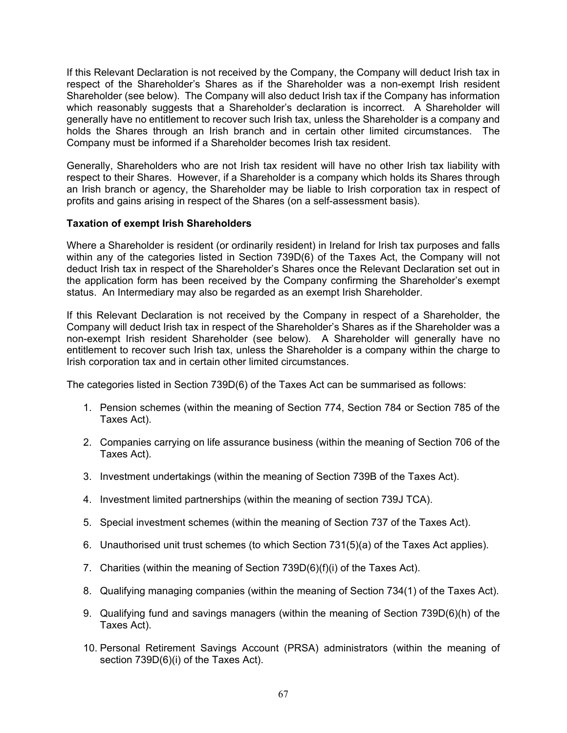If this Relevant Declaration is not received by the Company, the Company will deduct Irish tax in respect of the Shareholder's Shares as if the Shareholder was a non-exempt Irish resident Shareholder (see below). The Company will also deduct Irish tax if the Company has information which reasonably suggests that a Shareholder's declaration is incorrect. A Shareholder will generally have no entitlement to recover such Irish tax, unless the Shareholder is a company and holds the Shares through an Irish branch and in certain other limited circumstances. The Company must be informed if a Shareholder becomes Irish tax resident.

Generally, Shareholders who are not Irish tax resident will have no other Irish tax liability with respect to their Shares. However, if a Shareholder is a company which holds its Shares through an Irish branch or agency, the Shareholder may be liable to Irish corporation tax in respect of profits and gains arising in respect of the Shares (on a self-assessment basis).

**Taxation of exempt Irish Shareholders**

Where a Shareholder is resident (or ordinarily resident) in Ireland for Irish tax purposes and falls within any of the categories listed in Section 739D(6) of the Taxes Act, the Company will not deduct Irish tax in respect of the Shareholder's Shares once the Relevant Declaration set out in the application form has been received by the Company confirming the Shareholder's exempt status. An Intermediary may also be regarded as an exempt Irish Shareholder.

If this Relevant Declaration is not received by the Company in respect of a Shareholder, the Company will deduct Irish tax in respect of the Shareholder's Shares as if the Shareholder was a non-exempt Irish resident Shareholder (see below). A Shareholder will generally have no entitlement to recover such Irish tax, unless the Shareholder is a company within the charge to Irish corporation tax and in certain other limited circumstances.

The categories listed in Section 739D(6) of the Taxes Act can be summarised as follows:

1. Pension schemes (within the meaning of Section 774, Section 784 or Section 785 of the Taxes Act).
2. Companies carrying on life assurance business (within the meaning of Section 706 of the Taxes Act).
3. Investment undertakings (within the meaning of Section 739B of the Taxes Act).
4. Investment limited partnerships (within the meaning of section 739J TCA).
5. Special investment schemes (within the meaning of Section 737 of the Taxes Act).
6. Unauthorised unit trust schemes (to which Section 731(5)(a) of the Taxes Act applies).
7. Charities (within the meaning of Section 739D(6)(f)(i) of the Taxes Act).
8. Qualifying managing companies (within the meaning of Section 734(1) of the Taxes Act).
9. Qualifying fund and savings managers (within the meaning of Section 739D(6)(h) of the Taxes Act).
10. Personal Retirement Savings Account (PRSA) administrators (within the meaning of section 739D(6)(i) of the Taxes Act).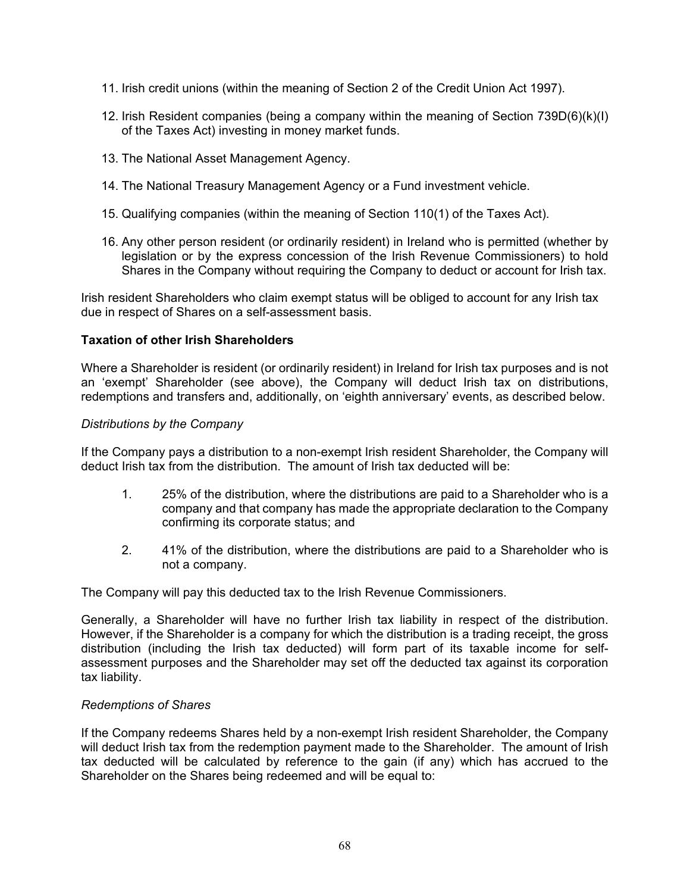11. Irish credit unions (within the meaning of Section 2 of the Credit Union Act 1997).

12. Irish Resident companies (being a company within the meaning of Section 739D(6)(k)(I) of the Taxes Act) investing in money market funds.

13. The National Asset Management Agency.

14. The National Treasury Management Agency or a Fund investment vehicle.

15. Qualifying companies (within the meaning of Section 110(1) of the Taxes Act).

16. Any other person resident (or ordinarily resident) in Ireland who is permitted (whether by legislation or by the express concession of the Irish Revenue Commissioners) to hold Shares in the Company without requiring the Company to deduct or account for Irish tax.

Irish resident Shareholders who claim exempt status will be obliged to account for any Irish tax due in respect of Shares on a self-assessment basis.

**Taxation of other Irish Shareholders**

Where a Shareholder is resident (or ordinarily resident) in Ireland for Irish tax purposes and is not an 'exempt' Shareholder (see above), the Company will deduct Irish tax on distributions, redemptions and transfers and, additionally, on 'eighth anniversary' events, as described below.

*Distributions by the Company*

If the Company pays a distribution to a non-exempt Irish resident Shareholder, the Company will deduct Irish tax from the distribution. The amount of Irish tax deducted will be:

1. 25% of the distribution, where the distributions are paid to a Shareholder who is a company and that company has made the appropriate declaration to the Company confirming its corporate status; and

2. 41% of the distribution, where the distributions are paid to a Shareholder who is not a company.

The Company will pay this deducted tax to the Irish Revenue Commissioners.

Generally, a Shareholder will have no further Irish tax liability in respect of the distribution. However, if the Shareholder is a company for which the distribution is a trading receipt, the gross distribution (including the Irish tax deducted) will form part of its taxable income for self-assessment purposes and the Shareholder may set off the deducted tax against its corporation tax liability.

*Redemptions of Shares*

If the Company redeems Shares held by a non-exempt Irish resident Shareholder, the Company will deduct Irish tax from the redemption payment made to the Shareholder. The amount of Irish tax deducted will be calculated by reference to the gain (if any) which has accrued to the Shareholder on the Shares being redeemed and will be equal to: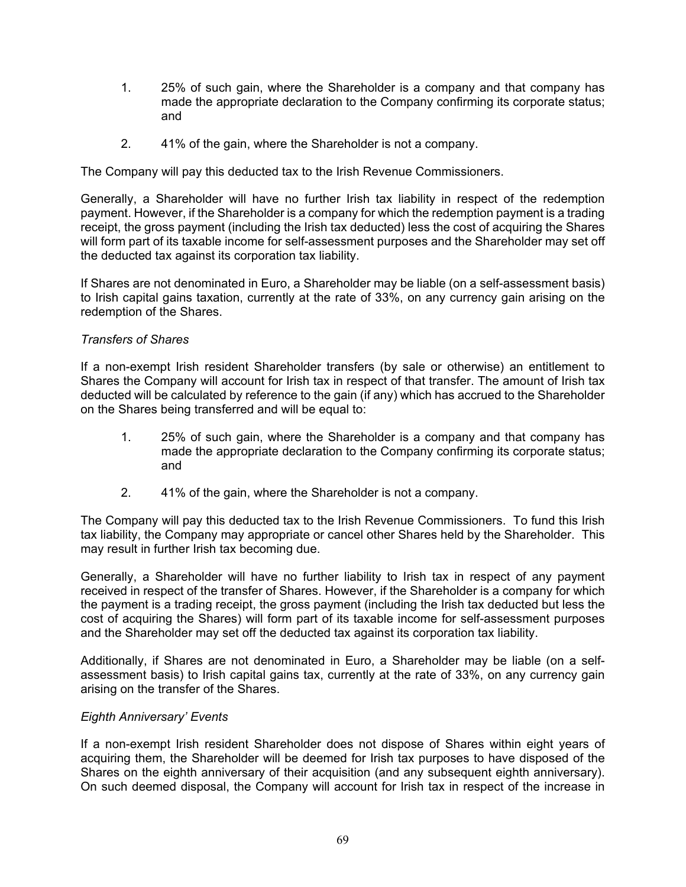1. 25% of such gain, where the Shareholder is a company and that company has made the appropriate declaration to the Company confirming its corporate status; and

2. 41% of the gain, where the Shareholder is not a company.

The Company will pay this deducted tax to the Irish Revenue Commissioners.

Generally, a Shareholder will have no further Irish tax liability in respect of the redemption payment. However, if the Shareholder is a company for which the redemption payment is a trading receipt, the gross payment (including the Irish tax deducted) less the cost of acquiring the Shares will form part of its taxable income for self-assessment purposes and the Shareholder may set off the deducted tax against its corporation tax liability.

If Shares are not denominated in Euro, a Shareholder may be liable (on a self-assessment basis) to Irish capital gains taxation, currently at the rate of 33%, on any currency gain arising on the redemption of the Shares.

*Transfers of Shares*

If a non-exempt Irish resident Shareholder transfers (by sale or otherwise) an entitlement to Shares the Company will account for Irish tax in respect of that transfer. The amount of Irish tax deducted will be calculated by reference to the gain (if any) which has accrued to the Shareholder on the Shares being transferred and will be equal to:

1. 25% of such gain, where the Shareholder is a company and that company has made the appropriate declaration to the Company confirming its corporate status; and

2. 41% of the gain, where the Shareholder is not a company.

The Company will pay this deducted tax to the Irish Revenue Commissioners. To fund this Irish tax liability, the Company may appropriate or cancel other Shares held by the Shareholder. This may result in further Irish tax becoming due.

Generally, a Shareholder will have no further liability to Irish tax in respect of any payment received in respect of the transfer of Shares. However, if the Shareholder is a company for which the payment is a trading receipt, the gross payment (including the Irish tax deducted but less the cost of acquiring the Shares) will form part of its taxable income for self-assessment purposes and the Shareholder may set off the deducted tax against its corporation tax liability.

Additionally, if Shares are not denominated in Euro, a Shareholder may be liable (on a self-assessment basis) to Irish capital gains tax, currently at the rate of 33%, on any currency gain arising on the transfer of the Shares.

*Eighth Anniversary' Events*

If a non-exempt Irish resident Shareholder does not dispose of Shares within eight years of acquiring them, the Shareholder will be deemed for Irish tax purposes to have disposed of the Shares on the eighth anniversary of their acquisition (and any subsequent eighth anniversary). On such deemed disposal, the Company will account for Irish tax in respect of the increase in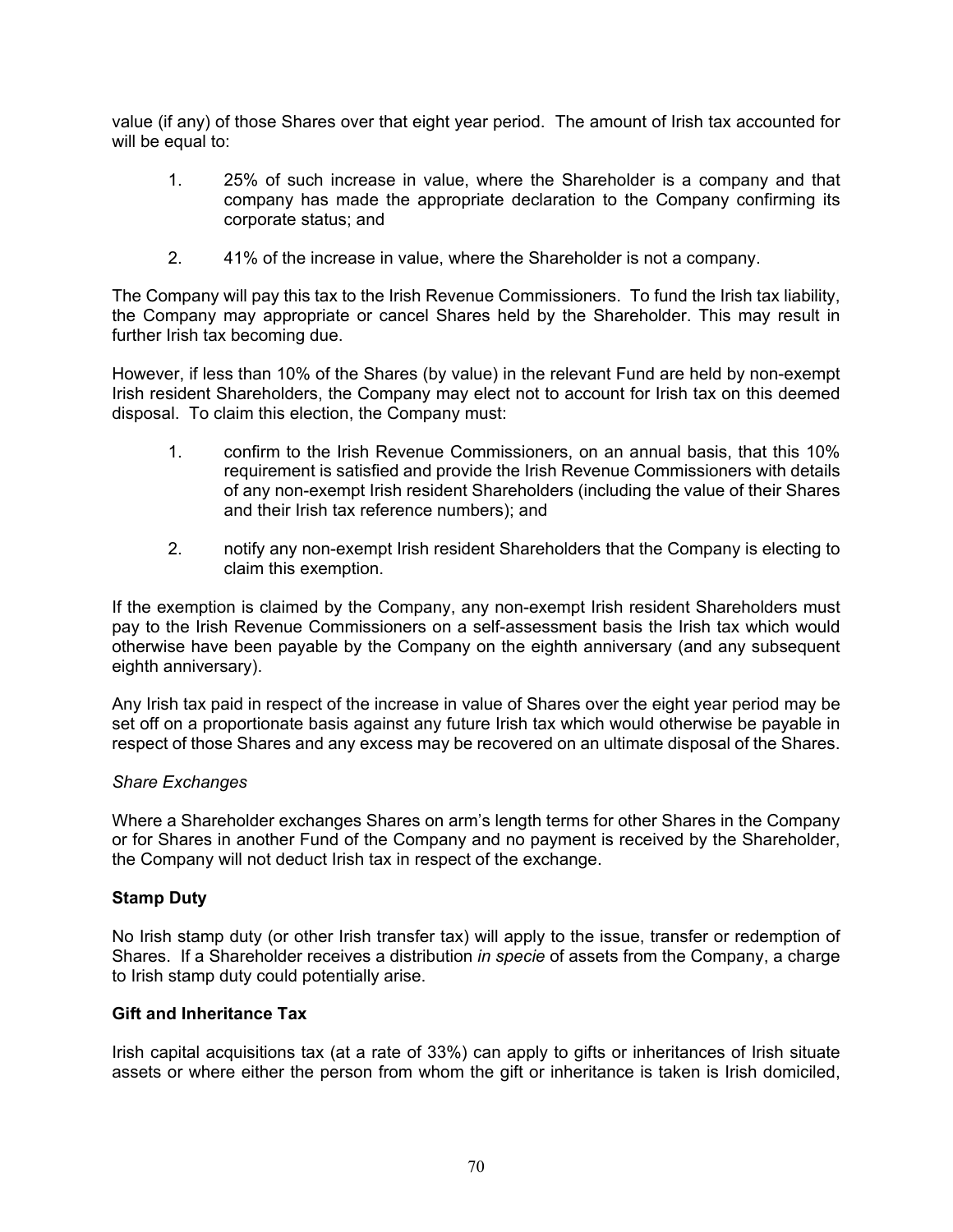value (if any) of those Shares over that eight year period. The amount of Irish tax accounted for will be equal to:

1. 25% of such increase in value, where the Shareholder is a company and that company has made the appropriate declaration to the Company confirming its corporate status; and

2. 41% of the increase in value, where the Shareholder is not a company.

The Company will pay this tax to the Irish Revenue Commissioners. To fund the Irish tax liability, the Company may appropriate or cancel Shares held by the Shareholder. This may result in further Irish tax becoming due.

However, if less than 10% of the Shares (by value) in the relevant Fund are held by non-exempt Irish resident Shareholders, the Company may elect not to account for Irish tax on this deemed disposal. To claim this election, the Company must:

1. confirm to the Irish Revenue Commissioners, on an annual basis, that this 10% requirement is satisfied and provide the Irish Revenue Commissioners with details of any non-exempt Irish resident Shareholders (including the value of their Shares and their Irish tax reference numbers); and

2. notify any non-exempt Irish resident Shareholders that the Company is electing to claim this exemption.

If the exemption is claimed by the Company, any non-exempt Irish resident Shareholders must pay to the Irish Revenue Commissioners on a self-assessment basis the Irish tax which would otherwise have been payable by the Company on the eighth anniversary (and any subsequent eighth anniversary).

Any Irish tax paid in respect of the increase in value of Shares over the eight year period may be set off on a proportionate basis against any future Irish tax which would otherwise be payable in respect of those Shares and any excess may be recovered on an ultimate disposal of the Shares.

*Share Exchanges*

Where a Shareholder exchanges Shares on arm's length terms for other Shares in the Company or for Shares in another Fund of the Company and no payment is received by the Shareholder, the Company will not deduct Irish tax in respect of the exchange.

**Stamp Duty**

No Irish stamp duty (or other Irish transfer tax) will apply to the issue, transfer or redemption of Shares. If a Shareholder receives a distribution *in specie* of assets from the Company, a charge to Irish stamp duty could potentially arise.

**Gift and Inheritance Tax**

Irish capital acquisitions tax (at a rate of 33%) can apply to gifts or inheritances of Irish situate assets or where either the person from whom the gift or inheritance is taken is Irish domiciled,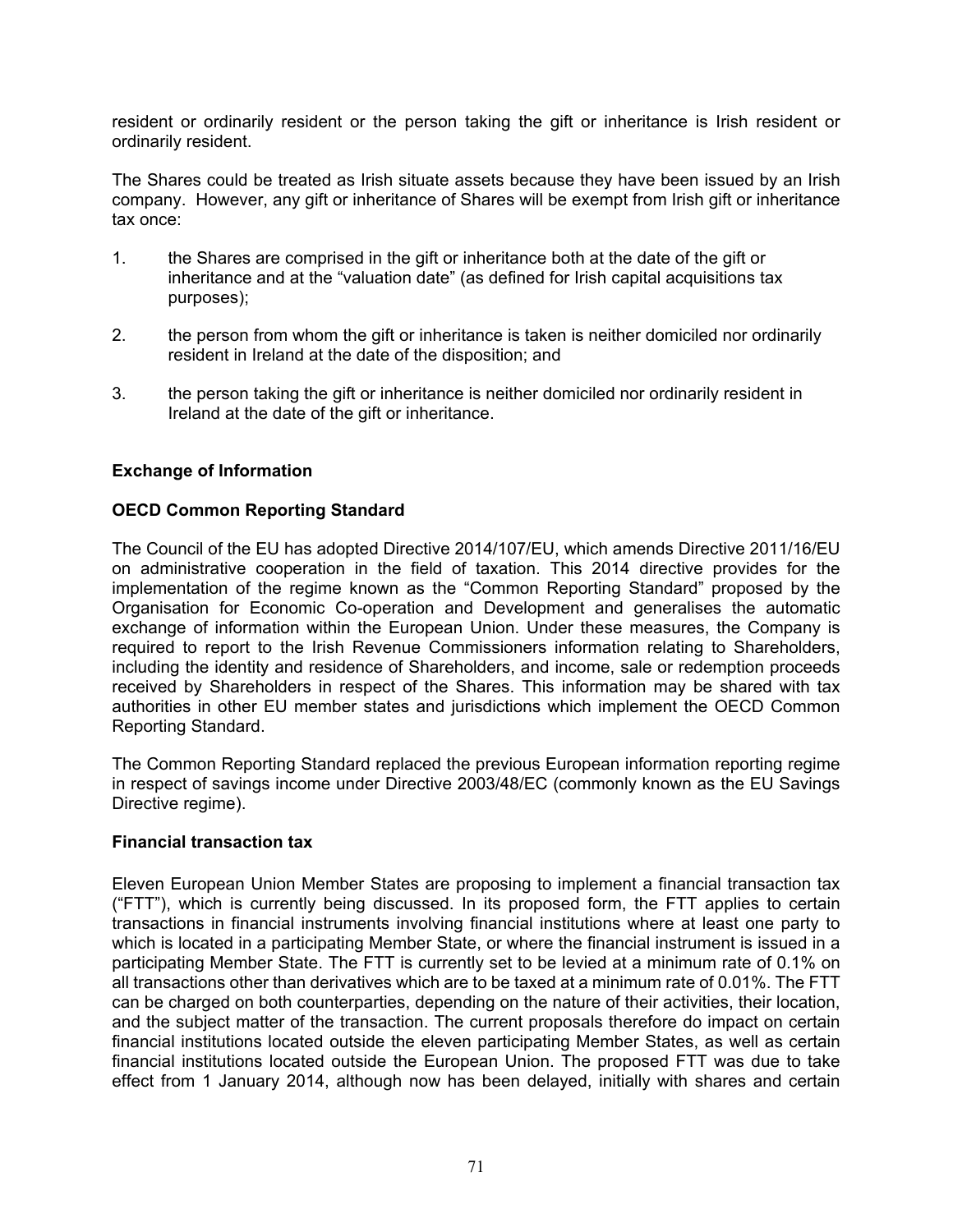resident or ordinarily resident or the person taking the gift or inheritance is Irish resident or ordinarily resident.

The Shares could be treated as Irish situate assets because they have been issued by an Irish company. However, any gift or inheritance of Shares will be exempt from Irish gift or inheritance tax once:

1. the Shares are comprised in the gift or inheritance both at the date of the gift or inheritance and at the "valuation date" (as defined for Irish capital acquisitions tax purposes);

2. the person from whom the gift or inheritance is taken is neither domiciled nor ordinarily resident in Ireland at the date of the disposition; and

3. the person taking the gift or inheritance is neither domiciled nor ordinarily resident in Ireland at the date of the gift or inheritance.

**Exchange of Information**

**OECD Common Reporting Standard**

The Council of the EU has adopted Directive 2014/107/EU, which amends Directive 2011/16/EU on administrative cooperation in the field of taxation. This 2014 directive provides for the implementation of the regime known as the "Common Reporting Standard" proposed by the Organisation for Economic Co-operation and Development and generalises the automatic exchange of information within the European Union. Under these measures, the Company is required to report to the Irish Revenue Commissioners information relating to Shareholders, including the identity and residence of Shareholders, and income, sale or redemption proceeds received by Shareholders in respect of the Shares. This information may be shared with tax authorities in other EU member states and jurisdictions which implement the OECD Common Reporting Standard.

The Common Reporting Standard replaced the previous European information reporting regime in respect of savings income under Directive 2003/48/EC (commonly known as the EU Savings Directive regime).

**Financial transaction tax**

Eleven European Union Member States are proposing to implement a financial transaction tax ("FTT"), which is currently being discussed. In its proposed form, the FTT applies to certain transactions in financial instruments involving financial institutions where at least one party to which is located in a participating Member State, or where the financial instrument is issued in a participating Member State. The FTT is currently set to be levied at a minimum rate of 0.1% on all transactions other than derivatives which are to be taxed at a minimum rate of 0.01%. The FTT can be charged on both counterparties, depending on the nature of their activities, their location, and the subject matter of the transaction. The current proposals therefore do impact on certain financial institutions located outside the eleven participating Member States, as well as certain financial institutions located outside the European Union. The proposed FTT was due to take effect from 1 January 2014, although now has been delayed, initially with shares and certain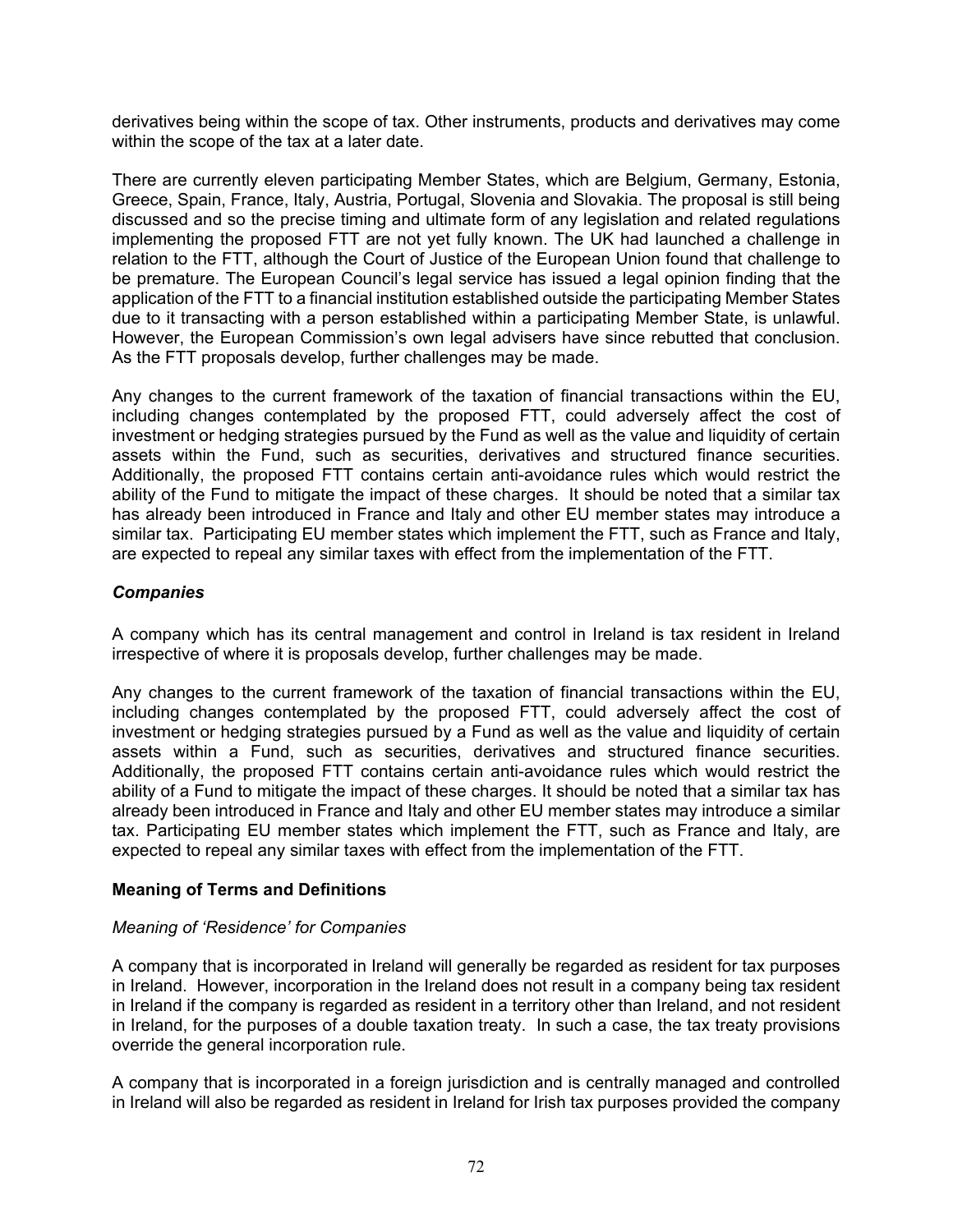derivatives being within the scope of tax. Other instruments, products and derivatives may come within the scope of the tax at a later date.

There are currently eleven participating Member States, which are Belgium, Germany, Estonia, Greece, Spain, France, Italy, Austria, Portugal, Slovenia and Slovakia. The proposal is still being discussed and so the precise timing and ultimate form of any legislation and related regulations implementing the proposed FTT are not yet fully known. The UK had launched a challenge in relation to the FTT, although the Court of Justice of the European Union found that challenge to be premature. The European Council's legal service has issued a legal opinion finding that the application of the FTT to a financial institution established outside the participating Member States due to it transacting with a person established within a participating Member State, is unlawful. However, the European Commission's own legal advisers have since rebutted that conclusion. As the FTT proposals develop, further challenges may be made.

Any changes to the current framework of the taxation of financial transactions within the EU, including changes contemplated by the proposed FTT, could adversely affect the cost of investment or hedging strategies pursued by the Fund as well as the value and liquidity of certain assets within the Fund, such as securities, derivatives and structured finance securities. Additionally, the proposed FTT contains certain anti-avoidance rules which would restrict the ability of the Fund to mitigate the impact of these charges. It should be noted that a similar tax has already been introduced in France and Italy and other EU member states may introduce a similar tax. Participating EU member states which implement the FTT, such as France and Italy, are expected to repeal any similar taxes with effect from the implementation of the FTT.

### *Companies*

A company which has its central management and control in Ireland is tax resident in Ireland irrespective of where it is proposals develop, further challenges may be made.

Any changes to the current framework of the taxation of financial transactions within the EU, including changes contemplated by the proposed FTT, could adversely affect the cost of investment or hedging strategies pursued by a Fund as well as the value and liquidity of certain assets within a Fund, such as securities, derivatives and structured finance securities. Additionally, the proposed FTT contains certain anti-avoidance rules which would restrict the ability of a Fund to mitigate the impact of these charges. It should be noted that a similar tax has already been introduced in France and Italy and other EU member states may introduce a similar tax. Participating EU member states which implement the FTT, such as France and Italy, are expected to repeal any similar taxes with effect from the implementation of the FTT.

### **Meaning of Terms and Definitions**

*Meaning of 'Residence' for Companies*

A company that is incorporated in Ireland will generally be regarded as resident for tax purposes in Ireland. However, incorporation in the Ireland does not result in a company being tax resident in Ireland if the company is regarded as resident in a territory other than Ireland, and not resident in Ireland, for the purposes of a double taxation treaty. In such a case, the tax treaty provisions override the general incorporation rule.

A company that is incorporated in a foreign jurisdiction and is centrally managed and controlled in Ireland will also be regarded as resident in Ireland for Irish tax purposes provided the company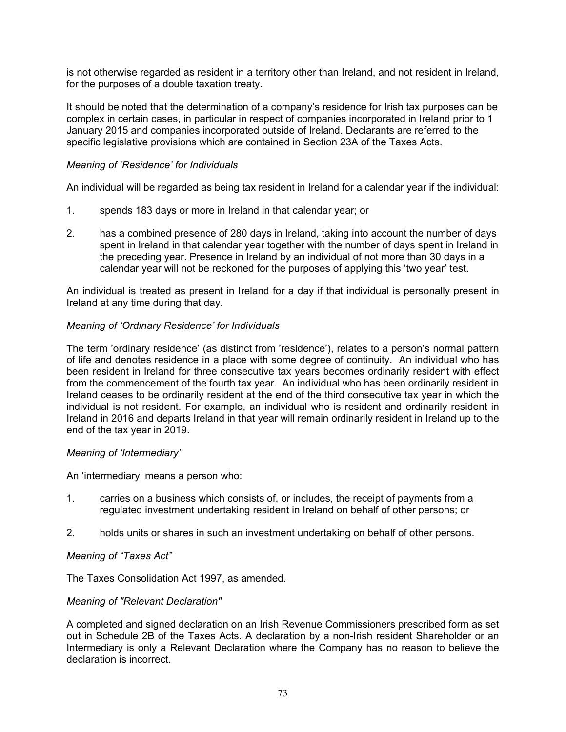is not otherwise regarded as resident in a territory other than Ireland, and not resident in Ireland, for the purposes of a double taxation treaty.

It should be noted that the determination of a company's residence for Irish tax purposes can be complex in certain cases, in particular in respect of companies incorporated in Ireland prior to 1 January 2015 and companies incorporated outside of Ireland. Declarants are referred to the specific legislative provisions which are contained in Section 23A of the Taxes Acts.

*Meaning of 'Residence' for Individuals*

An individual will be regarded as being tax resident in Ireland for a calendar year if the individual:

1. spends 183 days or more in Ireland in that calendar year; or

2. has a combined presence of 280 days in Ireland, taking into account the number of days spent in Ireland in that calendar year together with the number of days spent in Ireland in the preceding year. Presence in Ireland by an individual of not more than 30 days in a calendar year will not be reckoned for the purposes of applying this 'two year' test.

An individual is treated as present in Ireland for a day if that individual is personally present in Ireland at any time during that day.

*Meaning of 'Ordinary Residence' for Individuals*

The term 'ordinary residence' (as distinct from 'residence'), relates to a person's normal pattern of life and denotes residence in a place with some degree of continuity. An individual who has been resident in Ireland for three consecutive tax years becomes ordinarily resident with effect from the commencement of the fourth tax year. An individual who has been ordinarily resident in Ireland ceases to be ordinarily resident at the end of the third consecutive tax year in which the individual is not resident. For example, an individual who is resident and ordinarily resident in Ireland in 2016 and departs Ireland in that year will remain ordinarily resident in Ireland up to the end of the tax year in 2019.

*Meaning of 'Intermediary'*

An 'intermediary' means a person who:

1. carries on a business which consists of, or includes, the receipt of payments from a regulated investment undertaking resident in Ireland on behalf of other persons; or

2. holds units or shares in such an investment undertaking on behalf of other persons.

*Meaning of "Taxes Act"*

The Taxes Consolidation Act 1997, as amended.

*Meaning of "Relevant Declaration"*

A completed and signed declaration on an Irish Revenue Commissioners prescribed form as set out in Schedule 2B of the Taxes Acts. A declaration by a non-Irish resident Shareholder or an Intermediary is only a Relevant Declaration where the Company has no reason to believe the declaration is incorrect.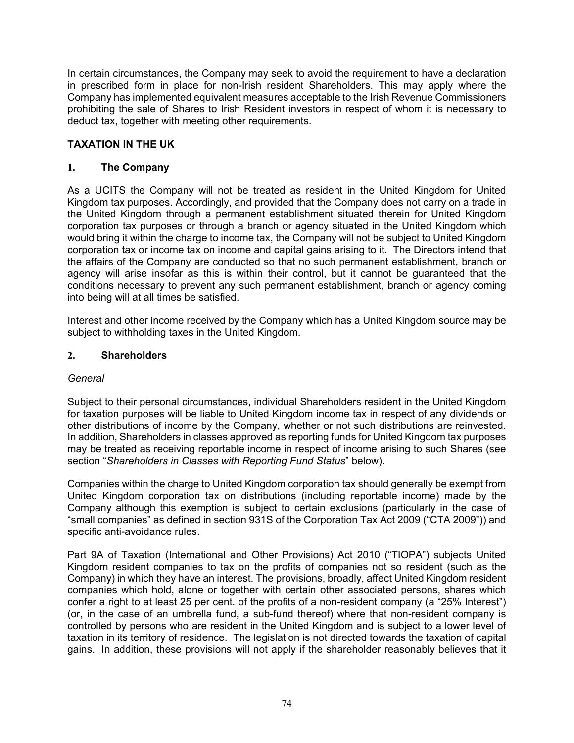In certain circumstances, the Company may seek to avoid the requirement to have a declaration in prescribed form in place for non-Irish resident Shareholders. This may apply where the Company has implemented equivalent measures acceptable to the Irish Revenue Commissioners prohibiting the sale of Shares to Irish Resident investors in respect of whom it is necessary to deduct tax, together with meeting other requirements.

## TAXATION IN THE UK

### 1. The Company

As a UCITS the Company will not be treated as resident in the United Kingdom for United Kingdom tax purposes. Accordingly, and provided that the Company does not carry on a trade in the United Kingdom through a permanent establishment situated therein for United Kingdom corporation tax purposes or through a branch or agency situated in the United Kingdom which would bring it within the charge to income tax, the Company will not be subject to United Kingdom corporation tax or income tax on income and capital gains arising to it. The Directors intend that the affairs of the Company are conducted so that no such permanent establishment, branch or agency will arise insofar as this is within their control, but it cannot be guaranteed that the conditions necessary to prevent any such permanent establishment, branch or agency coming into being will at all times be satisfied.

Interest and other income received by the Company which has a United Kingdom source may be subject to withholding taxes in the United Kingdom.

### 2. Shareholders

*General*

Subject to their personal circumstances, individual Shareholders resident in the United Kingdom for taxation purposes will be liable to United Kingdom income tax in respect of any dividends or other distributions of income by the Company, whether or not such distributions are reinvested. In addition, Shareholders in classes approved as reporting funds for United Kingdom tax purposes may be treated as receiving reportable income in respect of income arising to such Shares (see section "*Shareholders in Classes with Reporting Fund Status*" below).

Companies within the charge to United Kingdom corporation tax should generally be exempt from United Kingdom corporation tax on distributions (including reportable income) made by the Company although this exemption is subject to certain exclusions (particularly in the case of "small companies" as defined in section 931S of the Corporation Tax Act 2009 ("CTA 2009")) and specific anti-avoidance rules.

Part 9A of Taxation (International and Other Provisions) Act 2010 ("TIOPA") subjects United Kingdom resident companies to tax on the profits of companies not so resident (such as the Company) in which they have an interest. The provisions, broadly, affect United Kingdom resident companies which hold, alone or together with certain other associated persons, shares which confer a right to at least 25 per cent. of the profits of a non-resident company (a "25% Interest") (or, in the case of an umbrella fund, a sub-fund thereof) where that non-resident company is controlled by persons who are resident in the United Kingdom and is subject to a lower level of taxation in its territory of residence. The legislation is not directed towards the taxation of capital gains. In addition, these provisions will not apply if the shareholder reasonably believes that it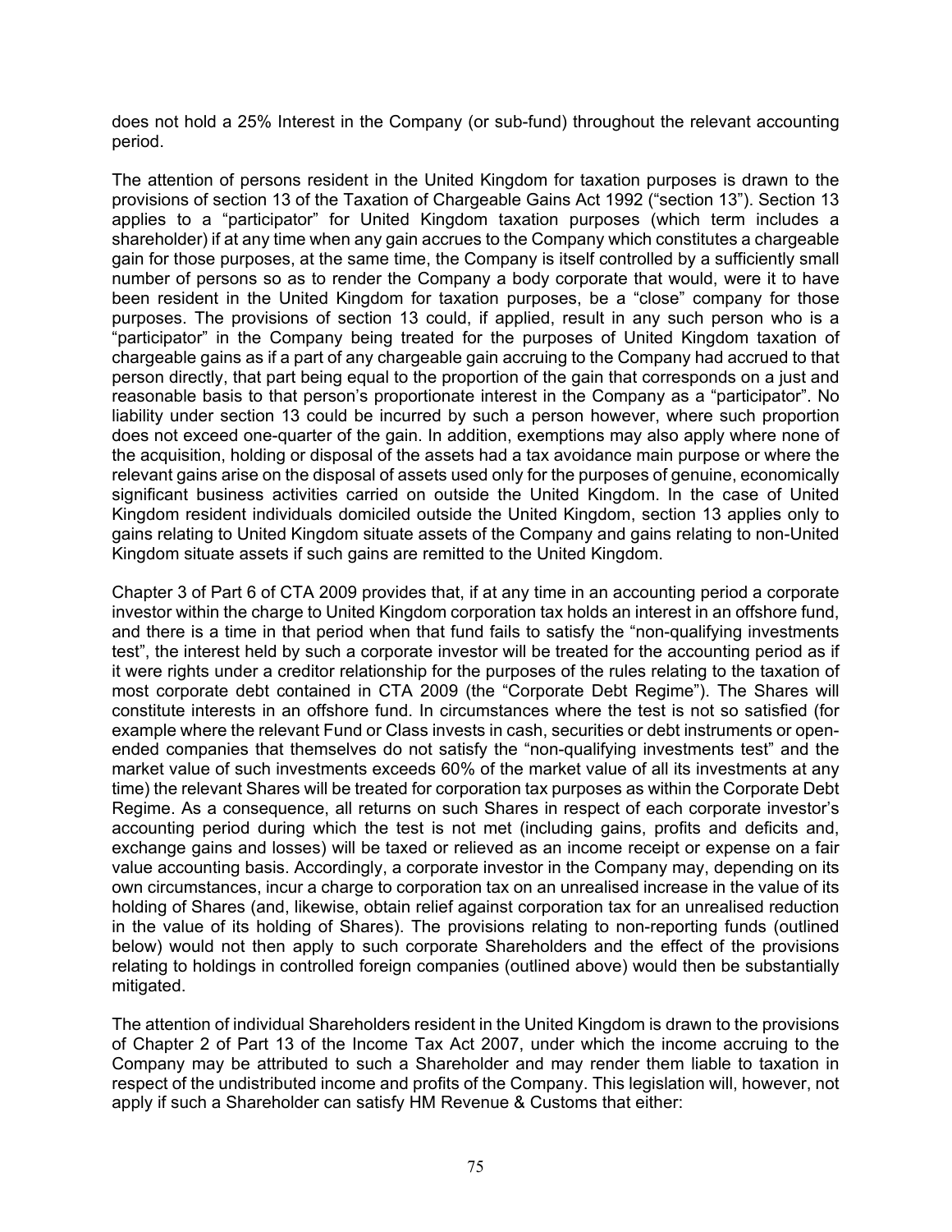does not hold a 25% Interest in the Company (or sub-fund) throughout the relevant accounting period.

The attention of persons resident in the United Kingdom for taxation purposes is drawn to the provisions of section 13 of the Taxation of Chargeable Gains Act 1992 ("section 13"). Section 13 applies to a "participator" for United Kingdom taxation purposes (which term includes a shareholder) if at any time when any gain accrues to the Company which constitutes a chargeable gain for those purposes, at the same time, the Company is itself controlled by a sufficiently small number of persons so as to render the Company a body corporate that would, were it to have been resident in the United Kingdom for taxation purposes, be a "close" company for those purposes. The provisions of section 13 could, if applied, result in any such person who is a "participator" in the Company being treated for the purposes of United Kingdom taxation of chargeable gains as if a part of any chargeable gain accruing to the Company had accrued to that person directly, that part being equal to the proportion of the gain that corresponds on a just and reasonable basis to that person's proportionate interest in the Company as a "participator". No liability under section 13 could be incurred by such a person however, where such proportion does not exceed one-quarter of the gain. In addition, exemptions may also apply where none of the acquisition, holding or disposal of the assets had a tax avoidance main purpose or where the relevant gains arise on the disposal of assets used only for the purposes of genuine, economically significant business activities carried on outside the United Kingdom. In the case of United Kingdom resident individuals domiciled outside the United Kingdom, section 13 applies only to gains relating to United Kingdom situate assets of the Company and gains relating to non-United Kingdom situate assets if such gains are remitted to the United Kingdom.

Chapter 3 of Part 6 of CTA 2009 provides that, if at any time in an accounting period a corporate investor within the charge to United Kingdom corporation tax holds an interest in an offshore fund, and there is a time in that period when that fund fails to satisfy the "non-qualifying investments test", the interest held by such a corporate investor will be treated for the accounting period as if it were rights under a creditor relationship for the purposes of the rules relating to the taxation of most corporate debt contained in CTA 2009 (the "Corporate Debt Regime"). The Shares will constitute interests in an offshore fund. In circumstances where the test is not so satisfied (for example where the relevant Fund or Class invests in cash, securities or debt instruments or open-ended companies that themselves do not satisfy the "non-qualifying investments test" and the market value of such investments exceeds 60% of the market value of all its investments at any time) the relevant Shares will be treated for corporation tax purposes as within the Corporate Debt Regime. As a consequence, all returns on such Shares in respect of each corporate investor's accounting period during which the test is not met (including gains, profits and deficits and, exchange gains and losses) will be taxed or relieved as an income receipt or expense on a fair value accounting basis. Accordingly, a corporate investor in the Company may, depending on its own circumstances, incur a charge to corporation tax on an unrealised increase in the value of its holding of Shares (and, likewise, obtain relief against corporation tax for an unrealised reduction in the value of its holding of Shares). The provisions relating to non-reporting funds (outlined below) would not then apply to such corporate Shareholders and the effect of the provisions relating to holdings in controlled foreign companies (outlined above) would then be substantially mitigated.

The attention of individual Shareholders resident in the United Kingdom is drawn to the provisions of Chapter 2 of Part 13 of the Income Tax Act 2007, under which the income accruing to the Company may be attributed to such a Shareholder and may render them liable to taxation in respect of the undistributed income and profits of the Company. This legislation will, however, not apply if such a Shareholder can satisfy HM Revenue & Customs that either: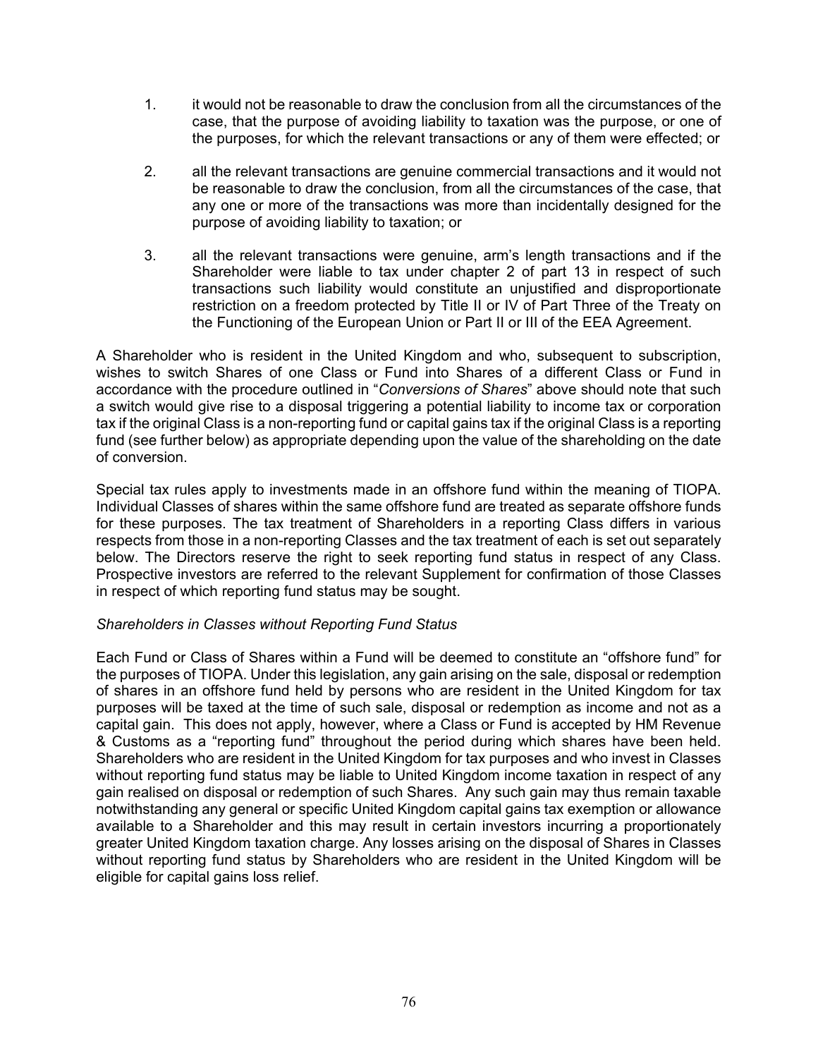1. it would not be reasonable to draw the conclusion from all the circumstances of the case, that the purpose of avoiding liability to taxation was the purpose, or one of the purposes, for which the relevant transactions or any of them were effected; or

2. all the relevant transactions are genuine commercial transactions and it would not be reasonable to draw the conclusion, from all the circumstances of the case, that any one or more of the transactions was more than incidentally designed for the purpose of avoiding liability to taxation; or

3. all the relevant transactions were genuine, arm's length transactions and if the Shareholder were liable to tax under chapter 2 of part 13 in respect of such transactions such liability would constitute an unjustified and disproportionate restriction on a freedom protected by Title II or IV of Part Three of the Treaty on the Functioning of the European Union or Part II or III of the EEA Agreement.

A Shareholder who is resident in the United Kingdom and who, subsequent to subscription, wishes to switch Shares of one Class or Fund into Shares of a different Class or Fund in accordance with the procedure outlined in "*Conversions of Shares*" above should note that such a switch would give rise to a disposal triggering a potential liability to income tax or corporation tax if the original Class is a non-reporting fund or capital gains tax if the original Class is a reporting fund (see further below) as appropriate depending upon the value of the shareholding on the date of conversion.

Special tax rules apply to investments made in an offshore fund within the meaning of TIOPA. Individual Classes of shares within the same offshore fund are treated as separate offshore funds for these purposes. The tax treatment of Shareholders in a reporting Class differs in various respects from those in a non-reporting Classes and the tax treatment of each is set out separately below. The Directors reserve the right to seek reporting fund status in respect of any Class. Prospective investors are referred to the relevant Supplement for confirmation of those Classes in respect of which reporting fund status may be sought.

*Shareholders in Classes without Reporting Fund Status*

Each Fund or Class of Shares within a Fund will be deemed to constitute an "offshore fund" for the purposes of TIOPA. Under this legislation, any gain arising on the sale, disposal or redemption of shares in an offshore fund held by persons who are resident in the United Kingdom for tax purposes will be taxed at the time of such sale, disposal or redemption as income and not as a capital gain. This does not apply, however, where a Class or Fund is accepted by HM Revenue & Customs as a "reporting fund" throughout the period during which shares have been held. Shareholders who are resident in the United Kingdom for tax purposes and who invest in Classes without reporting fund status may be liable to United Kingdom income taxation in respect of any gain realised on disposal or redemption of such Shares. Any such gain may thus remain taxable notwithstanding any general or specific United Kingdom capital gains tax exemption or allowance available to a Shareholder and this may result in certain investors incurring a proportionately greater United Kingdom taxation charge. Any losses arising on the disposal of Shares in Classes without reporting fund status by Shareholders who are resident in the United Kingdom will be eligible for capital gains loss relief.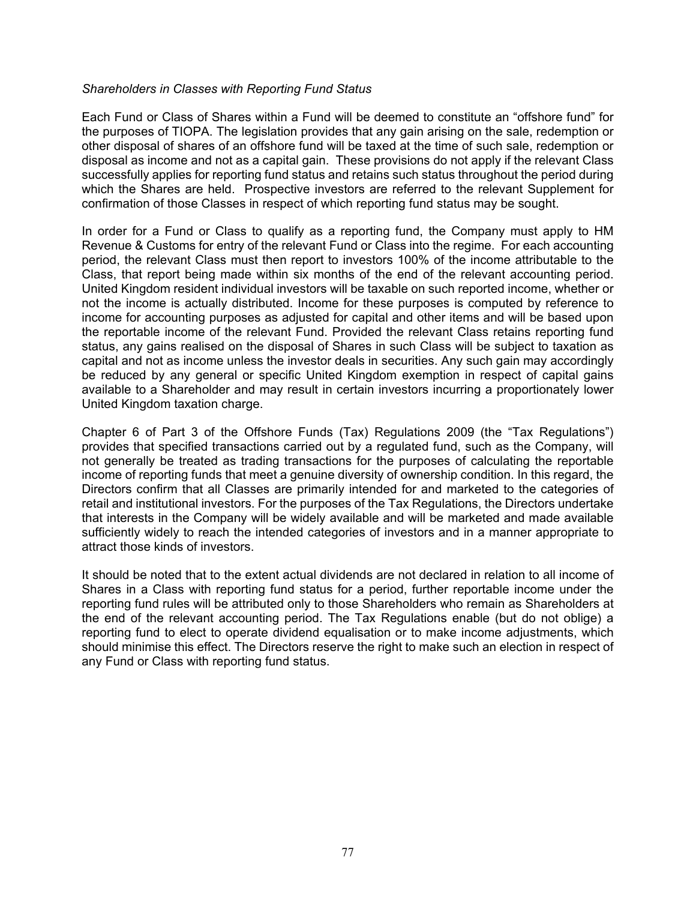*Shareholders in Classes with Reporting Fund Status*

Each Fund or Class of Shares within a Fund will be deemed to constitute an "offshore fund" for the purposes of TIOPA. The legislation provides that any gain arising on the sale, redemption or other disposal of shares of an offshore fund will be taxed at the time of such sale, redemption or disposal as income and not as a capital gain. These provisions do not apply if the relevant Class successfully applies for reporting fund status and retains such status throughout the period during which the Shares are held. Prospective investors are referred to the relevant Supplement for confirmation of those Classes in respect of which reporting fund status may be sought.

In order for a Fund or Class to qualify as a reporting fund, the Company must apply to HM Revenue & Customs for entry of the relevant Fund or Class into the regime. For each accounting period, the relevant Class must then report to investors 100% of the income attributable to the Class, that report being made within six months of the end of the relevant accounting period. United Kingdom resident individual investors will be taxable on such reported income, whether or not the income is actually distributed. Income for these purposes is computed by reference to income for accounting purposes as adjusted for capital and other items and will be based upon the reportable income of the relevant Fund. Provided the relevant Class retains reporting fund status, any gains realised on the disposal of Shares in such Class will be subject to taxation as capital and not as income unless the investor deals in securities. Any such gain may accordingly be reduced by any general or specific United Kingdom exemption in respect of capital gains available to a Shareholder and may result in certain investors incurring a proportionately lower United Kingdom taxation charge.

Chapter 6 of Part 3 of the Offshore Funds (Tax) Regulations 2009 (the "Tax Regulations") provides that specified transactions carried out by a regulated fund, such as the Company, will not generally be treated as trading transactions for the purposes of calculating the reportable income of reporting funds that meet a genuine diversity of ownership condition. In this regard, the Directors confirm that all Classes are primarily intended for and marketed to the categories of retail and institutional investors. For the purposes of the Tax Regulations, the Directors undertake that interests in the Company will be widely available and will be marketed and made available sufficiently widely to reach the intended categories of investors and in a manner appropriate to attract those kinds of investors.

It should be noted that to the extent actual dividends are not declared in relation to all income of Shares in a Class with reporting fund status for a period, further reportable income under the reporting fund rules will be attributed only to those Shareholders who remain as Shareholders at the end of the relevant accounting period. The Tax Regulations enable (but do not oblige) a reporting fund to elect to operate dividend equalisation or to make income adjustments, which should minimise this effect. The Directors reserve the right to make such an election in respect of any Fund or Class with reporting fund status.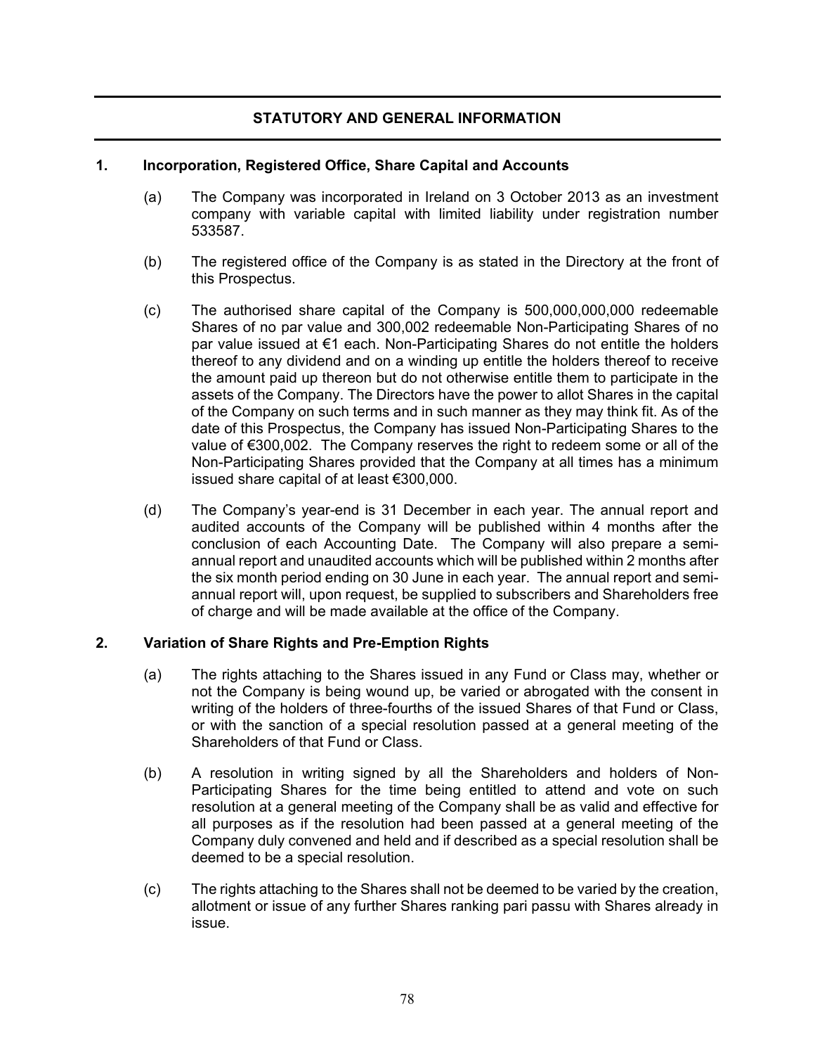## STATUTORY AND GENERAL INFORMATION

### 1. Incorporation, Registered Office, Share Capital and Accounts

(a) The Company was incorporated in Ireland on 3 October 2013 as an investment company with variable capital with limited liability under registration number 533587.

(b) The registered office of the Company is as stated in the Directory at the front of this Prospectus.

(c) The authorised share capital of the Company is 500,000,000,000 redeemable Shares of no par value and 300,002 redeemable Non-Participating Shares of no par value issued at €1 each. Non-Participating Shares do not entitle the holders thereof to any dividend and on a winding up entitle the holders thereof to receive the amount paid up thereon but do not otherwise entitle them to participate in the assets of the Company. The Directors have the power to allot Shares in the capital of the Company on such terms and in such manner as they may think fit. As of the date of this Prospectus, the Company has issued Non-Participating Shares to the value of €300,002. The Company reserves the right to redeem some or all of the Non-Participating Shares provided that the Company at all times has a minimum issued share capital of at least €300,000.

(d) The Company's year-end is 31 December in each year. The annual report and audited accounts of the Company will be published within 4 months after the conclusion of each Accounting Date. The Company will also prepare a semi-annual report and unaudited accounts which will be published within 2 months after the six month period ending on 30 June in each year. The annual report and semi-annual report will, upon request, be supplied to subscribers and Shareholders free of charge and will be made available at the office of the Company.

### 2. Variation of Share Rights and Pre-Emption Rights

(a) The rights attaching to the Shares issued in any Fund or Class may, whether or not the Company is being wound up, be varied or abrogated with the consent in writing of the holders of three-fourths of the issued Shares of that Fund or Class, or with the sanction of a special resolution passed at a general meeting of the Shareholders of that Fund or Class.

(b) A resolution in writing signed by all the Shareholders and holders of Non-Participating Shares for the time being entitled to attend and vote on such resolution at a general meeting of the Company shall be as valid and effective for all purposes as if the resolution had been passed at a general meeting of the Company duly convened and held and if described as a special resolution shall be deemed to be a special resolution.

(c) The rights attaching to the Shares shall not be deemed to be varied by the creation, allotment or issue of any further Shares ranking pari passu with Shares already in issue.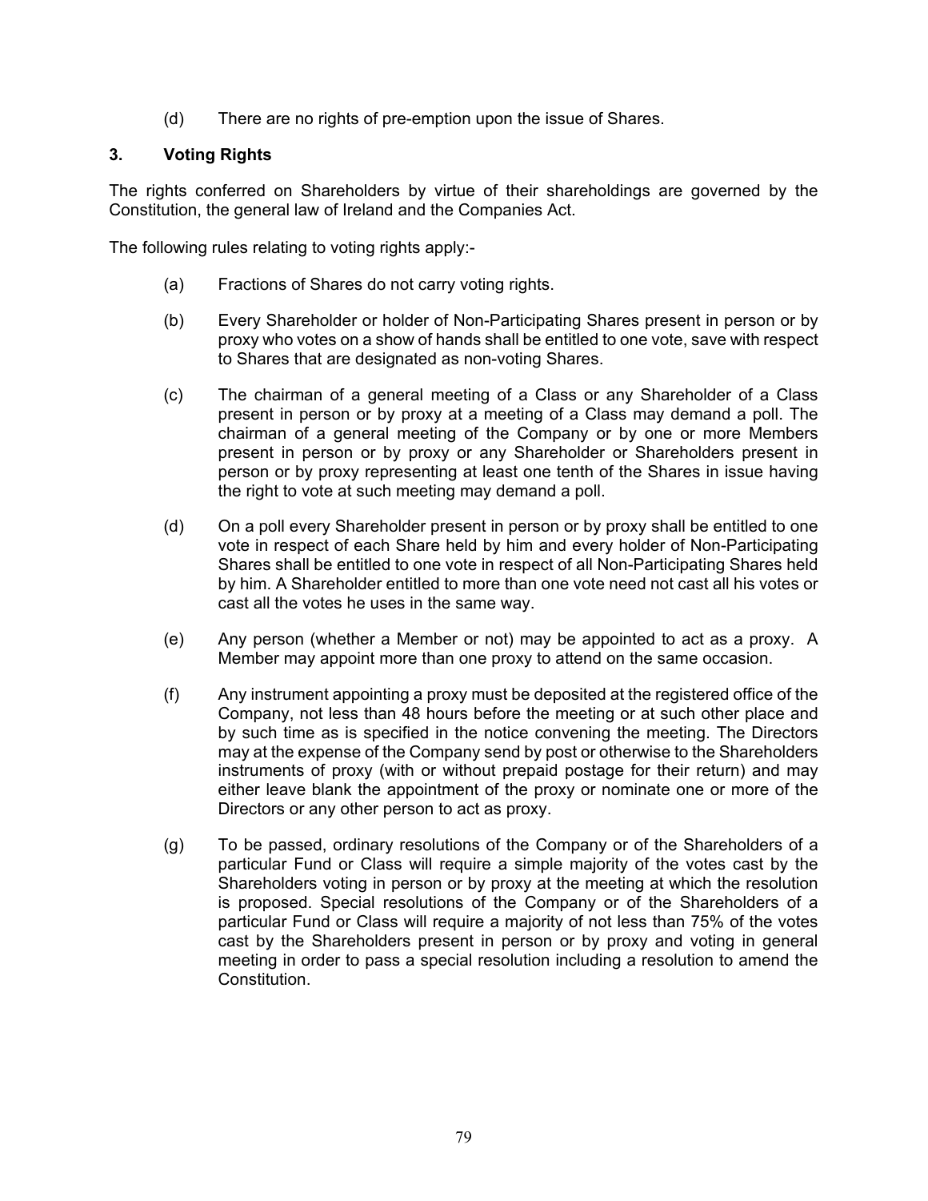(d) There are no rights of pre-emption upon the issue of Shares.

### 3. Voting Rights

The rights conferred on Shareholders by virtue of their shareholdings are governed by the Constitution, the general law of Ireland and the Companies Act.

The following rules relating to voting rights apply:-

(a) Fractions of Shares do not carry voting rights.

(b) Every Shareholder or holder of Non-Participating Shares present in person or by proxy who votes on a show of hands shall be entitled to one vote, save with respect to Shares that are designated as non-voting Shares.

(c) The chairman of a general meeting of a Class or any Shareholder of a Class present in person or by proxy at a meeting of a Class may demand a poll. The chairman of a general meeting of the Company or by one or more Members present in person or by proxy or any Shareholder or Shareholders present in person or by proxy representing at least one tenth of the Shares in issue having the right to vote at such meeting may demand a poll.

(d) On a poll every Shareholder present in person or by proxy shall be entitled to one vote in respect of each Share held by him and every holder of Non-Participating Shares shall be entitled to one vote in respect of all Non-Participating Shares held by him. A Shareholder entitled to more than one vote need not cast all his votes or cast all the votes he uses in the same way.

(e) Any person (whether a Member or not) may be appointed to act as a proxy. A Member may appoint more than one proxy to attend on the same occasion.

(f) Any instrument appointing a proxy must be deposited at the registered office of the Company, not less than 48 hours before the meeting or at such other place and by such time as is specified in the notice convening the meeting. The Directors may at the expense of the Company send by post or otherwise to the Shareholders instruments of proxy (with or without prepaid postage for their return) and may either leave blank the appointment of the proxy or nominate one or more of the Directors or any other person to act as proxy.

(g) To be passed, ordinary resolutions of the Company or of the Shareholders of a particular Fund or Class will require a simple majority of the votes cast by the Shareholders voting in person or by proxy at the meeting at which the resolution is proposed. Special resolutions of the Company or of the Shareholders of a particular Fund or Class will require a majority of not less than 75% of the votes cast by the Shareholders present in person or by proxy and voting in general meeting in order to pass a special resolution including a resolution to amend the Constitution.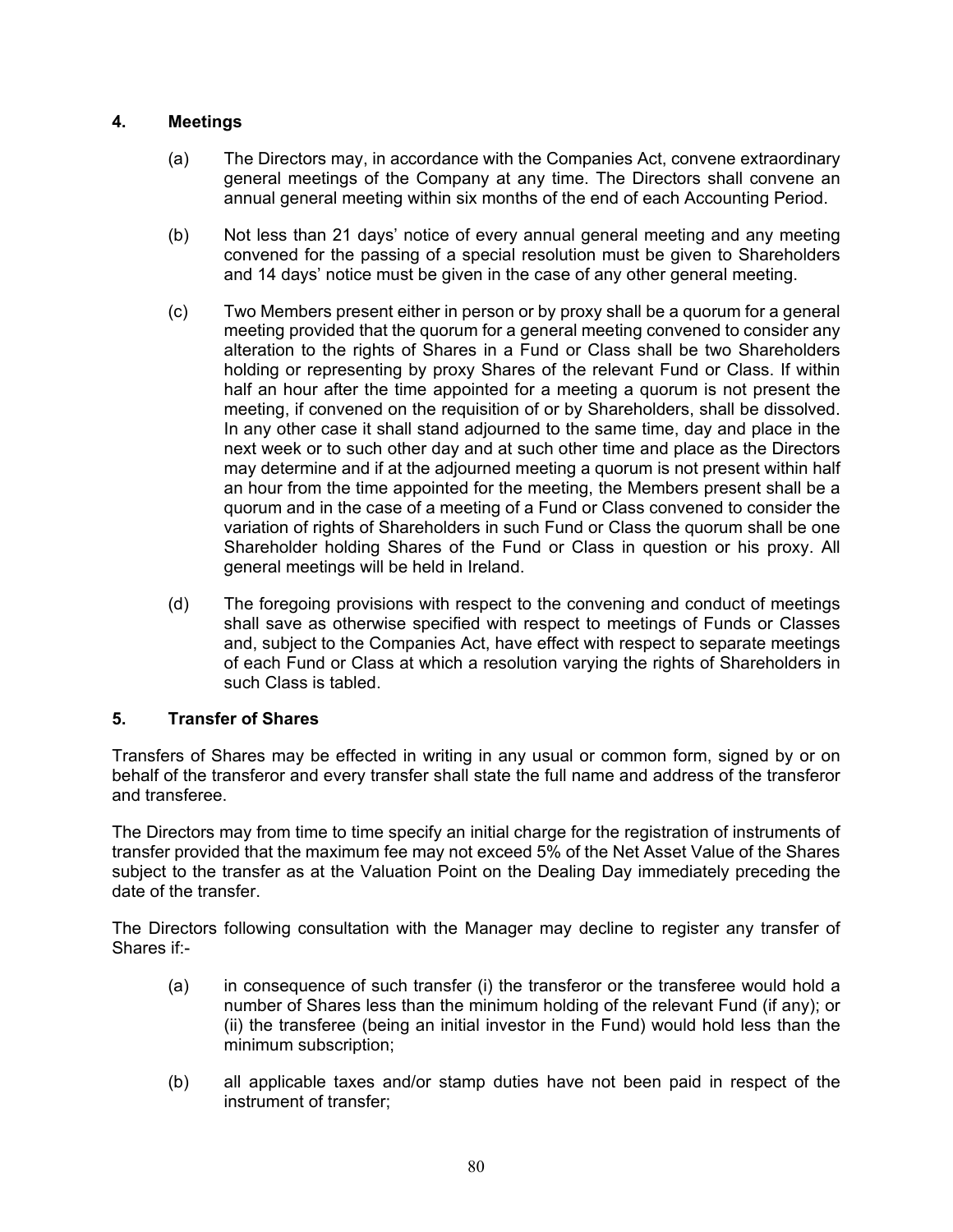## 4. Meetings

(a) The Directors may, in accordance with the Companies Act, convene extraordinary general meetings of the Company at any time. The Directors shall convene an annual general meeting within six months of the end of each Accounting Period.

(b) Not less than 21 days' notice of every annual general meeting and any meeting convened for the passing of a special resolution must be given to Shareholders and 14 days' notice must be given in the case of any other general meeting.

(c) Two Members present either in person or by proxy shall be a quorum for a general meeting provided that the quorum for a general meeting convened to consider any alteration to the rights of Shares in a Fund or Class shall be two Shareholders holding or representing by proxy Shares of the relevant Fund or Class. If within half an hour after the time appointed for a meeting a quorum is not present the meeting, if convened on the requisition of or by Shareholders, shall be dissolved. In any other case it shall stand adjourned to the same time, day and place in the next week or to such other day and at such other time and place as the Directors may determine and if at the adjourned meeting a quorum is not present within half an hour from the time appointed for the meeting, the Members present shall be a quorum and in the case of a meeting of a Fund or Class convened to consider the variation of rights of Shareholders in such Fund or Class the quorum shall be one Shareholder holding Shares of the Fund or Class in question or his proxy. All general meetings will be held in Ireland.

(d) The foregoing provisions with respect to the convening and conduct of meetings shall save as otherwise specified with respect to meetings of Funds or Classes and, subject to the Companies Act, have effect with respect to separate meetings of each Fund or Class at which a resolution varying the rights of Shareholders in such Class is tabled.

## 5. Transfer of Shares

Transfers of Shares may be effected in writing in any usual or common form, signed by or on behalf of the transferor and every transfer shall state the full name and address of the transferor and transferee.

The Directors may from time to time specify an initial charge for the registration of instruments of transfer provided that the maximum fee may not exceed 5% of the Net Asset Value of the Shares subject to the transfer as at the Valuation Point on the Dealing Day immediately preceding the date of the transfer.

The Directors following consultation with the Manager may decline to register any transfer of Shares if:-

(a) in consequence of such transfer (i) the transferor or the transferee would hold a number of Shares less than the minimum holding of the relevant Fund (if any); or (ii) the transferee (being an initial investor in the Fund) would hold less than the minimum subscription;

(b) all applicable taxes and/or stamp duties have not been paid in respect of the instrument of transfer;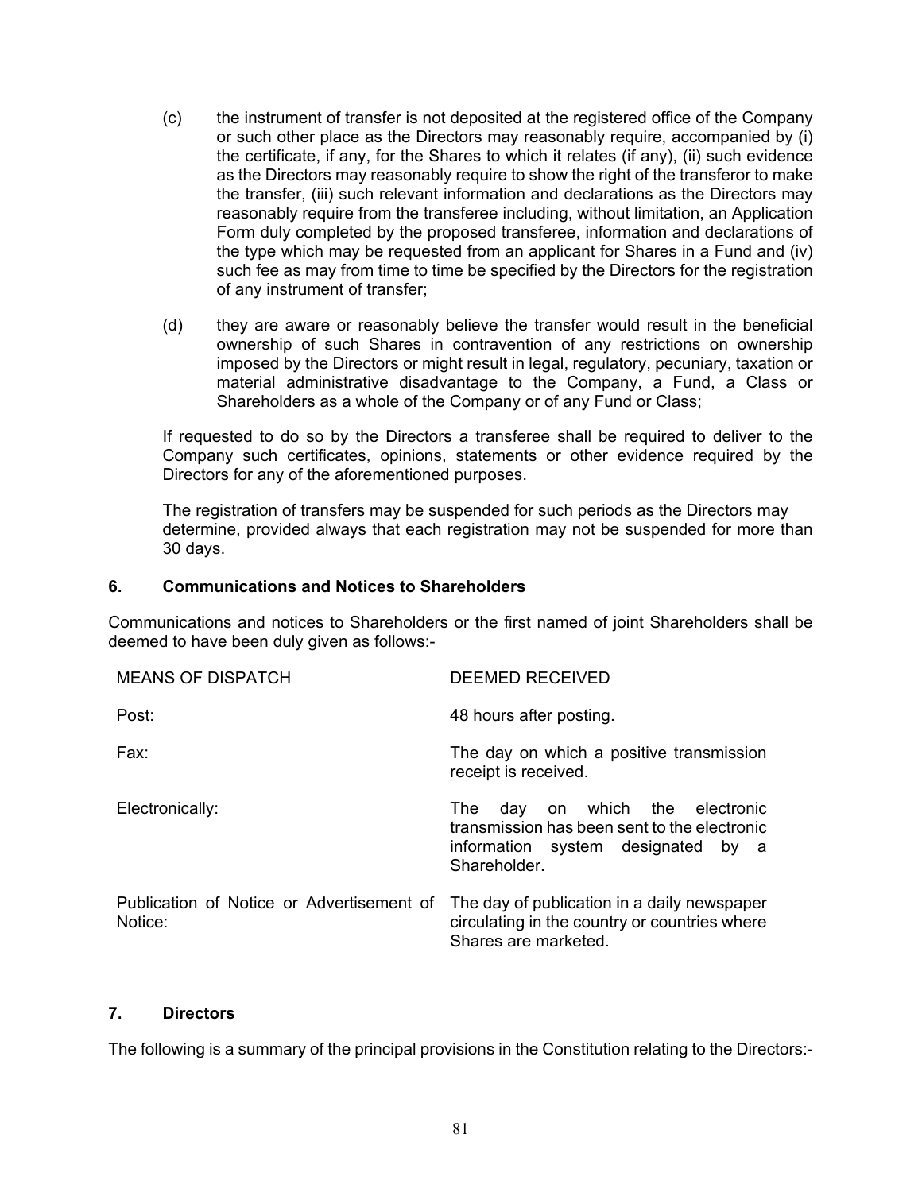(c) the instrument of transfer is not deposited at the registered office of the Company or such other place as the Directors may reasonably require, accompanied by (i) the certificate, if any, for the Shares to which it relates (if any), (ii) such evidence as the Directors may reasonably require to show the right of the transferor to make the transfer, (iii) such relevant information and declarations as the Directors may reasonably require from the transferee including, without limitation, an Application Form duly completed by the proposed transferee, information and declarations of the type which may be requested from an applicant for Shares in a Fund and (iv) such fee as may from time to time be specified by the Directors for the registration of any instrument of transfer;

(d) they are aware or reasonably believe the transfer would result in the beneficial ownership of such Shares in contravention of any restrictions on ownership imposed by the Directors or might result in legal, regulatory, pecuniary, taxation or material administrative disadvantage to the Company, a Fund, a Class or Shareholders as a whole of the Company or of any Fund or Class;

If requested to do so by the Directors a transferee shall be required to deliver to the Company such certificates, opinions, statements or other evidence required by the Directors for any of the aforementioned purposes.

The registration of transfers may be suspended for such periods as the Directors may determine, provided always that each registration may not be suspended for more than 30 days.

### 6. Communications and Notices to Shareholders

Communications and notices to Shareholders or the first named of joint Shareholders shall be deemed to have been duly given as follows:-

| MEANS OF DISPATCH | DEEMED RECEIVED |
|---|---|
| Post: | 48 hours after posting. |
| Fax: | The day on which a positive transmission receipt is received. |
| Electronically: | The day on which the electronic transmission has been sent to the electronic information system designated by a Shareholder. |
| Publication of Notice or Advertisement of Notice: | The day of publication in a daily newspaper circulating in the country or countries where Shares are marketed. |

### 7. Directors

The following is a summary of the principal provisions in the Constitution relating to the Directors:-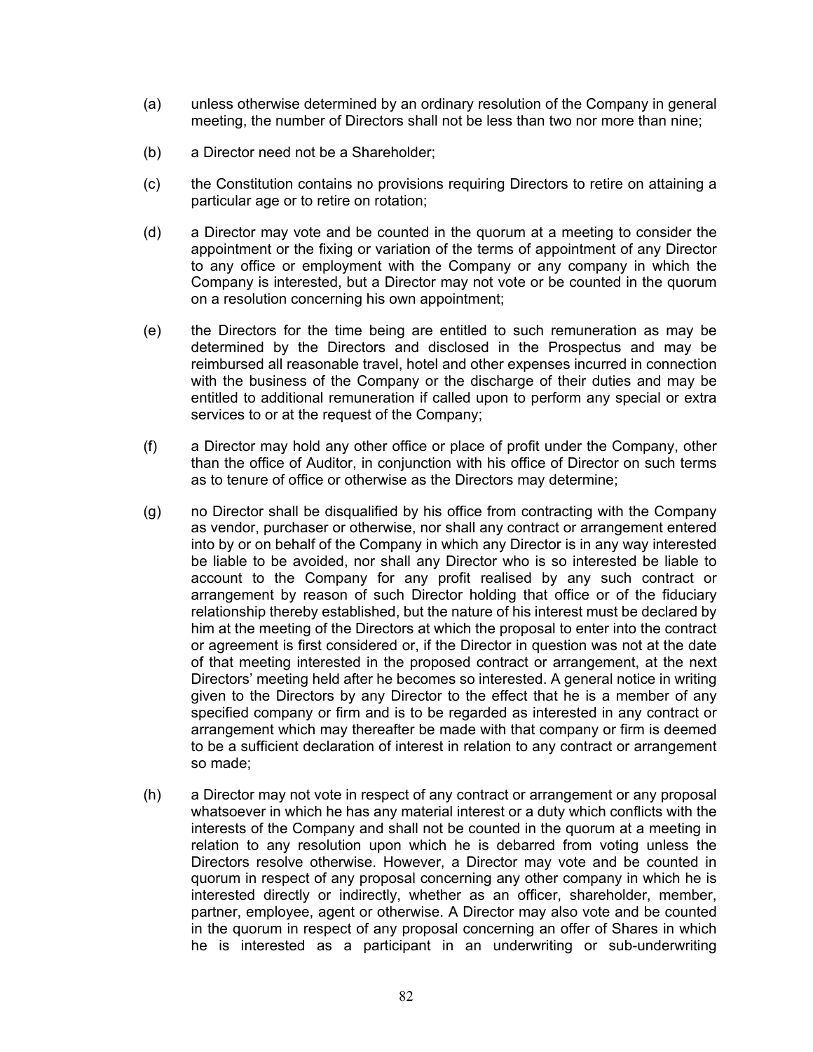(a) unless otherwise determined by an ordinary resolution of the Company in general meeting, the number of Directors shall not be less than two nor more than nine;

(b) a Director need not be a Shareholder;

(c) the Constitution contains no provisions requiring Directors to retire on attaining a particular age or to retire on rotation;

(d) a Director may vote and be counted in the quorum at a meeting to consider the appointment or the fixing or variation of the terms of appointment of any Director to any office or employment with the Company or any company in which the Company is interested, but a Director may not vote or be counted in the quorum on a resolution concerning his own appointment;

(e) the Directors for the time being are entitled to such remuneration as may be determined by the Directors and disclosed in the Prospectus and may be reimbursed all reasonable travel, hotel and other expenses incurred in connection with the business of the Company or the discharge of their duties and may be entitled to additional remuneration if called upon to perform any special or extra services to or at the request of the Company;

(f) a Director may hold any other office or place of profit under the Company, other than the office of Auditor, in conjunction with his office of Director on such terms as to tenure of office or otherwise as the Directors may determine;

(g) no Director shall be disqualified by his office from contracting with the Company as vendor, purchaser or otherwise, nor shall any contract or arrangement entered into by or on behalf of the Company in which any Director is in any way interested be liable to be avoided, nor shall any Director who is so interested be liable to account to the Company for any profit realised by any such contract or arrangement by reason of such Director holding that office or of the fiduciary relationship thereby established, but the nature of his interest must be declared by him at the meeting of the Directors at which the proposal to enter into the contract or agreement is first considered or, if the Director in question was not at the date of that meeting interested in the proposed contract or arrangement, at the next Directors' meeting held after he becomes so interested. A general notice in writing given to the Directors by any Director to the effect that he is a member of any specified company or firm and is to be regarded as interested in any contract or arrangement which may thereafter be made with that company or firm is deemed to be a sufficient declaration of interest in relation to any contract or arrangement so made;

(h) a Director may not vote in respect of any contract or arrangement or any proposal whatsoever in which he has any material interest or a duty which conflicts with the interests of the Company and shall not be counted in the quorum at a meeting in relation to any resolution upon which he is debarred from voting unless the Directors resolve otherwise. However, a Director may vote and be counted in quorum in respect of any proposal concerning any other company in which he is interested directly or indirectly, whether as an officer, shareholder, member, partner, employee, agent or otherwise. A Director may also vote and be counted in the quorum in respect of any proposal concerning an offer of Shares in which he is interested as a participant in an underwriting or sub-underwriting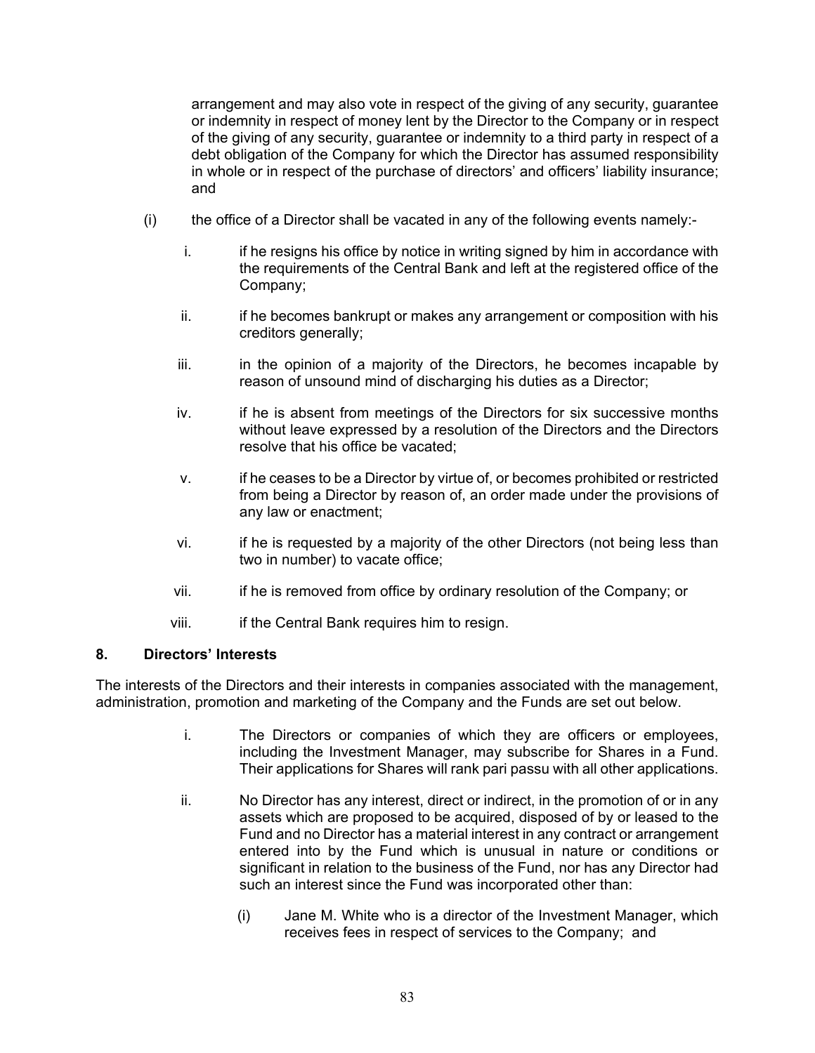arrangement and may also vote in respect of the giving of any security, guarantee or indemnity in respect of money lent by the Director to the Company or in respect of the giving of any security, guarantee or indemnity to a third party in respect of a debt obligation of the Company for which the Director has assumed responsibility in whole or in respect of the purchase of directors' and officers' liability insurance; and

(i) the office of a Director shall be vacated in any of the following events namely:-

i. if he resigns his office by notice in writing signed by him in accordance with the requirements of the Central Bank and left at the registered office of the Company;

ii. if he becomes bankrupt or makes any arrangement or composition with his creditors generally;

iii. in the opinion of a majority of the Directors, he becomes incapable by reason of unsound mind of discharging his duties as a Director;

iv. if he is absent from meetings of the Directors for six successive months without leave expressed by a resolution of the Directors and the Directors resolve that his office be vacated;

v. if he ceases to be a Director by virtue of, or becomes prohibited or restricted from being a Director by reason of, an order made under the provisions of any law or enactment;

vi. if he is requested by a majority of the other Directors (not being less than two in number) to vacate office;

vii. if he is removed from office by ordinary resolution of the Company; or

viii. if the Central Bank requires him to resign.

## 8. Directors' Interests

The interests of the Directors and their interests in companies associated with the management, administration, promotion and marketing of the Company and the Funds are set out below.

i. The Directors or companies of which they are officers or employees, including the Investment Manager, may subscribe for Shares in a Fund. Their applications for Shares will rank pari passu with all other applications.

ii. No Director has any interest, direct or indirect, in the promotion of or in any assets which are proposed to be acquired, disposed of by or leased to the Fund and no Director has a material interest in any contract or arrangement entered into by the Fund which is unusual in nature or conditions or significant in relation to the business of the Fund, nor has any Director had such an interest since the Fund was incorporated other than:

(i) Jane M. White who is a director of the Investment Manager, which receives fees in respect of services to the Company; and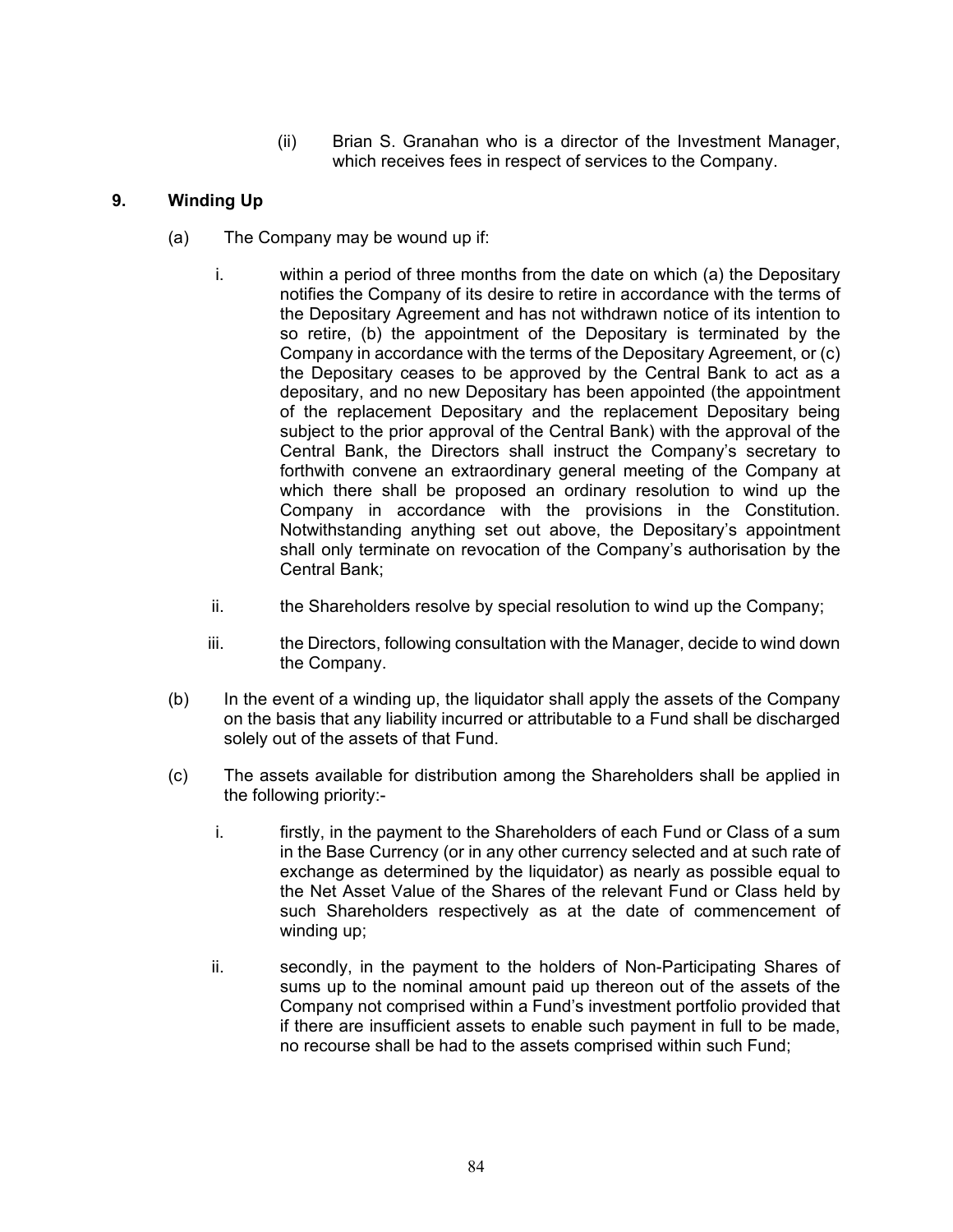(ii) Brian S. Granahan who is a director of the Investment Manager, which receives fees in respect of services to the Company.

## 9. Winding Up

(a) The Company may be wound up if:

i. within a period of three months from the date on which (a) the Depositary notifies the Company of its desire to retire in accordance with the terms of the Depositary Agreement and has not withdrawn notice of its intention to so retire, (b) the appointment of the Depositary is terminated by the Company in accordance with the terms of the Depositary Agreement, or (c) the Depositary ceases to be approved by the Central Bank to act as a depositary, and no new Depositary has been appointed (the appointment of the replacement Depositary and the replacement Depositary being subject to the prior approval of the Central Bank) with the approval of the Central Bank, the Directors shall instruct the Company's secretary to forthwith convene an extraordinary general meeting of the Company at which there shall be proposed an ordinary resolution to wind up the Company in accordance with the provisions in the Constitution. Notwithstanding anything set out above, the Depositary's appointment shall only terminate on revocation of the Company's authorisation by the Central Bank;

ii. the Shareholders resolve by special resolution to wind up the Company;

iii. the Directors, following consultation with the Manager, decide to wind down the Company.

(b) In the event of a winding up, the liquidator shall apply the assets of the Company on the basis that any liability incurred or attributable to a Fund shall be discharged solely out of the assets of that Fund.

(c) The assets available for distribution among the Shareholders shall be applied in the following priority:-

i. firstly, in the payment to the Shareholders of each Fund or Class of a sum in the Base Currency (or in any other currency selected and at such rate of exchange as determined by the liquidator) as nearly as possible equal to the Net Asset Value of the Shares of the relevant Fund or Class held by such Shareholders respectively as at the date of commencement of winding up;

ii. secondly, in the payment to the holders of Non-Participating Shares of sums up to the nominal amount paid up thereon out of the assets of the Company not comprised within a Fund's investment portfolio provided that if there are insufficient assets to enable such payment in full to be made, no recourse shall be had to the assets comprised within such Fund;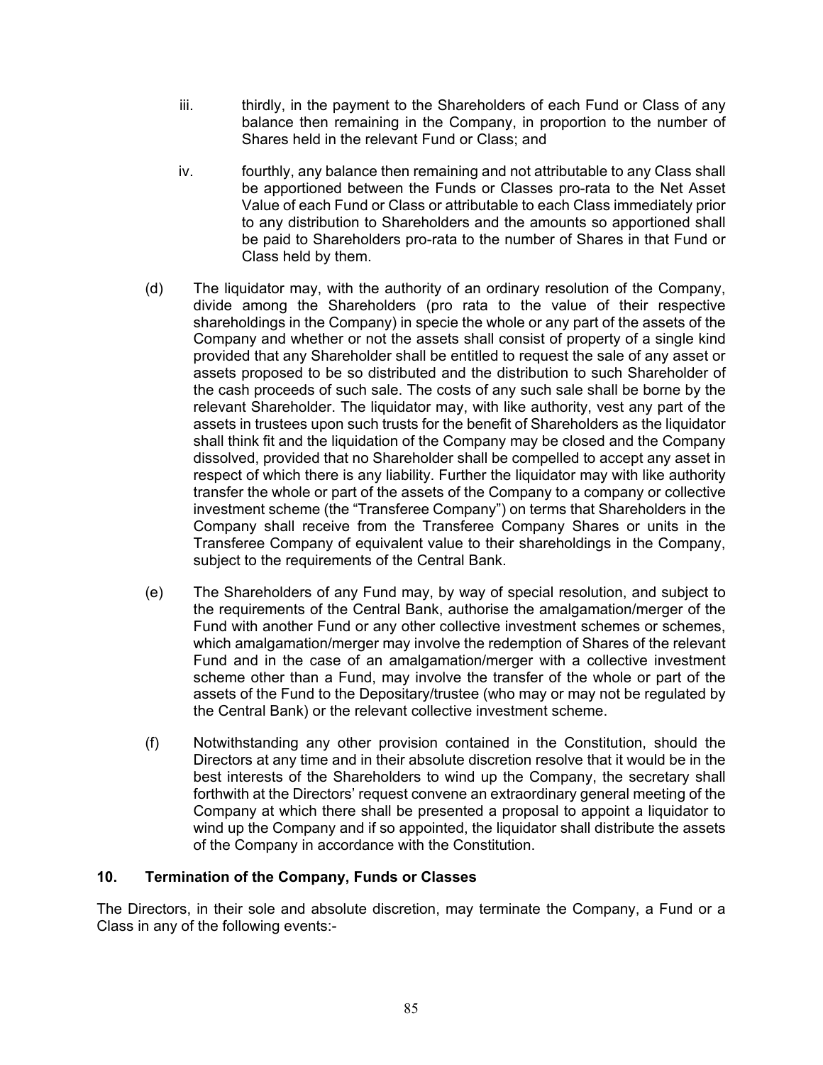iii. thirdly, in the payment to the Shareholders of each Fund or Class of any balance then remaining in the Company, in proportion to the number of Shares held in the relevant Fund or Class; and

iv. fourthly, any balance then remaining and not attributable to any Class shall be apportioned between the Funds or Classes pro-rata to the Net Asset Value of each Fund or Class or attributable to each Class immediately prior to any distribution to Shareholders and the amounts so apportioned shall be paid to Shareholders pro-rata to the number of Shares in that Fund or Class held by them.

(d) The liquidator may, with the authority of an ordinary resolution of the Company, divide among the Shareholders (pro rata to the value of their respective shareholdings in the Company) in specie the whole or any part of the assets of the Company and whether or not the assets shall consist of property of a single kind provided that any Shareholder shall be entitled to request the sale of any asset or assets proposed to be so distributed and the distribution to such Shareholder of the cash proceeds of such sale. The costs of any such sale shall be borne by the relevant Shareholder. The liquidator may, with like authority, vest any part of the assets in trustees upon such trusts for the benefit of Shareholders as the liquidator shall think fit and the liquidation of the Company may be closed and the Company dissolved, provided that no Shareholder shall be compelled to accept any asset in respect of which there is any liability. Further the liquidator may with like authority transfer the whole or part of the assets of the Company to a company or collective investment scheme (the "Transferee Company") on terms that Shareholders in the Company shall receive from the Transferee Company Shares or units in the Transferee Company of equivalent value to their shareholdings in the Company, subject to the requirements of the Central Bank.

(e) The Shareholders of any Fund may, by way of special resolution, and subject to the requirements of the Central Bank, authorise the amalgamation/merger of the Fund with another Fund or any other collective investment schemes or schemes, which amalgamation/merger may involve the redemption of Shares of the relevant Fund and in the case of an amalgamation/merger with a collective investment scheme other than a Fund, may involve the transfer of the whole or part of the assets of the Fund to the Depositary/trustee (who may or may not be regulated by the Central Bank) or the relevant collective investment scheme.

(f) Notwithstanding any other provision contained in the Constitution, should the Directors at any time and in their absolute discretion resolve that it would be in the best interests of the Shareholders to wind up the Company, the secretary shall forthwith at the Directors' request convene an extraordinary general meeting of the Company at which there shall be presented a proposal to appoint a liquidator to wind up the Company and if so appointed, the liquidator shall distribute the assets of the Company in accordance with the Constitution.

## 10. Termination of the Company, Funds or Classes

The Directors, in their sole and absolute discretion, may terminate the Company, a Fund or a Class in any of the following events:-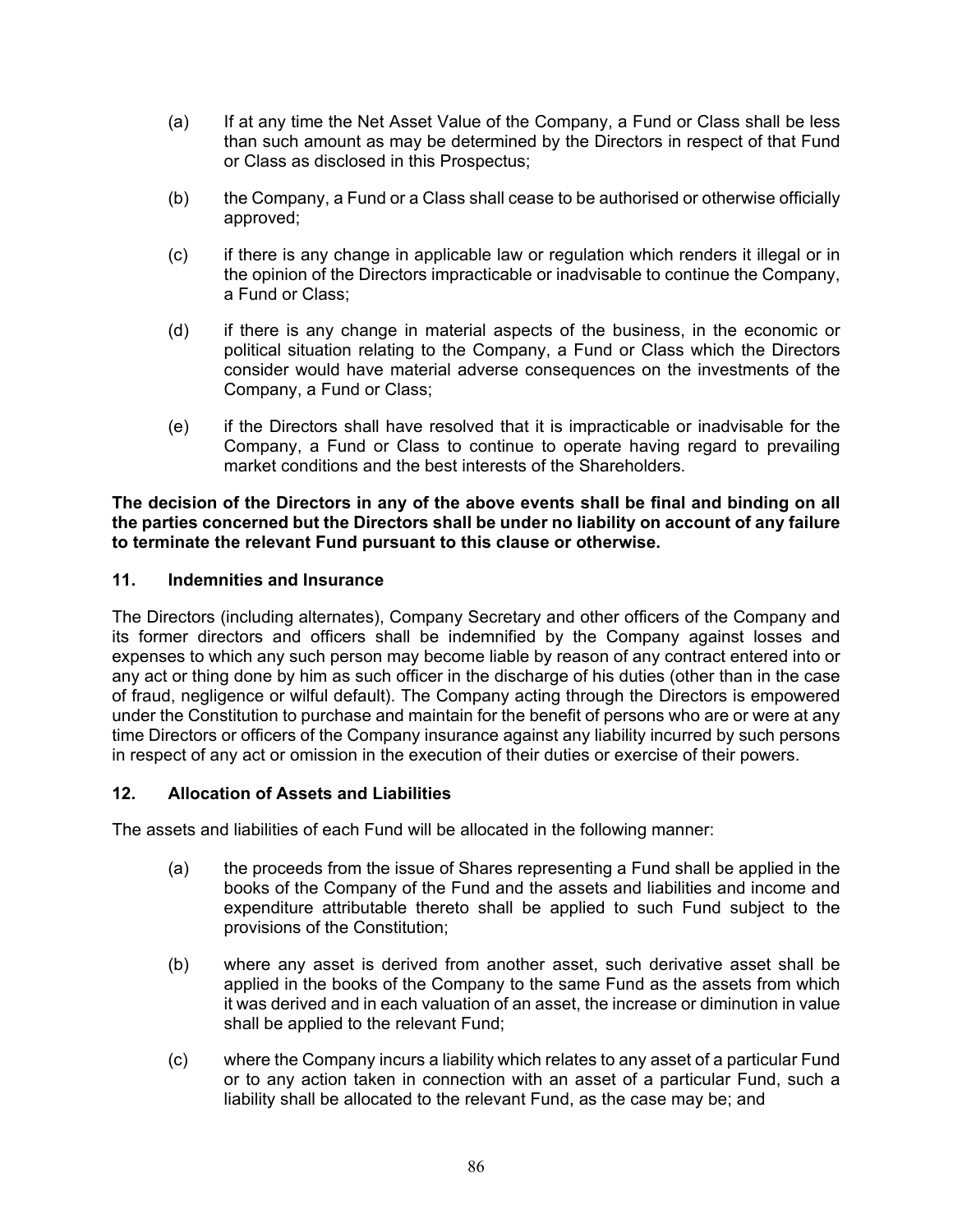(a) If at any time the Net Asset Value of the Company, a Fund or Class shall be less than such amount as may be determined by the Directors in respect of that Fund or Class as disclosed in this Prospectus;

(b) the Company, a Fund or a Class shall cease to be authorised or otherwise officially approved;

(c) if there is any change in applicable law or regulation which renders it illegal or in the opinion of the Directors impracticable or inadvisable to continue the Company, a Fund or Class;

(d) if there is any change in material aspects of the business, in the economic or political situation relating to the Company, a Fund or Class which the Directors consider would have material adverse consequences on the investments of the Company, a Fund or Class;

(e) if the Directors shall have resolved that it is impracticable or inadvisable for the Company, a Fund or Class to continue to operate having regard to prevailing market conditions and the best interests of the Shareholders.

**The decision of the Directors in any of the above events shall be final and binding on all the parties concerned but the Directors shall be under no liability on account of any failure to terminate the relevant Fund pursuant to this clause or otherwise.**

### 11. Indemnities and Insurance

The Directors (including alternates), Company Secretary and other officers of the Company and its former directors and officers shall be indemnified by the Company against losses and expenses to which any such person may become liable by reason of any contract entered into or any act or thing done by him as such officer in the discharge of his duties (other than in the case of fraud, negligence or wilful default). The Company acting through the Directors is empowered under the Constitution to purchase and maintain for the benefit of persons who are or were at any time Directors or officers of the Company insurance against any liability incurred by such persons in respect of any act or omission in the execution of their duties or exercise of their powers.

### 12. Allocation of Assets and Liabilities

The assets and liabilities of each Fund will be allocated in the following manner:

(a) the proceeds from the issue of Shares representing a Fund shall be applied in the books of the Company of the Fund and the assets and liabilities and income and expenditure attributable thereto shall be applied to such Fund subject to the provisions of the Constitution;

(b) where any asset is derived from another asset, such derivative asset shall be applied in the books of the Company to the same Fund as the assets from which it was derived and in each valuation of an asset, the increase or diminution in value shall be applied to the relevant Fund;

(c) where the Company incurs a liability which relates to any asset of a particular Fund or to any action taken in connection with an asset of a particular Fund, such a liability shall be allocated to the relevant Fund, as the case may be; and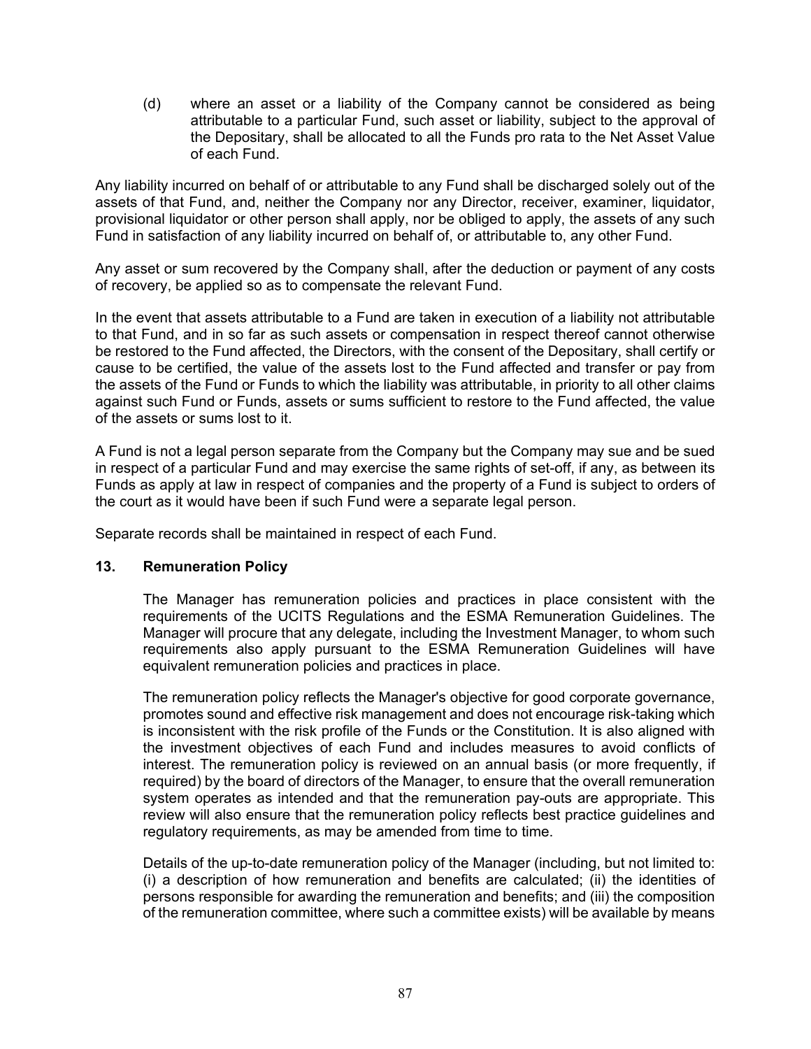(d) where an asset or a liability of the Company cannot be considered as being attributable to a particular Fund, such asset or liability, subject to the approval of the Depositary, shall be allocated to all the Funds pro rata to the Net Asset Value of each Fund.

Any liability incurred on behalf of or attributable to any Fund shall be discharged solely out of the assets of that Fund, and, neither the Company nor any Director, receiver, examiner, liquidator, provisional liquidator or other person shall apply, nor be obliged to apply, the assets of any such Fund in satisfaction of any liability incurred on behalf of, or attributable to, any other Fund.

Any asset or sum recovered by the Company shall, after the deduction or payment of any costs of recovery, be applied so as to compensate the relevant Fund.

In the event that assets attributable to a Fund are taken in execution of a liability not attributable to that Fund, and in so far as such assets or compensation in respect thereof cannot otherwise be restored to the Fund affected, the Directors, with the consent of the Depositary, shall certify or cause to be certified, the value of the assets lost to the Fund affected and transfer or pay from the assets of the Fund or Funds to which the liability was attributable, in priority to all other claims against such Fund or Funds, assets or sums sufficient to restore to the Fund affected, the value of the assets or sums lost to it.

A Fund is not a legal person separate from the Company but the Company may sue and be sued in respect of a particular Fund and may exercise the same rights of set-off, if any, as between its Funds as apply at law in respect of companies and the property of a Fund is subject to orders of the court as it would have been if such Fund were a separate legal person.

Separate records shall be maintained in respect of each Fund.

**13. Remuneration Policy**

The Manager has remuneration policies and practices in place consistent with the requirements of the UCITS Regulations and the ESMA Remuneration Guidelines. The Manager will procure that any delegate, including the Investment Manager, to whom such requirements also apply pursuant to the ESMA Remuneration Guidelines will have equivalent remuneration policies and practices in place.

The remuneration policy reflects the Manager's objective for good corporate governance, promotes sound and effective risk management and does not encourage risk-taking which is inconsistent with the risk profile of the Funds or the Constitution. It is also aligned with the investment objectives of each Fund and includes measures to avoid conflicts of interest. The remuneration policy is reviewed on an annual basis (or more frequently, if required) by the board of directors of the Manager, to ensure that the overall remuneration system operates as intended and that the remuneration pay-outs are appropriate. This review will also ensure that the remuneration policy reflects best practice guidelines and regulatory requirements, as may be amended from time to time.

Details of the up-to-date remuneration policy of the Manager (including, but not limited to: (i) a description of how remuneration and benefits are calculated; (ii) the identities of persons responsible for awarding the remuneration and benefits; and (iii) the composition of the remuneration committee, where such a committee exists) will be available by means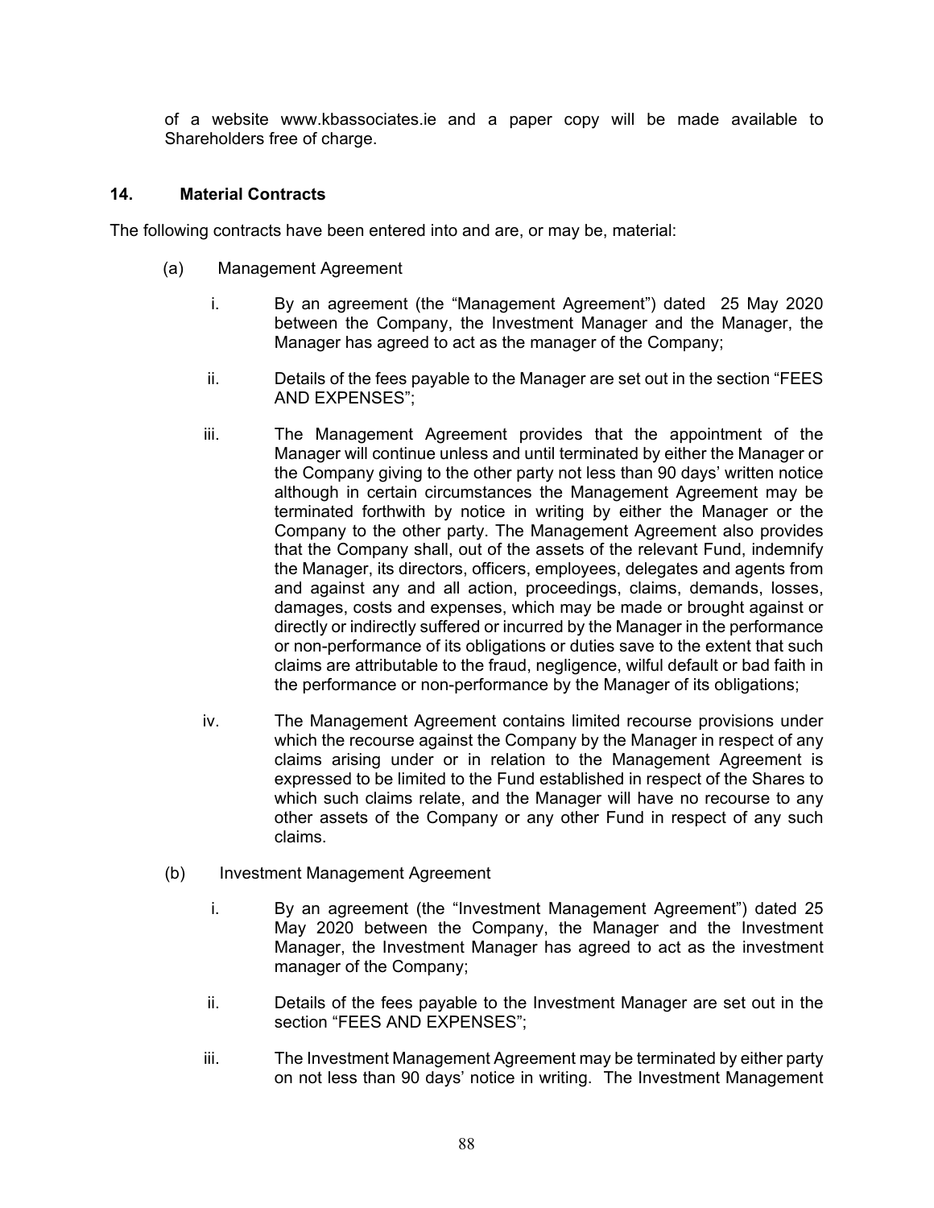of a website www.kbassociates.ie and a paper copy will be made available to Shareholders free of charge.

## 14. Material Contracts

The following contracts have been entered into and are, or may be, material:

(a) Management Agreement

i. By an agreement (the "Management Agreement") dated 25 May 2020 between the Company, the Investment Manager and the Manager, the Manager has agreed to act as the manager of the Company;

ii. Details of the fees payable to the Manager are set out in the section "FEES AND EXPENSES";

iii. The Management Agreement provides that the appointment of the Manager will continue unless and until terminated by either the Manager or the Company giving to the other party not less than 90 days' written notice although in certain circumstances the Management Agreement may be terminated forthwith by notice in writing by either the Manager or the Company to the other party. The Management Agreement also provides that the Company shall, out of the assets of the relevant Fund, indemnify the Manager, its directors, officers, employees, delegates and agents from and against any and all action, proceedings, claims, demands, losses, damages, costs and expenses, which may be made or brought against or directly or indirectly suffered or incurred by the Manager in the performance or non-performance of its obligations or duties save to the extent that such claims are attributable to the fraud, negligence, wilful default or bad faith in the performance or non-performance by the Manager of its obligations;

iv. The Management Agreement contains limited recourse provisions under which the recourse against the Company by the Manager in respect of any claims arising under or in relation to the Management Agreement is expressed to be limited to the Fund established in respect of the Shares to which such claims relate, and the Manager will have no recourse to any other assets of the Company or any other Fund in respect of any such claims.

(b) Investment Management Agreement

i. By an agreement (the "Investment Management Agreement") dated 25 May 2020 between the Company, the Manager and the Investment Manager, the Investment Manager has agreed to act as the investment manager of the Company;

ii. Details of the fees payable to the Investment Manager are set out in the section "FEES AND EXPENSES";

iii. The Investment Management Agreement may be terminated by either party on not less than 90 days' notice in writing. The Investment Management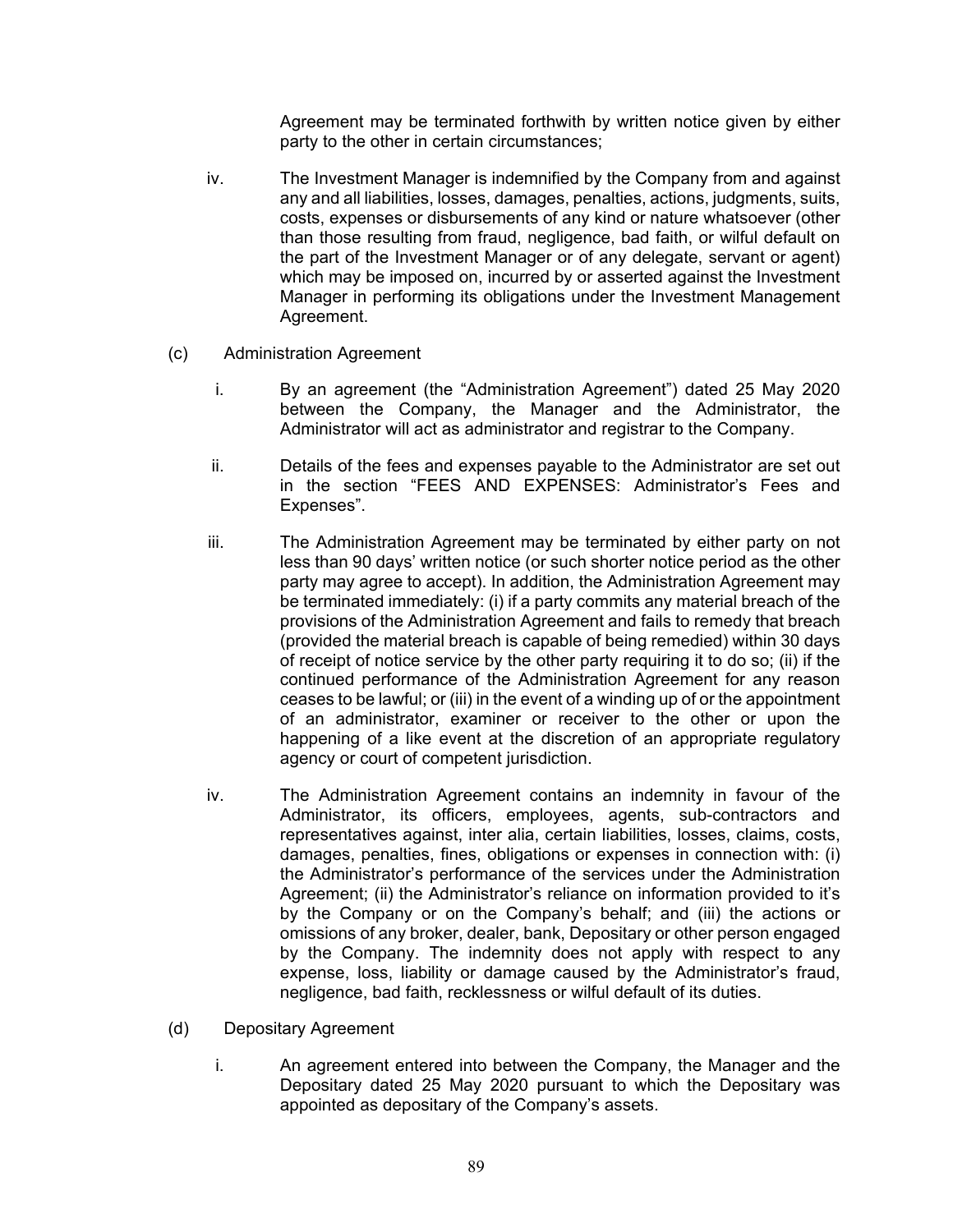Agreement may be terminated forthwith by written notice given by either party to the other in certain circumstances;

iv. The Investment Manager is indemnified by the Company from and against any and all liabilities, losses, damages, penalties, actions, judgments, suits, costs, expenses or disbursements of any kind or nature whatsoever (other than those resulting from fraud, negligence, bad faith, or wilful default on the part of the Investment Manager or of any delegate, servant or agent) which may be imposed on, incurred by or asserted against the Investment Manager in performing its obligations under the Investment Management Agreement.

(c) Administration Agreement

i. By an agreement (the "Administration Agreement") dated 25 May 2020 between the Company, the Manager and the Administrator, the Administrator will act as administrator and registrar to the Company.

ii. Details of the fees and expenses payable to the Administrator are set out in the section "FEES AND EXPENSES: Administrator's Fees and Expenses".

iii. The Administration Agreement may be terminated by either party on not less than 90 days' written notice (or such shorter notice period as the other party may agree to accept). In addition, the Administration Agreement may be terminated immediately: (i) if a party commits any material breach of the provisions of the Administration Agreement and fails to remedy that breach (provided the material breach is capable of being remedied) within 30 days of receipt of notice service by the other party requiring it to do so; (ii) if the continued performance of the Administration Agreement for any reason ceases to be lawful; or (iii) in the event of a winding up of or the appointment of an administrator, examiner or receiver to the other or upon the happening of a like event at the discretion of an appropriate regulatory agency or court of competent jurisdiction.

iv. The Administration Agreement contains an indemnity in favour of the Administrator, its officers, employees, agents, sub-contractors and representatives against, inter alia, certain liabilities, losses, claims, costs, damages, penalties, fines, obligations or expenses in connection with: (i) the Administrator's performance of the services under the Administration Agreement; (ii) the Administrator's reliance on information provided to it's by the Company or on the Company's behalf; and (iii) the actions or omissions of any broker, dealer, bank, Depositary or other person engaged by the Company. The indemnity does not apply with respect to any expense, loss, liability or damage caused by the Administrator's fraud, negligence, bad faith, recklessness or wilful default of its duties.

(d) Depositary Agreement

i. An agreement entered into between the Company, the Manager and the Depositary dated 25 May 2020 pursuant to which the Depositary was appointed as depositary of the Company's assets.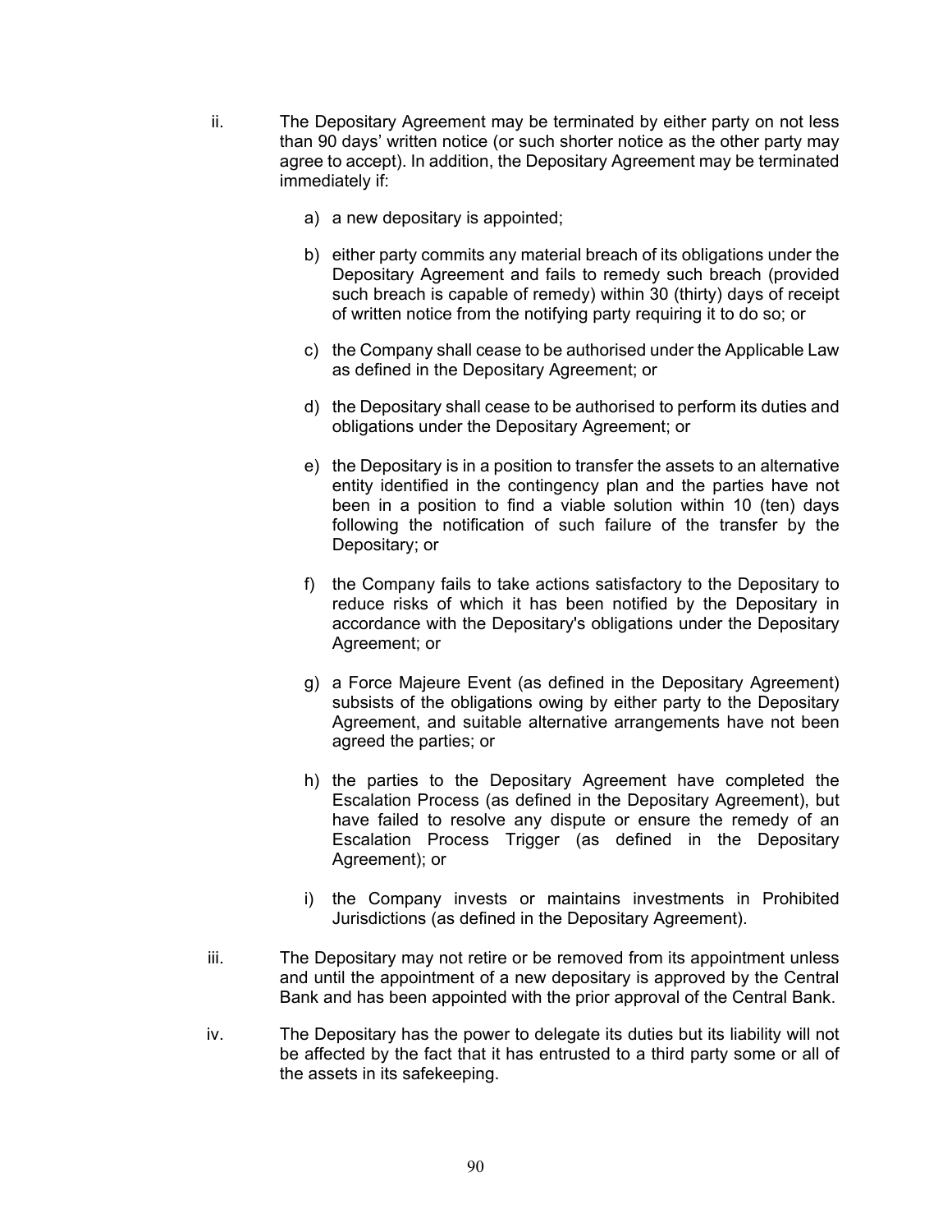ii. The Depositary Agreement may be terminated by either party on not less than 90 days' written notice (or such shorter notice as the other party may agree to accept). In addition, the Depositary Agreement may be terminated immediately if:

   a) a new depositary is appointed;

   b) either party commits any material breach of its obligations under the Depositary Agreement and fails to remedy such breach (provided such breach is capable of remedy) within 30 (thirty) days of receipt of written notice from the notifying party requiring it to do so; or

   c) the Company shall cease to be authorised under the Applicable Law as defined in the Depositary Agreement; or

   d) the Depositary shall cease to be authorised to perform its duties and obligations under the Depositary Agreement; or

   e) the Depositary is in a position to transfer the assets to an alternative entity identified in the contingency plan and the parties have not been in a position to find a viable solution within 10 (ten) days following the notification of such failure of the transfer by the Depositary; or

   f) the Company fails to take actions satisfactory to the Depositary to reduce risks of which it has been notified by the Depositary in accordance with the Depositary's obligations under the Depositary Agreement; or

   g) a Force Majeure Event (as defined in the Depositary Agreement) subsists of the obligations owing by either party to the Depositary Agreement, and suitable alternative arrangements have not been agreed the parties; or

   h) the parties to the Depositary Agreement have completed the Escalation Process (as defined in the Depositary Agreement), but have failed to resolve any dispute or ensure the remedy of an Escalation Process Trigger (as defined in the Depositary Agreement); or

   i) the Company invests or maintains investments in Prohibited Jurisdictions (as defined in the Depositary Agreement).

iii. The Depositary may not retire or be removed from its appointment unless and until the appointment of a new depositary is approved by the Central Bank and has been appointed with the prior approval of the Central Bank.

iv. The Depositary has the power to delegate its duties but its liability will not be affected by the fact that it has entrusted to a third party some or all of the assets in its safekeeping.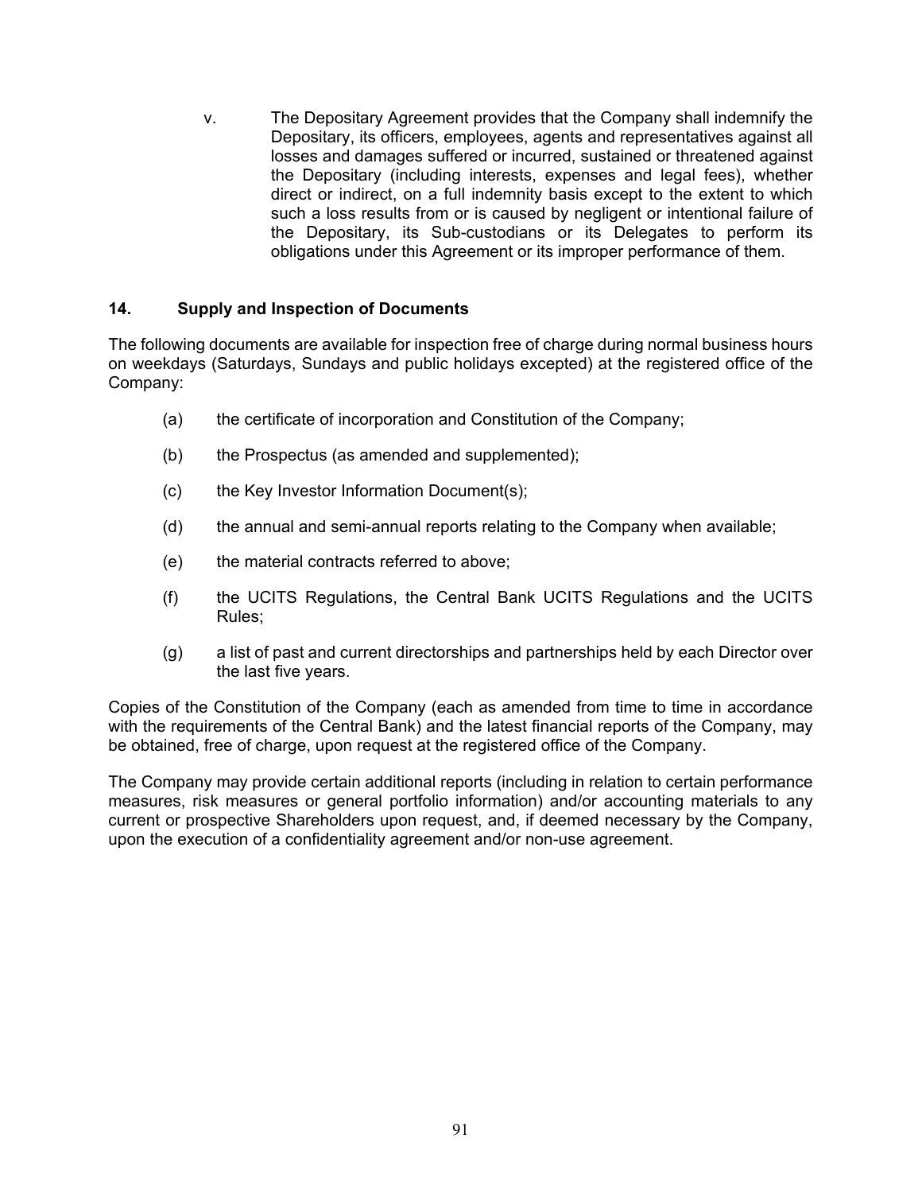v. The Depositary Agreement provides that the Company shall indemnify the Depositary, its officers, employees, agents and representatives against all losses and damages suffered or incurred, sustained or threatened against the Depositary (including interests, expenses and legal fees), whether direct or indirect, on a full indemnity basis except to the extent to which such a loss results from or is caused by negligent or intentional failure of the Depositary, its Sub-custodians or its Delegates to perform its obligations under this Agreement or its improper performance of them.

## 14. Supply and Inspection of Documents

The following documents are available for inspection free of charge during normal business hours on weekdays (Saturdays, Sundays and public holidays excepted) at the registered office of the Company:

(a) the certificate of incorporation and Constitution of the Company;

(b) the Prospectus (as amended and supplemented);

(c) the Key Investor Information Document(s);

(d) the annual and semi-annual reports relating to the Company when available;

(e) the material contracts referred to above;

(f) the UCITS Regulations, the Central Bank UCITS Regulations and the UCITS Rules;

(g) a list of past and current directorships and partnerships held by each Director over the last five years.

Copies of the Constitution of the Company (each as amended from time to time in accordance with the requirements of the Central Bank) and the latest financial reports of the Company, may be obtained, free of charge, upon request at the registered office of the Company.

The Company may provide certain additional reports (including in relation to certain performance measures, risk measures or general portfolio information) and/or accounting materials to any current or prospective Shareholders upon request, and, if deemed necessary by the Company, upon the execution of a confidentiality agreement and/or non-use agreement.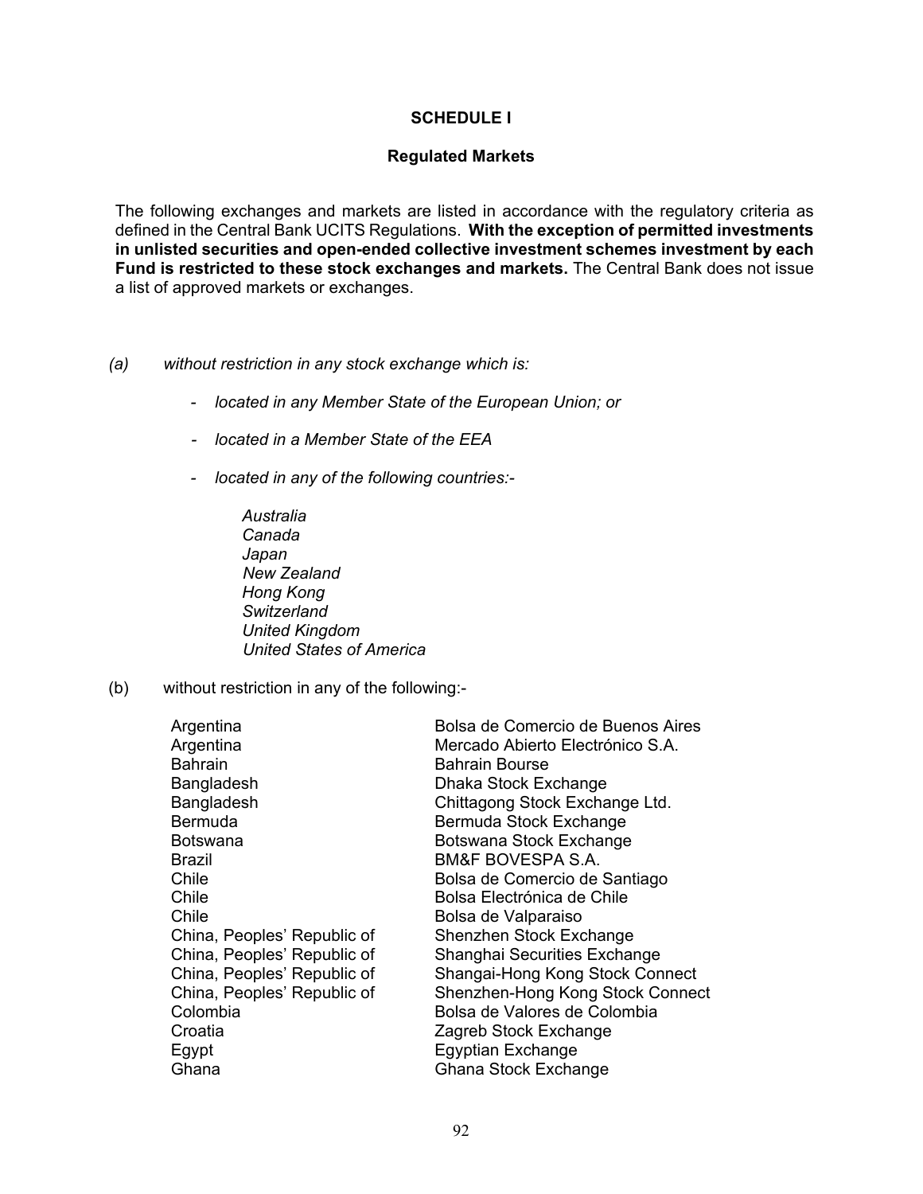**SCHEDULE I**

**Regulated Markets**

The following exchanges and markets are listed in accordance with the regulatory criteria as defined in the Central Bank UCITS Regulations. **With the exception of permitted investments in unlisted securities and open-ended collective investment schemes investment by each Fund is restricted to these stock exchanges and markets.** The Central Bank does not issue a list of approved markets or exchanges.

*(a) without restriction in any stock exchange which is:*

- *located in any Member State of the European Union; or*
- *located in a Member State of the EEA*
- *located in any of the following countries:-*

  *Australia*
  *Canada*
  *Japan*
  *New Zealand*
  *Hong Kong*
  *Switzerland*
  *United Kingdom*
  *United States of America*

(b) without restriction in any of the following:-

| | |
|---|---|
| Argentina | Bolsa de Comercio de Buenos Aires |
| Argentina | Mercado Abierto Electrónico S.A. |
| Bahrain | Bahrain Bourse |
| Bangladesh | Dhaka Stock Exchange |
| Bangladesh | Chittagong Stock Exchange Ltd. |
| Bermuda | Bermuda Stock Exchange |
| Botswana | Botswana Stock Exchange |
| Brazil | BM&F BOVESPA S.A. |
| Chile | Bolsa de Comercio de Santiago |
| Chile | Bolsa Electrónica de Chile |
| Chile | Bolsa de Valparaiso |
| China, Peoples' Republic of | Shenzhen Stock Exchange |
| China, Peoples' Republic of | Shanghai Securities Exchange |
| China, Peoples' Republic of | Shangai-Hong Kong Stock Connect |
| China, Peoples' Republic of | Shenzhen-Hong Kong Stock Connect |
| Colombia | Bolsa de Valores de Colombia |
| Croatia | Zagreb Stock Exchange |
| Egypt | Egyptian Exchange |
| Ghana | Ghana Stock Exchange |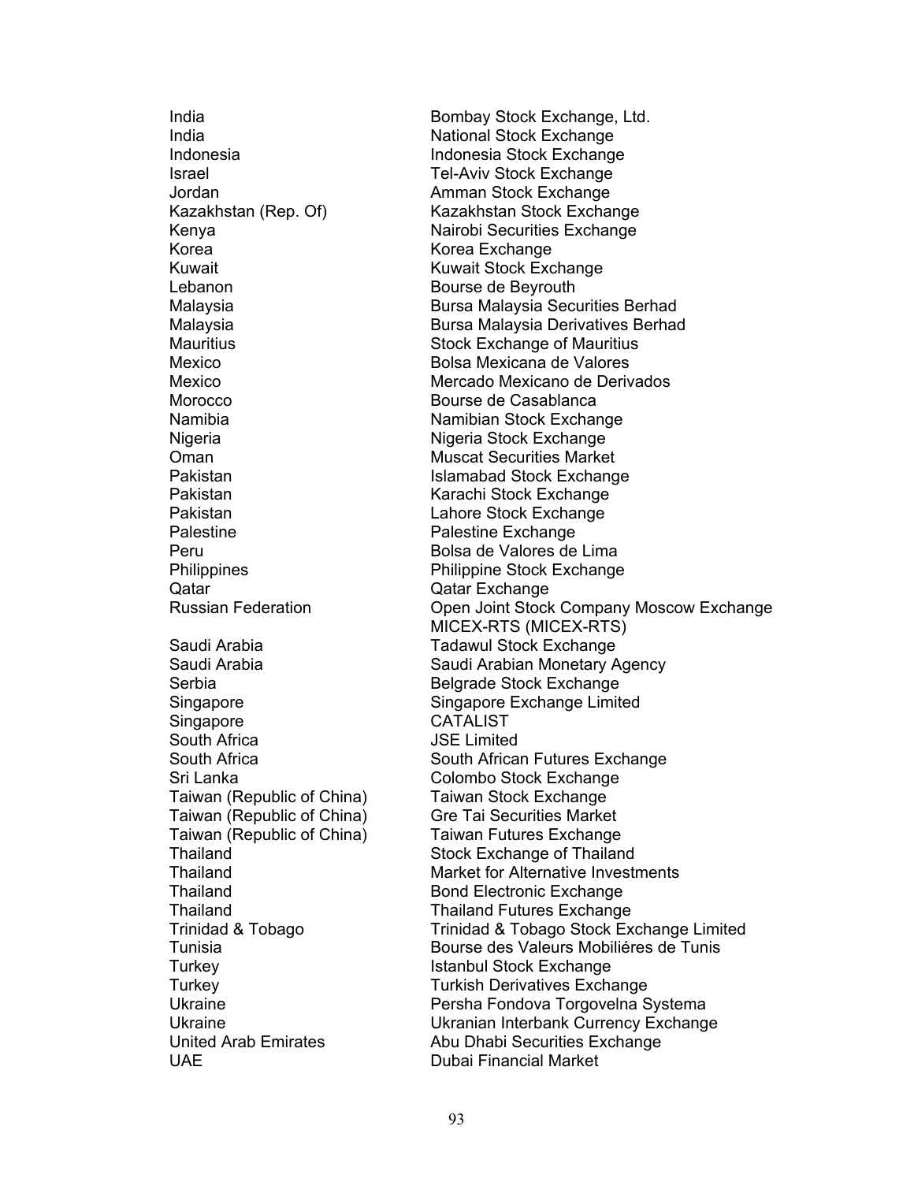| | |
|---|---|
| India | Bombay Stock Exchange, Ltd. |
| India | National Stock Exchange |
| Indonesia | Indonesia Stock Exchange |
| Israel | Tel-Aviv Stock Exchange |
| Jordan | Amman Stock Exchange |
| Kazakhstan (Rep. Of) | Kazakhstan Stock Exchange |
| Kenya | Nairobi Securities Exchange |
| Korea | Korea Exchange |
| Kuwait | Kuwait Stock Exchange |
| Lebanon | Bourse de Beyrouth |
| Malaysia | Bursa Malaysia Securities Berhad |
| Malaysia | Bursa Malaysia Derivatives Berhad |
| Mauritius | Stock Exchange of Mauritius |
| Mexico | Bolsa Mexicana de Valores |
| Mexico | Mercado Mexicano de Derivados |
| Morocco | Bourse de Casablanca |
| Namibia | Namibian Stock Exchange |
| Nigeria | Nigeria Stock Exchange |
| Oman | Muscat Securities Market |
| Pakistan | Islamabad Stock Exchange |
| Pakistan | Karachi Stock Exchange |
| Pakistan | Lahore Stock Exchange |
| Palestine | Palestine Exchange |
| Peru | Bolsa de Valores de Lima |
| Philippines | Philippine Stock Exchange |
| Qatar | Qatar Exchange |
| Russian Federation | Open Joint Stock Company Moscow Exchange MICEX-RTS (MICEX-RTS) |
| Saudi Arabia | Tadawul Stock Exchange |
| Saudi Arabia | Saudi Arabian Monetary Agency |
| Serbia | Belgrade Stock Exchange |
| Singapore | Singapore Exchange Limited |
| Singapore | CATALIST |
| South Africa | JSE Limited |
| South Africa | South African Futures Exchange |
| Sri Lanka | Colombo Stock Exchange |
| Taiwan (Republic of China) | Taiwan Stock Exchange |
| Taiwan (Republic of China) | Gre Tai Securities Market |
| Taiwan (Republic of China) | Taiwan Futures Exchange |
| Thailand | Stock Exchange of Thailand |
| Thailand | Market for Alternative Investments |
| Thailand | Bond Electronic Exchange |
| Thailand | Thailand Futures Exchange |
| Trinidad & Tobago | Trinidad & Tobago Stock Exchange Limited |
| Tunisia | Bourse des Valeurs Mobiliéres de Tunis |
| Turkey | Istanbul Stock Exchange |
| Turkey | Turkish Derivatives Exchange |
| Ukraine | Persha Fondova Torgovelna Systema |
| Ukraine | Ukranian Interbank Currency Exchange |
| United Arab Emirates | Abu Dhabi Securities Exchange |
| UAE | Dubai Financial Market |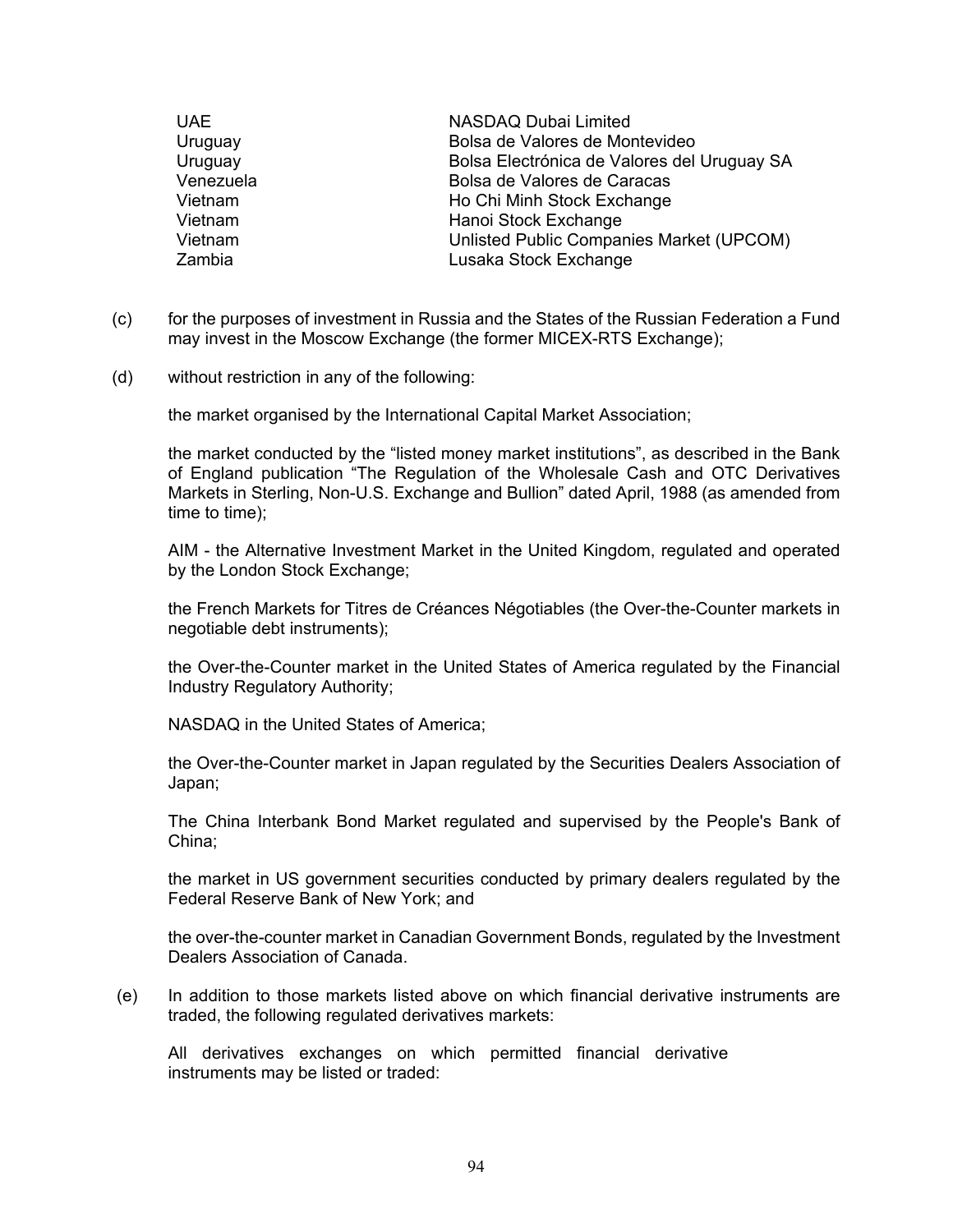| | |
|---|---|
| UAE | NASDAQ Dubai Limited |
| Uruguay | Bolsa de Valores de Montevideo |
| Uruguay | Bolsa Electrónica de Valores del Uruguay SA |
| Venezuela | Bolsa de Valores de Caracas |
| Vietnam | Ho Chi Minh Stock Exchange |
| Vietnam | Hanoi Stock Exchange |
| Vietnam | Unlisted Public Companies Market (UPCOM) |
| Zambia | Lusaka Stock Exchange |

(c) for the purposes of investment in Russia and the States of the Russian Federation a Fund may invest in the Moscow Exchange (the former MICEX-RTS Exchange);

(d) without restriction in any of the following:

the market organised by the International Capital Market Association;

the market conducted by the "listed money market institutions", as described in the Bank of England publication "The Regulation of the Wholesale Cash and OTC Derivatives Markets in Sterling, Non-U.S. Exchange and Bullion" dated April, 1988 (as amended from time to time);

AIM - the Alternative Investment Market in the United Kingdom, regulated and operated by the London Stock Exchange;

the French Markets for Titres de Créances Négotiables (the Over-the-Counter markets in negotiable debt instruments);

the Over-the-Counter market in the United States of America regulated by the Financial Industry Regulatory Authority;

NASDAQ in the United States of America;

the Over-the-Counter market in Japan regulated by the Securities Dealers Association of Japan;

The China Interbank Bond Market regulated and supervised by the People's Bank of China;

the market in US government securities conducted by primary dealers regulated by the Federal Reserve Bank of New York; and

the over-the-counter market in Canadian Government Bonds, regulated by the Investment Dealers Association of Canada.

(e) In addition to those markets listed above on which financial derivative instruments are traded, the following regulated derivatives markets:

All derivatives exchanges on which permitted financial derivative instruments may be listed or traded: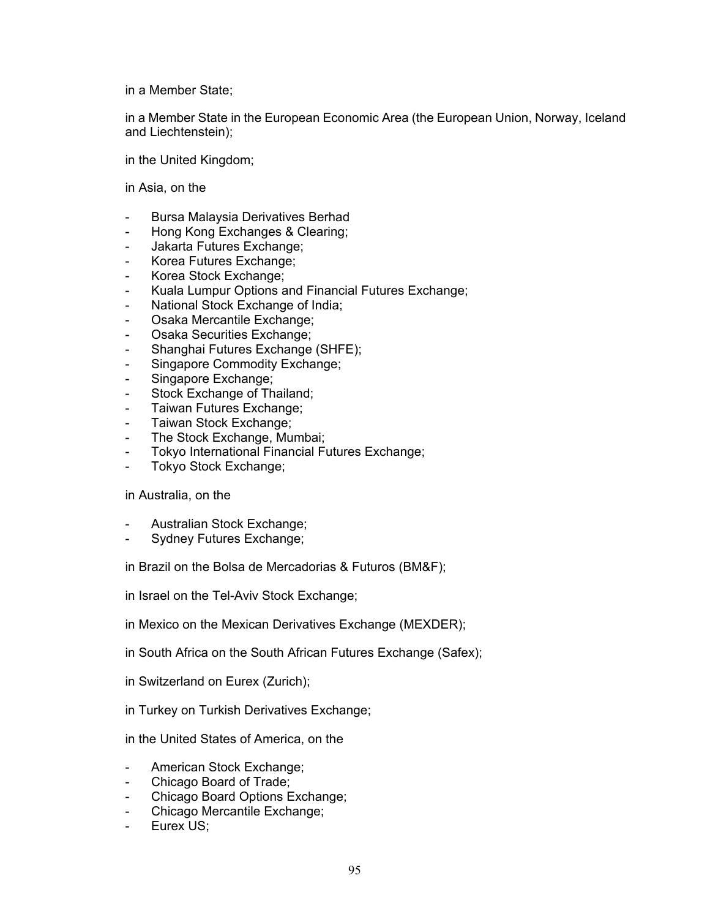in a Member State;

in a Member State in the European Economic Area (the European Union, Norway, Iceland and Liechtenstein);

in the United Kingdom;

in Asia, on the

- Bursa Malaysia Derivatives Berhad
- Hong Kong Exchanges & Clearing;
- Jakarta Futures Exchange;
- Korea Futures Exchange;
- Korea Stock Exchange;
- Kuala Lumpur Options and Financial Futures Exchange;
- National Stock Exchange of India;
- Osaka Mercantile Exchange;
- Osaka Securities Exchange;
- Shanghai Futures Exchange (SHFE);
- Singapore Commodity Exchange;
- Singapore Exchange;
- Stock Exchange of Thailand;
- Taiwan Futures Exchange;
- Taiwan Stock Exchange;
- The Stock Exchange, Mumbai;
- Tokyo International Financial Futures Exchange;
- Tokyo Stock Exchange;

in Australia, on the

- Australian Stock Exchange;
- Sydney Futures Exchange;

in Brazil on the Bolsa de Mercadorias & Futuros (BM&F);

in Israel on the Tel-Aviv Stock Exchange;

in Mexico on the Mexican Derivatives Exchange (MEXDER);

in South Africa on the South African Futures Exchange (Safex);

in Switzerland on Eurex (Zurich);

in Turkey on Turkish Derivatives Exchange;

in the United States of America, on the

- American Stock Exchange;
- Chicago Board of Trade;
- Chicago Board Options Exchange;
- Chicago Mercantile Exchange;
- Eurex US;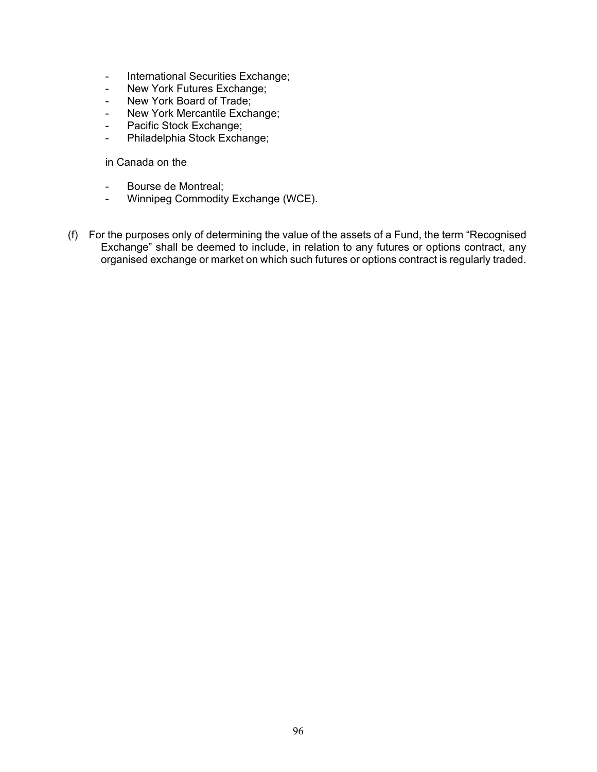- International Securities Exchange;
- New York Futures Exchange;
- New York Board of Trade;
- New York Mercantile Exchange;
- Pacific Stock Exchange;
- Philadelphia Stock Exchange;

in Canada on the

- Bourse de Montreal;
- Winnipeg Commodity Exchange (WCE).

(f) For the purposes only of determining the value of the assets of a Fund, the term "Recognised Exchange" shall be deemed to include, in relation to any futures or options contract, any organised exchange or market on which such futures or options contract is regularly traded.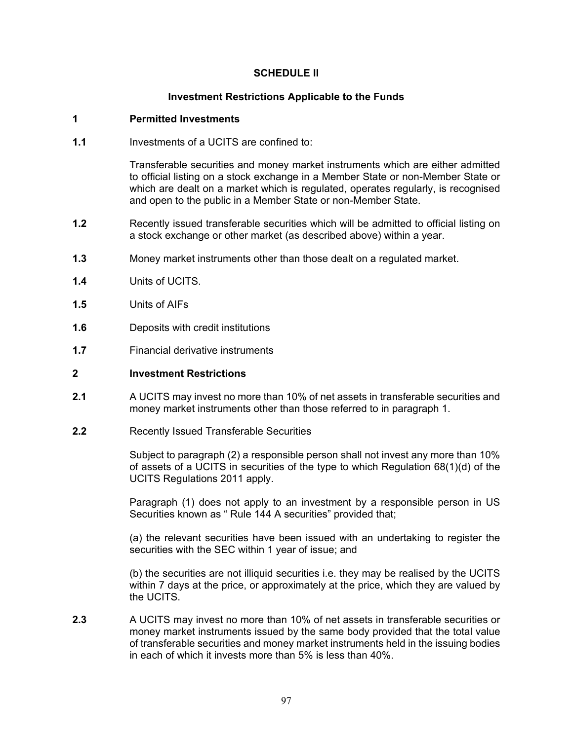## SCHEDULE II

### Investment Restrictions Applicable to the Funds

**1 Permitted Investments**

**1.1** Investments of a UCITS are confined to:

Transferable securities and money market instruments which are either admitted to official listing on a stock exchange in a Member State or non-Member State or which are dealt on a market which is regulated, operates regularly, is recognised and open to the public in a Member State or non-Member State.

**1.2** Recently issued transferable securities which will be admitted to official listing on a stock exchange or other market (as described above) within a year.

**1.3** Money market instruments other than those dealt on a regulated market.

**1.4** Units of UCITS.

**1.5** Units of AIFs

**1.6** Deposits with credit institutions

**1.7** Financial derivative instruments

**2 Investment Restrictions**

**2.1** A UCITS may invest no more than 10% of net assets in transferable securities and money market instruments other than those referred to in paragraph 1.

**2.2** Recently Issued Transferable Securities

Subject to paragraph (2) a responsible person shall not invest any more than 10% of assets of a UCITS in securities of the type to which Regulation 68(1)(d) of the UCITS Regulations 2011 apply.

Paragraph (1) does not apply to an investment by a responsible person in US Securities known as " Rule 144 A securities" provided that;

(a) the relevant securities have been issued with an undertaking to register the securities with the SEC within 1 year of issue; and

(b) the securities are not illiquid securities i.e. they may be realised by the UCITS within 7 days at the price, or approximately at the price, which they are valued by the UCITS.

**2.3** A UCITS may invest no more than 10% of net assets in transferable securities or money market instruments issued by the same body provided that the total value of transferable securities and money market instruments held in the issuing bodies in each of which it invests more than 5% is less than 40%.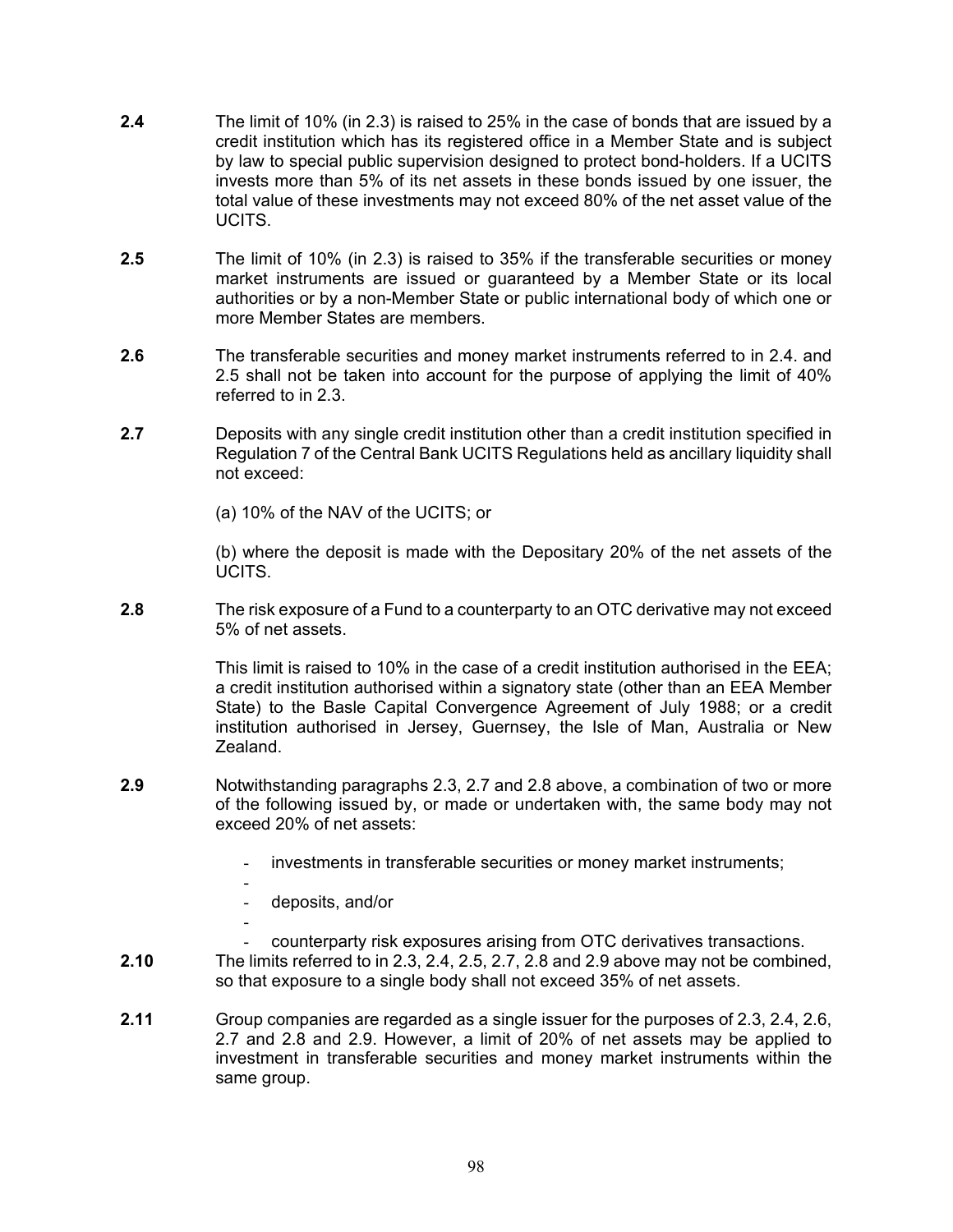**2.4** The limit of 10% (in 2.3) is raised to 25% in the case of bonds that are issued by a credit institution which has its registered office in a Member State and is subject by law to special public supervision designed to protect bond-holders. If a UCITS invests more than 5% of its net assets in these bonds issued by one issuer, the total value of these investments may not exceed 80% of the net asset value of the UCITS.

**2.5** The limit of 10% (in 2.3) is raised to 35% if the transferable securities or money market instruments are issued or guaranteed by a Member State or its local authorities or by a non-Member State or public international body of which one or more Member States are members.

**2.6** The transferable securities and money market instruments referred to in 2.4. and 2.5 shall not be taken into account for the purpose of applying the limit of 40% referred to in 2.3.

**2.7** Deposits with any single credit institution other than a credit institution specified in Regulation 7 of the Central Bank UCITS Regulations held as ancillary liquidity shall not exceed:

(a) 10% of the NAV of the UCITS; or

(b) where the deposit is made with the Depositary 20% of the net assets of the UCITS.

**2.8** The risk exposure of a Fund to a counterparty to an OTC derivative may not exceed 5% of net assets.

This limit is raised to 10% in the case of a credit institution authorised in the EEA; a credit institution authorised within a signatory state (other than an EEA Member State) to the Basle Capital Convergence Agreement of July 1988; or a credit institution authorised in Jersey, Guernsey, the Isle of Man, Australia or New Zealand.

**2.9** Notwithstanding paragraphs 2.3, 2.7 and 2.8 above, a combination of two or more of the following issued by, or made or undertaken with, the same body may not exceed 20% of net assets:

- investments in transferable securities or money market instruments;
- deposits, and/or
- counterparty risk exposures arising from OTC derivatives transactions.

**2.10** The limits referred to in 2.3, 2.4, 2.5, 2.7, 2.8 and 2.9 above may not be combined, so that exposure to a single body shall not exceed 35% of net assets.

**2.11** Group companies are regarded as a single issuer for the purposes of 2.3, 2.4, 2.6, 2.7 and 2.8 and 2.9. However, a limit of 20% of net assets may be applied to investment in transferable securities and money market instruments within the same group.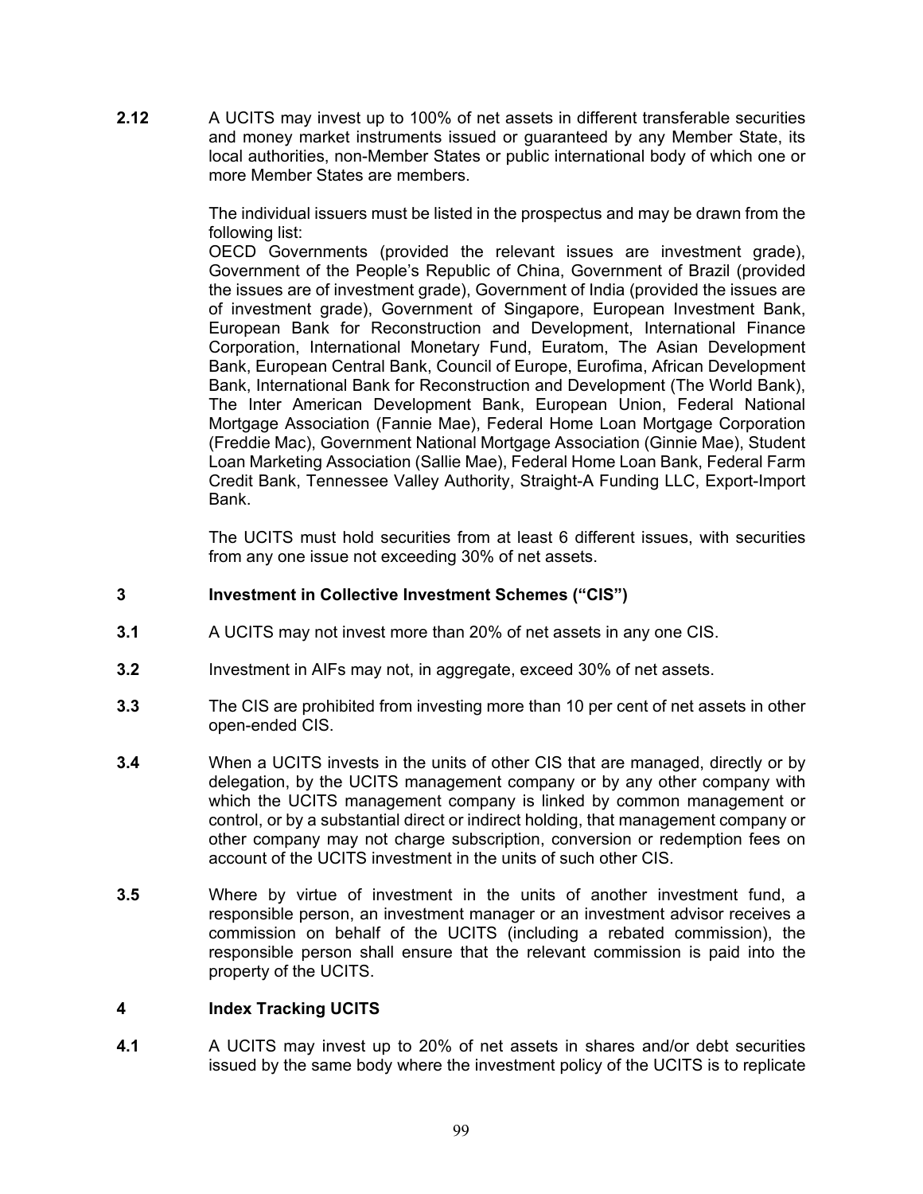**2.12** A UCITS may invest up to 100% of net assets in different transferable securities and money market instruments issued or guaranteed by any Member State, its local authorities, non-Member States or public international body of which one or more Member States are members.

The individual issuers must be listed in the prospectus and may be drawn from the following list:
OECD Governments (provided the relevant issues are investment grade), Government of the People's Republic of China, Government of Brazil (provided the issues are of investment grade), Government of India (provided the issues are of investment grade), Government of Singapore, European Investment Bank, European Bank for Reconstruction and Development, International Finance Corporation, International Monetary Fund, Euratom, The Asian Development Bank, European Central Bank, Council of Europe, Eurofima, African Development Bank, International Bank for Reconstruction and Development (The World Bank), The Inter American Development Bank, European Union, Federal National Mortgage Association (Fannie Mae), Federal Home Loan Mortgage Corporation (Freddie Mac), Government National Mortgage Association (Ginnie Mae), Student Loan Marketing Association (Sallie Mae), Federal Home Loan Bank, Federal Farm Credit Bank, Tennessee Valley Authority, Straight-A Funding LLC, Export-Import Bank.

The UCITS must hold securities from at least 6 different issues, with securities from any one issue not exceeding 30% of net assets.

## 3 Investment in Collective Investment Schemes ("CIS")

**3.1** A UCITS may not invest more than 20% of net assets in any one CIS.

**3.2** Investment in AIFs may not, in aggregate, exceed 30% of net assets.

**3.3** The CIS are prohibited from investing more than 10 per cent of net assets in other open-ended CIS.

**3.4** When a UCITS invests in the units of other CIS that are managed, directly or by delegation, by the UCITS management company or by any other company with which the UCITS management company is linked by common management or control, or by a substantial direct or indirect holding, that management company or other company may not charge subscription, conversion or redemption fees on account of the UCITS investment in the units of such other CIS.

**3.5** Where by virtue of investment in the units of another investment fund, a responsible person, an investment manager or an investment advisor receives a commission on behalf of the UCITS (including a rebated commission), the responsible person shall ensure that the relevant commission is paid into the property of the UCITS.

## 4 Index Tracking UCITS

**4.1** A UCITS may invest up to 20% of net assets in shares and/or debt securities issued by the same body where the investment policy of the UCITS is to replicate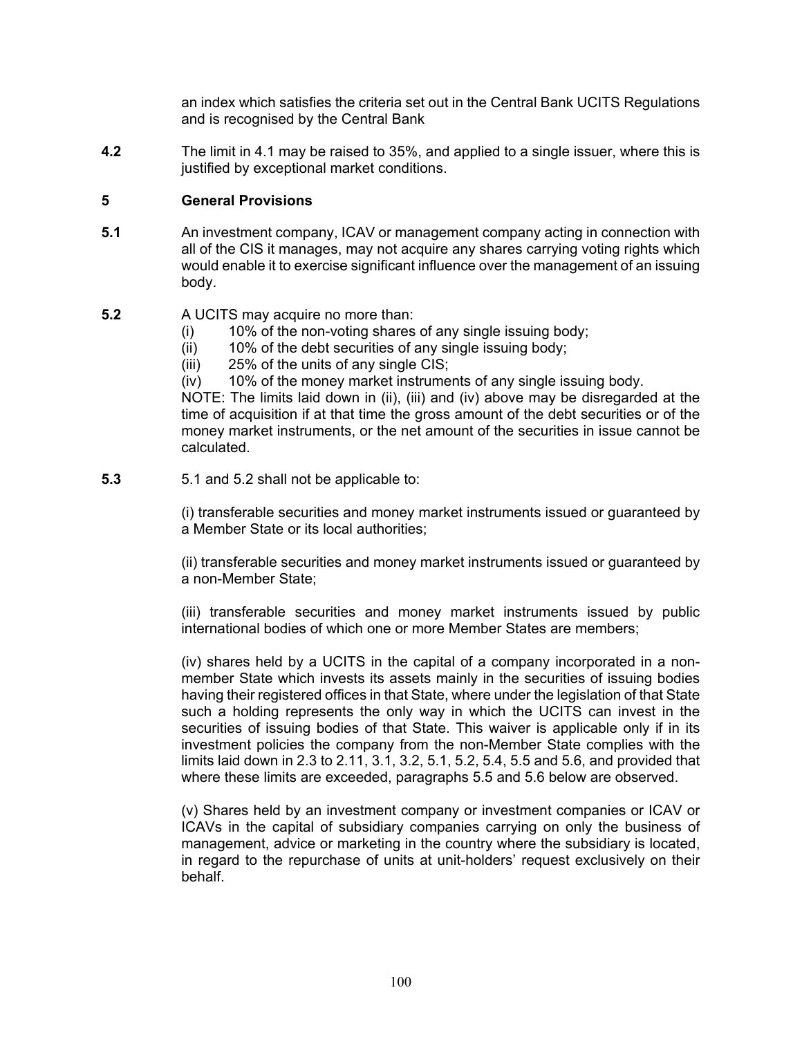an index which satisfies the criteria set out in the Central Bank UCITS Regulations and is recognised by the Central Bank

**4.2** The limit in 4.1 may be raised to 35%, and applied to a single issuer, where this is justified by exceptional market conditions.

## 5 General Provisions

**5.1** An investment company, ICAV or management company acting in connection with all of the CIS it manages, may not acquire any shares carrying voting rights which would enable it to exercise significant influence over the management of an issuing body.

**5.2** A UCITS may acquire no more than:

(i) 10% of the non-voting shares of any single issuing body;
(ii) 10% of the debt securities of any single issuing body;
(iii) 25% of the units of any single CIS;
(iv) 10% of the money market instruments of any single issuing body.

NOTE: The limits laid down in (ii), (iii) and (iv) above may be disregarded at the time of acquisition if at that time the gross amount of the debt securities or of the money market instruments, or the net amount of the securities in issue cannot be calculated.

**5.3** 5.1 and 5.2 shall not be applicable to:

(i) transferable securities and money market instruments issued or guaranteed by a Member State or its local authorities;

(ii) transferable securities and money market instruments issued or guaranteed by a non-Member State;

(iii) transferable securities and money market instruments issued by public international bodies of which one or more Member States are members;

(iv) shares held by a UCITS in the capital of a company incorporated in a non-member State which invests its assets mainly in the securities of issuing bodies having their registered offices in that State, where under the legislation of that State such a holding represents the only way in which the UCITS can invest in the securities of issuing bodies of that State. This waiver is applicable only if in its investment policies the company from the non-Member State complies with the limits laid down in 2.3 to 2.11, 3.1, 3.2, 5.1, 5.2, 5.4, 5.5 and 5.6, and provided that where these limits are exceeded, paragraphs 5.5 and 5.6 below are observed.

(v) Shares held by an investment company or investment companies or ICAV or ICAVs in the capital of subsidiary companies carrying on only the business of management, advice or marketing in the country where the subsidiary is located, in regard to the repurchase of units at unit-holders' request exclusively on their behalf.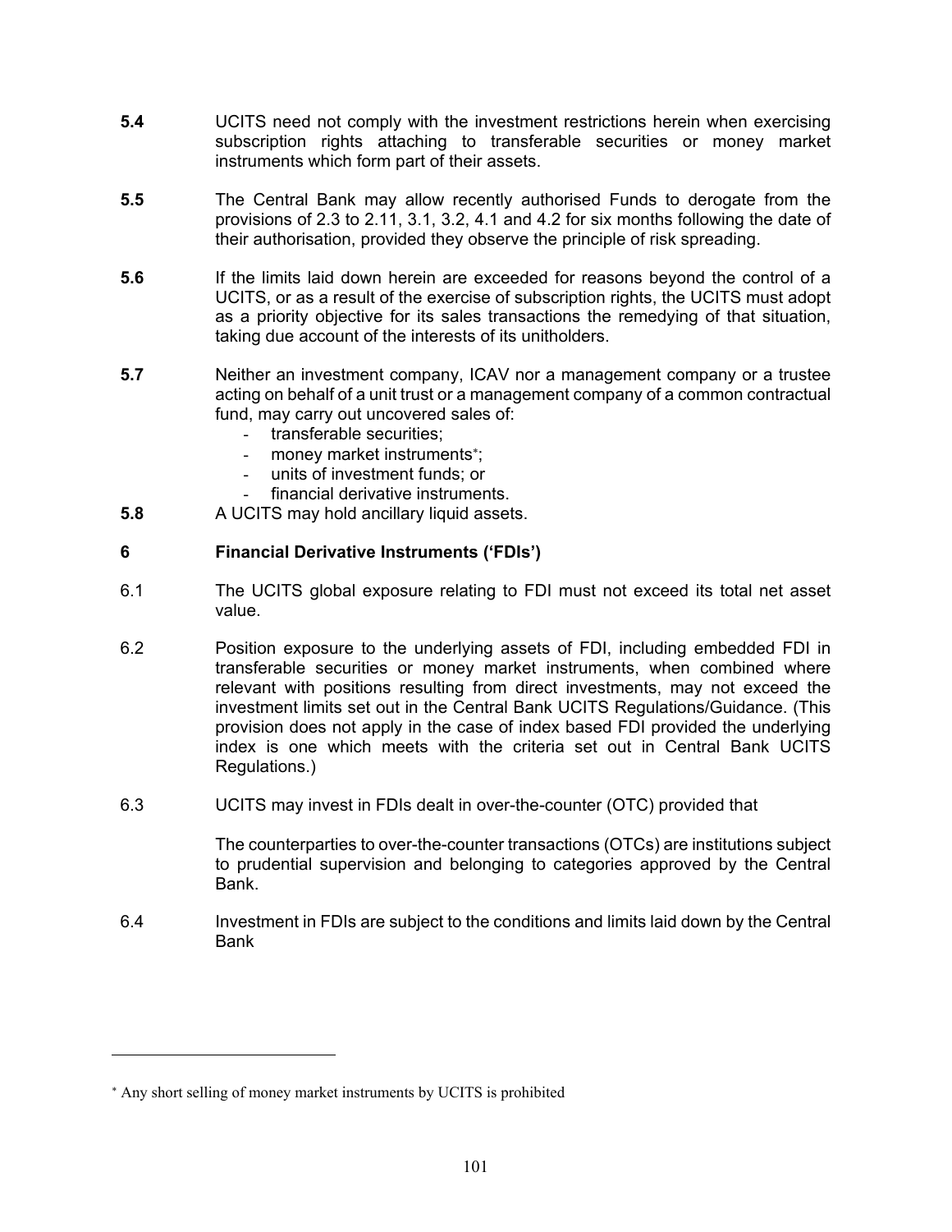**5.4** UCITS need not comply with the investment restrictions herein when exercising subscription rights attaching to transferable securities or money market instruments which form part of their assets.

**5.5** The Central Bank may allow recently authorised Funds to derogate from the provisions of 2.3 to 2.11, 3.1, 3.2, 4.1 and 4.2 for six months following the date of their authorisation, provided they observe the principle of risk spreading.

**5.6** If the limits laid down herein are exceeded for reasons beyond the control of a UCITS, or as a result of the exercise of subscription rights, the UCITS must adopt as a priority objective for its sales transactions the remedying of that situation, taking due account of the interests of its unitholders.

**5.7** Neither an investment company, ICAV nor a management company or a trustee acting on behalf of a unit trust or a management company of a common contractual fund, may carry out uncovered sales of:

- transferable securities;
- money market instruments*;
- units of investment funds; or
- financial derivative instruments.

**5.8** A UCITS may hold ancillary liquid assets.

**6 Financial Derivative Instruments ('FDIs')**

6.1 The UCITS global exposure relating to FDI must not exceed its total net asset value.

6.2 Position exposure to the underlying assets of FDI, including embedded FDI in transferable securities or money market instruments, when combined where relevant with positions resulting from direct investments, may not exceed the investment limits set out in the Central Bank UCITS Regulations/Guidance. (This provision does not apply in the case of index based FDI provided the underlying index is one which meets with the criteria set out in Central Bank UCITS Regulations.)

6.3 UCITS may invest in FDIs dealt in over-the-counter (OTC) provided that

The counterparties to over-the-counter transactions (OTCs) are institutions subject to prudential supervision and belonging to categories approved by the Central Bank.

6.4 Investment in FDIs are subject to the conditions and limits laid down by the Central Bank

---

* Any short selling of money market instruments by UCITS is prohibited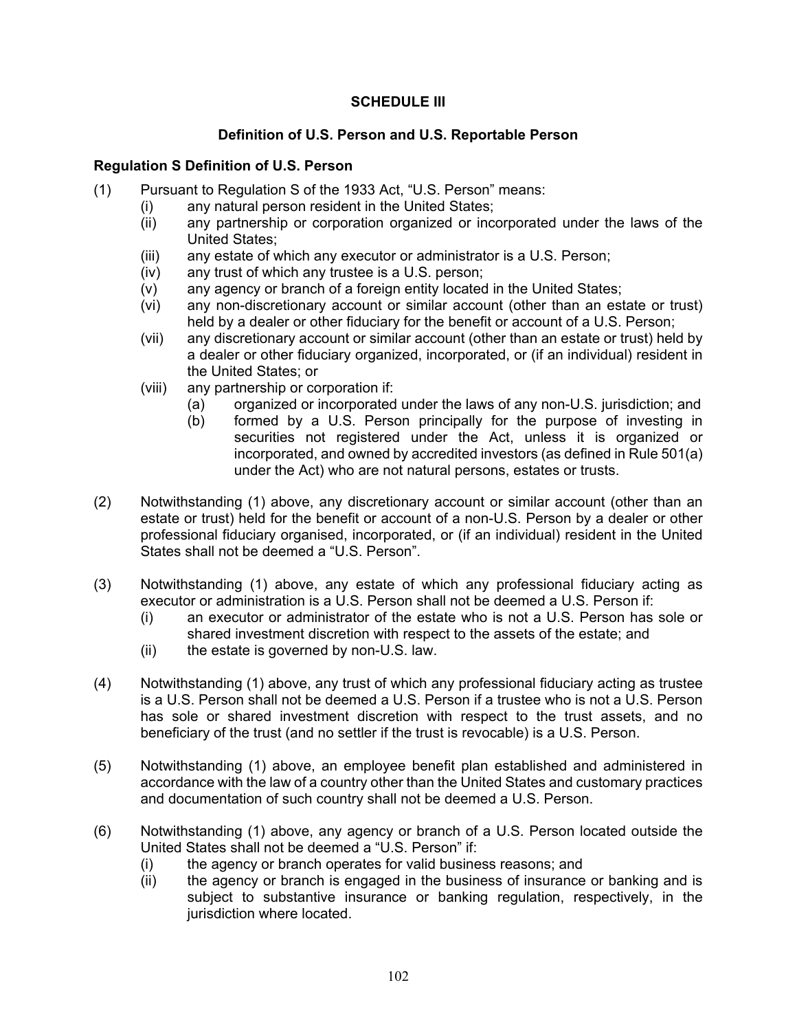## SCHEDULE III

### Definition of U.S. Person and U.S. Reportable Person

**Regulation S Definition of U.S. Person**

(1) Pursuant to Regulation S of the 1933 Act, "U.S. Person" means:
  - (i) any natural person resident in the United States;
  - (ii) any partnership or corporation organized or incorporated under the laws of the United States;
  - (iii) any estate of which any executor or administrator is a U.S. Person;
  - (iv) any trust of which any trustee is a U.S. person;
  - (v) any agency or branch of a foreign entity located in the United States;
  - (vi) any non-discretionary account or similar account (other than an estate or trust) held by a dealer or other fiduciary for the benefit or account of a U.S. Person;
  - (vii) any discretionary account or similar account (other than an estate or trust) held by a dealer or other fiduciary organized, incorporated, or (if an individual) resident in the United States; or
  - (viii) any partnership or corporation if:
    - (a) organized or incorporated under the laws of any non-U.S. jurisdiction; and
    - (b) formed by a U.S. Person principally for the purpose of investing in securities not registered under the Act, unless it is organized or incorporated, and owned by accredited investors (as defined in Rule 501(a) under the Act) who are not natural persons, estates or trusts.

(2) Notwithstanding (1) above, any discretionary account or similar account (other than an estate or trust) held for the benefit or account of a non-U.S. Person by a dealer or other professional fiduciary organised, incorporated, or (if an individual) resident in the United States shall not be deemed a "U.S. Person".

(3) Notwithstanding (1) above, any estate of which any professional fiduciary acting as executor or administration is a U.S. Person shall not be deemed a U.S. Person if:
  - (i) an executor or administrator of the estate who is not a U.S. Person has sole or shared investment discretion with respect to the assets of the estate; and
  - (ii) the estate is governed by non-U.S. law.

(4) Notwithstanding (1) above, any trust of which any professional fiduciary acting as trustee is a U.S. Person shall not be deemed a U.S. Person if a trustee who is not a U.S. Person has sole or shared investment discretion with respect to the trust assets, and no beneficiary of the trust (and no settler if the trust is revocable) is a U.S. Person.

(5) Notwithstanding (1) above, an employee benefit plan established and administered in accordance with the law of a country other than the United States and customary practices and documentation of such country shall not be deemed a U.S. Person.

(6) Notwithstanding (1) above, any agency or branch of a U.S. Person located outside the United States shall not be deemed a "U.S. Person" if:
  - (i) the agency or branch operates for valid business reasons; and
  - (ii) the agency or branch is engaged in the business of insurance or banking and is subject to substantive insurance or banking regulation, respectively, in the jurisdiction where located.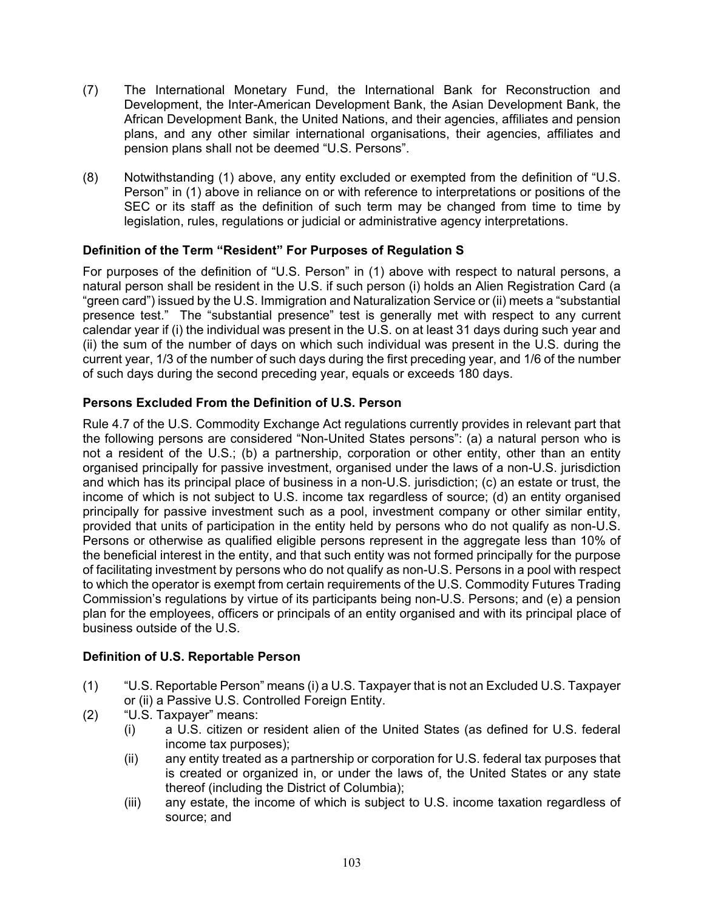(7) The International Monetary Fund, the International Bank for Reconstruction and Development, the Inter-American Development Bank, the Asian Development Bank, the African Development Bank, the United Nations, and their agencies, affiliates and pension plans, and any other similar international organisations, their agencies, affiliates and pension plans shall not be deemed "U.S. Persons".

(8) Notwithstanding (1) above, any entity excluded or exempted from the definition of "U.S. Person" in (1) above in reliance on or with reference to interpretations or positions of the SEC or its staff as the definition of such term may be changed from time to time by legislation, rules, regulations or judicial or administrative agency interpretations.

**Definition of the Term "Resident" For Purposes of Regulation S**

For purposes of the definition of "U.S. Person" in (1) above with respect to natural persons, a natural person shall be resident in the U.S. if such person (i) holds an Alien Registration Card (a "green card") issued by the U.S. Immigration and Naturalization Service or (ii) meets a "substantial presence test." The "substantial presence" test is generally met with respect to any current calendar year if (i) the individual was present in the U.S. on at least 31 days during such year and (ii) the sum of the number of days on which such individual was present in the U.S. during the current year, 1/3 of the number of such days during the first preceding year, and 1/6 of the number of such days during the second preceding year, equals or exceeds 180 days.

**Persons Excluded From the Definition of U.S. Person**

Rule 4.7 of the U.S. Commodity Exchange Act regulations currently provides in relevant part that the following persons are considered "Non-United States persons": (a) a natural person who is not a resident of the U.S.; (b) a partnership, corporation or other entity, other than an entity organised principally for passive investment, organised under the laws of a non-U.S. jurisdiction and which has its principal place of business in a non-U.S. jurisdiction; (c) an estate or trust, the income of which is not subject to U.S. income tax regardless of source; (d) an entity organised principally for passive investment such as a pool, investment company or other similar entity, provided that units of participation in the entity held by persons who do not qualify as non-U.S. Persons or otherwise as qualified eligible persons represent in the aggregate less than 10% of the beneficial interest in the entity, and that such entity was not formed principally for the purpose of facilitating investment by persons who do not qualify as non-U.S. Persons in a pool with respect to which the operator is exempt from certain requirements of the U.S. Commodity Futures Trading Commission's regulations by virtue of its participants being non-U.S. Persons; and (e) a pension plan for the employees, officers or principals of an entity organised and with its principal place of business outside of the U.S.

**Definition of U.S. Reportable Person**

(1) "U.S. Reportable Person" means (i) a U.S. Taxpayer that is not an Excluded U.S. Taxpayer or (ii) a Passive U.S. Controlled Foreign Entity.

(2) "U.S. Taxpayer" means:

   (i) a U.S. citizen or resident alien of the United States (as defined for U.S. federal income tax purposes);

   (ii) any entity treated as a partnership or corporation for U.S. federal tax purposes that is created or organized in, or under the laws of, the United States or any state thereof (including the District of Columbia);

   (iii) any estate, the income of which is subject to U.S. income taxation regardless of source; and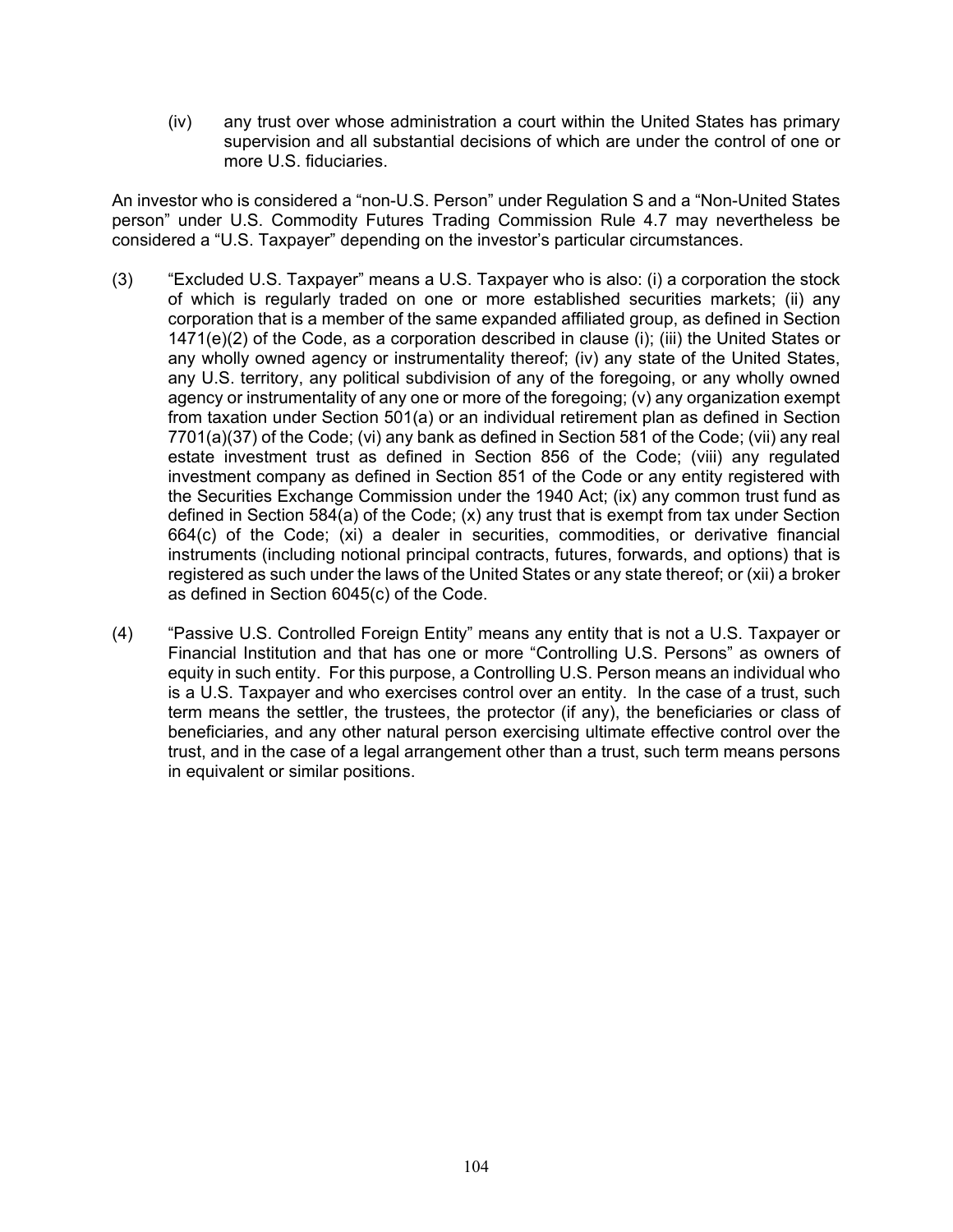(iv) any trust over whose administration a court within the United States has primary supervision and all substantial decisions of which are under the control of one or more U.S. fiduciaries.

An investor who is considered a "non-U.S. Person" under Regulation S and a "Non-United States person" under U.S. Commodity Futures Trading Commission Rule 4.7 may nevertheless be considered a "U.S. Taxpayer" depending on the investor's particular circumstances.

(3) "Excluded U.S. Taxpayer" means a U.S. Taxpayer who is also: (i) a corporation the stock of which is regularly traded on one or more established securities markets; (ii) any corporation that is a member of the same expanded affiliated group, as defined in Section 1471(e)(2) of the Code, as a corporation described in clause (i); (iii) the United States or any wholly owned agency or instrumentality thereof; (iv) any state of the United States, any U.S. territory, any political subdivision of any of the foregoing, or any wholly owned agency or instrumentality of any one or more of the foregoing; (v) any organization exempt from taxation under Section 501(a) or an individual retirement plan as defined in Section 7701(a)(37) of the Code; (vi) any bank as defined in Section 581 of the Code; (vii) any real estate investment trust as defined in Section 856 of the Code; (viii) any regulated investment company as defined in Section 851 of the Code or any entity registered with the Securities Exchange Commission under the 1940 Act; (ix) any common trust fund as defined in Section 584(a) of the Code; (x) any trust that is exempt from tax under Section 664(c) of the Code; (xi) a dealer in securities, commodities, or derivative financial instruments (including notional principal contracts, futures, forwards, and options) that is registered as such under the laws of the United States or any state thereof; or (xii) a broker as defined in Section 6045(c) of the Code.

(4) "Passive U.S. Controlled Foreign Entity" means any entity that is not a U.S. Taxpayer or Financial Institution and that has one or more "Controlling U.S. Persons" as owners of equity in such entity. For this purpose, a Controlling U.S. Person means an individual who is a U.S. Taxpayer and who exercises control over an entity. In the case of a trust, such term means the settler, the trustees, the protector (if any), the beneficiaries or class of beneficiaries, and any other natural person exercising ultimate effective control over the trust, and in the case of a legal arrangement other than a trust, such term means persons in equivalent or similar positions.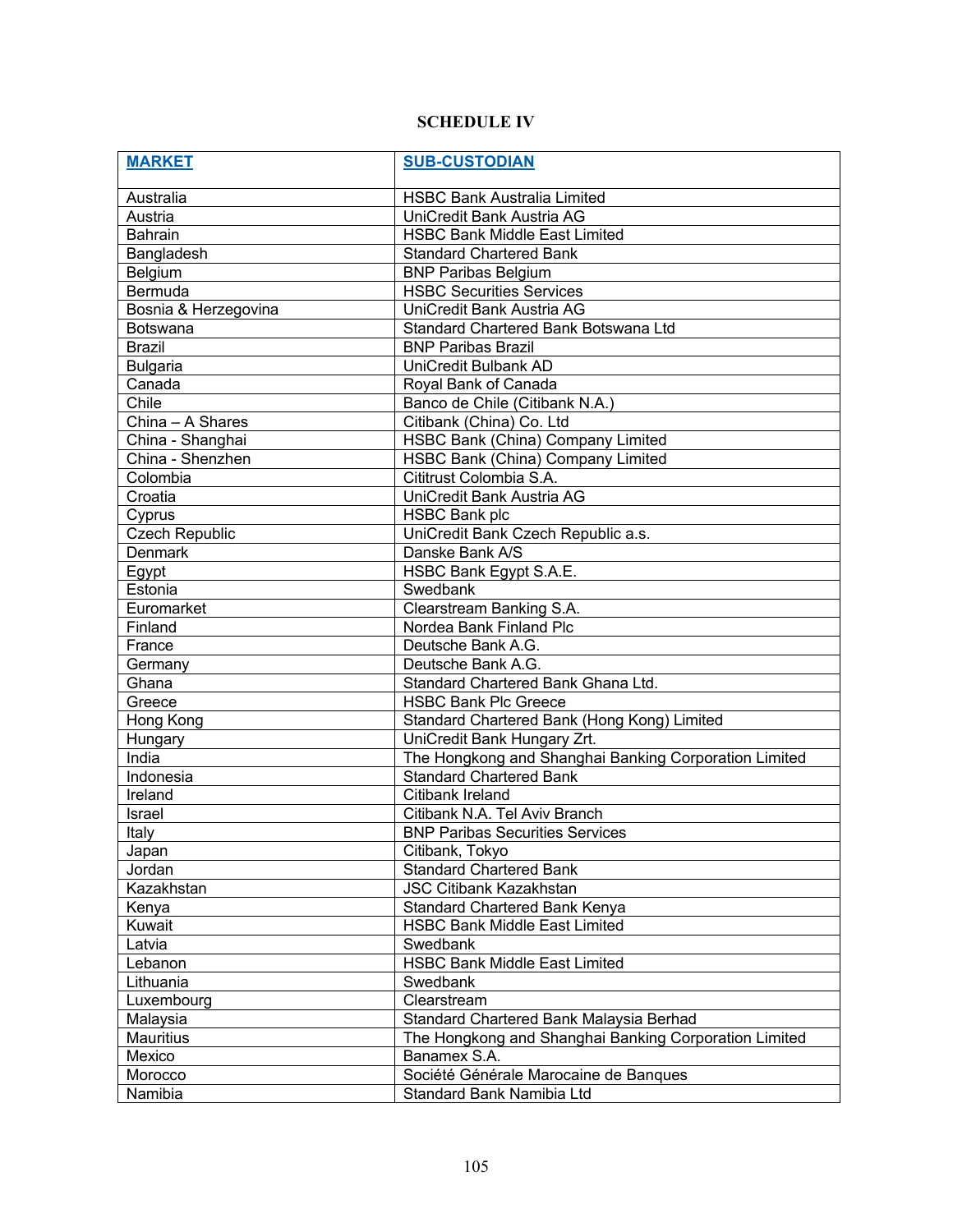# SCHEDULE IV

| MARKET | SUB-CUSTODIAN |
|---|---|
| Australia | HSBC Bank Australia Limited |
| Austria | UniCredit Bank Austria AG |
| Bahrain | HSBC Bank Middle East Limited |
| Bangladesh | Standard Chartered Bank |
| Belgium | BNP Paribas Belgium |
| Bermuda | HSBC Securities Services |
| Bosnia & Herzegovina | UniCredit Bank Austria AG |
| Botswana | Standard Chartered Bank Botswana Ltd |
| Brazil | BNP Paribas Brazil |
| Bulgaria | UniCredit Bulbank AD |
| Canada | Royal Bank of Canada |
| Chile | Banco de Chile (Citibank N.A.) |
| China – A Shares | Citibank (China) Co. Ltd |
| China - Shanghai | HSBC Bank (China) Company Limited |
| China - Shenzhen | HSBC Bank (China) Company Limited |
| Colombia | Cititrust Colombia S.A. |
| Croatia | UniCredit Bank Austria AG |
| Cyprus | HSBC Bank plc |
| Czech Republic | UniCredit Bank Czech Republic a.s. |
| Denmark | Danske Bank A/S |
| Egypt | HSBC Bank Egypt S.A.E. |
| Estonia | Swedbank |
| Euromarket | Clearstream Banking S.A. |
| Finland | Nordea Bank Finland Plc |
| France | Deutsche Bank A.G. |
| Germany | Deutsche Bank A.G. |
| Ghana | Standard Chartered Bank Ghana Ltd. |
| Greece | HSBC Bank Plc Greece |
| Hong Kong | Standard Chartered Bank (Hong Kong) Limited |
| Hungary | UniCredit Bank Hungary Zrt. |
| India | The Hongkong and Shanghai Banking Corporation Limited |
| Indonesia | Standard Chartered Bank |
| Ireland | Citibank Ireland |
| Israel | Citibank N.A. Tel Aviv Branch |
| Italy | BNP Paribas Securities Services |
| Japan | Citibank, Tokyo |
| Jordan | Standard Chartered Bank |
| Kazakhstan | JSC Citibank Kazakhstan |
| Kenya | Standard Chartered Bank Kenya |
| Kuwait | HSBC Bank Middle East Limited |
| Latvia | Swedbank |
| Lebanon | HSBC Bank Middle East Limited |
| Lithuania | Swedbank |
| Luxembourg | Clearstream |
| Malaysia | Standard Chartered Bank Malaysia Berhad |
| Mauritius | The Hongkong and Shanghai Banking Corporation Limited |
| Mexico | Banamex S.A. |
| Morocco | Société Générale Marocaine de Banques |
| Namibia | Standard Bank Namibia Ltd |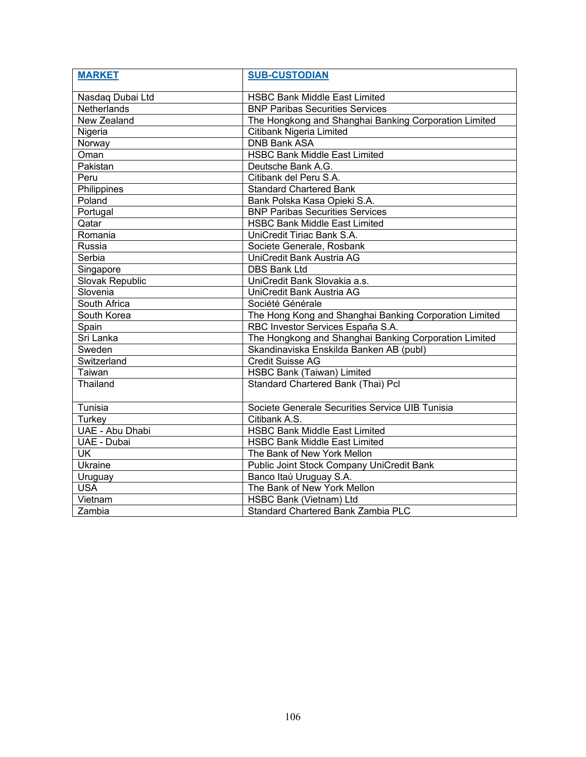| MARKET | SUB-CUSTODIAN |
|---|---|
| Nasdaq Dubai Ltd | HSBC Bank Middle East Limited |
| Netherlands | BNP Paribas Securities Services |
| New Zealand | The Hongkong and Shanghai Banking Corporation Limited |
| Nigeria | Citibank Nigeria Limited |
| Norway | DNB Bank ASA |
| Oman | HSBC Bank Middle East Limited |
| Pakistan | Deutsche Bank A.G. |
| Peru | Citibank del Peru S.A. |
| Philippines | Standard Chartered Bank |
| Poland | Bank Polska Kasa Opieki S.A. |
| Portugal | BNP Paribas Securities Services |
| Qatar | HSBC Bank Middle East Limited |
| Romania | UniCredit Tiriac Bank S.A. |
| Russia | Societe Generale, Rosbank |
| Serbia | UniCredit Bank Austria AG |
| Singapore | DBS Bank Ltd |
| Slovak Republic | UniCredit Bank Slovakia a.s. |
| Slovenia | UniCredit Bank Austria AG |
| South Africa | Société Générale |
| South Korea | The Hong Kong and Shanghai Banking Corporation Limited |
| Spain | RBC Investor Services España S.A. |
| Sri Lanka | The Hongkong and Shanghai Banking Corporation Limited |
| Sweden | Skandinaviska Enskilda Banken AB (publ) |
| Switzerland | Credit Suisse AG |
| Taiwan | HSBC Bank (Taiwan) Limited |
| Thailand | Standard Chartered Bank (Thai) Pcl |
| Tunisia | Societe Generale Securities Service UIB Tunisia |
| Turkey | Citibank A.S. |
| UAE - Abu Dhabi | HSBC Bank Middle East Limited |
| UAE - Dubai | HSBC Bank Middle East Limited |
| UK | The Bank of New York Mellon |
| Ukraine | Public Joint Stock Company UniCredit Bank |
| Uruguay | Banco Itaú Uruguay S.A. |
| USA | The Bank of New York Mellon |
| Vietnam | HSBC Bank (Vietnam) Ltd |
| Zambia | Standard Chartered Bank Zambia PLC |